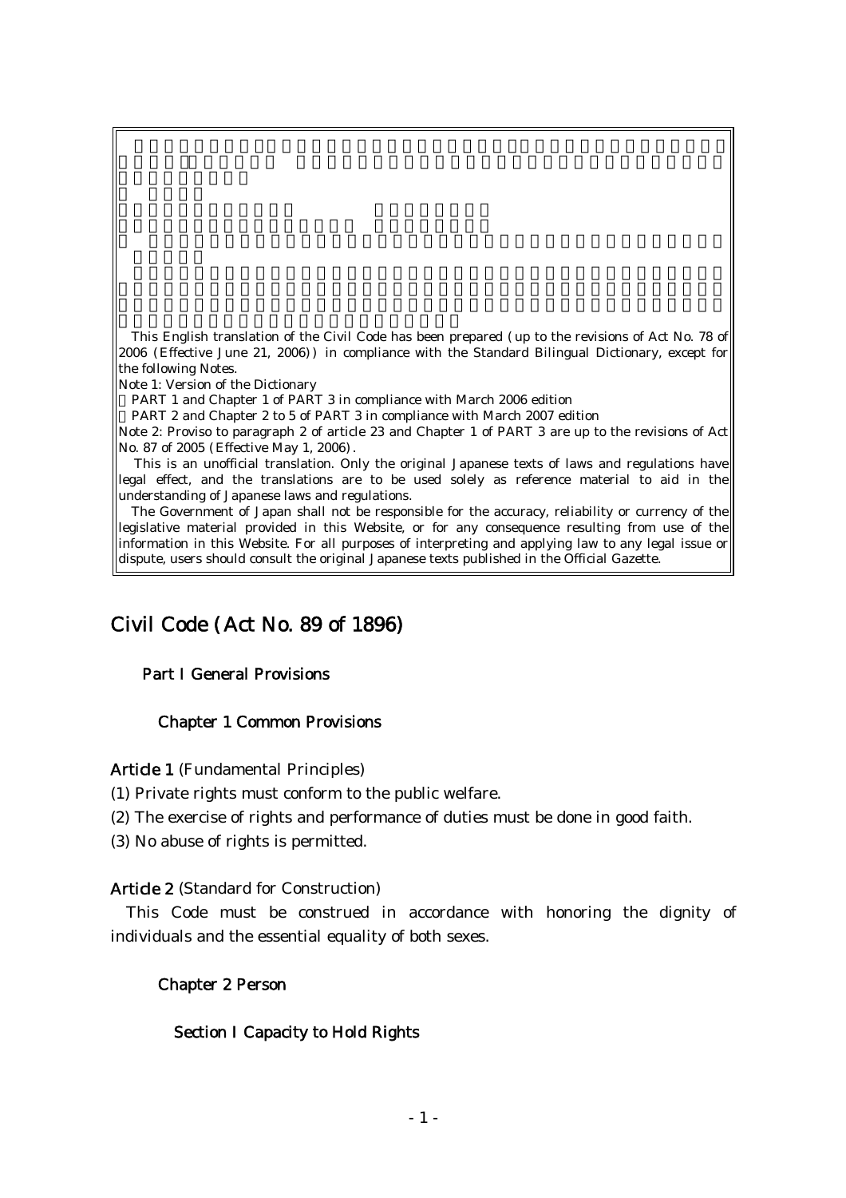This English translation of the Civil Code has been prepared (up to the revisions of Act No. 78 of 2006 (Effective June 21, 2006)) in compliance with the Standard Bilingual Dictionary, except for the following Notes.

Note 1: Version of the Dictionary

PART 1 and Chapter 1 of PART 3 in compliance with March 2006 edition

PART 2 and Chapter 2 to 5 of PART 3 in compliance with March 2007 edition

Note 2: Proviso to paragraph 2 of article 23 and Chapter 1 of PART 3 are up to the revisions of Act No. 87 of 2005 (Effective May 1, 2006).

This is an unofficial translation. Only the original Japanese texts of laws and regulations have legal effect, and the translations are to be used solely as reference material to aid in the understanding of Japanese laws and regulations.

The Government of Japan shall not be responsible for the accuracy, reliability or currency of the legislative material provided in this Website, or for any consequence resulting from use of the information in this Website. For all purposes of interpreting and applying law to any legal issue or dispute, users should consult the original Japanese texts published in the Official Gazette.

# Civil Code (Act No. 89 of 1896)

## Part I General Provisions

### Chapter 1 Common Provisions

**Article 1** (Fundamental Principles)

(1) Private rights must conform to the public welfare.

(2) The exercise of rights and performance of duties must be done in good faith.

(3) No abuse of rights is permitted.

**Article 2** (Standard for Construction)

This Code must be construed in accordance with honoring the dignity of individuals and the essential equality of both sexes.

### Chapter 2 Person

#### Section I Capacity to Hold Rights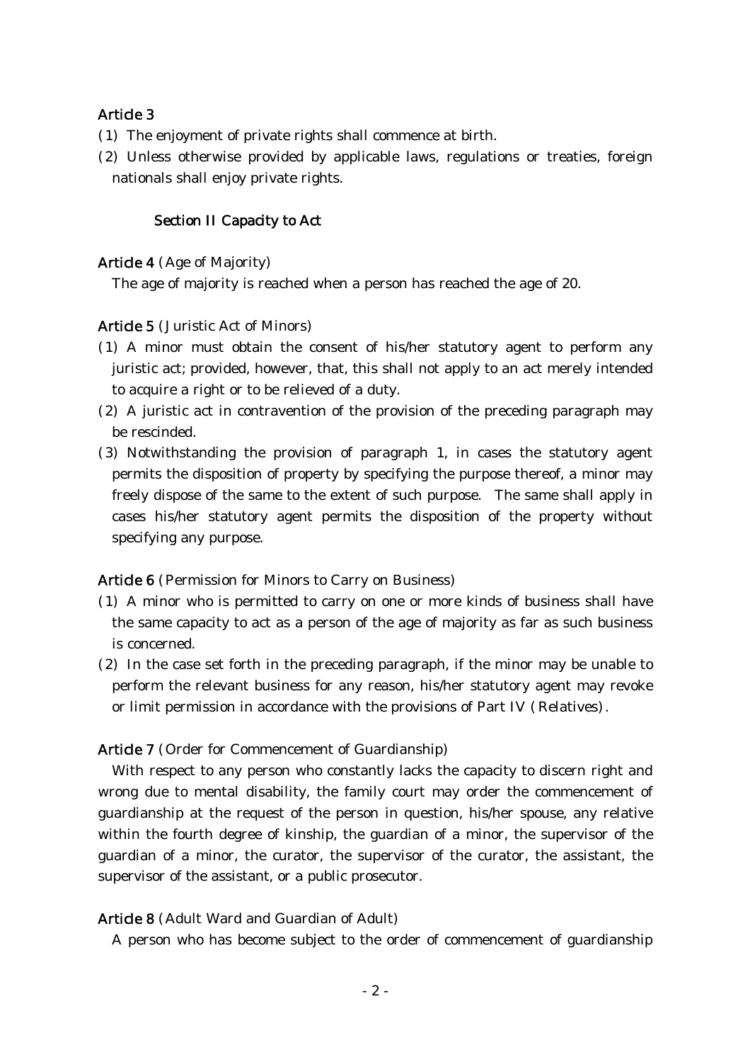**Article 3**

(1) The enjoyment of private rights shall commence at birth.

(2) Unless otherwise provided by applicable laws, regulations or treaties, foreign nationals shall enjoy private rights.

## Section II Capacity to Act

**Article 4** (Age of Majority)

The age of majority is reached when a person has reached the age of 20.

**Article 5** (Juristic Act of Minors)

(1) A minor must obtain the consent of his/her statutory agent to perform any juristic act; provided, however, that, this shall not apply to an act merely intended to acquire a right or to be relieved of a duty.

(2) A juristic act in contravention of the provision of the preceding paragraph may be rescinded.

(3) Notwithstanding the provision of paragraph 1, in cases the statutory agent permits the disposition of property by specifying the purpose thereof, a minor may freely dispose of the same to the extent of such purpose. The same shall apply in cases his/her statutory agent permits the disposition of the property without specifying any purpose.

**Article 6** (Permission for Minors to Carry on Business)

(1) A minor who is permitted to carry on one or more kinds of business shall have the same capacity to act as a person of the age of majority as far as such business is concerned.

(2) In the case set forth in the preceding paragraph, if the minor may be unable to perform the relevant business for any reason, his/her statutory agent may revoke or limit permission in accordance with the provisions of Part IV (Relatives).

**Article 7** (Order for Commencement of Guardianship)

With respect to any person who constantly lacks the capacity to discern right and wrong due to mental disability, the family court may order the commencement of guardianship at the request of the person in question, his/her spouse, any relative within the fourth degree of kinship, the guardian of a minor, the supervisor of the guardian of a minor, the curator, the supervisor of the curator, the assistant, the supervisor of the assistant, or a public prosecutor.

**Article 8** (Adult Ward and Guardian of Adult)

A person who has become subject to the order of commencement of guardianship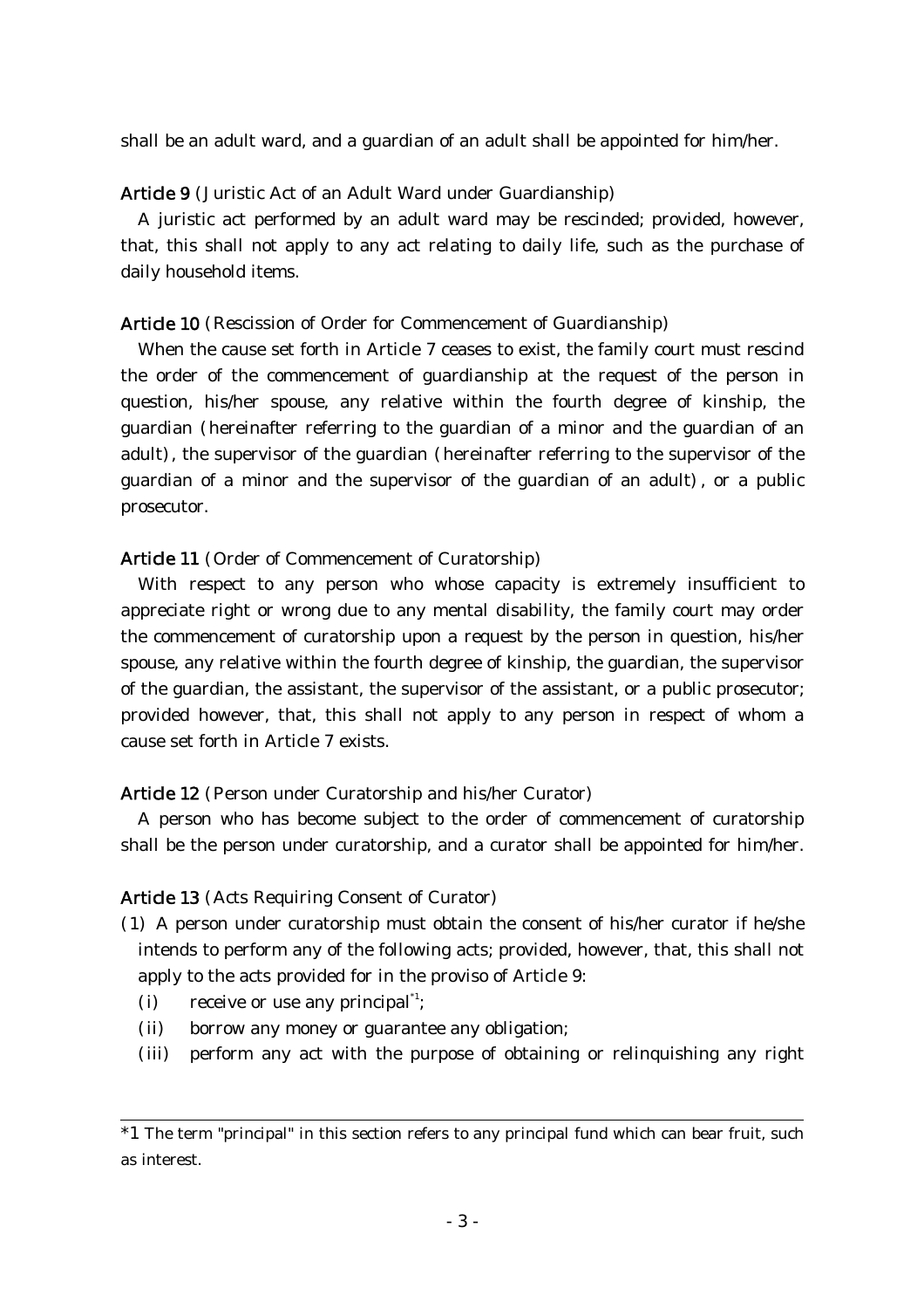shall be an adult ward, and a guardian of an adult shall be appointed for him/her.

**Article 9** (Juristic Act of an Adult Ward under Guardianship)

A juristic act performed by an adult ward may be rescinded; provided, however, that, this shall not apply to any act relating to daily life, such as the purchase of daily household items.

**Article 10** (Rescission of Order for Commencement of Guardianship)

When the cause set forth in Article 7 ceases to exist, the family court must rescind the order of the commencement of guardianship at the request of the person in question, his/her spouse, any relative within the fourth degree of kinship, the guardian (hereinafter referring to the guardian of a minor and the guardian of an adult), the supervisor of the guardian (hereinafter referring to the supervisor of the guardian of a minor and the supervisor of the guardian of an adult), or a public prosecutor.

**Article 11** (Order of Commencement of Curatorship)

With respect to any person who whose capacity is extremely insufficient to appreciate right or wrong due to any mental disability, the family court may order the commencement of curatorship upon a request by the person in question, his/her spouse, any relative within the fourth degree of kinship, the guardian, the supervisor of the guardian, the assistant, the supervisor of the assistant, or a public prosecutor; provided however, that, this shall not apply to any person in respect of whom a cause set forth in Article 7 exists.

**Article 12** (Person under Curatorship and his/her Curator)

A person who has become subject to the order of commencement of curatorship shall be the person under curatorship, and a curator shall be appointed for him/her.

**Article 13** (Acts Requiring Consent of Curator)

(1) A person under curatorship must obtain the consent of his/her curator if he/she intends to perform any of the following acts; provided, however, that, this shall not apply to the acts provided for in the proviso of Article 9:

(i) receive or use any principal*1;

(ii) borrow any money or guarantee any obligation;

(iii) perform any act with the purpose of obtaining or relinquishing any right

---

*1 The term "principal" in this section refers to any principal fund which can bear fruit, such as interest.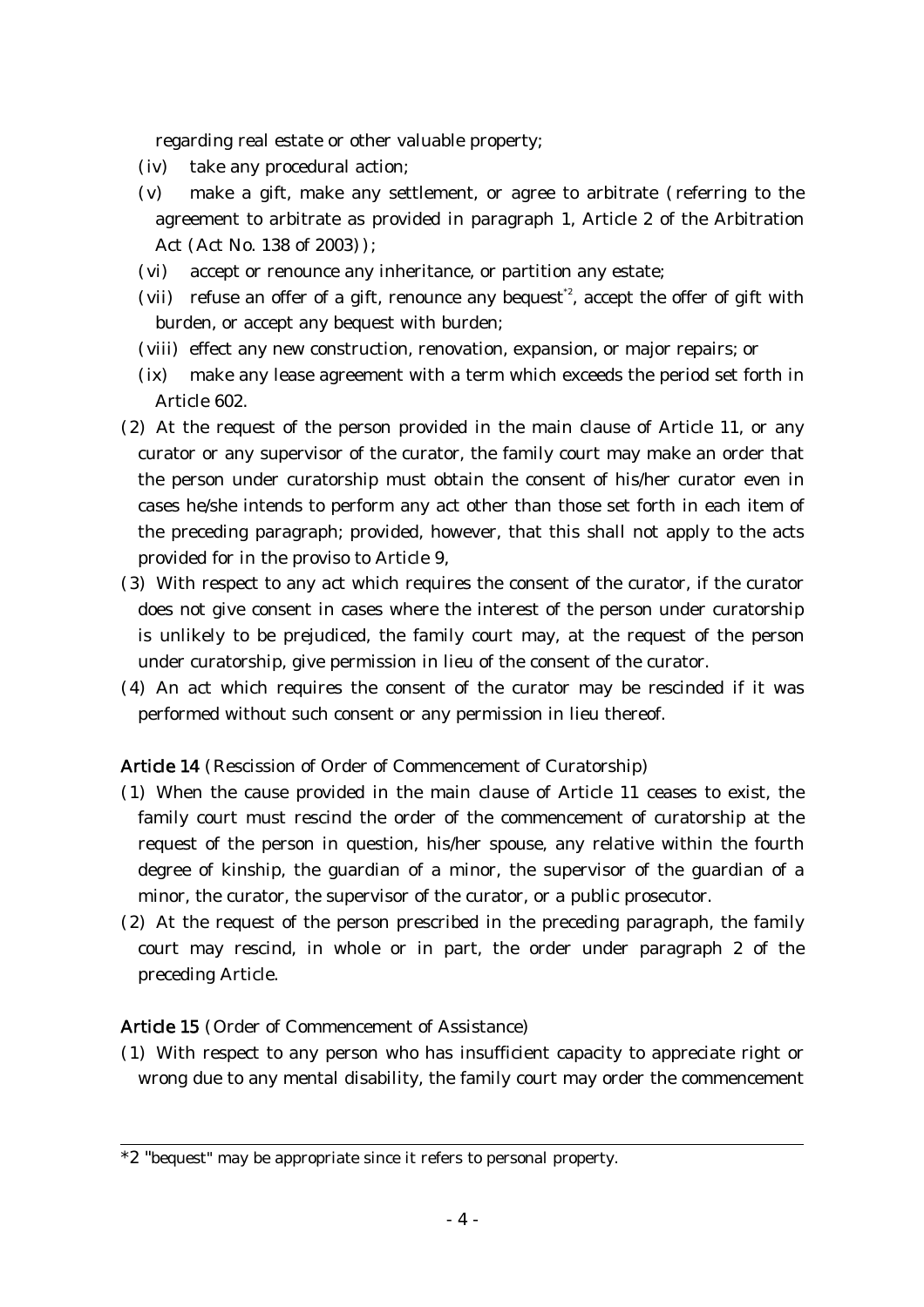regarding real estate or other valuable property;

(iv) take any procedural action;

(v) make a gift, make any settlement, or agree to arbitrate (referring to the agreement to arbitrate as provided in paragraph 1, Article 2 of the Arbitration Act (Act No. 138 of 2003));

(vi) accept or renounce any inheritance, or partition any estate;

(vii) refuse an offer of a gift, renounce any bequest[*2], accept the offer of gift with burden, or accept any bequest with burden;

(viii) effect any new construction, renovation, expansion, or major repairs; or

(ix) make any lease agreement with a term which exceeds the period set forth in Article 602.

(2) At the request of the person provided in the main clause of Article 11, or any curator or any supervisor of the curator, the family court may make an order that the person under curatorship must obtain the consent of his/her curator even in cases he/she intends to perform any act other than those set forth in each item of the preceding paragraph; provided, however, that this shall not apply to the acts provided for in the proviso to Article 9,

(3) With respect to any act which requires the consent of the curator, if the curator does not give consent in cases where the interest of the person under curatorship is unlikely to be prejudiced, the family court may, at the request of the person under curatorship, give permission in lieu of the consent of the curator.

(4) An act which requires the consent of the curator may be rescinded if it was performed without such consent or any permission in lieu thereof.

**Article 14** (Rescission of Order of Commencement of Curatorship)

(1) When the cause provided in the main clause of Article 11 ceases to exist, the family court must rescind the order of the commencement of curatorship at the request of the person in question, his/her spouse, any relative within the fourth degree of kinship, the guardian of a minor, the supervisor of the guardian of a minor, the curator, the supervisor of the curator, or a public prosecutor.

(2) At the request of the person prescribed in the preceding paragraph, the family court may rescind, in whole or in part, the order under paragraph 2 of the preceding Article.

**Article 15** (Order of Commencement of Assistance)

(1) With respect to any person who has insufficient capacity to appreciate right or wrong due to any mental disability, the family court may order the commencement

---

*2 "bequest" may be appropriate since it refers to personal property.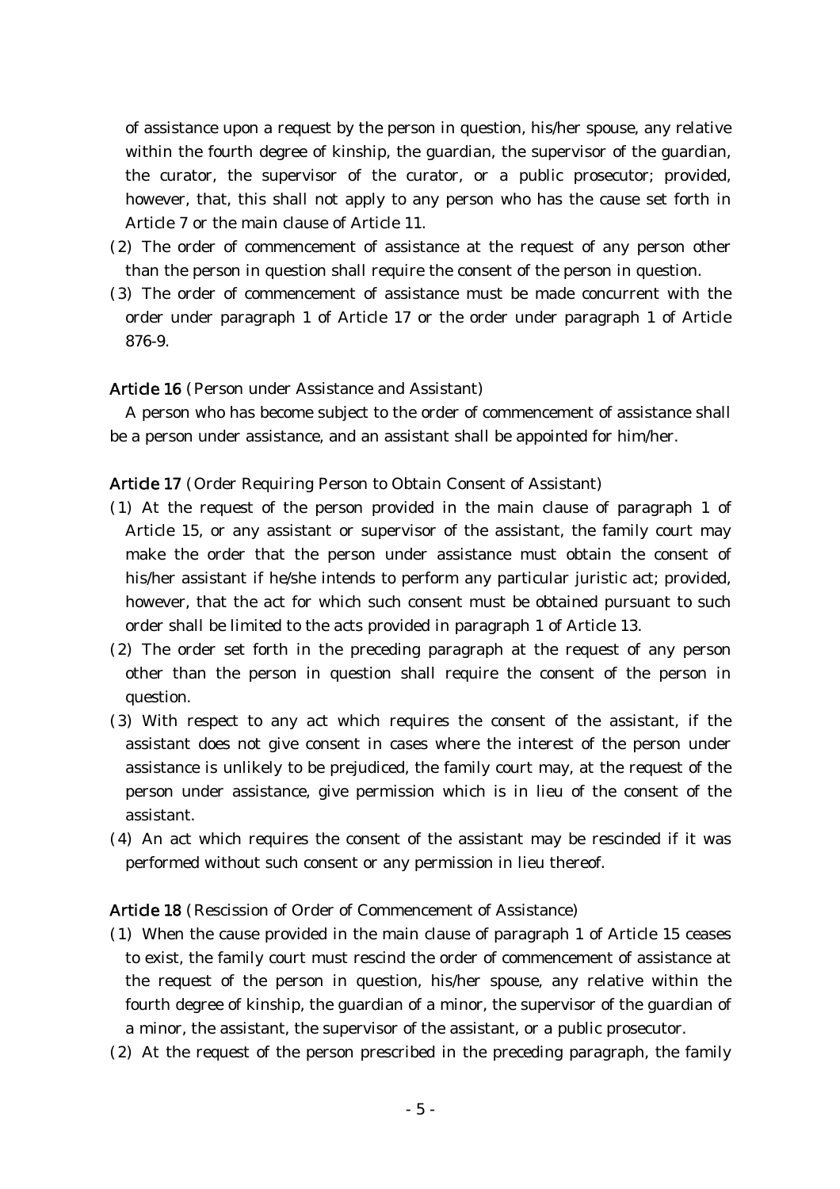of assistance upon a request by the person in question, his/her spouse, any relative within the fourth degree of kinship, the guardian, the supervisor of the guardian, the curator, the supervisor of the curator, or a public prosecutor; provided, however, that, this shall not apply to any person who has the cause set forth in Article 7 or the main clause of Article 11.

(2) The order of commencement of assistance at the request of any person other than the person in question shall require the consent of the person in question.

(3) The order of commencement of assistance must be made concurrent with the order under paragraph 1 of Article 17 or the order under paragraph 1 of Article 876-9.

**Article 16** (Person under Assistance and Assistant)

A person who has become subject to the order of commencement of assistance shall be a person under assistance, and an assistant shall be appointed for him/her.

**Article 17** (Order Requiring Person to Obtain Consent of Assistant)

(1) At the request of the person provided in the main clause of paragraph 1 of Article 15, or any assistant or supervisor of the assistant, the family court may make the order that the person under assistance must obtain the consent of his/her assistant if he/she intends to perform any particular juristic act; provided, however, that the act for which such consent must be obtained pursuant to such order shall be limited to the acts provided in paragraph 1 of Article 13.

(2) The order set forth in the preceding paragraph at the request of any person other than the person in question shall require the consent of the person in question.

(3) With respect to any act which requires the consent of the assistant, if the assistant does not give consent in cases where the interest of the person under assistance is unlikely to be prejudiced, the family court may, at the request of the person under assistance, give permission which is in lieu of the consent of the assistant.

(4) An act which requires the consent of the assistant may be rescinded if it was performed without such consent or any permission in lieu thereof.

**Article 18** (Rescission of Order of Commencement of Assistance)

(1) When the cause provided in the main clause of paragraph 1 of Article 15 ceases to exist, the family court must rescind the order of commencement of assistance at the request of the person in question, his/her spouse, any relative within the fourth degree of kinship, the guardian of a minor, the supervisor of the guardian of a minor, the assistant, the supervisor of the assistant, or a public prosecutor.

(2) At the request of the person prescribed in the preceding paragraph, the family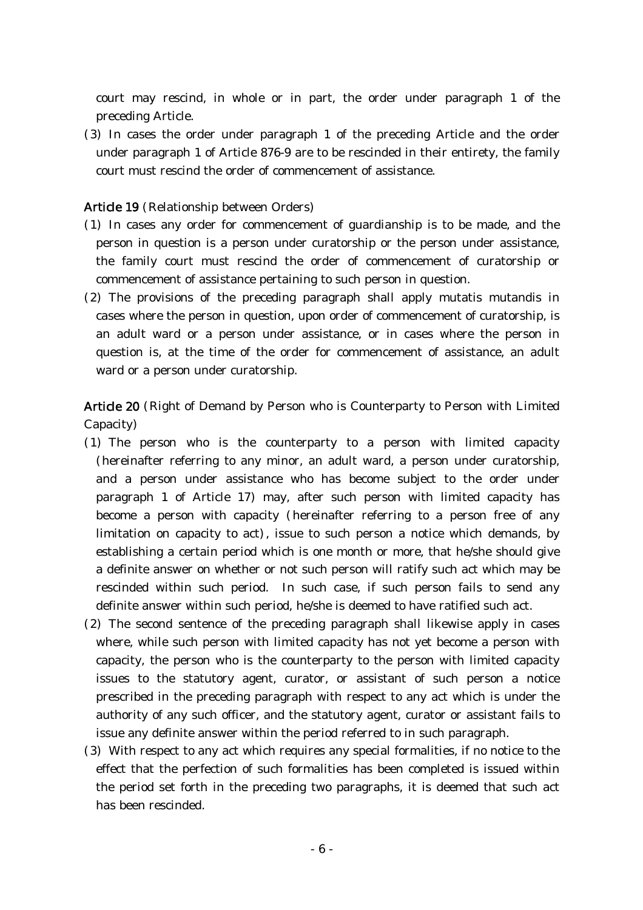court may rescind, in whole or in part, the order under paragraph 1 of the preceding Article.

(3) In cases the order under paragraph 1 of the preceding Article and the order under paragraph 1 of Article 876-9 are to be rescinded in their entirety, the family court must rescind the order of commencement of assistance.

**Article 19** (Relationship between Orders)

(1) In cases any order for commencement of guardianship is to be made, and the person in question is a person under curatorship or the person under assistance, the family court must rescind the order of commencement of curatorship or commencement of assistance pertaining to such person in question.

(2) The provisions of the preceding paragraph shall apply mutatis mutandis in cases where the person in question, upon order of commencement of curatorship, is an adult ward or a person under assistance, or in cases where the person in question is, at the time of the order for commencement of assistance, an adult ward or a person under curatorship.

**Article 20** (Right of Demand by Person who is Counterparty to Person with Limited Capacity)

(1) The person who is the counterparty to a person with limited capacity (hereinafter referring to any minor, an adult ward, a person under curatorship, and a person under assistance who has become subject to the order under paragraph 1 of Article 17) may, after such person with limited capacity has become a person with capacity (hereinafter referring to a person free of any limitation on capacity to act), issue to such person a notice which demands, by establishing a certain period which is one month or more, that he/she should give a definite answer on whether or not such person will ratify such act which may be rescinded within such period. In such case, if such person fails to send any definite answer within such period, he/she is deemed to have ratified such act.

(2) The second sentence of the preceding paragraph shall likewise apply in cases where, while such person with limited capacity has not yet become a person with capacity, the person who is the counterparty to the person with limited capacity issues to the statutory agent, curator, or assistant of such person a notice prescribed in the preceding paragraph with respect to any act which is under the authority of any such officer, and the statutory agent, curator or assistant fails to issue any definite answer within the period referred to in such paragraph.

(3) With respect to any act which requires any special formalities, if no notice to the effect that the perfection of such formalities has been completed is issued within the period set forth in the preceding two paragraphs, it is deemed that such act has been rescinded.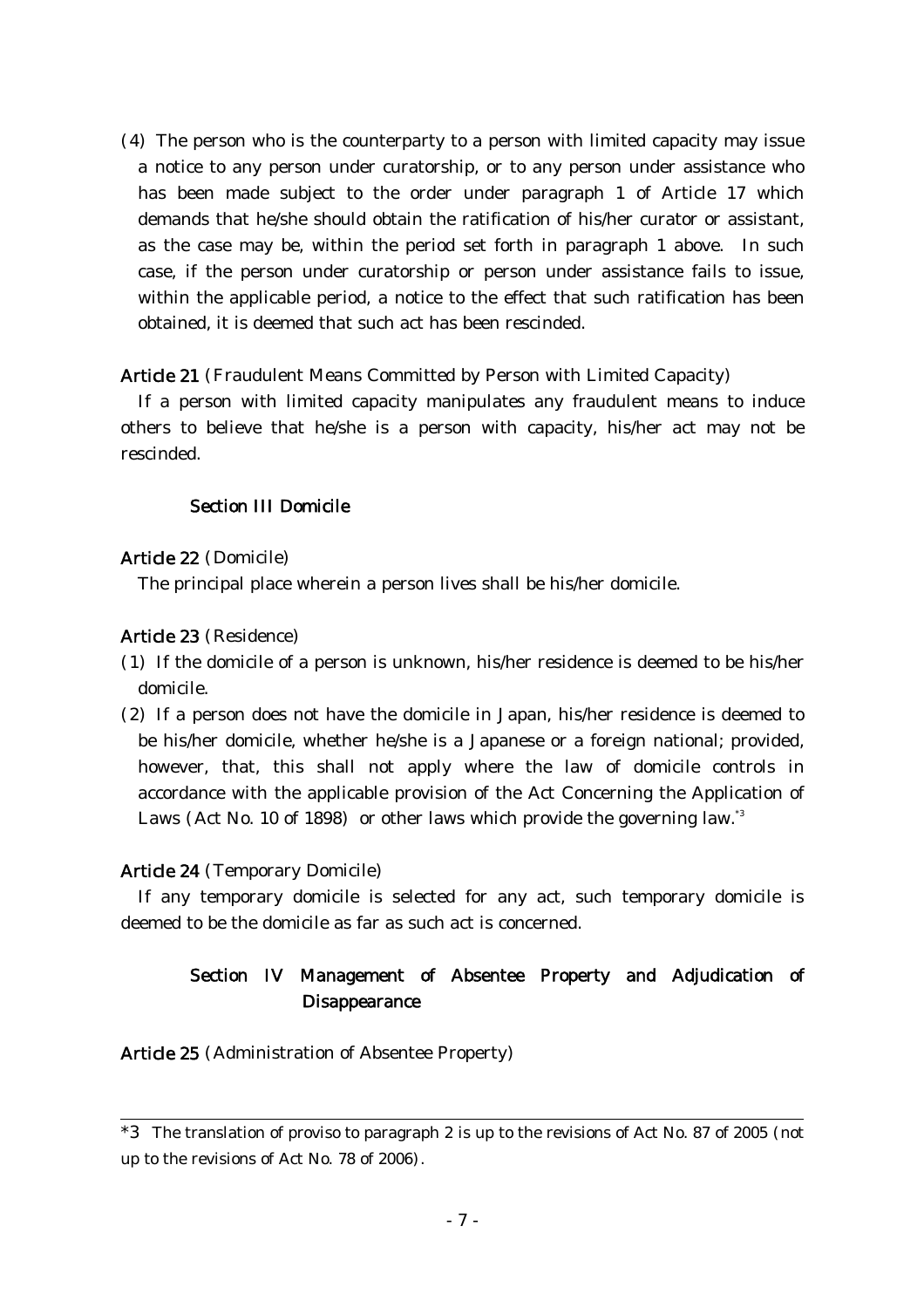(4) The person who is the counterparty to a person with limited capacity may issue a notice to any person under curatorship, or to any person under assistance who has been made subject to the order under paragraph 1 of Article 17 which demands that he/she should obtain the ratification of his/her curator or assistant, as the case may be, within the period set forth in paragraph 1 above. In such case, if the person under curatorship or person under assistance fails to issue, within the applicable period, a notice to the effect that such ratification has been obtained, it is deemed that such act has been rescinded.

**Article 21** (Fraudulent Means Committed by Person with Limited Capacity)

If a person with limited capacity manipulates any fraudulent means to induce others to believe that he/she is a person with capacity, his/her act may not be rescinded.

### Section III Domicile

**Article 22** (Domicile)

The principal place wherein a person lives shall be his/her domicile.

**Article 23** (Residence)

(1) If the domicile of a person is unknown, his/her residence is deemed to be his/her domicile.

(2) If a person does not have the domicile in Japan, his/her residence is deemed to be his/her domicile, whether he/she is a Japanese or a foreign national; provided, however, that, this shall not apply where the law of domicile controls in accordance with the applicable provision of the Act Concerning the Application of Laws (Act No. 10 of 1898) or other laws which provide the governing law.[*3]

**Article 24** (Temporary Domicile)

If any temporary domicile is selected for any act, such temporary domicile is deemed to be the domicile as far as such act is concerned.

### Section IV Management of Absentee Property and Adjudication of Disappearance

**Article 25** (Administration of Absentee Property)

---

*3 The translation of proviso to paragraph 2 is up to the revisions of Act No. 87 of 2005 (not up to the revisions of Act No. 78 of 2006).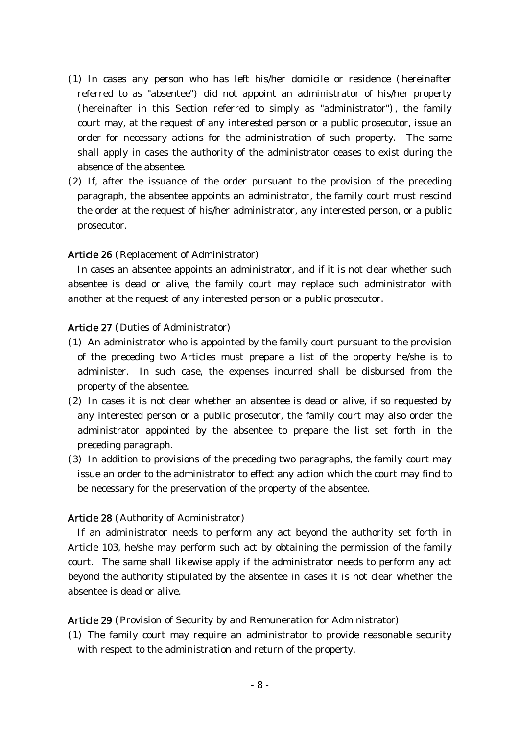(1) In cases any person who has left his/her domicile or residence (hereinafter referred to as "absentee") did not appoint an administrator of his/her property (hereinafter in this Section referred to simply as "administrator"), the family court may, at the request of any interested person or a public prosecutor, issue an order for necessary actions for the administration of such property. The same shall apply in cases the authority of the administrator ceases to exist during the absence of the absentee.

(2) If, after the issuance of the order pursuant to the provision of the preceding paragraph, the absentee appoints an administrator, the family court must rescind the order at the request of his/her administrator, any interested person, or a public prosecutor.

**Article 26** (Replacement of Administrator)

In cases an absentee appoints an administrator, and if it is not clear whether such absentee is dead or alive, the family court may replace such administrator with another at the request of any interested person or a public prosecutor.

**Article 27** (Duties of Administrator)

(1) An administrator who is appointed by the family court pursuant to the provision of the preceding two Articles must prepare a list of the property he/she is to administer. In such case, the expenses incurred shall be disbursed from the property of the absentee.

(2) In cases it is not clear whether an absentee is dead or alive, if so requested by any interested person or a public prosecutor, the family court may also order the administrator appointed by the absentee to prepare the list set forth in the preceding paragraph.

(3) In addition to provisions of the preceding two paragraphs, the family court may issue an order to the administrator to effect any action which the court may find to be necessary for the preservation of the property of the absentee.

**Article 28** (Authority of Administrator)

If an administrator needs to perform any act beyond the authority set forth in Article 103, he/she may perform such act by obtaining the permission of the family court. The same shall likewise apply if the administrator needs to perform any act beyond the authority stipulated by the absentee in cases it is not clear whether the absentee is dead or alive.

**Article 29** (Provision of Security by and Remuneration for Administrator)

(1) The family court may require an administrator to provide reasonable security with respect to the administration and return of the property.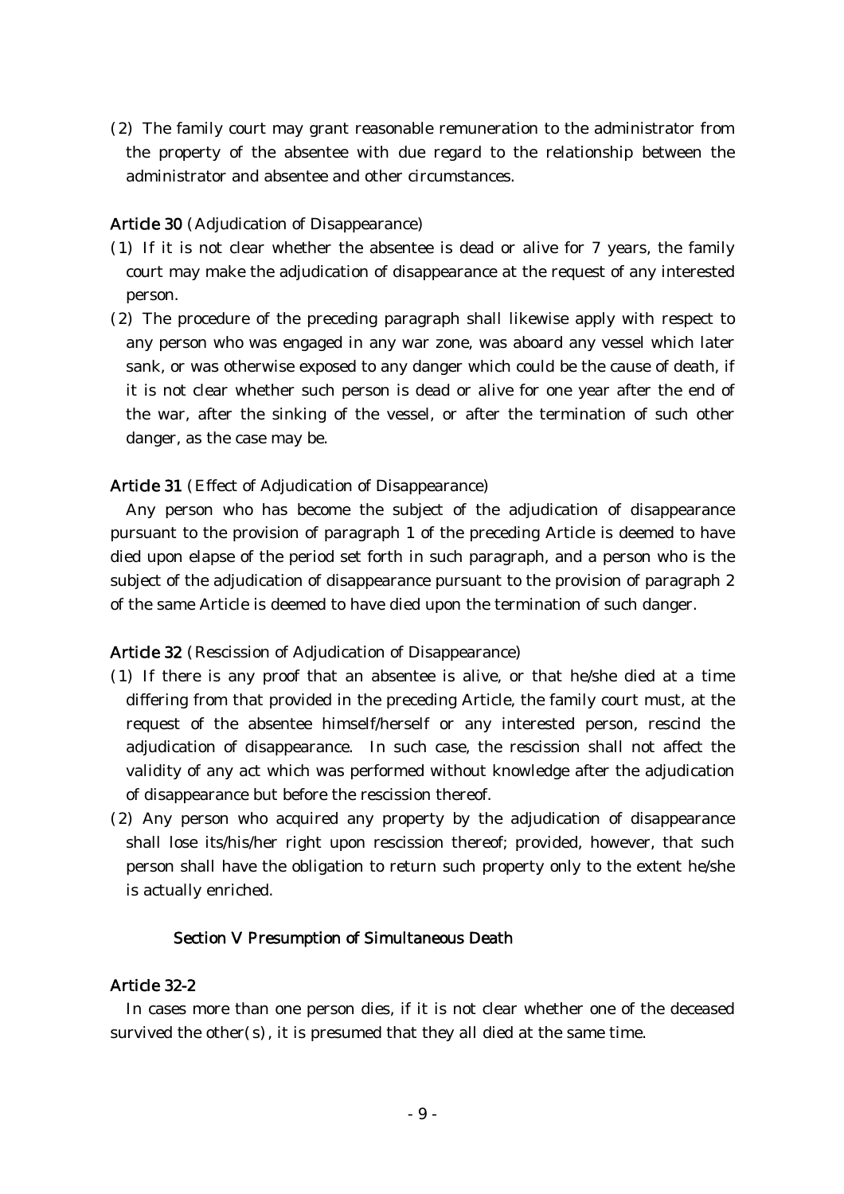(2) The family court may grant reasonable remuneration to the administrator from the property of the absentee with due regard to the relationship between the administrator and absentee and other circumstances.

**Article 30** (Adjudication of Disappearance)

(1) If it is not clear whether the absentee is dead or alive for 7 years, the family court may make the adjudication of disappearance at the request of any interested person.

(2) The procedure of the preceding paragraph shall likewise apply with respect to any person who was engaged in any war zone, was aboard any vessel which later sank, or was otherwise exposed to any danger which could be the cause of death, if it is not clear whether such person is dead or alive for one year after the end of the war, after the sinking of the vessel, or after the termination of such other danger, as the case may be.

**Article 31** (Effect of Adjudication of Disappearance)

Any person who has become the subject of the adjudication of disappearance pursuant to the provision of paragraph 1 of the preceding Article is deemed to have died upon elapse of the period set forth in such paragraph, and a person who is the subject of the adjudication of disappearance pursuant to the provision of paragraph 2 of the same Article is deemed to have died upon the termination of such danger.

**Article 32** (Rescission of Adjudication of Disappearance)

(1) If there is any proof that an absentee is alive, or that he/she died at a time differing from that provided in the preceding Article, the family court must, at the request of the absentee himself/herself or any interested person, rescind the adjudication of disappearance. In such case, the rescission shall not affect the validity of any act which was performed without knowledge after the adjudication of disappearance but before the rescission thereof.

(2) Any person who acquired any property by the adjudication of disappearance shall lose its/his/her right upon rescission thereof; provided, however, that such person shall have the obligation to return such property only to the extent he/she is actually enriched.

## Section V Presumption of Simultaneous Death

**Article 32-2**

In cases more than one person dies, if it is not clear whether one of the deceased survived the other(s), it is presumed that they all died at the same time.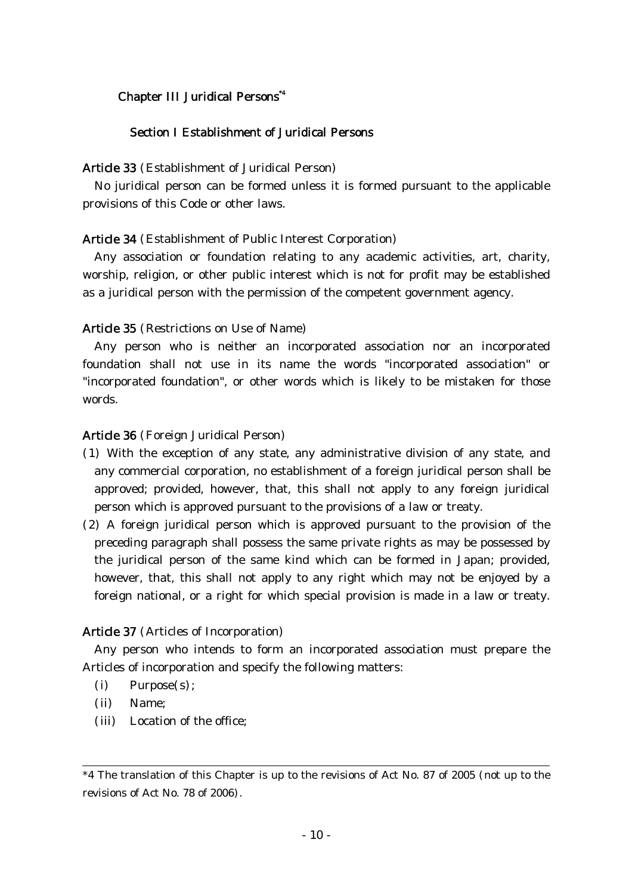## Chapter III Juridical Persons[*4]

### Section I Establishment of Juridical Persons

**Article 33** (Establishment of Juridical Person)

No juridical person can be formed unless it is formed pursuant to the applicable provisions of this Code or other laws.

**Article 34** (Establishment of Public Interest Corporation)

Any association or foundation relating to any academic activities, art, charity, worship, religion, or other public interest which is not for profit may be established as a juridical person with the permission of the competent government agency.

**Article 35** (Restrictions on Use of Name)

Any person who is neither an incorporated association nor an incorporated foundation shall not use in its name the words "incorporated association" or "incorporated foundation", or other words which is likely to be mistaken for those words.

**Article 36** (Foreign Juridical Person)

(1) With the exception of any state, any administrative division of any state, and any commercial corporation, no establishment of a foreign juridical person shall be approved; provided, however, that, this shall not apply to any foreign juridical person which is approved pursuant to the provisions of a law or treaty.

(2) A foreign juridical person which is approved pursuant to the provision of the preceding paragraph shall possess the same private rights as may be possessed by the juridical person of the same kind which can be formed in Japan; provided, however, that, this shall not apply to any right which may not be enjoyed by a foreign national, or a right for which special provision is made in a law or treaty.

**Article 37** (Articles of Incorporation)

Any person who intends to form an incorporated association must prepare the Articles of incorporation and specify the following matters:

(i) Purpose(s);

(ii) Name;

(iii) Location of the office;

---

*4 The translation of this Chapter is up to the revisions of Act No. 87 of 2005 (not up to the revisions of Act No. 78 of 2006).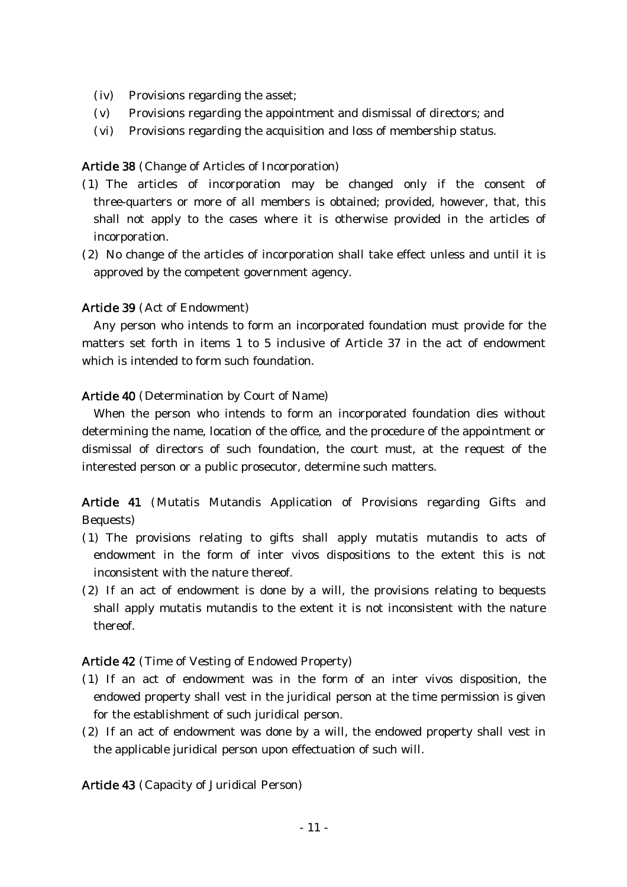(iv) Provisions regarding the asset;
(v) Provisions regarding the appointment and dismissal of directors; and
(vi) Provisions regarding the acquisition and loss of membership status.

**Article 38** (Change of Articles of Incorporation)

(1) The articles of incorporation may be changed only if the consent of three-quarters or more of all members is obtained; provided, however, that, this shall not apply to the cases where it is otherwise provided in the articles of incorporation.

(2) No change of the articles of incorporation shall take effect unless and until it is approved by the competent government agency.

**Article 39** (Act of Endowment)

Any person who intends to form an incorporated foundation must provide for the matters set forth in items 1 to 5 inclusive of Article 37 in the act of endowment which is intended to form such foundation.

**Article 40** (Determination by Court of Name)

When the person who intends to form an incorporated foundation dies without determining the name, location of the office, and the procedure of the appointment or dismissal of directors of such foundation, the court must, at the request of the interested person or a public prosecutor, determine such matters.

**Article 41** (Mutatis Mutandis Application of Provisions regarding Gifts and Bequests)

(1) The provisions relating to gifts shall apply mutatis mutandis to acts of endowment in the form of inter vivos dispositions to the extent this is not inconsistent with the nature thereof.

(2) If an act of endowment is done by a will, the provisions relating to bequests shall apply mutatis mutandis to the extent it is not inconsistent with the nature thereof.

**Article 42** (Time of Vesting of Endowed Property)

(1) If an act of endowment was in the form of an inter vivos disposition, the endowed property shall vest in the juridical person at the time permission is given for the establishment of such juridical person.

(2) If an act of endowment was done by a will, the endowed property shall vest in the applicable juridical person upon effectuation of such will.

**Article 43** (Capacity of Juridical Person)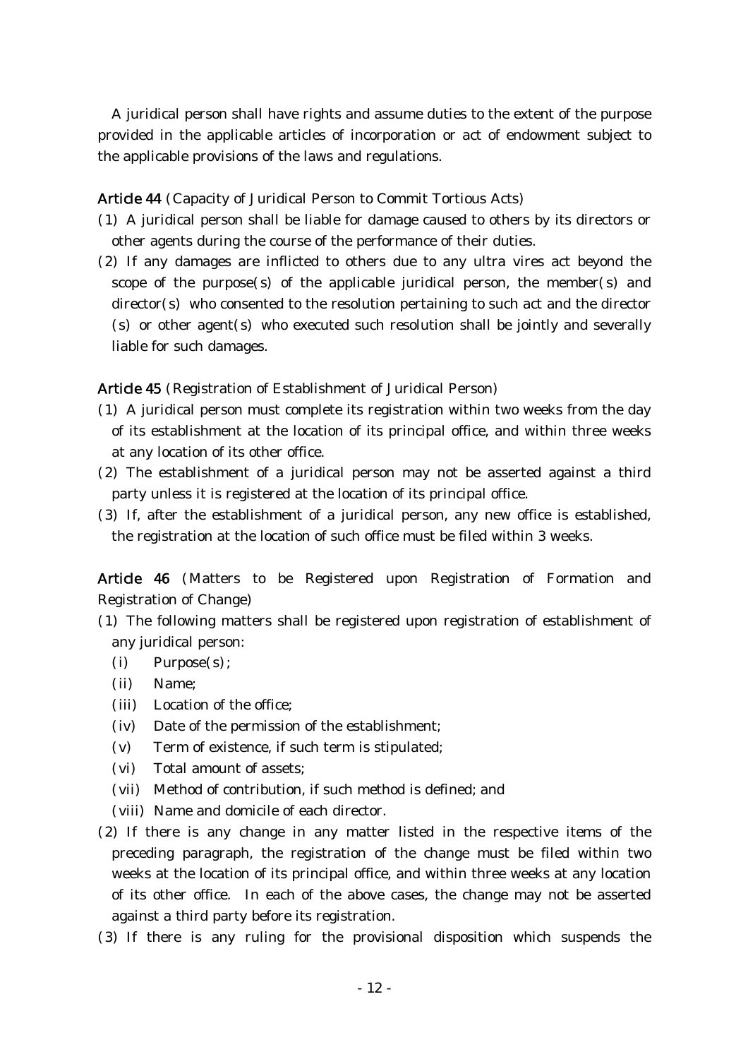A juridical person shall have rights and assume duties to the extent of the purpose provided in the applicable articles of incorporation or act of endowment subject to the applicable provisions of the laws and regulations.

**Article 44** (Capacity of Juridical Person to Commit Tortious Acts)

(1) A juridical person shall be liable for damage caused to others by its directors or other agents during the course of the performance of their duties.

(2) If any damages are inflicted to others due to any ultra vires act beyond the scope of the purpose(s) of the applicable juridical person, the member(s) and director(s) who consented to the resolution pertaining to such act and the director (s) or other agent(s) who executed such resolution shall be jointly and severally liable for such damages.

**Article 45** (Registration of Establishment of Juridical Person)

(1) A juridical person must complete its registration within two weeks from the day of its establishment at the location of its principal office, and within three weeks at any location of its other office.

(2) The establishment of a juridical person may not be asserted against a third party unless it is registered at the location of its principal office.

(3) If, after the establishment of a juridical person, any new office is established, the registration at the location of such office must be filed within 3 weeks.

**Article 46** (Matters to be Registered upon Registration of Formation and Registration of Change)

(1) The following matters shall be registered upon registration of establishment of any juridical person:

- (i) Purpose(s);
- (ii) Name;
- (iii) Location of the office;
- (iv) Date of the permission of the establishment;
- (v) Term of existence, if such term is stipulated;
- (vi) Total amount of assets;
- (vii) Method of contribution, if such method is defined; and
- (viii) Name and domicile of each director.

(2) If there is any change in any matter listed in the respective items of the preceding paragraph, the registration of the change must be filed within two weeks at the location of its principal office, and within three weeks at any location of its other office. In each of the above cases, the change may not be asserted against a third party before its registration.

(3) If there is any ruling for the provisional disposition which suspends the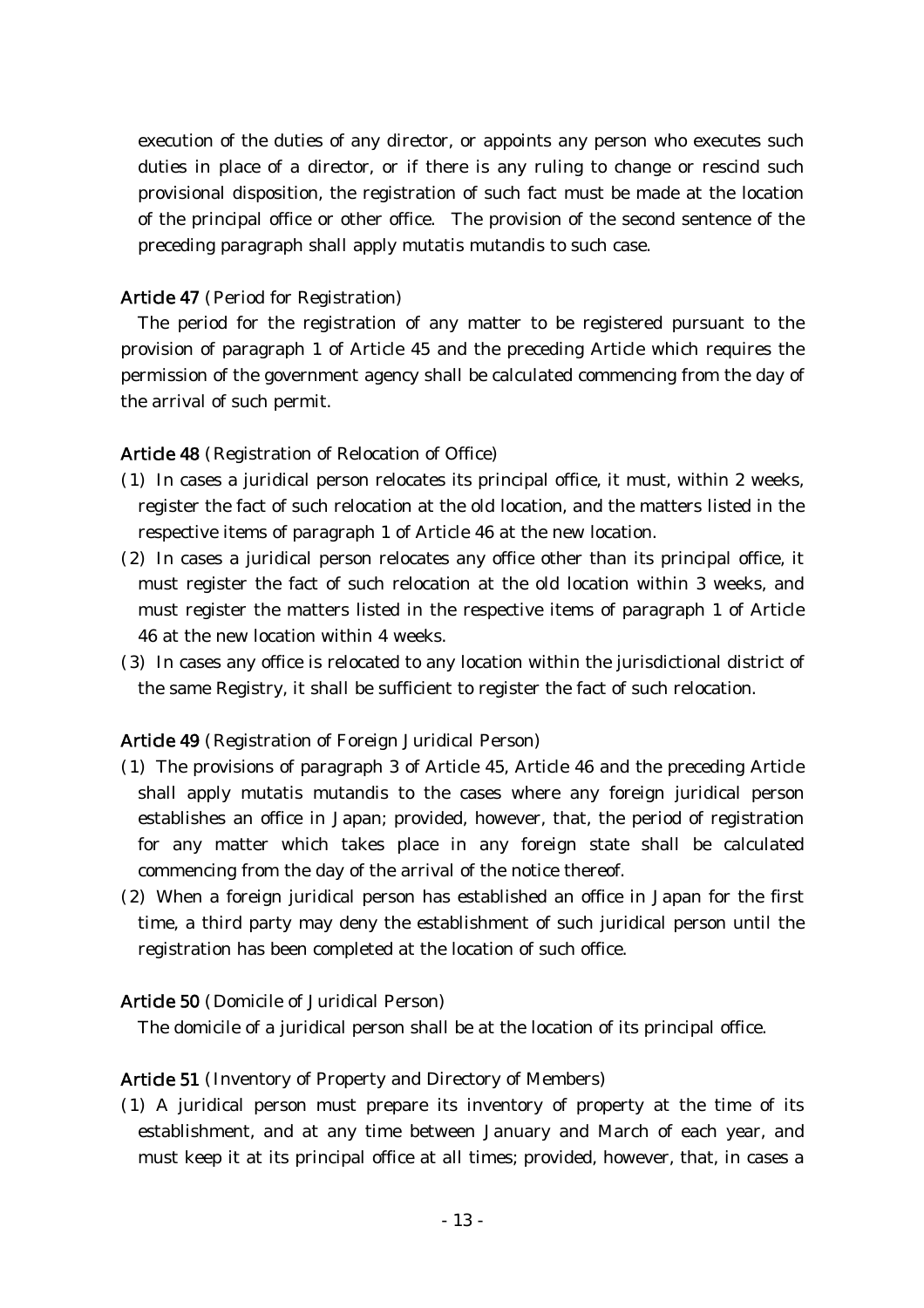execution of the duties of any director, or appoints any person who executes such duties in place of a director, or if there is any ruling to change or rescind such provisional disposition, the registration of such fact must be made at the location of the principal office or other office. The provision of the second sentence of the preceding paragraph shall apply mutatis mutandis to such case.

**Article 47** (Period for Registration)

The period for the registration of any matter to be registered pursuant to the provision of paragraph 1 of Article 45 and the preceding Article which requires the permission of the government agency shall be calculated commencing from the day of the arrival of such permit.

**Article 48** (Registration of Relocation of Office)

(1) In cases a juridical person relocates its principal office, it must, within 2 weeks, register the fact of such relocation at the old location, and the matters listed in the respective items of paragraph 1 of Article 46 at the new location.

(2) In cases a juridical person relocates any office other than its principal office, it must register the fact of such relocation at the old location within 3 weeks, and must register the matters listed in the respective items of paragraph 1 of Article 46 at the new location within 4 weeks.

(3) In cases any office is relocated to any location within the jurisdictional district of the same Registry, it shall be sufficient to register the fact of such relocation.

**Article 49** (Registration of Foreign Juridical Person)

(1) The provisions of paragraph 3 of Article 45, Article 46 and the preceding Article shall apply mutatis mutandis to the cases where any foreign juridical person establishes an office in Japan; provided, however, that, the period of registration for any matter which takes place in any foreign state shall be calculated commencing from the day of the arrival of the notice thereof.

(2) When a foreign juridical person has established an office in Japan for the first time, a third party may deny the establishment of such juridical person until the registration has been completed at the location of such office.

**Article 50** (Domicile of Juridical Person)

The domicile of a juridical person shall be at the location of its principal office.

**Article 51** (Inventory of Property and Directory of Members)

(1) A juridical person must prepare its inventory of property at the time of its establishment, and at any time between January and March of each year, and must keep it at its principal office at all times; provided, however, that, in cases a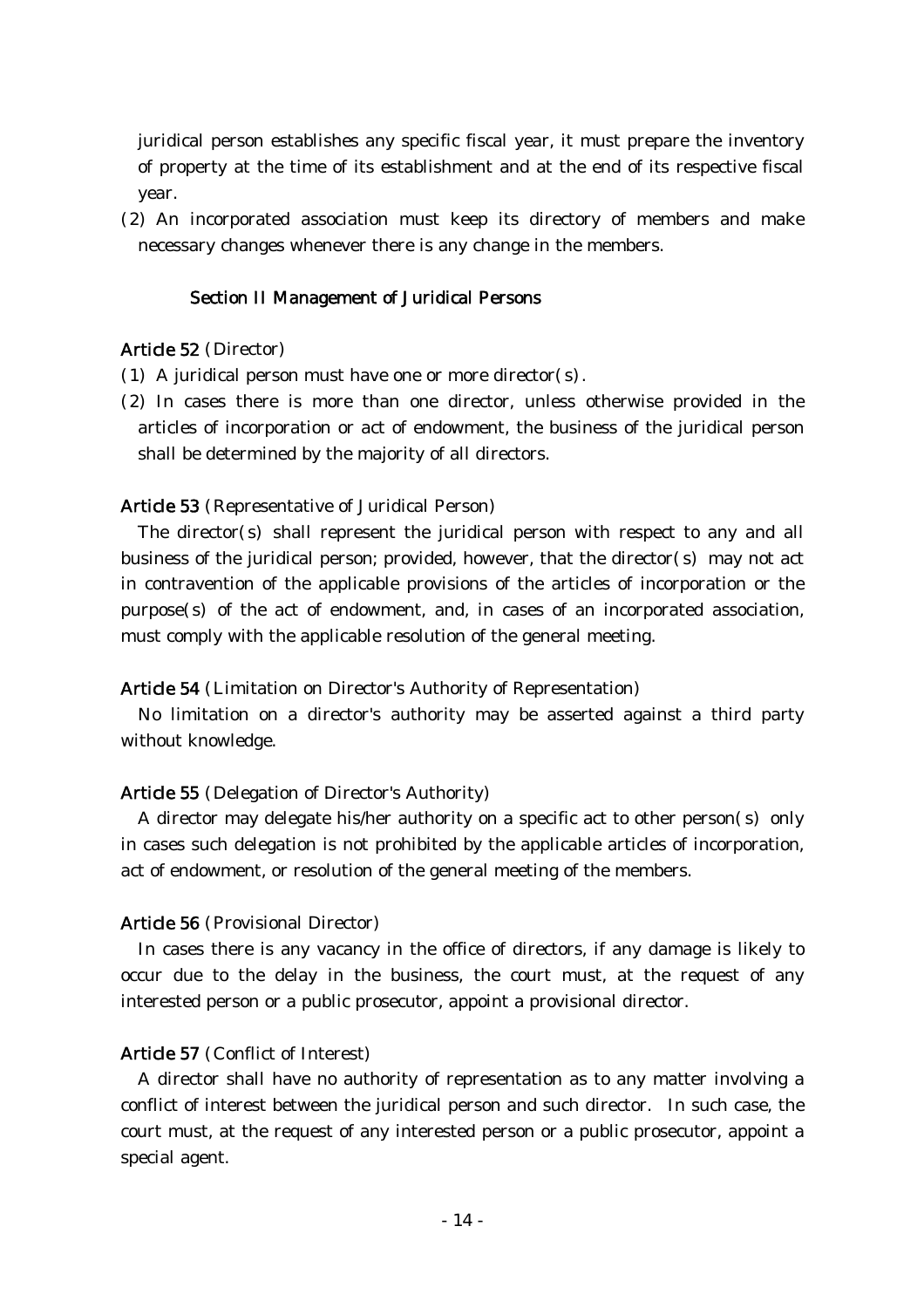juridical person establishes any specific fiscal year, it must prepare the inventory of property at the time of its establishment and at the end of its respective fiscal year.

(2) An incorporated association must keep its directory of members and make necessary changes whenever there is any change in the members.

### Section II Management of Juridical Persons

**Article 52** (Director)

(1) A juridical person must have one or more director(s).

(2) In cases there is more than one director, unless otherwise provided in the articles of incorporation or act of endowment, the business of the juridical person shall be determined by the majority of all directors.

**Article 53** (Representative of Juridical Person)

The director(s) shall represent the juridical person with respect to any and all business of the juridical person; provided, however, that the director(s) may not act in contravention of the applicable provisions of the articles of incorporation or the purpose(s) of the act of endowment, and, in cases of an incorporated association, must comply with the applicable resolution of the general meeting.

**Article 54** (Limitation on Director's Authority of Representation)

No limitation on a director's authority may be asserted against a third party without knowledge.

**Article 55** (Delegation of Director's Authority)

A director may delegate his/her authority on a specific act to other person(s) only in cases such delegation is not prohibited by the applicable articles of incorporation, act of endowment, or resolution of the general meeting of the members.

**Article 56** (Provisional Director)

In cases there is any vacancy in the office of directors, if any damage is likely to occur due to the delay in the business, the court must, at the request of any interested person or a public prosecutor, appoint a provisional director.

**Article 57** (Conflict of Interest)

A director shall have no authority of representation as to any matter involving a conflict of interest between the juridical person and such director. In such case, the court must, at the request of any interested person or a public prosecutor, appoint a special agent.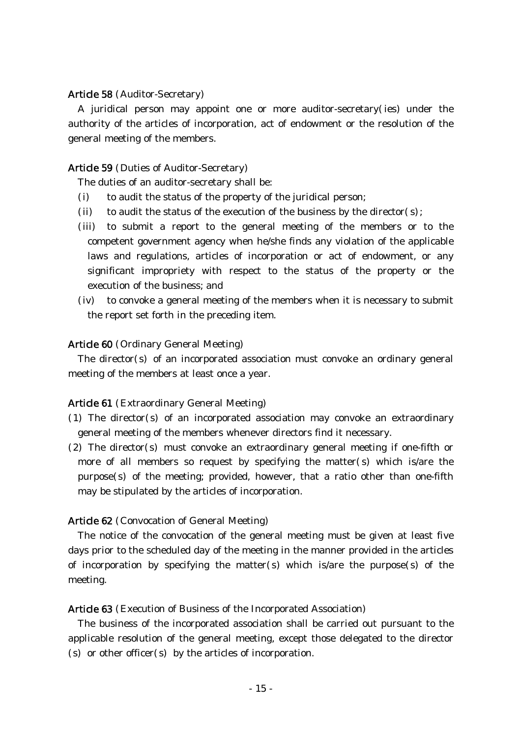**Article 58** (Auditor-Secretary)

A juridical person may appoint one or more auditor-secretary(ies) under the authority of the articles of incorporation, act of endowment or the resolution of the general meeting of the members.

**Article 59** (Duties of Auditor-Secretary)

The duties of an auditor-secretary shall be:

(i) to audit the status of the property of the juridical person;

(ii) to audit the status of the execution of the business by the director(s);

(iii) to submit a report to the general meeting of the members or to the competent government agency when he/she finds any violation of the applicable laws and regulations, articles of incorporation or act of endowment, or any significant impropriety with respect to the status of the property or the execution of the business; and

(iv) to convoke a general meeting of the members when it is necessary to submit the report set forth in the preceding item.

**Article 60** (Ordinary General Meeting)

The director(s) of an incorporated association must convoke an ordinary general meeting of the members at least once a year.

**Article 61** (Extraordinary General Meeting)

(1) The director(s) of an incorporated association may convoke an extraordinary general meeting of the members whenever directors find it necessary.

(2) The director(s) must convoke an extraordinary general meeting if one-fifth or more of all members so request by specifying the matter(s) which is/are the purpose(s) of the meeting; provided, however, that a ratio other than one-fifth may be stipulated by the articles of incorporation.

**Article 62** (Convocation of General Meeting)

The notice of the convocation of the general meeting must be given at least five days prior to the scheduled day of the meeting in the manner provided in the articles of incorporation by specifying the matter(s) which is/are the purpose(s) of the meeting.

**Article 63** (Execution of Business of the Incorporated Association)

The business of the incorporated association shall be carried out pursuant to the applicable resolution of the general meeting, except those delegated to the director (s) or other officer(s) by the articles of incorporation.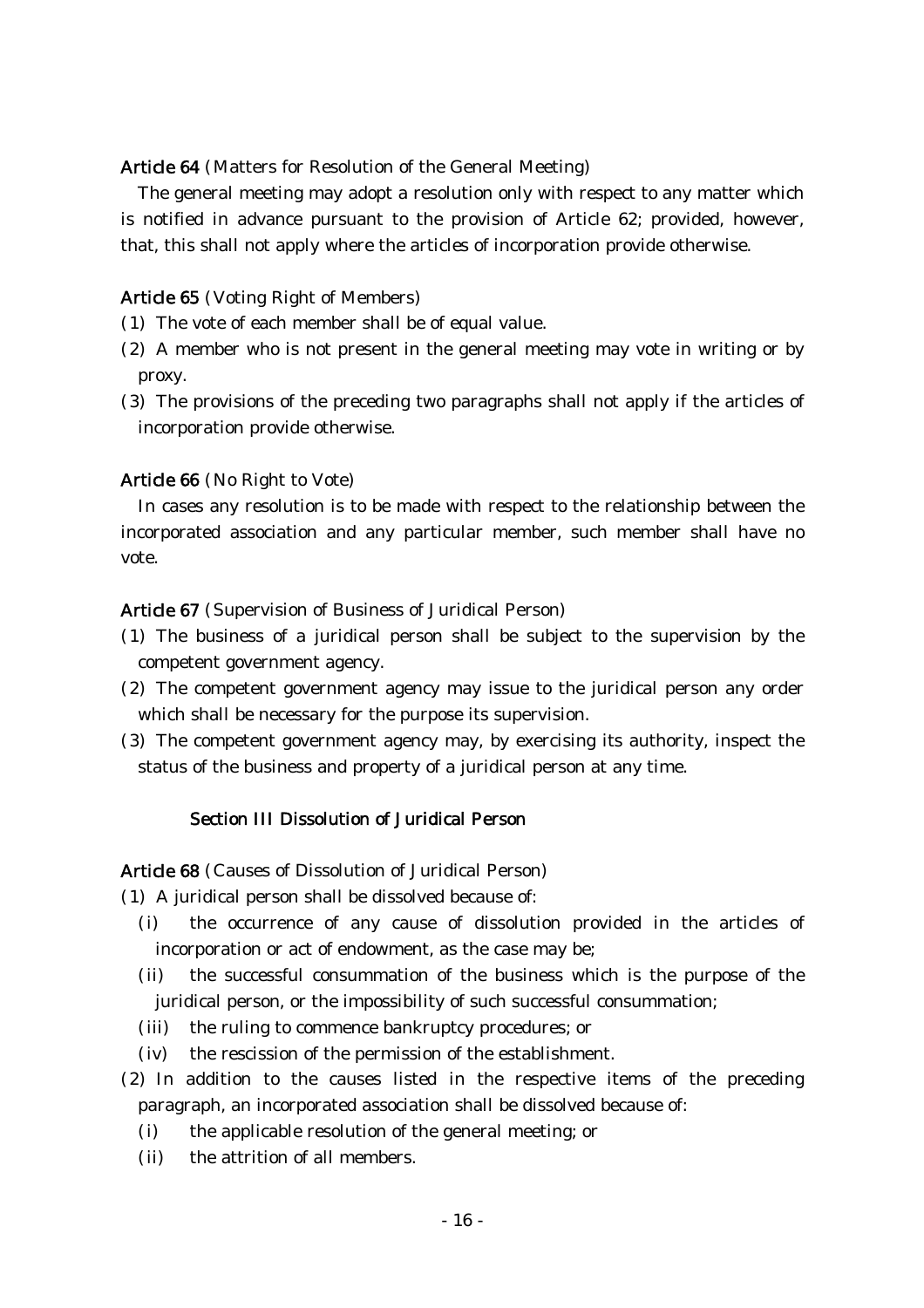**Article 64** (Matters for Resolution of the General Meeting)

The general meeting may adopt a resolution only with respect to any matter which is notified in advance pursuant to the provision of Article 62; provided, however, that, this shall not apply where the articles of incorporation provide otherwise.

**Article 65** (Voting Right of Members)

(1) The vote of each member shall be of equal value.

(2) A member who is not present in the general meeting may vote in writing or by proxy.

(3) The provisions of the preceding two paragraphs shall not apply if the articles of incorporation provide otherwise.

**Article 66** (No Right to Vote)

In cases any resolution is to be made with respect to the relationship between the incorporated association and any particular member, such member shall have no vote.

**Article 67** (Supervision of Business of Juridical Person)

(1) The business of a juridical person shall be subject to the supervision by the competent government agency.

(2) The competent government agency may issue to the juridical person any order which shall be necessary for the purpose its supervision.

(3) The competent government agency may, by exercising its authority, inspect the status of the business and property of a juridical person at any time.

### Section III Dissolution of Juridical Person

**Article 68** (Causes of Dissolution of Juridical Person)

(1) A juridical person shall be dissolved because of:

(i) the occurrence of any cause of dissolution provided in the articles of incorporation or act of endowment, as the case may be;

(ii) the successful consummation of the business which is the purpose of the juridical person, or the impossibility of such successful consummation;

(iii) the ruling to commence bankruptcy procedures; or

(iv) the rescission of the permission of the establishment.

(2) In addition to the causes listed in the respective items of the preceding paragraph, an incorporated association shall be dissolved because of:

(i) the applicable resolution of the general meeting; or

(ii) the attrition of all members.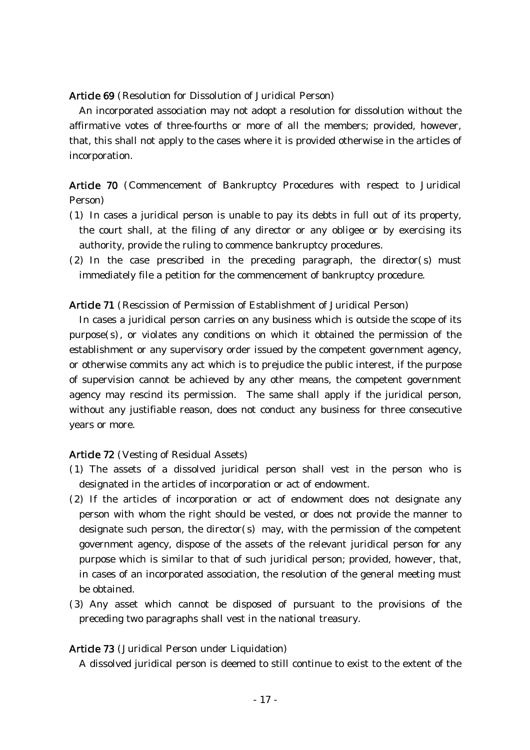**Article 69** (Resolution for Dissolution of Juridical Person)

An incorporated association may not adopt a resolution for dissolution without the affirmative votes of three-fourths or more of all the members; provided, however, that, this shall not apply to the cases where it is provided otherwise in the articles of incorporation.

**Article 70** (Commencement of Bankruptcy Procedures with respect to Juridical Person)

(1) In cases a juridical person is unable to pay its debts in full out of its property, the court shall, at the filing of any director or any obligee or by exercising its authority, provide the ruling to commence bankruptcy procedures.

(2) In the case prescribed in the preceding paragraph, the director(s) must immediately file a petition for the commencement of bankruptcy procedure.

**Article 71** (Rescission of Permission of Establishment of Juridical Person)

In cases a juridical person carries on any business which is outside the scope of its purpose(s), or violates any conditions on which it obtained the permission of the establishment or any supervisory order issued by the competent government agency, or otherwise commits any act which is to prejudice the public interest, if the purpose of supervision cannot be achieved by any other means, the competent government agency may rescind its permission. The same shall apply if the juridical person, without any justifiable reason, does not conduct any business for three consecutive years or more.

**Article 72** (Vesting of Residual Assets)

(1) The assets of a dissolved juridical person shall vest in the person who is designated in the articles of incorporation or act of endowment.

(2) If the articles of incorporation or act of endowment does not designate any person with whom the right should be vested, or does not provide the manner to designate such person, the director(s) may, with the permission of the competent government agency, dispose of the assets of the relevant juridical person for any purpose which is similar to that of such juridical person; provided, however, that, in cases of an incorporated association, the resolution of the general meeting must be obtained.

(3) Any asset which cannot be disposed of pursuant to the provisions of the preceding two paragraphs shall vest in the national treasury.

**Article 73** (Juridical Person under Liquidation)

A dissolved juridical person is deemed to still continue to exist to the extent of the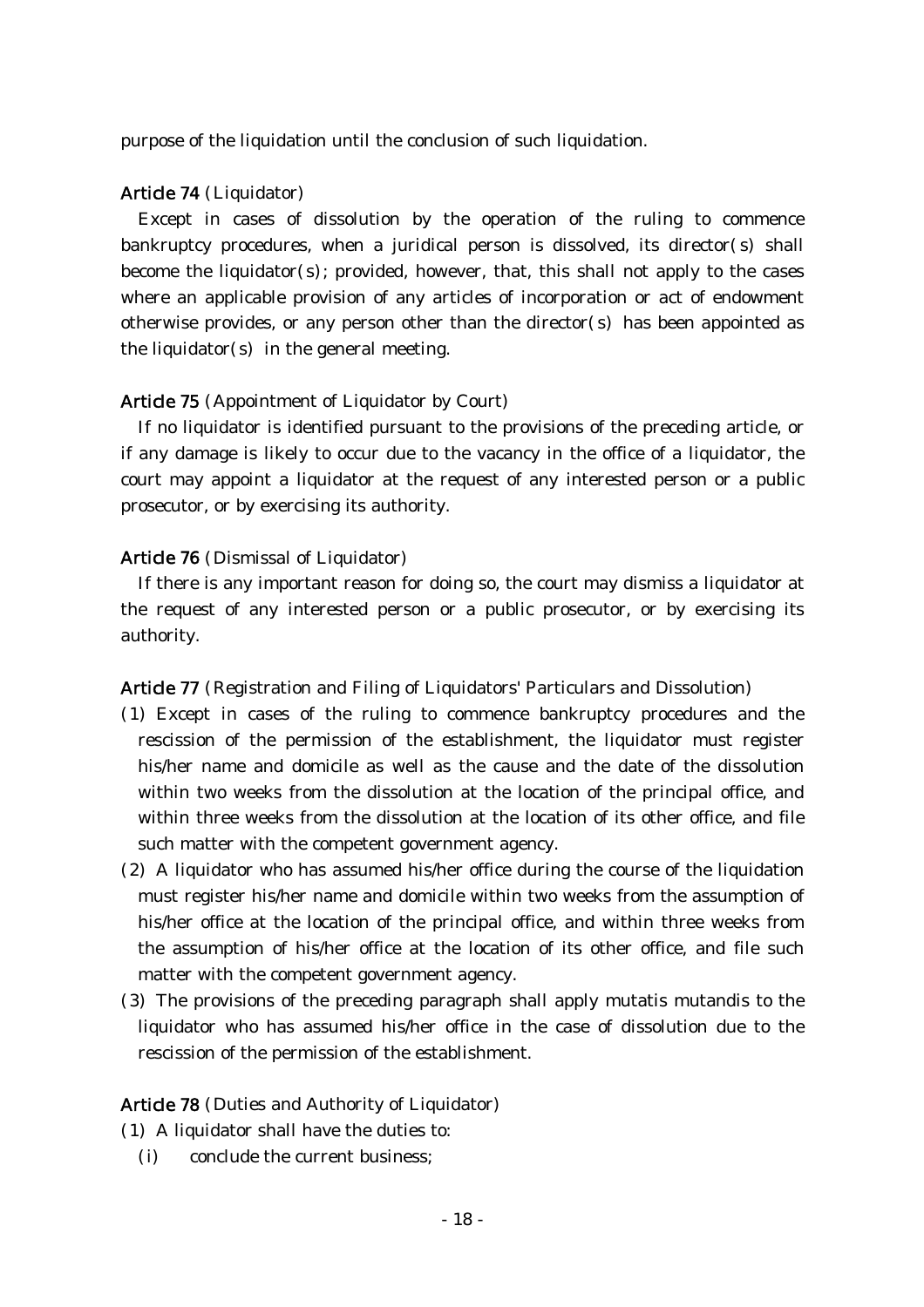purpose of the liquidation until the conclusion of such liquidation.

**Article 74** (Liquidator)

Except in cases of dissolution by the operation of the ruling to commence bankruptcy procedures, when a juridical person is dissolved, its director(s) shall become the liquidator(s); provided, however, that, this shall not apply to the cases where an applicable provision of any articles of incorporation or act of endowment otherwise provides, or any person other than the director(s) has been appointed as the liquidator(s) in the general meeting.

**Article 75** (Appointment of Liquidator by Court)

If no liquidator is identified pursuant to the provisions of the preceding article, or if any damage is likely to occur due to the vacancy in the office of a liquidator, the court may appoint a liquidator at the request of any interested person or a public prosecutor, or by exercising its authority.

**Article 76** (Dismissal of Liquidator)

If there is any important reason for doing so, the court may dismiss a liquidator at the request of any interested person or a public prosecutor, or by exercising its authority.

**Article 77** (Registration and Filing of Liquidators' Particulars and Dissolution)

(1) Except in cases of the ruling to commence bankruptcy procedures and the rescission of the permission of the establishment, the liquidator must register his/her name and domicile as well as the cause and the date of the dissolution within two weeks from the dissolution at the location of the principal office, and within three weeks from the dissolution at the location of its other office, and file such matter with the competent government agency.

(2) A liquidator who has assumed his/her office during the course of the liquidation must register his/her name and domicile within two weeks from the assumption of his/her office at the location of the principal office, and within three weeks from the assumption of his/her office at the location of its other office, and file such matter with the competent government agency.

(3) The provisions of the preceding paragraph shall apply mutatis mutandis to the liquidator who has assumed his/her office in the case of dissolution due to the rescission of the permission of the establishment.

**Article 78** (Duties and Authority of Liquidator)

(1) A liquidator shall have the duties to:

  (i) conclude the current business;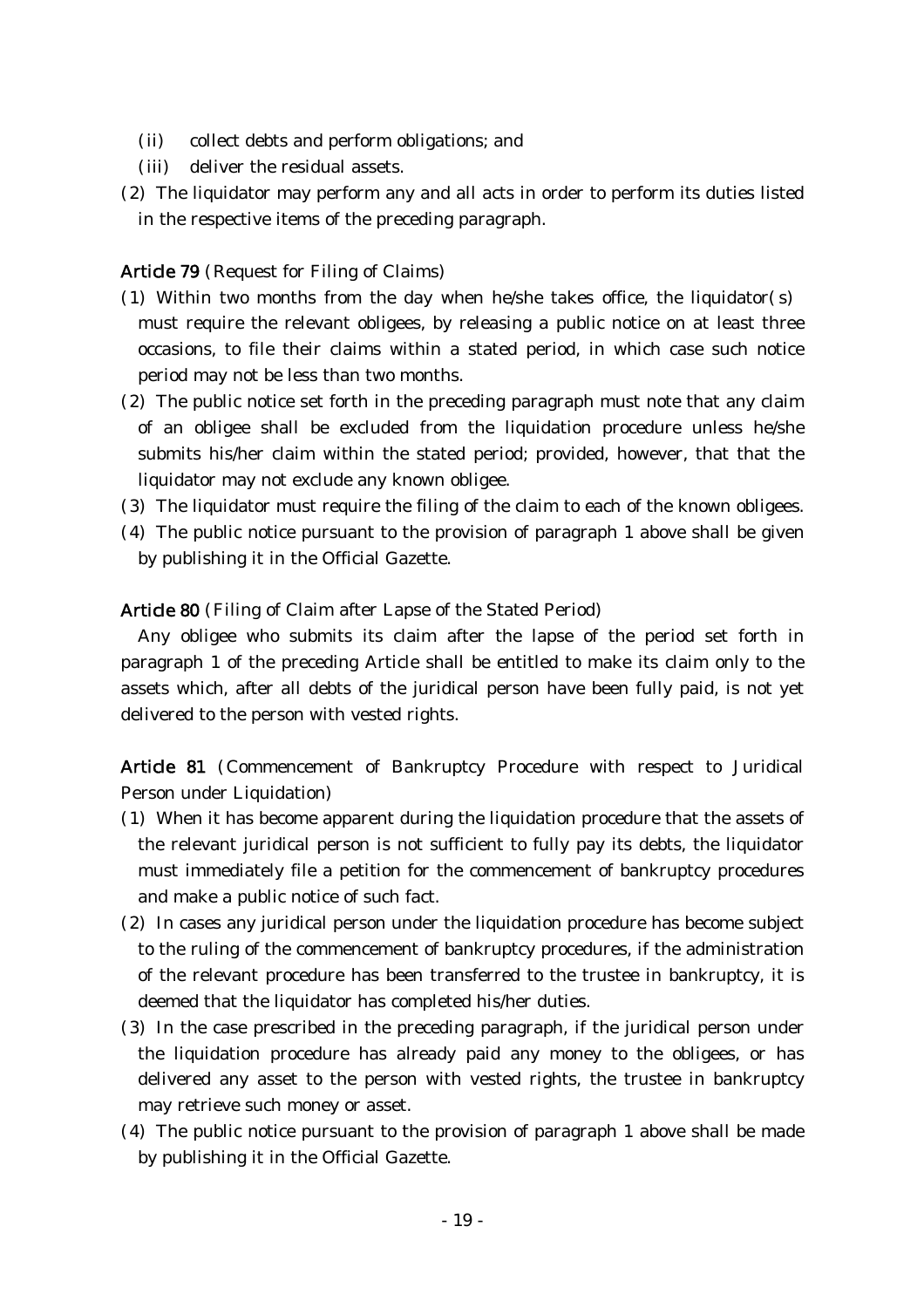(ii) collect debts and perform obligations; and

(iii) deliver the residual assets.

(2) The liquidator may perform any and all acts in order to perform its duties listed in the respective items of the preceding paragraph.

**Article 79** (Request for Filing of Claims)

(1) Within two months from the day when he/she takes office, the liquidator(s) must require the relevant obligees, by releasing a public notice on at least three occasions, to file their claims within a stated period, in which case such notice period may not be less than two months.

(2) The public notice set forth in the preceding paragraph must note that any claim of an obligee shall be excluded from the liquidation procedure unless he/she submits his/her claim within the stated period; provided, however, that that the liquidator may not exclude any known obligee.

(3) The liquidator must require the filing of the claim to each of the known obligees.

(4) The public notice pursuant to the provision of paragraph 1 above shall be given by publishing it in the Official Gazette.

**Article 80** (Filing of Claim after Lapse of the Stated Period)

Any obligee who submits its claim after the lapse of the period set forth in paragraph 1 of the preceding Article shall be entitled to make its claim only to the assets which, after all debts of the juridical person have been fully paid, is not yet delivered to the person with vested rights.

**Article 81** (Commencement of Bankruptcy Procedure with respect to Juridical Person under Liquidation)

(1) When it has become apparent during the liquidation procedure that the assets of the relevant juridical person is not sufficient to fully pay its debts, the liquidator must immediately file a petition for the commencement of bankruptcy procedures and make a public notice of such fact.

(2) In cases any juridical person under the liquidation procedure has become subject to the ruling of the commencement of bankruptcy procedures, if the administration of the relevant procedure has been transferred to the trustee in bankruptcy, it is deemed that the liquidator has completed his/her duties.

(3) In the case prescribed in the preceding paragraph, if the juridical person under the liquidation procedure has already paid any money to the obligees, or has delivered any asset to the person with vested rights, the trustee in bankruptcy may retrieve such money or asset.

(4) The public notice pursuant to the provision of paragraph 1 above shall be made by publishing it in the Official Gazette.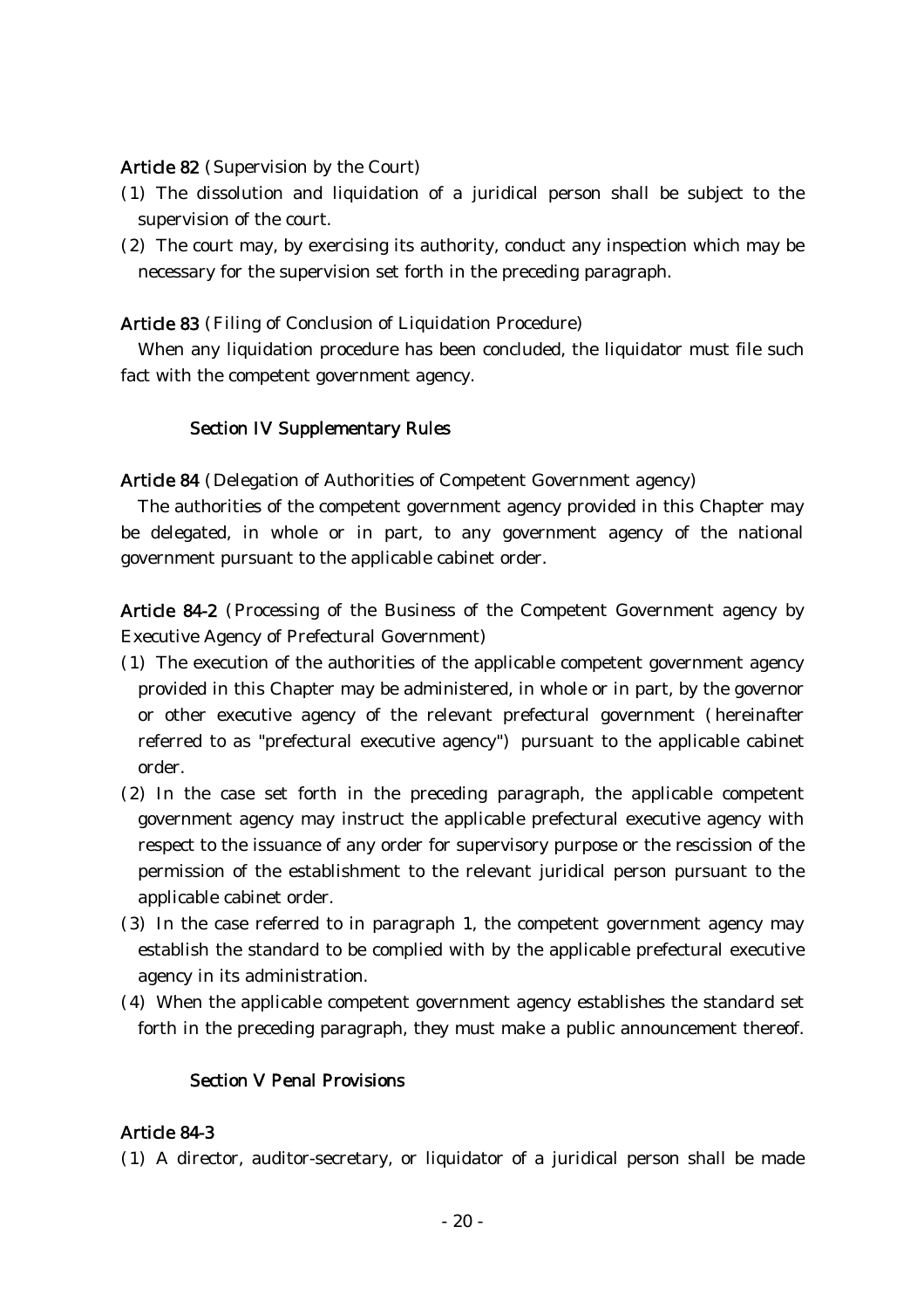**Article 82** (Supervision by the Court)

(1) The dissolution and liquidation of a juridical person shall be subject to the supervision of the court.

(2) The court may, by exercising its authority, conduct any inspection which may be necessary for the supervision set forth in the preceding paragraph.

**Article 83** (Filing of Conclusion of Liquidation Procedure)

When any liquidation procedure has been concluded, the liquidator must file such fact with the competent government agency.

### Section IV Supplementary Rules

**Article 84** (Delegation of Authorities of Competent Government agency)

The authorities of the competent government agency provided in this Chapter may be delegated, in whole or in part, to any government agency of the national government pursuant to the applicable cabinet order.

**Article 84-2** (Processing of the Business of the Competent Government agency by Executive Agency of Prefectural Government)

(1) The execution of the authorities of the applicable competent government agency provided in this Chapter may be administered, in whole or in part, by the governor or other executive agency of the relevant prefectural government (hereinafter referred to as "prefectural executive agency") pursuant to the applicable cabinet order.

(2) In the case set forth in the preceding paragraph, the applicable competent government agency may instruct the applicable prefectural executive agency with respect to the issuance of any order for supervisory purpose or the rescission of the permission of the establishment to the relevant juridical person pursuant to the applicable cabinet order.

(3) In the case referred to in paragraph 1, the competent government agency may establish the standard to be complied with by the applicable prefectural executive agency in its administration.

(4) When the applicable competent government agency establishes the standard set forth in the preceding paragraph, they must make a public announcement thereof.

### Section V Penal Provisions

**Article 84-3**

(1) A director, auditor-secretary, or liquidator of a juridical person shall be made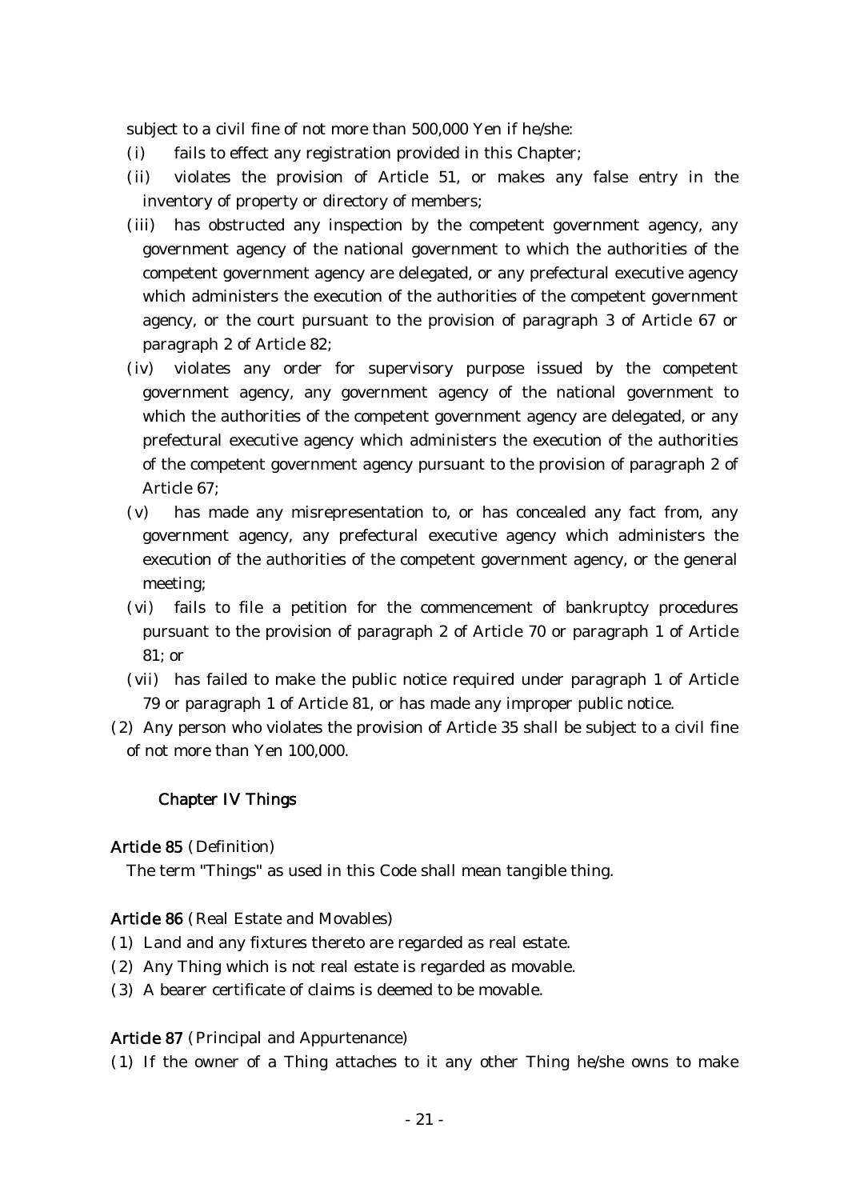subject to a civil fine of not more than 500,000 Yen if he/she:

(i) fails to effect any registration provided in this Chapter;

(ii) violates the provision of Article 51, or makes any false entry in the inventory of property or directory of members;

(iii) has obstructed any inspection by the competent government agency, any government agency of the national government to which the authorities of the competent government agency are delegated, or any prefectural executive agency which administers the execution of the authorities of the competent government agency, or the court pursuant to the provision of paragraph 3 of Article 67 or paragraph 2 of Article 82;

(iv) violates any order for supervisory purpose issued by the competent government agency, any government agency of the national government to which the authorities of the competent government agency are delegated, or any prefectural executive agency which administers the execution of the authorities of the competent government agency pursuant to the provision of paragraph 2 of Article 67;

(v) has made any misrepresentation to, or has concealed any fact from, any government agency, any prefectural executive agency which administers the execution of the authorities of the competent government agency, or the general meeting;

(vi) fails to file a petition for the commencement of bankruptcy procedures pursuant to the provision of paragraph 2 of Article 70 or paragraph 1 of Article 81; or

(vii) has failed to make the public notice required under paragraph 1 of Article 79 or paragraph 1 of Article 81, or has made any improper public notice.

(2) Any person who violates the provision of Article 35 shall be subject to a civil fine of not more than Yen 100,000.

## Chapter IV Things

**Article 85** (Definition)

The term "Things" as used in this Code shall mean tangible thing.

**Article 86** (Real Estate and Movables)

(1) Land and any fixtures thereto are regarded as real estate.

(2) Any Thing which is not real estate is regarded as movable.

(3) A bearer certificate of claims is deemed to be movable.

**Article 87** (Principal and Appurtenance)

(1) If the owner of a Thing attaches to it any other Thing he/she owns to make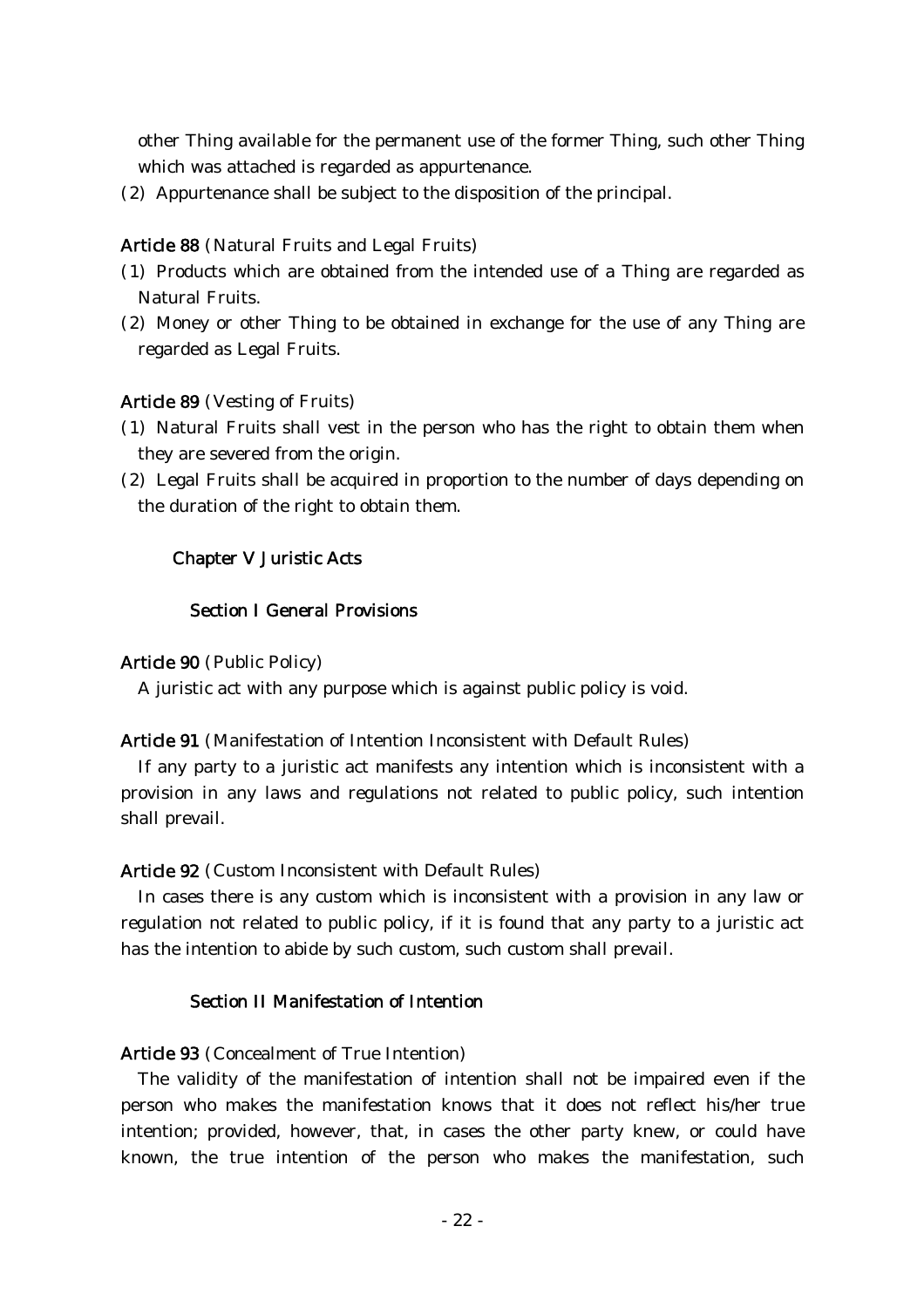other Thing available for the permanent use of the former Thing, such other Thing which was attached is regarded as appurtenance.

(2) Appurtenance shall be subject to the disposition of the principal.

**Article 88** (Natural Fruits and Legal Fruits)

(1) Products which are obtained from the intended use of a Thing are regarded as Natural Fruits.

(2) Money or other Thing to be obtained in exchange for the use of any Thing are regarded as Legal Fruits.

**Article 89** (Vesting of Fruits)

(1) Natural Fruits shall vest in the person who has the right to obtain them when they are severed from the origin.

(2) Legal Fruits shall be acquired in proportion to the number of days depending on the duration of the right to obtain them.

## Chapter V Juristic Acts

### Section I General Provisions

**Article 90** (Public Policy)

A juristic act with any purpose which is against public policy is void.

**Article 91** (Manifestation of Intention Inconsistent with Default Rules)

If any party to a juristic act manifests any intention which is inconsistent with a provision in any laws and regulations not related to public policy, such intention shall prevail.

**Article 92** (Custom Inconsistent with Default Rules)

In cases there is any custom which is inconsistent with a provision in any law or regulation not related to public policy, if it is found that any party to a juristic act has the intention to abide by such custom, such custom shall prevail.

### Section II Manifestation of Intention

**Article 93** (Concealment of True Intention)

The validity of the manifestation of intention shall not be impaired even if the person who makes the manifestation knows that it does not reflect his/her true intention; provided, however, that, in cases the other party knew, or could have known, the true intention of the person who makes the manifestation, such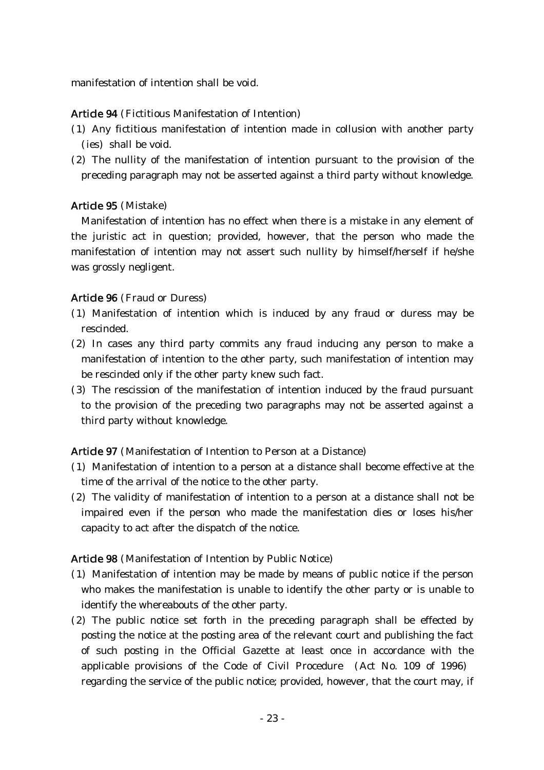manifestation of intention shall be void.

**Article 94** (Fictitious Manifestation of Intention)

(1) Any fictitious manifestation of intention made in collusion with another party (ies) shall be void.

(2) The nullity of the manifestation of intention pursuant to the provision of the preceding paragraph may not be asserted against a third party without knowledge.

**Article 95** (Mistake)

Manifestation of intention has no effect when there is a mistake in any element of the juristic act in question; provided, however, that the person who made the manifestation of intention may not assert such nullity by himself/herself if he/she was grossly negligent.

**Article 96** (Fraud or Duress)

(1) Manifestation of intention which is induced by any fraud or duress may be rescinded.

(2) In cases any third party commits any fraud inducing any person to make a manifestation of intention to the other party, such manifestation of intention may be rescinded only if the other party knew such fact.

(3) The rescission of the manifestation of intention induced by the fraud pursuant to the provision of the preceding two paragraphs may not be asserted against a third party without knowledge.

**Article 97** (Manifestation of Intention to Person at a Distance)

(1) Manifestation of intention to a person at a distance shall become effective at the time of the arrival of the notice to the other party.

(2) The validity of manifestation of intention to a person at a distance shall not be impaired even if the person who made the manifestation dies or loses his/her capacity to act after the dispatch of the notice.

**Article 98** (Manifestation of Intention by Public Notice)

(1) Manifestation of intention may be made by means of public notice if the person who makes the manifestation is unable to identify the other party or is unable to identify the whereabouts of the other party.

(2) The public notice set forth in the preceding paragraph shall be effected by posting the notice at the posting area of the relevant court and publishing the fact of such posting in the Official Gazette at least once in accordance with the applicable provisions of the Code of Civil Procedure (Act No. 109 of 1996) regarding the service of the public notice; provided, however, that the court may, if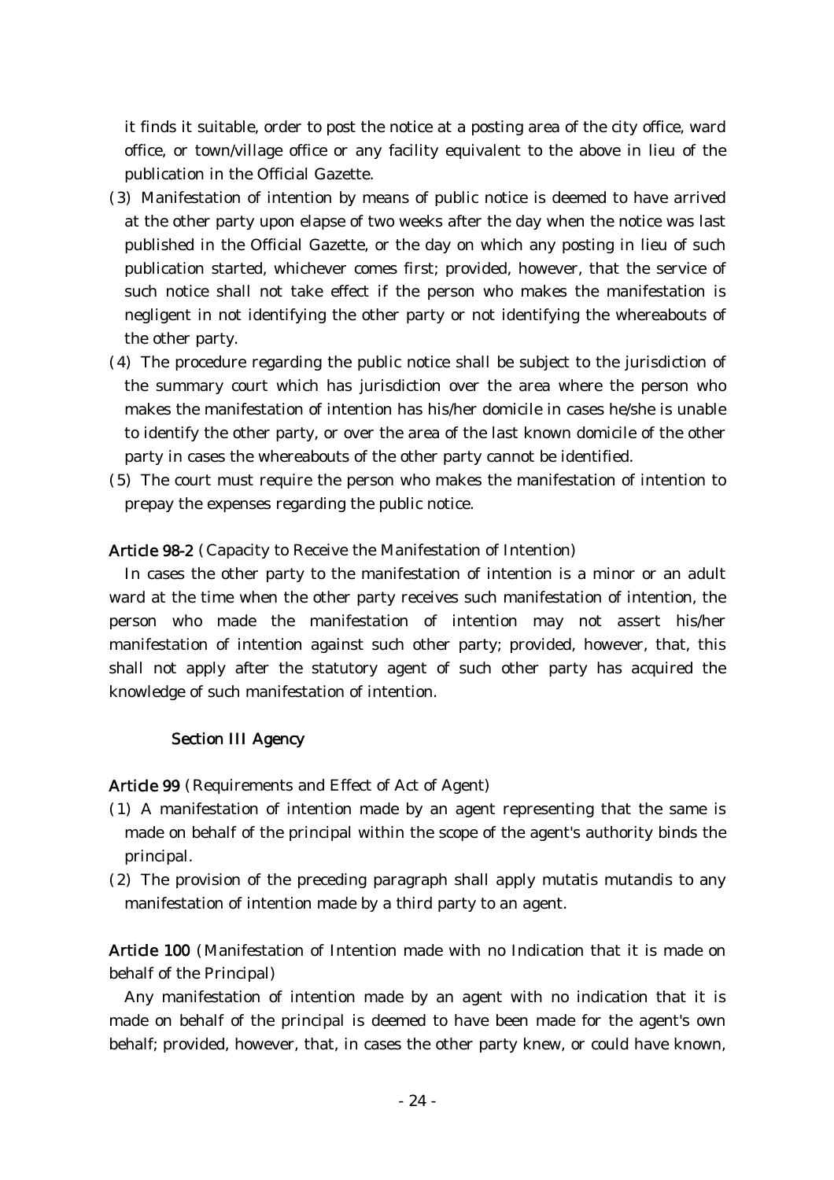it finds it suitable, order to post the notice at a posting area of the city office, ward office, or town/village office or any facility equivalent to the above in lieu of the publication in the Official Gazette.

(3) Manifestation of intention by means of public notice is deemed to have arrived at the other party upon elapse of two weeks after the day when the notice was last published in the Official Gazette, or the day on which any posting in lieu of such publication started, whichever comes first; provided, however, that the service of such notice shall not take effect if the person who makes the manifestation is negligent in not identifying the other party or not identifying the whereabouts of the other party.

(4) The procedure regarding the public notice shall be subject to the jurisdiction of the summary court which has jurisdiction over the area where the person who makes the manifestation of intention has his/her domicile in cases he/she is unable to identify the other party, or over the area of the last known domicile of the other party in cases the whereabouts of the other party cannot be identified.

(5) The court must require the person who makes the manifestation of intention to prepay the expenses regarding the public notice.

**Article 98-2** (Capacity to Receive the Manifestation of Intention)

In cases the other party to the manifestation of intention is a minor or an adult ward at the time when the other party receives such manifestation of intention, the person who made the manifestation of intention may not assert his/her manifestation of intention against such other party; provided, however, that, this shall not apply after the statutory agent of such other party has acquired the knowledge of such manifestation of intention.

## Section III Agency

**Article 99** (Requirements and Effect of Act of Agent)

(1) A manifestation of intention made by an agent representing that the same is made on behalf of the principal within the scope of the agent's authority binds the principal.

(2) The provision of the preceding paragraph shall apply mutatis mutandis to any manifestation of intention made by a third party to an agent.

**Article 100** (Manifestation of Intention made with no Indication that it is made on behalf of the Principal)

Any manifestation of intention made by an agent with no indication that it is made on behalf of the principal is deemed to have been made for the agent's own behalf; provided, however, that, in cases the other party knew, or could have known,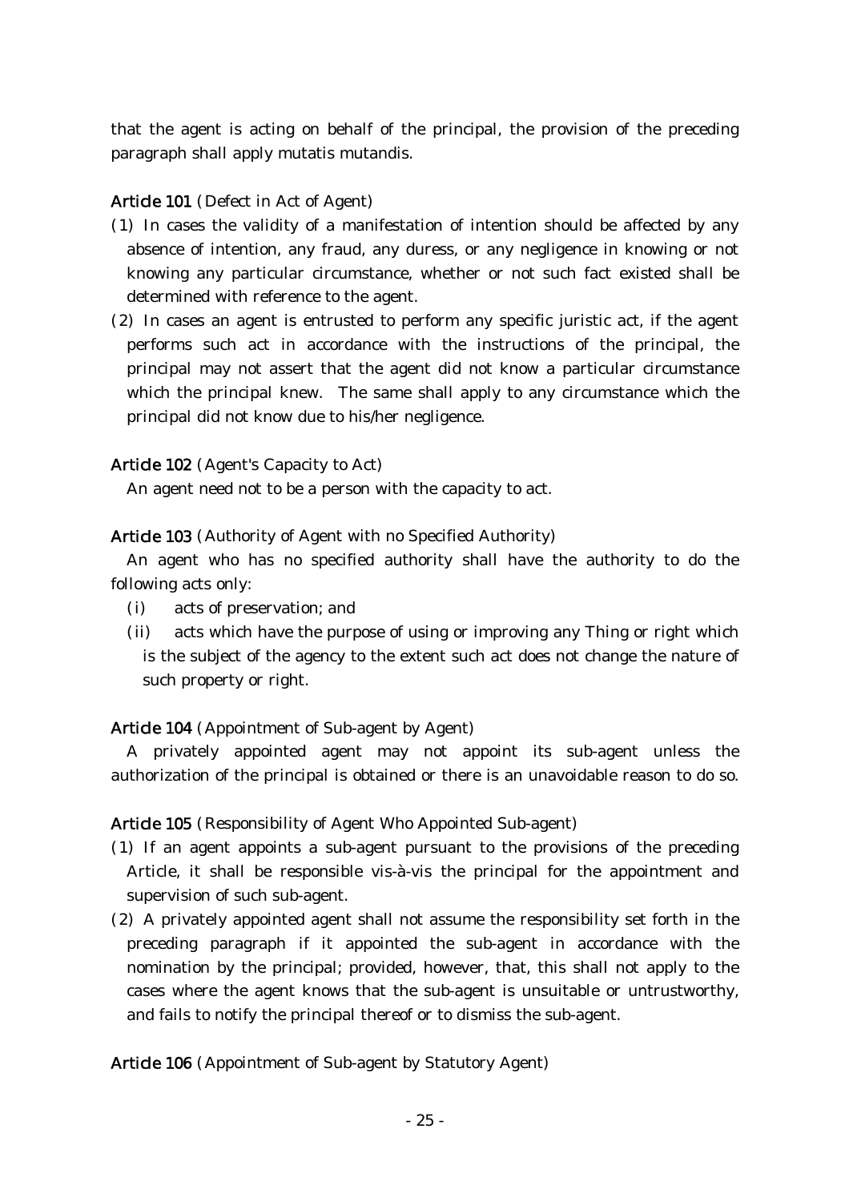that the agent is acting on behalf of the principal, the provision of the preceding paragraph shall apply mutatis mutandis.

**Article 101** (Defect in Act of Agent)

(1) In cases the validity of a manifestation of intention should be affected by any absence of intention, any fraud, any duress, or any negligence in knowing or not knowing any particular circumstance, whether or not such fact existed shall be determined with reference to the agent.

(2) In cases an agent is entrusted to perform any specific juristic act, if the agent performs such act in accordance with the instructions of the principal, the principal may not assert that the agent did not know a particular circumstance which the principal knew. The same shall apply to any circumstance which the principal did not know due to his/her negligence.

**Article 102** (Agent's Capacity to Act)

An agent need not to be a person with the capacity to act.

**Article 103** (Authority of Agent with no Specified Authority)

An agent who has no specified authority shall have the authority to do the following acts only:

(i) acts of preservation; and

(ii) acts which have the purpose of using or improving any Thing or right which is the subject of the agency to the extent such act does not change the nature of such property or right.

**Article 104** (Appointment of Sub-agent by Agent)

A privately appointed agent may not appoint its sub-agent unless the authorization of the principal is obtained or there is an unavoidable reason to do so.

**Article 105** (Responsibility of Agent Who Appointed Sub-agent)

(1) If an agent appoints a sub-agent pursuant to the provisions of the preceding Article, it shall be responsible vis-à-vis the principal for the appointment and supervision of such sub-agent.

(2) A privately appointed agent shall not assume the responsibility set forth in the preceding paragraph if it appointed the sub-agent in accordance with the nomination by the principal; provided, however, that, this shall not apply to the cases where the agent knows that the sub-agent is unsuitable or untrustworthy, and fails to notify the principal thereof or to dismiss the sub-agent.

**Article 106** (Appointment of Sub-agent by Statutory Agent)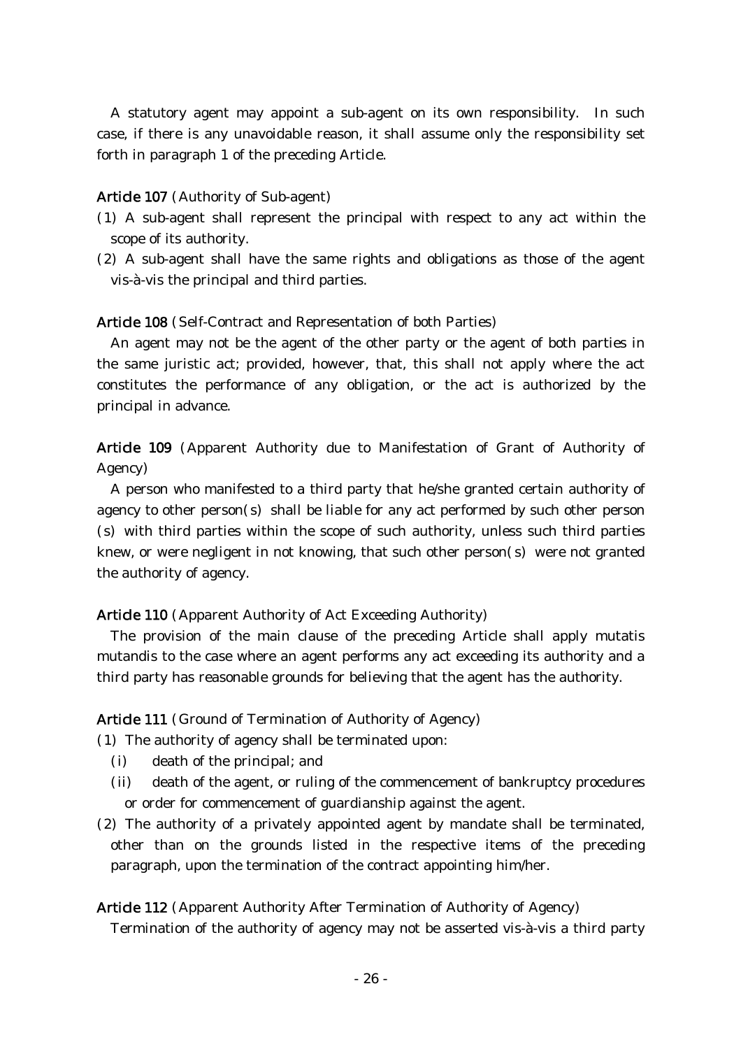A statutory agent may appoint a sub-agent on its own responsibility. In such case, if there is any unavoidable reason, it shall assume only the responsibility set forth in paragraph 1 of the preceding Article.

**Article 107** (Authority of Sub-agent)

(1) A sub-agent shall represent the principal with respect to any act within the scope of its authority.

(2) A sub-agent shall have the same rights and obligations as those of the agent vis-à-vis the principal and third parties.

**Article 108** (Self-Contract and Representation of both Parties)

An agent may not be the agent of the other party or the agent of both parties in the same juristic act; provided, however, that, this shall not apply where the act constitutes the performance of any obligation, or the act is authorized by the principal in advance.

**Article 109** (Apparent Authority due to Manifestation of Grant of Authority of Agency)

A person who manifested to a third party that he/she granted certain authority of agency to other person(s) shall be liable for any act performed by such other person(s) with third parties within the scope of such authority, unless such third parties knew, or were negligent in not knowing, that such other person(s) were not granted the authority of agency.

**Article 110** (Apparent Authority of Act Exceeding Authority)

The provision of the main clause of the preceding Article shall apply mutatis mutandis to the case where an agent performs any act exceeding its authority and a third party has reasonable grounds for believing that the agent has the authority.

**Article 111** (Ground of Termination of Authority of Agency)

(1) The authority of agency shall be terminated upon:

(i) death of the principal; and

(ii) death of the agent, or ruling of the commencement of bankruptcy procedures or order for commencement of guardianship against the agent.

(2) The authority of a privately appointed agent by mandate shall be terminated, other than on the grounds listed in the respective items of the preceding paragraph, upon the termination of the contract appointing him/her.

**Article 112** (Apparent Authority After Termination of Authority of Agency)

Termination of the authority of agency may not be asserted vis-à-vis a third party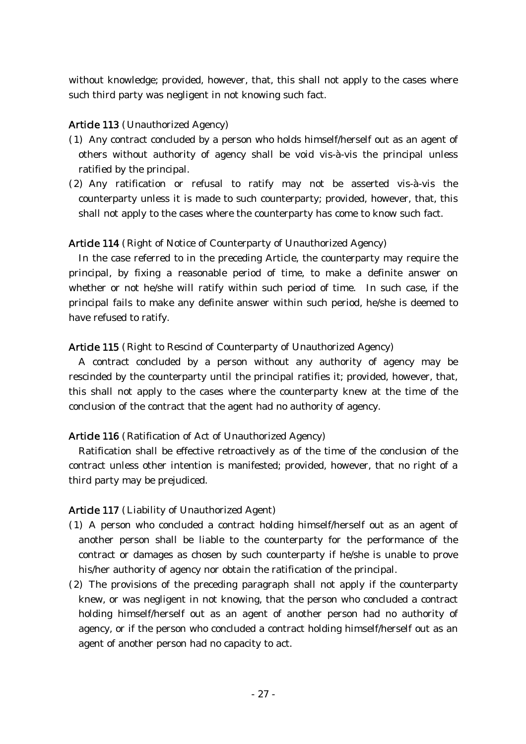without knowledge; provided, however, that, this shall not apply to the cases where such third party was negligent in not knowing such fact.

**Article 113** (Unauthorized Agency)

(1) Any contract concluded by a person who holds himself/herself out as an agent of others without authority of agency shall be void vis-à-vis the principal unless ratified by the principal.

(2) Any ratification or refusal to ratify may not be asserted vis-à-vis the counterparty unless it is made to such counterparty; provided, however, that, this shall not apply to the cases where the counterparty has come to know such fact.

**Article 114** (Right of Notice of Counterparty of Unauthorized Agency)

In the case referred to in the preceding Article, the counterparty may require the principal, by fixing a reasonable period of time, to make a definite answer on whether or not he/she will ratify within such period of time. In such case, if the principal fails to make any definite answer within such period, he/she is deemed to have refused to ratify.

**Article 115** (Right to Rescind of Counterparty of Unauthorized Agency)

A contract concluded by a person without any authority of agency may be rescinded by the counterparty until the principal ratifies it; provided, however, that, this shall not apply to the cases where the counterparty knew at the time of the conclusion of the contract that the agent had no authority of agency.

**Article 116** (Ratification of Act of Unauthorized Agency)

Ratification shall be effective retroactively as of the time of the conclusion of the contract unless other intention is manifested; provided, however, that no right of a third party may be prejudiced.

**Article 117** (Liability of Unauthorized Agent)

(1) A person who concluded a contract holding himself/herself out as an agent of another person shall be liable to the counterparty for the performance of the contract or damages as chosen by such counterparty if he/she is unable to prove his/her authority of agency nor obtain the ratification of the principal.

(2) The provisions of the preceding paragraph shall not apply if the counterparty knew, or was negligent in not knowing, that the person who concluded a contract holding himself/herself out as an agent of another person had no authority of agency, or if the person who concluded a contract holding himself/herself out as an agent of another person had no capacity to act.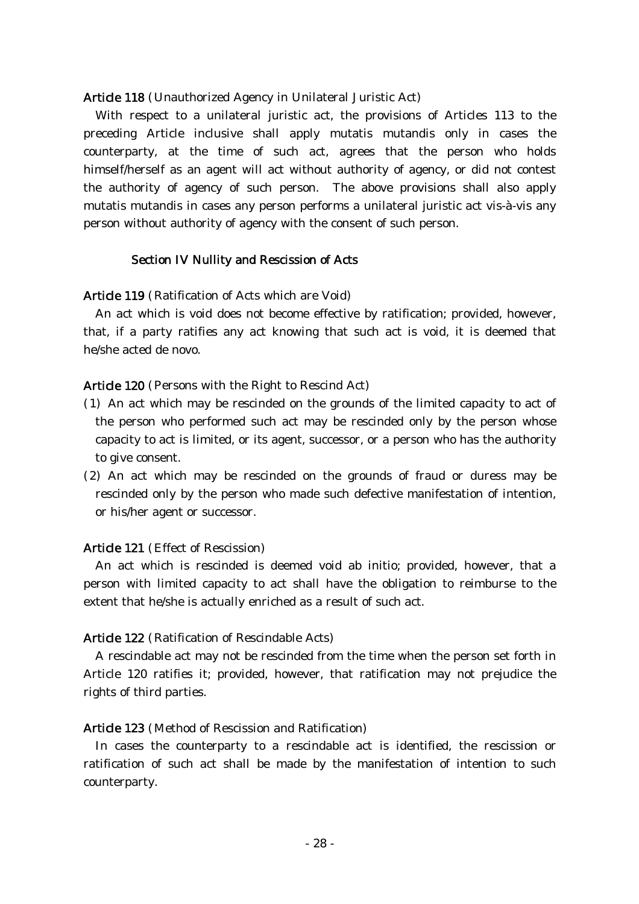**Article 118** (Unauthorized Agency in Unilateral Juristic Act)

With respect to a unilateral juristic act, the provisions of Articles 113 to the preceding Article inclusive shall apply mutatis mutandis only in cases the counterparty, at the time of such act, agrees that the person who holds himself/herself as an agent will act without authority of agency, or did not contest the authority of agency of such person. The above provisions shall also apply mutatis mutandis in cases any person performs a unilateral juristic act vis-à-vis any person without authority of agency with the consent of such person.

### Section IV Nullity and Rescission of Acts

**Article 119** (Ratification of Acts which are Void)

An act which is void does not become effective by ratification; provided, however, that, if a party ratifies any act knowing that such act is void, it is deemed that he/she acted de novo.

**Article 120** (Persons with the Right to Rescind Act)

(1) An act which may be rescinded on the grounds of the limited capacity to act of the person who performed such act may be rescinded only by the person whose capacity to act is limited, or its agent, successor, or a person who has the authority to give consent.

(2) An act which may be rescinded on the grounds of fraud or duress may be rescinded only by the person who made such defective manifestation of intention, or his/her agent or successor.

**Article 121** (Effect of Rescission)

An act which is rescinded is deemed void ab initio; provided, however, that a person with limited capacity to act shall have the obligation to reimburse to the extent that he/she is actually enriched as a result of such act.

**Article 122** (Ratification of Rescindable Acts)

A rescindable act may not be rescinded from the time when the person set forth in Article 120 ratifies it; provided, however, that ratification may not prejudice the rights of third parties.

**Article 123** (Method of Rescission and Ratification)

In cases the counterparty to a rescindable act is identified, the rescission or ratification of such act shall be made by the manifestation of intention to such counterparty.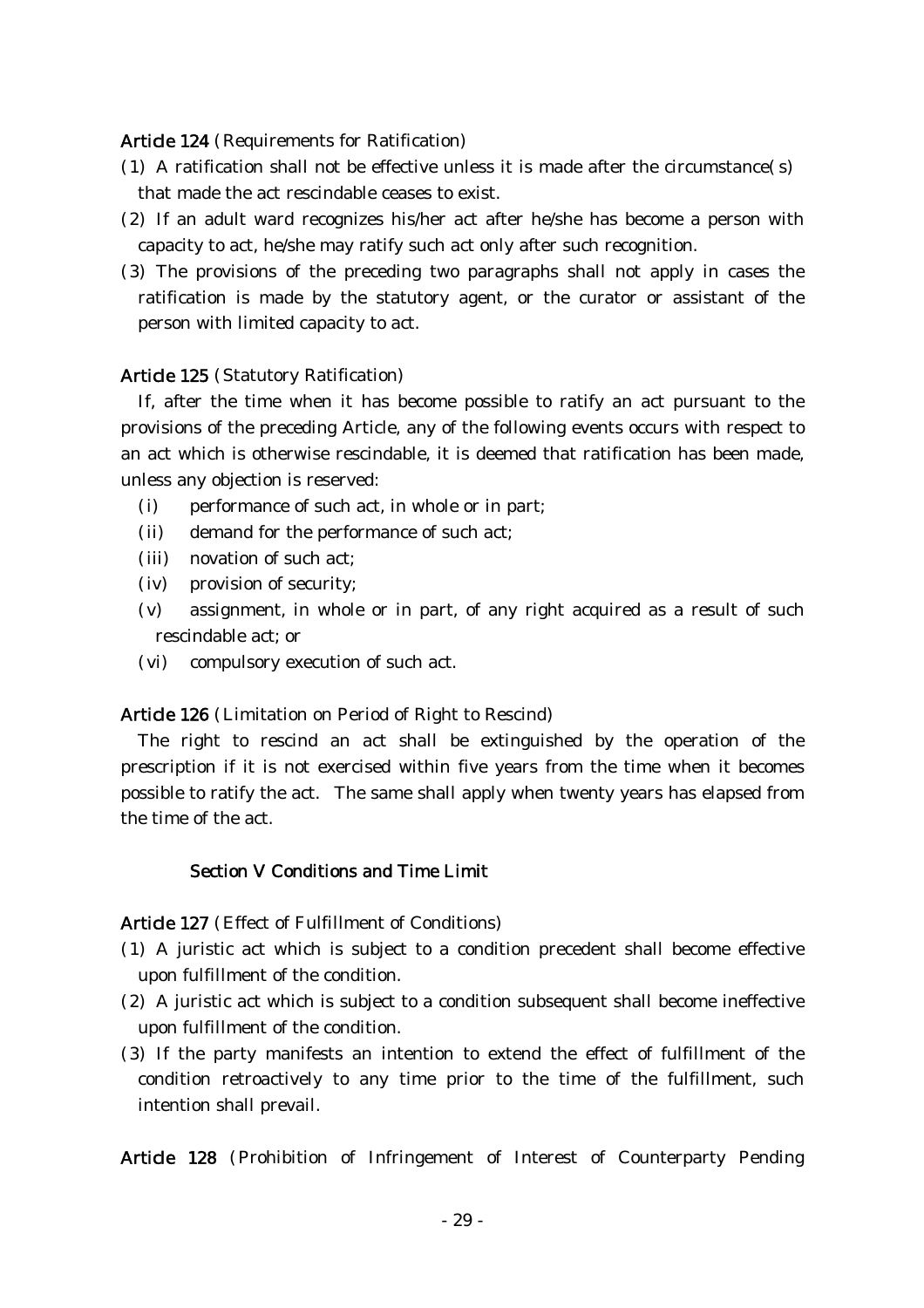**Article 124** (Requirements for Ratification)

(1) A ratification shall not be effective unless it is made after the circumstance(s) that made the act rescindable ceases to exist.

(2) If an adult ward recognizes his/her act after he/she has become a person with capacity to act, he/she may ratify such act only after such recognition.

(3) The provisions of the preceding two paragraphs shall not apply in cases the ratification is made by the statutory agent, or the curator or assistant of the person with limited capacity to act.

**Article 125** (Statutory Ratification)

If, after the time when it has become possible to ratify an act pursuant to the provisions of the preceding Article, any of the following events occurs with respect to an act which is otherwise rescindable, it is deemed that ratification has been made, unless any objection is reserved:

(i) performance of such act, in whole or in part;
(ii) demand for the performance of such act;
(iii) novation of such act;
(iv) provision of security;
(v) assignment, in whole or in part, of any right acquired as a result of such rescindable act; or
(vi) compulsory execution of such act.

**Article 126** (Limitation on Period of Right to Rescind)

The right to rescind an act shall be extinguished by the operation of the prescription if it is not exercised within five years from the time when it becomes possible to ratify the act. The same shall apply when twenty years has elapsed from the time of the act.

## Section V Conditions and Time Limit

**Article 127** (Effect of Fulfillment of Conditions)

(1) A juristic act which is subject to a condition precedent shall become effective upon fulfillment of the condition.

(2) A juristic act which is subject to a condition subsequent shall become ineffective upon fulfillment of the condition.

(3) If the party manifests an intention to extend the effect of fulfillment of the condition retroactively to any time prior to the time of the fulfillment, such intention shall prevail.

**Article 128** (Prohibition of Infringement of Interest of Counterparty Pending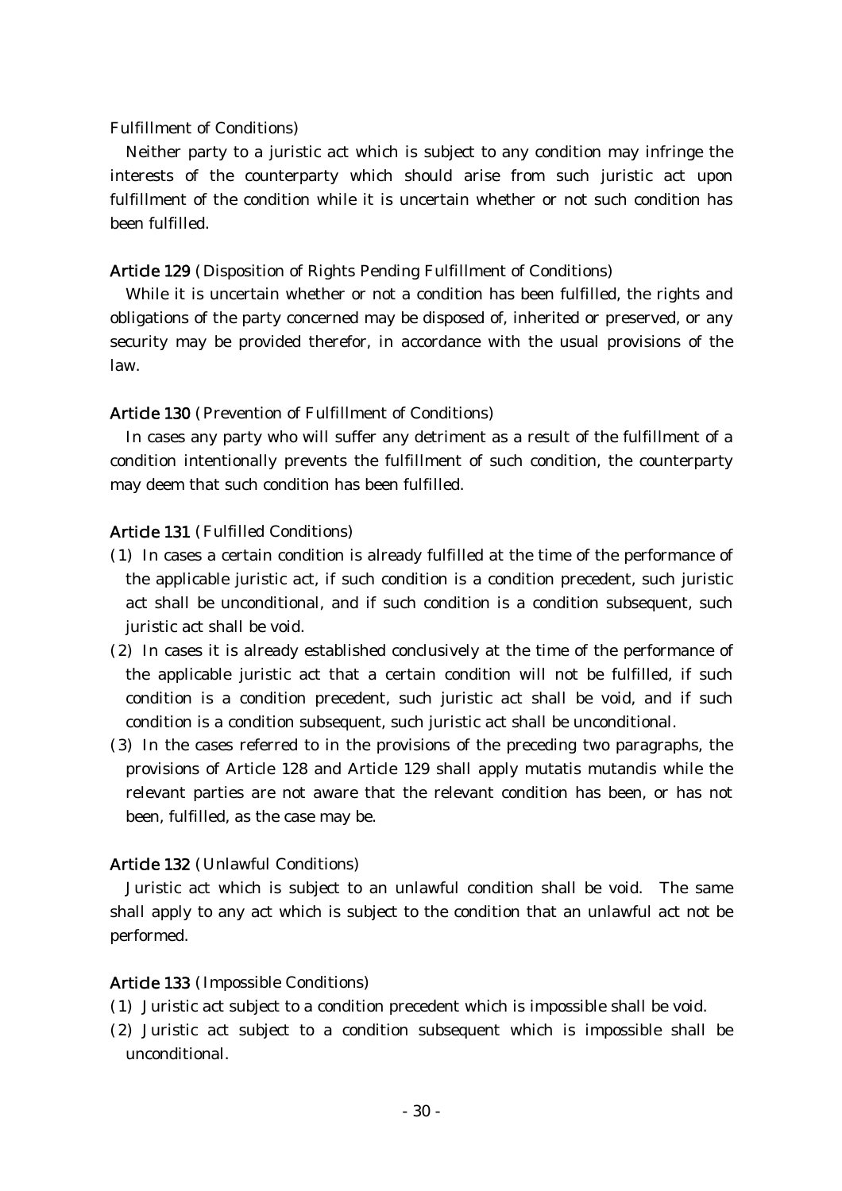Fulfillment of Conditions)

Neither party to a juristic act which is subject to any condition may infringe the interests of the counterparty which should arise from such juristic act upon fulfillment of the condition while it is uncertain whether or not such condition has been fulfilled.

**Article 129** (Disposition of Rights Pending Fulfillment of Conditions)

While it is uncertain whether or not a condition has been fulfilled, the rights and obligations of the party concerned may be disposed of, inherited or preserved, or any security may be provided therefor, in accordance with the usual provisions of the law.

**Article 130** (Prevention of Fulfillment of Conditions)

In cases any party who will suffer any detriment as a result of the fulfillment of a condition intentionally prevents the fulfillment of such condition, the counterparty may deem that such condition has been fulfilled.

**Article 131** (Fulfilled Conditions)

(1) In cases a certain condition is already fulfilled at the time of the performance of the applicable juristic act, if such condition is a condition precedent, such juristic act shall be unconditional, and if such condition is a condition subsequent, such juristic act shall be void.

(2) In cases it is already established conclusively at the time of the performance of the applicable juristic act that a certain condition will not be fulfilled, if such condition is a condition precedent, such juristic act shall be void, and if such condition is a condition subsequent, such juristic act shall be unconditional.

(3) In the cases referred to in the provisions of the preceding two paragraphs, the provisions of Article 128 and Article 129 shall apply mutatis mutandis while the relevant parties are not aware that the relevant condition has been, or has not been, fulfilled, as the case may be.

**Article 132** (Unlawful Conditions)

Juristic act which is subject to an unlawful condition shall be void. The same shall apply to any act which is subject to the condition that an unlawful act not be performed.

**Article 133** (Impossible Conditions)

(1) Juristic act subject to a condition precedent which is impossible shall be void.

(2) Juristic act subject to a condition subsequent which is impossible shall be unconditional.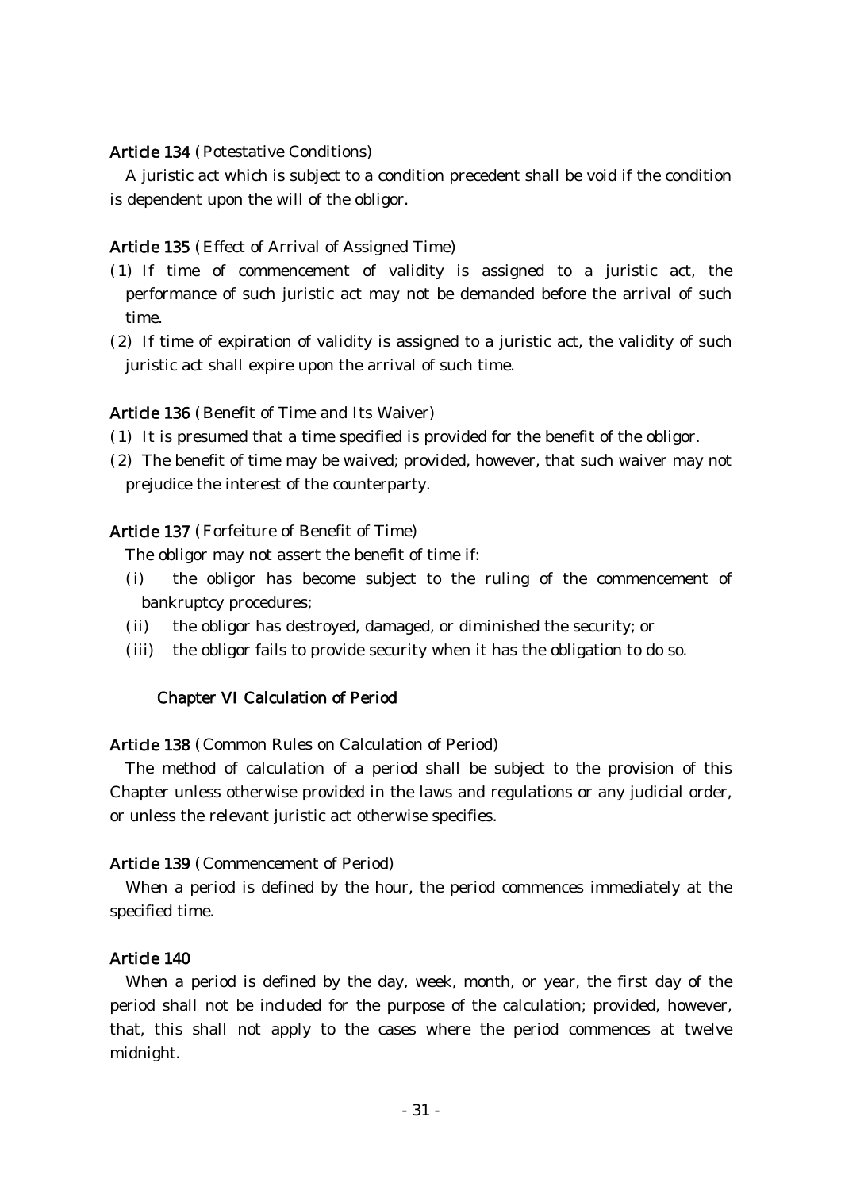**Article 134** (Potestative Conditions)

A juristic act which is subject to a condition precedent shall be void if the condition is dependent upon the will of the obligor.

**Article 135** (Effect of Arrival of Assigned Time)

(1) If time of commencement of validity is assigned to a juristic act, the performance of such juristic act may not be demanded before the arrival of such time.

(2) If time of expiration of validity is assigned to a juristic act, the validity of such juristic act shall expire upon the arrival of such time.

**Article 136** (Benefit of Time and Its Waiver)

(1) It is presumed that a time specified is provided for the benefit of the obligor.

(2) The benefit of time may be waived; provided, however, that such waiver may not prejudice the interest of the counterparty.

**Article 137** (Forfeiture of Benefit of Time)

The obligor may not assert the benefit of time if:

(i) the obligor has become subject to the ruling of the commencement of bankruptcy procedures;

(ii) the obligor has destroyed, damaged, or diminished the security; or

(iii) the obligor fails to provide security when it has the obligation to do so.

## Chapter VI Calculation of Period

**Article 138** (Common Rules on Calculation of Period)

The method of calculation of a period shall be subject to the provision of this Chapter unless otherwise provided in the laws and regulations or any judicial order, or unless the relevant juristic act otherwise specifies.

**Article 139** (Commencement of Period)

When a period is defined by the hour, the period commences immediately at the specified time.

**Article 140**

When a period is defined by the day, week, month, or year, the first day of the period shall not be included for the purpose of the calculation; provided, however, that, this shall not apply to the cases where the period commences at twelve midnight.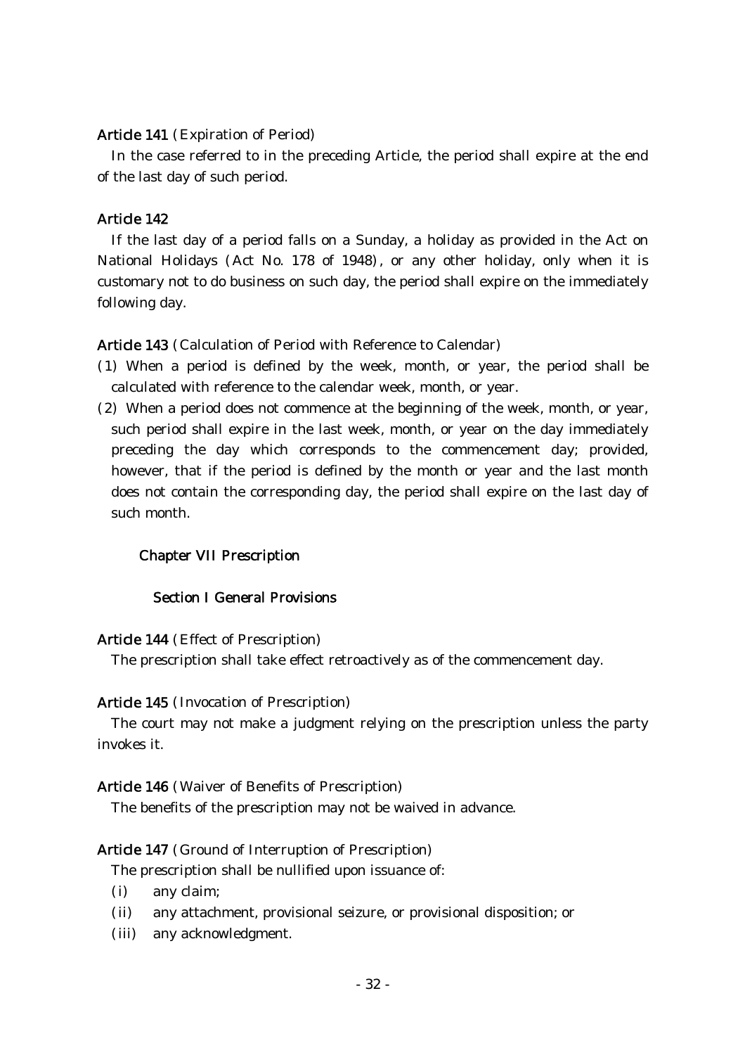**Article 141** (Expiration of Period)

In the case referred to in the preceding Article, the period shall expire at the end of the last day of such period.

**Article 142**

If the last day of a period falls on a Sunday, a holiday as provided in the Act on National Holidays (Act No. 178 of 1948), or any other holiday, only when it is customary not to do business on such day, the period shall expire on the immediately following day.

**Article 143** (Calculation of Period with Reference to Calendar)

(1) When a period is defined by the week, month, or year, the period shall be calculated with reference to the calendar week, month, or year.

(2) When a period does not commence at the beginning of the week, month, or year, such period shall expire in the last week, month, or year on the day immediately preceding the day which corresponds to the commencement day; provided, however, that if the period is defined by the month or year and the last month does not contain the corresponding day, the period shall expire on the last day of such month.

## Chapter VII Prescription

### Section I General Provisions

**Article 144** (Effect of Prescription)

The prescription shall take effect retroactively as of the commencement day.

**Article 145** (Invocation of Prescription)

The court may not make a judgment relying on the prescription unless the party invokes it.

**Article 146** (Waiver of Benefits of Prescription)

The benefits of the prescription may not be waived in advance.

**Article 147** (Ground of Interruption of Prescription)

The prescription shall be nullified upon issuance of:

(i) any claim;

(ii) any attachment, provisional seizure, or provisional disposition; or

(iii) any acknowledgment.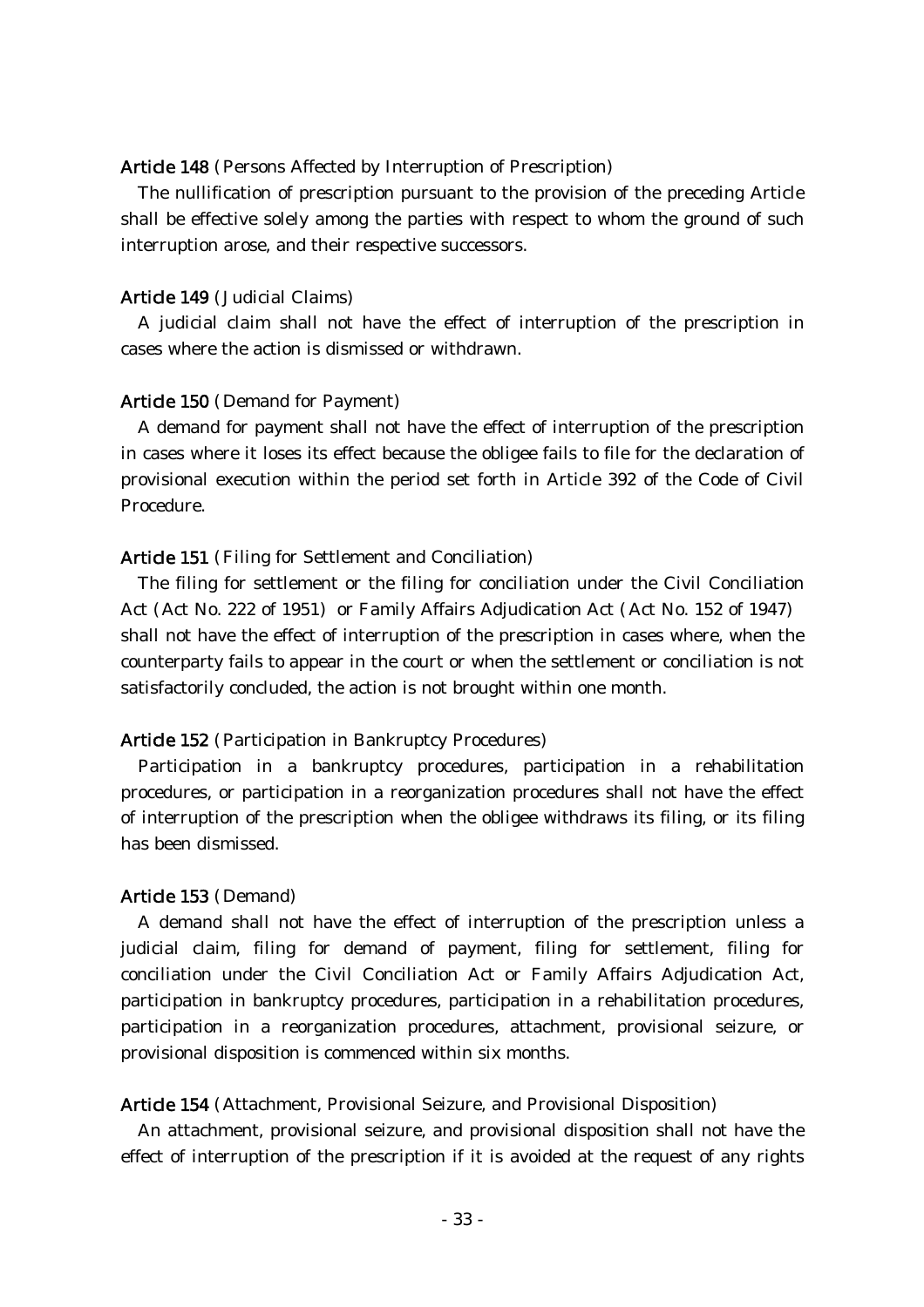**Article 148** (Persons Affected by Interruption of Prescription)

The nullification of prescription pursuant to the provision of the preceding Article shall be effective solely among the parties with respect to whom the ground of such interruption arose, and their respective successors.

**Article 149** (Judicial Claims)

A judicial claim shall not have the effect of interruption of the prescription in cases where the action is dismissed or withdrawn.

**Article 150** (Demand for Payment)

A demand for payment shall not have the effect of interruption of the prescription in cases where it loses its effect because the obligee fails to file for the declaration of provisional execution within the period set forth in Article 392 of the Code of Civil Procedure.

**Article 151** (Filing for Settlement and Conciliation)

The filing for settlement or the filing for conciliation under the Civil Conciliation Act (Act No. 222 of 1951) or Family Affairs Adjudication Act (Act No. 152 of 1947) shall not have the effect of interruption of the prescription in cases where, when the counterparty fails to appear in the court or when the settlement or conciliation is not satisfactorily concluded, the action is not brought within one month.

**Article 152** (Participation in Bankruptcy Procedures)

Participation in a bankruptcy procedures, participation in a rehabilitation procedures, or participation in a reorganization procedures shall not have the effect of interruption of the prescription when the obligee withdraws its filing, or its filing has been dismissed.

**Article 153** (Demand)

A demand shall not have the effect of interruption of the prescription unless a judicial claim, filing for demand of payment, filing for settlement, filing for conciliation under the Civil Conciliation Act or Family Affairs Adjudication Act, participation in bankruptcy procedures, participation in a rehabilitation procedures, participation in a reorganization procedures, attachment, provisional seizure, or provisional disposition is commenced within six months.

**Article 154** (Attachment, Provisional Seizure, and Provisional Disposition)

An attachment, provisional seizure, and provisional disposition shall not have the effect of interruption of the prescription if it is avoided at the request of any rights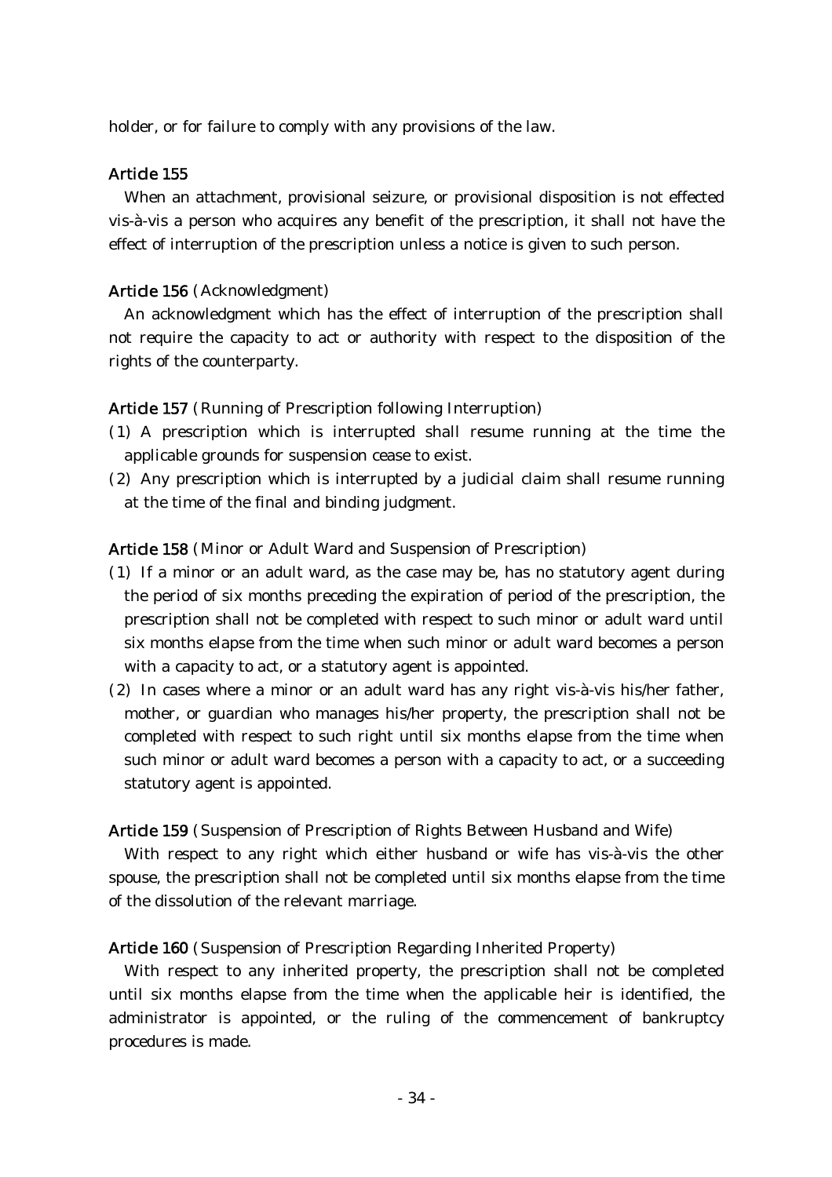holder, or for failure to comply with any provisions of the law.

**Article 155**

When an attachment, provisional seizure, or provisional disposition is not effected vis-à-vis a person who acquires any benefit of the prescription, it shall not have the effect of interruption of the prescription unless a notice is given to such person.

**Article 156** (Acknowledgment)

An acknowledgment which has the effect of interruption of the prescription shall not require the capacity to act or authority with respect to the disposition of the rights of the counterparty.

**Article 157** (Running of Prescription following Interruption)

(1) A prescription which is interrupted shall resume running at the time the applicable grounds for suspension cease to exist.

(2) Any prescription which is interrupted by a judicial claim shall resume running at the time of the final and binding judgment.

**Article 158** (Minor or Adult Ward and Suspension of Prescription)

(1) If a minor or an adult ward, as the case may be, has no statutory agent during the period of six months preceding the expiration of period of the prescription, the prescription shall not be completed with respect to such minor or adult ward until six months elapse from the time when such minor or adult ward becomes a person with a capacity to act, or a statutory agent is appointed.

(2) In cases where a minor or an adult ward has any right vis-à-vis his/her father, mother, or guardian who manages his/her property, the prescription shall not be completed with respect to such right until six months elapse from the time when such minor or adult ward becomes a person with a capacity to act, or a succeeding statutory agent is appointed.

**Article 159** (Suspension of Prescription of Rights Between Husband and Wife)

With respect to any right which either husband or wife has vis-à-vis the other spouse, the prescription shall not be completed until six months elapse from the time of the dissolution of the relevant marriage.

**Article 160** (Suspension of Prescription Regarding Inherited Property)

With respect to any inherited property, the prescription shall not be completed until six months elapse from the time when the applicable heir is identified, the administrator is appointed, or the ruling of the commencement of bankruptcy procedures is made.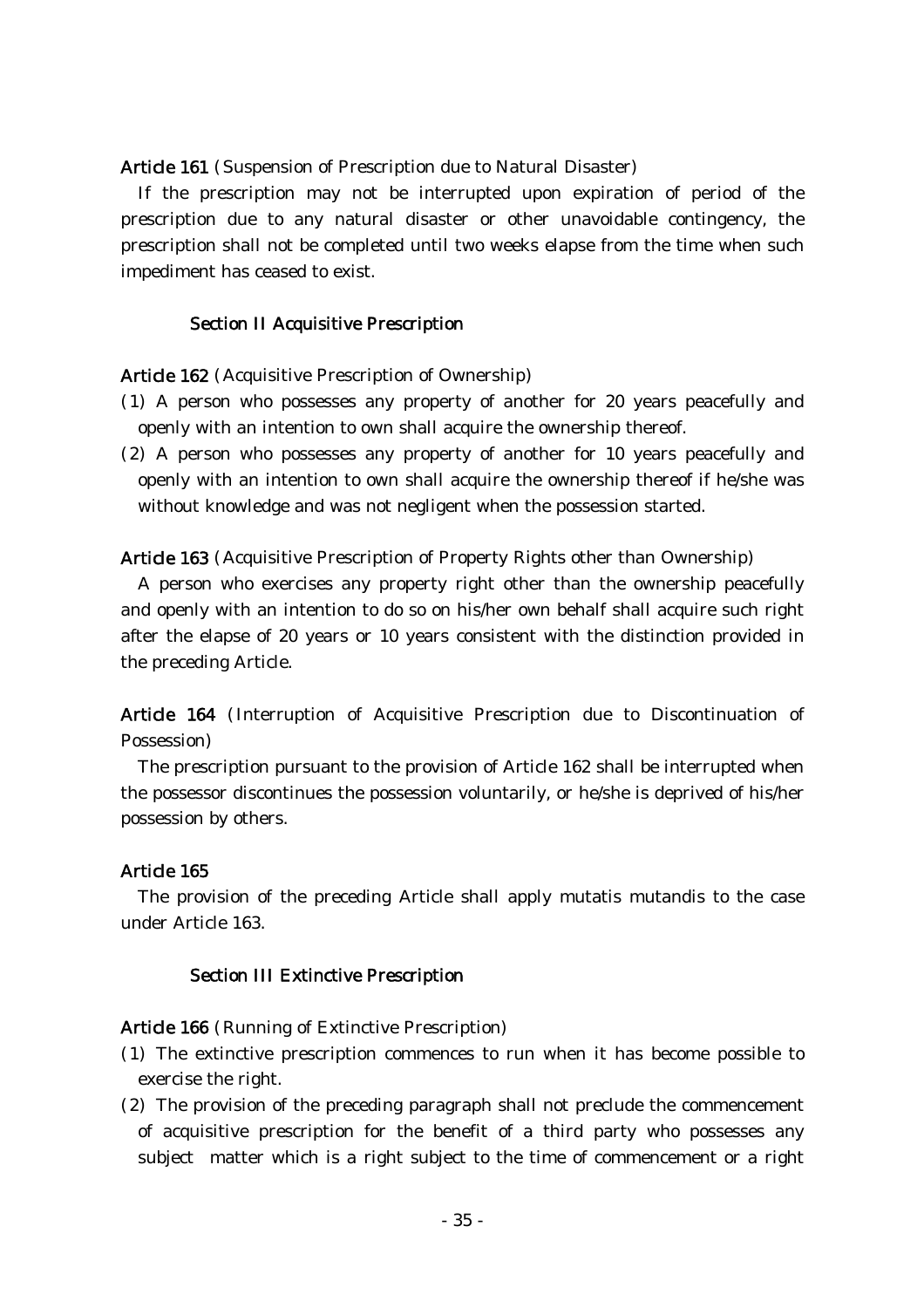**Article 161** (Suspension of Prescription due to Natural Disaster)

If the prescription may not be interrupted upon expiration of period of the prescription due to any natural disaster or other unavoidable contingency, the prescription shall not be completed until two weeks elapse from the time when such impediment has ceased to exist.

### Section II Acquisitive Prescription

**Article 162** (Acquisitive Prescription of Ownership)

(1) A person who possesses any property of another for 20 years peacefully and openly with an intention to own shall acquire the ownership thereof.

(2) A person who possesses any property of another for 10 years peacefully and openly with an intention to own shall acquire the ownership thereof if he/she was without knowledge and was not negligent when the possession started.

**Article 163** (Acquisitive Prescription of Property Rights other than Ownership)

A person who exercises any property right other than the ownership peacefully and openly with an intention to do so on his/her own behalf shall acquire such right after the elapse of 20 years or 10 years consistent with the distinction provided in the preceding Article.

**Article 164** (Interruption of Acquisitive Prescription due to Discontinuation of Possession)

The prescription pursuant to the provision of Article 162 shall be interrupted when the possessor discontinues the possession voluntarily, or he/she is deprived of his/her possession by others.

**Article 165**

The provision of the preceding Article shall apply mutatis mutandis to the case under Article 163.

### Section III Extinctive Prescription

**Article 166** (Running of Extinctive Prescription)

(1) The extinctive prescription commences to run when it has become possible to exercise the right.

(2) The provision of the preceding paragraph shall not preclude the commencement of acquisitive prescription for the benefit of a third party who possesses any subject matter which is a right subject to the time of commencement or a right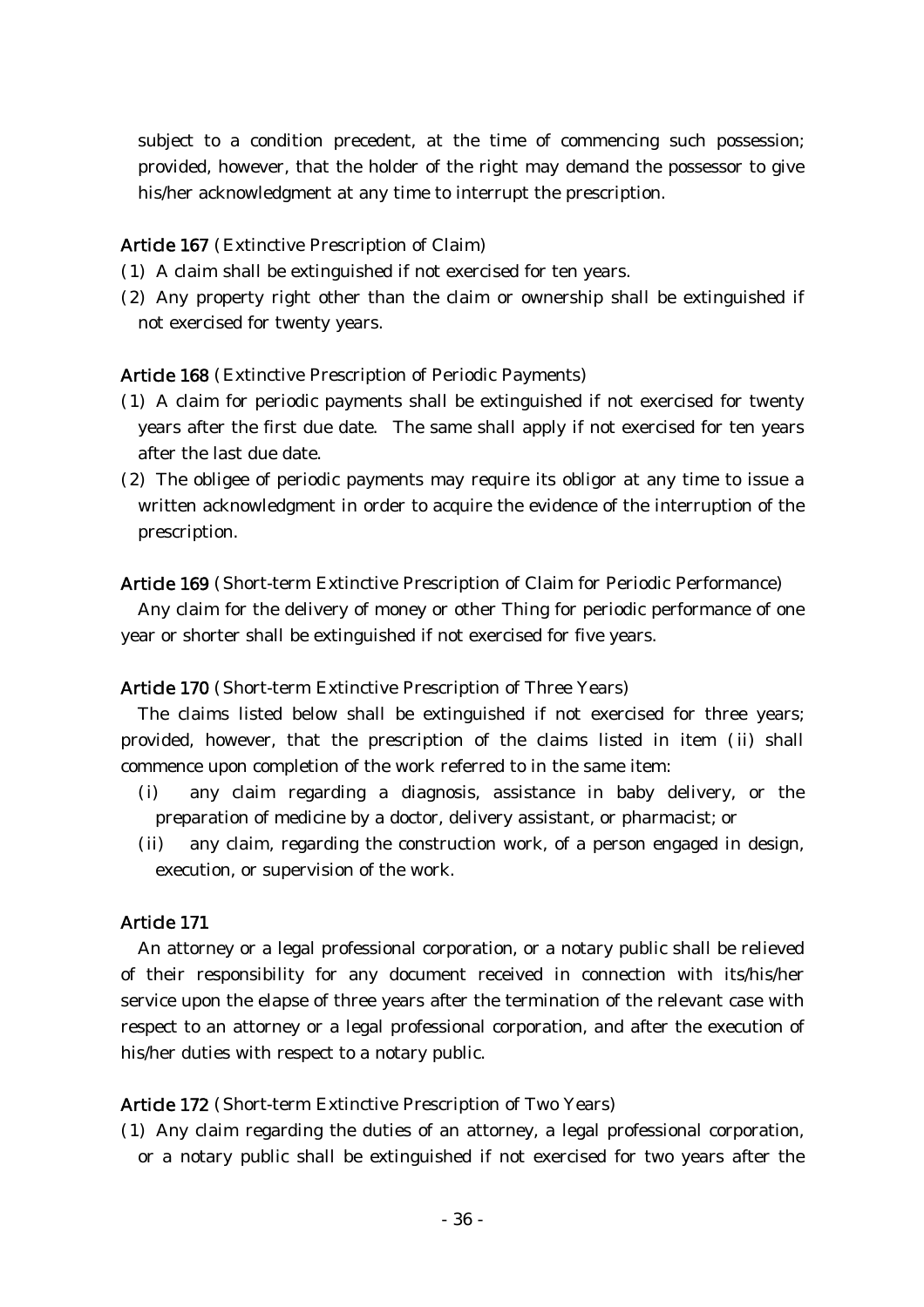subject to a condition precedent, at the time of commencing such possession; provided, however, that the holder of the right may demand the possessor to give his/her acknowledgment at any time to interrupt the prescription.

**Article 167** (Extinctive Prescription of Claim)

(1) A claim shall be extinguished if not exercised for ten years.

(2) Any property right other than the claim or ownership shall be extinguished if not exercised for twenty years.

**Article 168** (Extinctive Prescription of Periodic Payments)

(1) A claim for periodic payments shall be extinguished if not exercised for twenty years after the first due date. The same shall apply if not exercised for ten years after the last due date.

(2) The obligee of periodic payments may require its obligor at any time to issue a written acknowledgment in order to acquire the evidence of the interruption of the prescription.

**Article 169** (Short-term Extinctive Prescription of Claim for Periodic Performance)

Any claim for the delivery of money or other Thing for periodic performance of one year or shorter shall be extinguished if not exercised for five years.

**Article 170** (Short-term Extinctive Prescription of Three Years)

The claims listed below shall be extinguished if not exercised for three years; provided, however, that the prescription of the claims listed in item (ii) shall commence upon completion of the work referred to in the same item:

(i) any claim regarding a diagnosis, assistance in baby delivery, or the preparation of medicine by a doctor, delivery assistant, or pharmacist; or

(ii) any claim, regarding the construction work, of a person engaged in design, execution, or supervision of the work.

**Article 171**

An attorney or a legal professional corporation, or a notary public shall be relieved of their responsibility for any document received in connection with its/his/her service upon the elapse of three years after the termination of the relevant case with respect to an attorney or a legal professional corporation, and after the execution of his/her duties with respect to a notary public.

**Article 172** (Short-term Extinctive Prescription of Two Years)

(1) Any claim regarding the duties of an attorney, a legal professional corporation, or a notary public shall be extinguished if not exercised for two years after the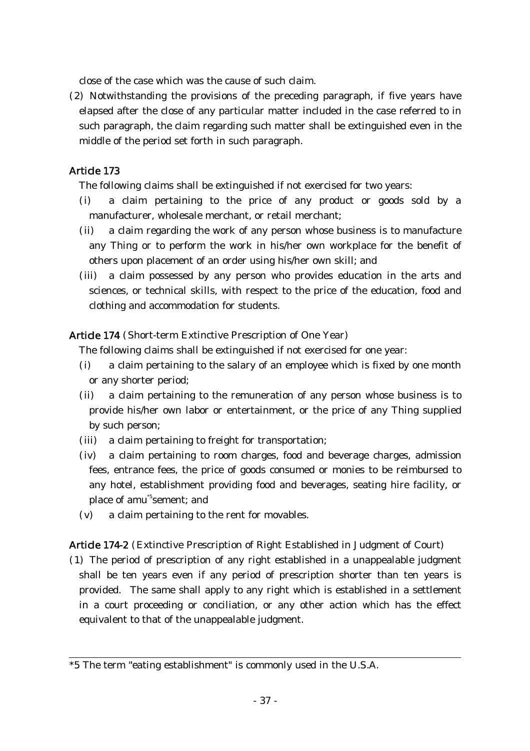close of the case which was the cause of such claim.

(2) Notwithstanding the provisions of the preceding paragraph, if five years have elapsed after the close of any particular matter included in the case referred to in such paragraph, the claim regarding such matter shall be extinguished even in the middle of the period set forth in such paragraph.

### Article 173

The following claims shall be extinguished if not exercised for two years:

(i) a claim pertaining to the price of any product or goods sold by a manufacturer, wholesale merchant, or retail merchant;

(ii) a claim regarding the work of any person whose business is to manufacture any Thing or to perform the work in his/her own workplace for the benefit of others upon placement of an order using his/her own skill; and

(iii) a claim possessed by any person who provides education in the arts and sciences, or technical skills, with respect to the price of the education, food and clothing and accommodation for students.

### Article 174 (Short-term Extinctive Prescription of One Year)

The following claims shall be extinguished if not exercised for one year:

(i) a claim pertaining to the salary of an employee which is fixed by one month or any shorter period;

(ii) a claim pertaining to the remuneration of any person whose business is to provide his/her own labor or entertainment, or the price of any Thing supplied by such person;

(iii) a claim pertaining to freight for transportation;

(iv) a claim pertaining to room charges, food and beverage charges, admission fees, entrance fees, the price of goods consumed or monies to be reimbursed to any hotel, establishment providing food and beverages, seating hire facility, or place of amu[*5]sement; and

(v) a claim pertaining to the rent for movables.

### Article 174-2 (Extinctive Prescription of Right Established in Judgment of Court)

(1) The period of prescription of any right established in a unappealable judgment shall be ten years even if any period of prescription shorter than ten years is provided. The same shall apply to any right which is established in a settlement in a court proceeding or conciliation, or any other action which has the effect equivalent to that of the unappealable judgment.

---

*5 The term "eating establishment" is commonly used in the U.S.A.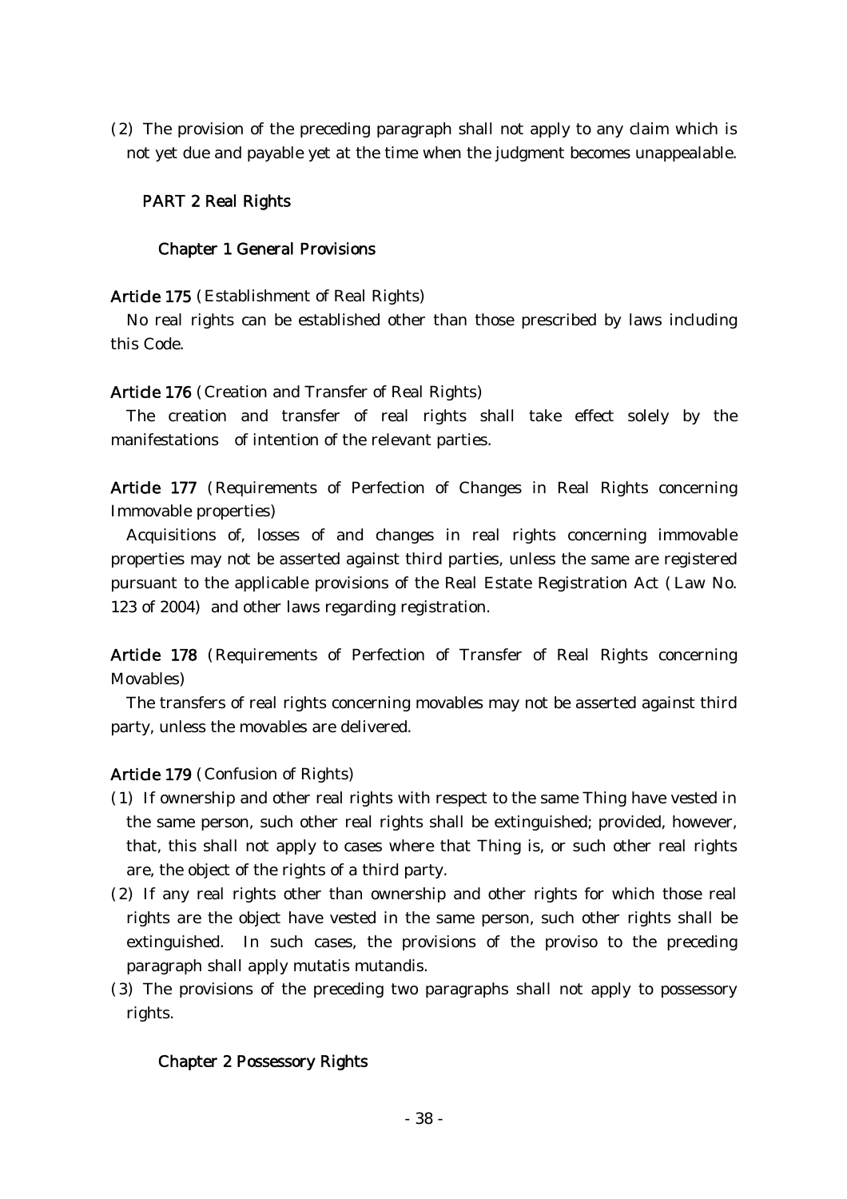(2) The provision of the preceding paragraph shall not apply to any claim which is not yet due and payable yet at the time when the judgment becomes unappealable.

## PART 2 Real Rights

### Chapter 1 General Provisions

**Article 175** (Establishment of Real Rights)

No real rights can be established other than those prescribed by laws including this Code.

**Article 176** (Creation and Transfer of Real Rights)

The creation and transfer of real rights shall take effect solely by the manifestations of intention of the relevant parties.

**Article 177** (Requirements of Perfection of Changes in Real Rights concerning Immovable properties)

Acquisitions of, losses of and changes in real rights concerning immovable properties may not be asserted against third parties, unless the same are registered pursuant to the applicable provisions of the Real Estate Registration Act (Law No. 123 of 2004) and other laws regarding registration.

**Article 178** (Requirements of Perfection of Transfer of Real Rights concerning Movables)

The transfers of real rights concerning movables may not be asserted against third party, unless the movables are delivered.

**Article 179** (Confusion of Rights)

(1) If ownership and other real rights with respect to the same Thing have vested in the same person, such other real rights shall be extinguished; provided, however, that, this shall not apply to cases where that Thing is, or such other real rights are, the object of the rights of a third party.

(2) If any real rights other than ownership and other rights for which those real rights are the object have vested in the same person, such other rights shall be extinguished. In such cases, the provisions of the proviso to the preceding paragraph shall apply mutatis mutandis.

(3) The provisions of the preceding two paragraphs shall not apply to possessory rights.

### Chapter 2 Possessory Rights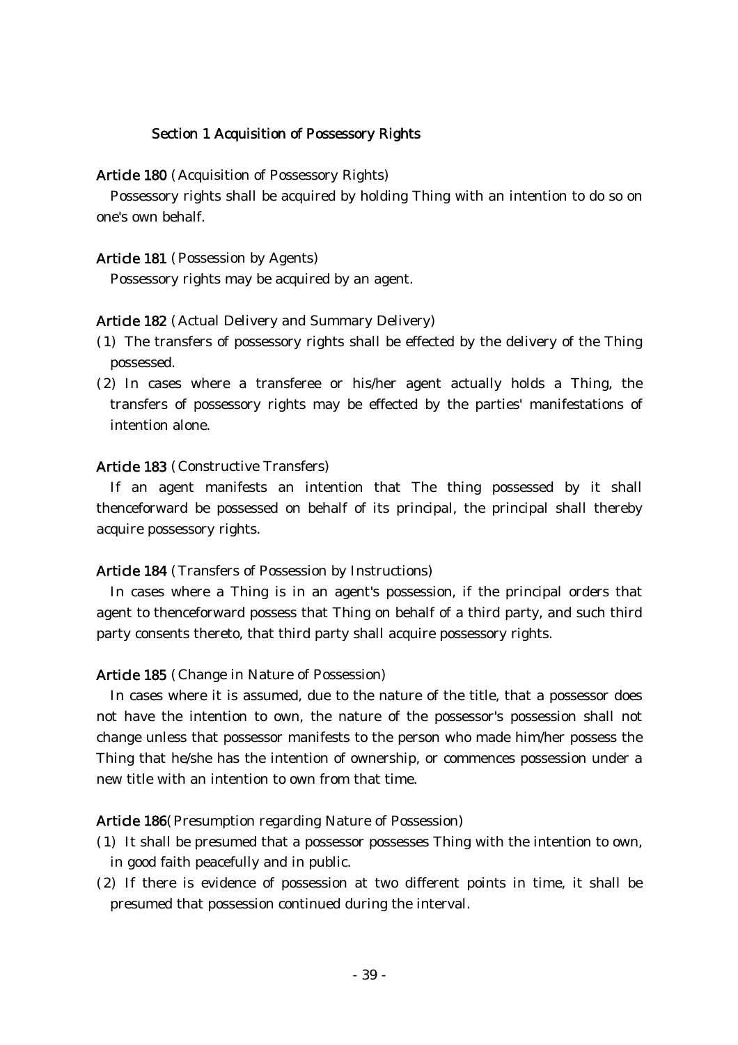### Section 1 Acquisition of Possessory Rights

**Article 180** (Acquisition of Possessory Rights)

Possessory rights shall be acquired by holding Thing with an intention to do so on one's own behalf.

**Article 181** (Possession by Agents)

Possessory rights may be acquired by an agent.

**Article 182** (Actual Delivery and Summary Delivery)

(1) The transfers of possessory rights shall be effected by the delivery of the Thing possessed.

(2) In cases where a transferee or his/her agent actually holds a Thing, the transfers of possessory rights may be effected by the parties' manifestations of intention alone.

**Article 183** (Constructive Transfers)

If an agent manifests an intention that The thing possessed by it shall thenceforward be possessed on behalf of its principal, the principal shall thereby acquire possessory rights.

**Article 184** (Transfers of Possession by Instructions)

In cases where a Thing is in an agent's possession, if the principal orders that agent to thenceforward possess that Thing on behalf of a third party, and such third party consents thereto, that third party shall acquire possessory rights.

**Article 185** (Change in Nature of Possession)

In cases where it is assumed, due to the nature of the title, that a possessor does not have the intention to own, the nature of the possessor's possession shall not change unless that possessor manifests to the person who made him/her possess the Thing that he/she has the intention of ownership, or commences possession under a new title with an intention to own from that time.

**Article 186** (Presumption regarding Nature of Possession)

(1) It shall be presumed that a possessor possesses Thing with the intention to own, in good faith peacefully and in public.

(2) If there is evidence of possession at two different points in time, it shall be presumed that possession continued during the interval.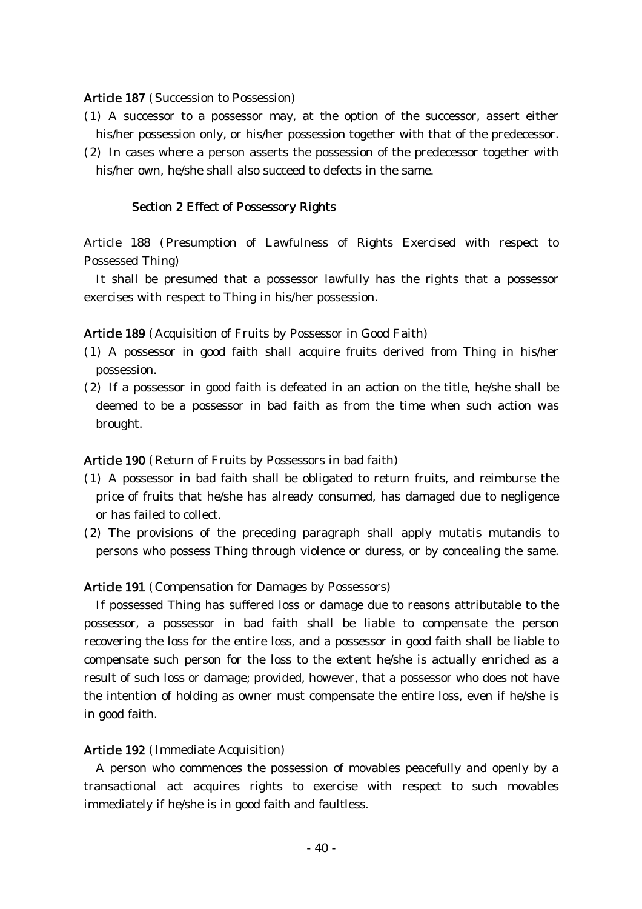**Article 187** (Succession to Possession)

(1) A successor to a possessor may, at the option of the successor, assert either his/her possession only, or his/her possession together with that of the predecessor.

(2) In cases where a person asserts the possession of the predecessor together with his/her own, he/she shall also succeed to defects in the same.

### Section 2 Effect of Possessory Rights

Article 188 (Presumption of Lawfulness of Rights Exercised with respect to Possessed Thing)

It shall be presumed that a possessor lawfully has the rights that a possessor exercises with respect to Thing in his/her possession.

**Article 189** (Acquisition of Fruits by Possessor in Good Faith)

(1) A possessor in good faith shall acquire fruits derived from Thing in his/her possession.

(2) If a possessor in good faith is defeated in an action on the title, he/she shall be deemed to be a possessor in bad faith as from the time when such action was brought.

**Article 190** (Return of Fruits by Possessors in bad faith)

(1) A possessor in bad faith shall be obligated to return fruits, and reimburse the price of fruits that he/she has already consumed, has damaged due to negligence or has failed to collect.

(2) The provisions of the preceding paragraph shall apply mutatis mutandis to persons who possess Thing through violence or duress, or by concealing the same.

**Article 191** (Compensation for Damages by Possessors)

If possessed Thing has suffered loss or damage due to reasons attributable to the possessor, a possessor in bad faith shall be liable to compensate the person recovering the loss for the entire loss, and a possessor in good faith shall be liable to compensate such person for the loss to the extent he/she is actually enriched as a result of such loss or damage; provided, however, that a possessor who does not have the intention of holding as owner must compensate the entire loss, even if he/she is in good faith.

**Article 192** (Immediate Acquisition)

A person who commences the possession of movables peacefully and openly by a transactional act acquires rights to exercise with respect to such movables immediately if he/she is in good faith and faultless.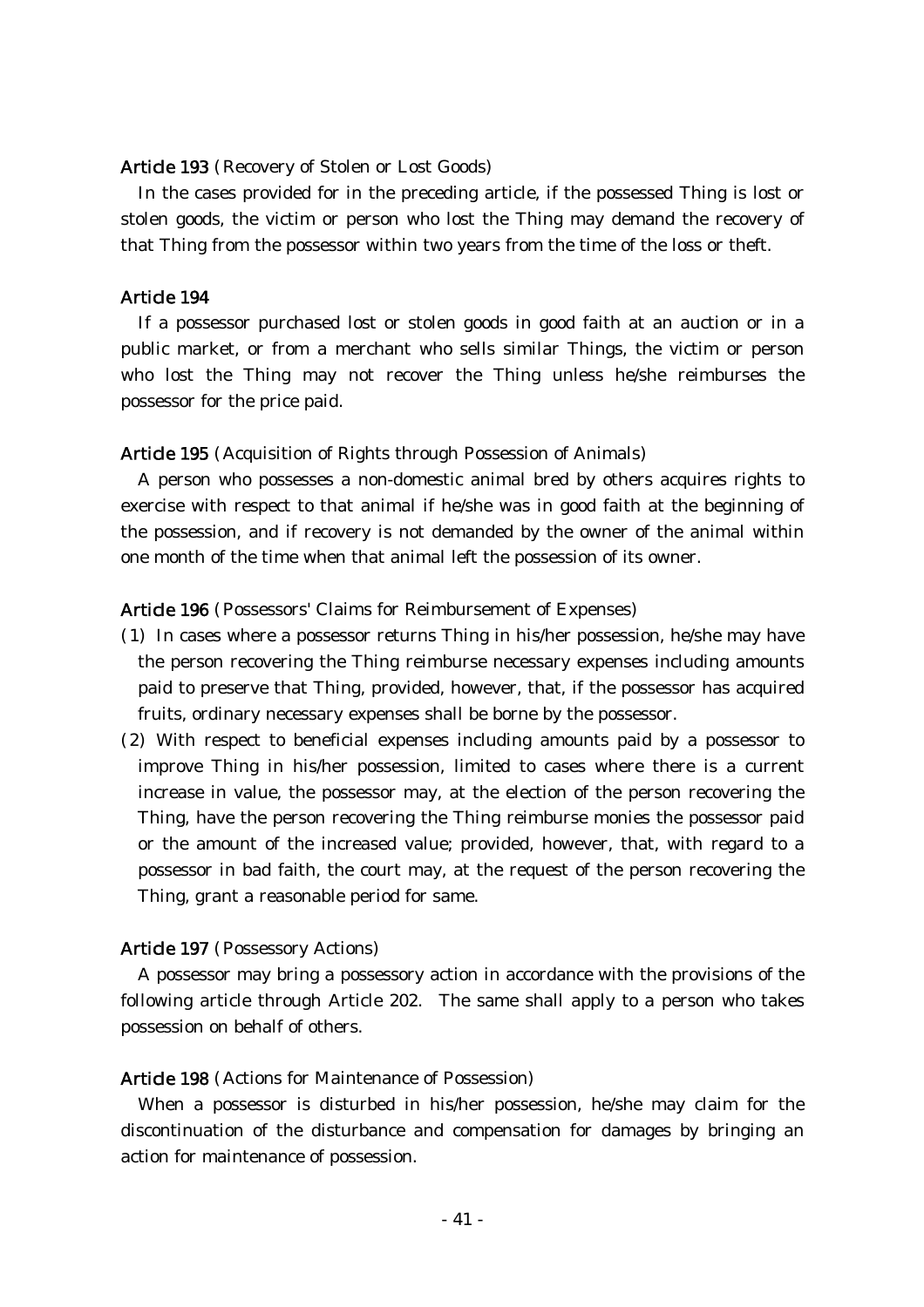**Article 193** (Recovery of Stolen or Lost Goods)

In the cases provided for in the preceding article, if the possessed Thing is lost or stolen goods, the victim or person who lost the Thing may demand the recovery of that Thing from the possessor within two years from the time of the loss or theft.

**Article 194**

If a possessor purchased lost or stolen goods in good faith at an auction or in a public market, or from a merchant who sells similar Things, the victim or person who lost the Thing may not recover the Thing unless he/she reimburses the possessor for the price paid.

**Article 195** (Acquisition of Rights through Possession of Animals)

A person who possesses a non-domestic animal bred by others acquires rights to exercise with respect to that animal if he/she was in good faith at the beginning of the possession, and if recovery is not demanded by the owner of the animal within one month of the time when that animal left the possession of its owner.

**Article 196** (Possessors' Claims for Reimbursement of Expenses)

(1) In cases where a possessor returns Thing in his/her possession, he/she may have the person recovering the Thing reimburse necessary expenses including amounts paid to preserve that Thing, provided, however, that, if the possessor has acquired fruits, ordinary necessary expenses shall be borne by the possessor.

(2) With respect to beneficial expenses including amounts paid by a possessor to improve Thing in his/her possession, limited to cases where there is a current increase in value, the possessor may, at the election of the person recovering the Thing, have the person recovering the Thing reimburse monies the possessor paid or the amount of the increased value; provided, however, that, with regard to a possessor in bad faith, the court may, at the request of the person recovering the Thing, grant a reasonable period for same.

**Article 197** (Possessory Actions)

A possessor may bring a possessory action in accordance with the provisions of the following article through Article 202. The same shall apply to a person who takes possession on behalf of others.

**Article 198** (Actions for Maintenance of Possession)

When a possessor is disturbed in his/her possession, he/she may claim for the discontinuation of the disturbance and compensation for damages by bringing an action for maintenance of possession.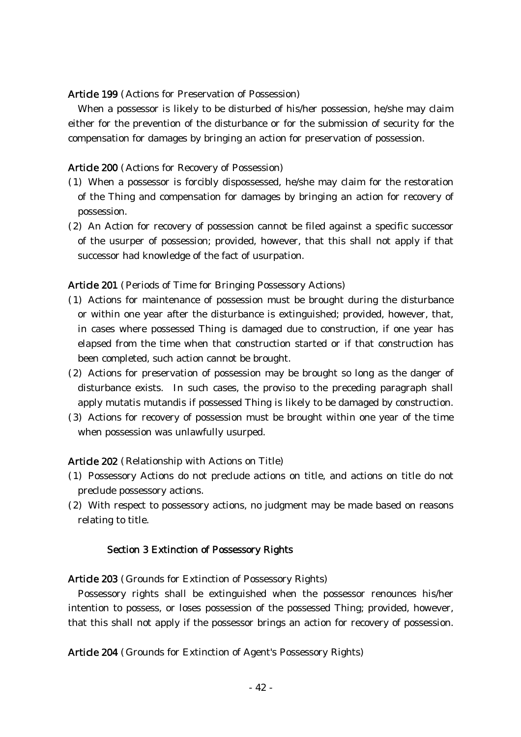**Article 199** (Actions for Preservation of Possession)

When a possessor is likely to be disturbed of his/her possession, he/she may claim either for the prevention of the disturbance or for the submission of security for the compensation for damages by bringing an action for preservation of possession.

**Article 200** (Actions for Recovery of Possession)

(1) When a possessor is forcibly dispossessed, he/she may claim for the restoration of the Thing and compensation for damages by bringing an action for recovery of possession.

(2) An Action for recovery of possession cannot be filed against a specific successor of the usurper of possession; provided, however, that this shall not apply if that successor had knowledge of the fact of usurpation.

**Article 201** (Periods of Time for Bringing Possessory Actions)

(1) Actions for maintenance of possession must be brought during the disturbance or within one year after the disturbance is extinguished; provided, however, that, in cases where possessed Thing is damaged due to construction, if one year has elapsed from the time when that construction started or if that construction has been completed, such action cannot be brought.

(2) Actions for preservation of possession may be brought so long as the danger of disturbance exists. In such cases, the proviso to the preceding paragraph shall apply mutatis mutandis if possessed Thing is likely to be damaged by construction.

(3) Actions for recovery of possession must be brought within one year of the time when possession was unlawfully usurped.

**Article 202** (Relationship with Actions on Title)

(1) Possessory Actions do not preclude actions on title, and actions on title do not preclude possessory actions.

(2) With respect to possessory actions, no judgment may be made based on reasons relating to title.

## Section 3 Extinction of Possessory Rights

**Article 203** (Grounds for Extinction of Possessory Rights)

Possessory rights shall be extinguished when the possessor renounces his/her intention to possess, or loses possession of the possessed Thing; provided, however, that this shall not apply if the possessor brings an action for recovery of possession.

**Article 204** (Grounds for Extinction of Agent's Possessory Rights)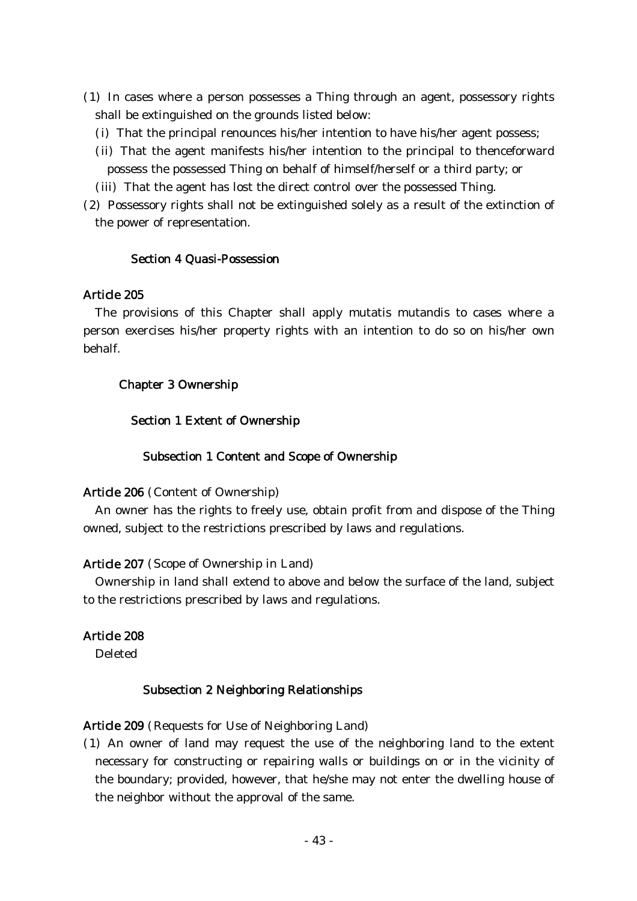(1) In cases where a person possesses a Thing through an agent, possessory rights shall be extinguished on the grounds listed below:

(i) That the principal renounces his/her intention to have his/her agent possess;

(ii) That the agent manifests his/her intention to the principal to thenceforward possess the possessed Thing on behalf of himself/herself or a third party; or

(iii) That the agent has lost the direct control over the possessed Thing.

(2) Possessory rights shall not be extinguished solely as a result of the extinction of the power of representation.

### Section 4 Quasi-Possession

**Article 205**

The provisions of this Chapter shall apply mutatis mutandis to cases where a person exercises his/her property rights with an intention to do so on his/her own behalf.

## Chapter 3 Ownership

### Section 1 Extent of Ownership

#### Subsection 1 Content and Scope of Ownership

**Article 206** (Content of Ownership)

An owner has the rights to freely use, obtain profit from and dispose of the Thing owned, subject to the restrictions prescribed by laws and regulations.

**Article 207** (Scope of Ownership in Land)

Ownership in land shall extend to above and below the surface of the land, subject to the restrictions prescribed by laws and regulations.

**Article 208**

Deleted

#### Subsection 2 Neighboring Relationships

**Article 209** (Requests for Use of Neighboring Land)

(1) An owner of land may request the use of the neighboring land to the extent necessary for constructing or repairing walls or buildings on or in the vicinity of the boundary; provided, however, that he/she may not enter the dwelling house of the neighbor without the approval of the same.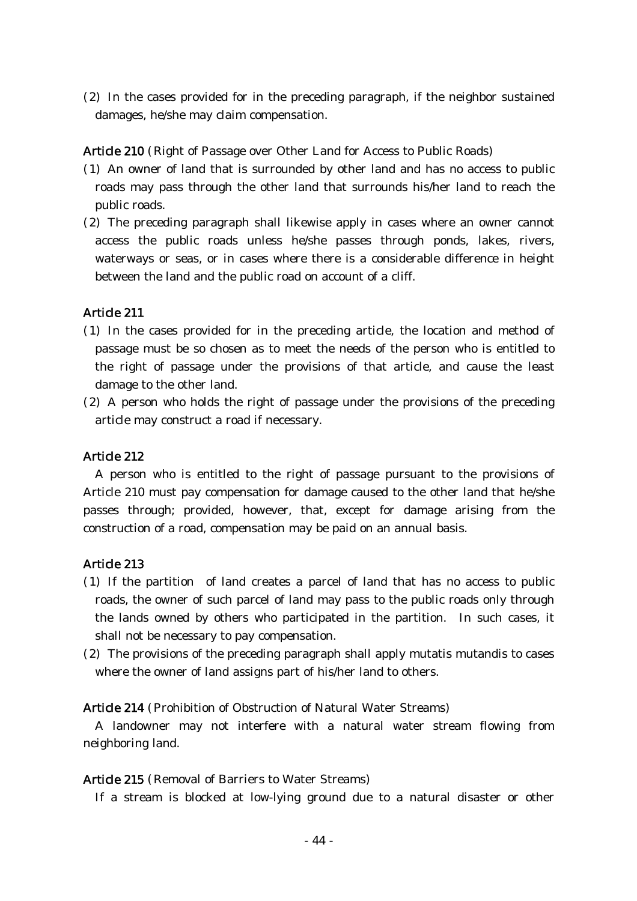(2) In the cases provided for in the preceding paragraph, if the neighbor sustained damages, he/she may claim compensation.

**Article 210** (Right of Passage over Other Land for Access to Public Roads)

(1) An owner of land that is surrounded by other land and has no access to public roads may pass through the other land that surrounds his/her land to reach the public roads.

(2) The preceding paragraph shall likewise apply in cases where an owner cannot access the public roads unless he/she passes through ponds, lakes, rivers, waterways or seas, or in cases where there is a considerable difference in height between the land and the public road on account of a cliff.

**Article 211**

(1) In the cases provided for in the preceding article, the location and method of passage must be so chosen as to meet the needs of the person who is entitled to the right of passage under the provisions of that article, and cause the least damage to the other land.

(2) A person who holds the right of passage under the provisions of the preceding article may construct a road if necessary.

**Article 212**

A person who is entitled to the right of passage pursuant to the provisions of Article 210 must pay compensation for damage caused to the other land that he/she passes through; provided, however, that, except for damage arising from the construction of a road, compensation may be paid on an annual basis.

**Article 213**

(1) If the partition of land creates a parcel of land that has no access to public roads, the owner of such parcel of land may pass to the public roads only through the lands owned by others who participated in the partition. In such cases, it shall not be necessary to pay compensation.

(2) The provisions of the preceding paragraph shall apply mutatis mutandis to cases where the owner of land assigns part of his/her land to others.

**Article 214** (Prohibition of Obstruction of Natural Water Streams)

A landowner may not interfere with a natural water stream flowing from neighboring land.

**Article 215** (Removal of Barriers to Water Streams)

If a stream is blocked at low-lying ground due to a natural disaster or other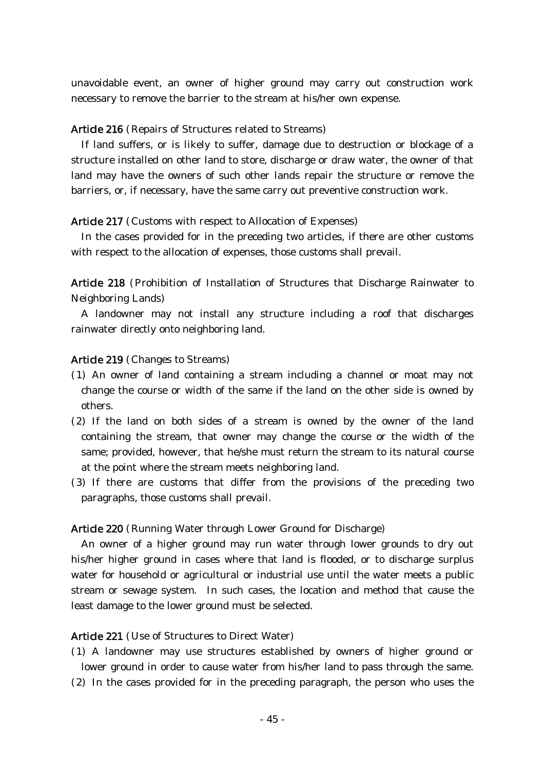unavoidable event, an owner of higher ground may carry out construction work necessary to remove the barrier to the stream at his/her own expense.

**Article 216** (Repairs of Structures related to Streams)

If land suffers, or is likely to suffer, damage due to destruction or blockage of a structure installed on other land to store, discharge or draw water, the owner of that land may have the owners of such other lands repair the structure or remove the barriers, or, if necessary, have the same carry out preventive construction work.

**Article 217** (Customs with respect to Allocation of Expenses)

In the cases provided for in the preceding two articles, if there are other customs with respect to the allocation of expenses, those customs shall prevail.

**Article 218** (Prohibition of Installation of Structures that Discharge Rainwater to Neighboring Lands)

A landowner may not install any structure including a roof that discharges rainwater directly onto neighboring land.

**Article 219** (Changes to Streams)

(1) An owner of land containing a stream including a channel or moat may not change the course or width of the same if the land on the other side is owned by others.

(2) If the land on both sides of a stream is owned by the owner of the land containing the stream, that owner may change the course or the width of the same; provided, however, that he/she must return the stream to its natural course at the point where the stream meets neighboring land.

(3) If there are customs that differ from the provisions of the preceding two paragraphs, those customs shall prevail.

**Article 220** (Running Water through Lower Ground for Discharge)

An owner of a higher ground may run water through lower grounds to dry out his/her higher ground in cases where that land is flooded, or to discharge surplus water for household or agricultural or industrial use until the water meets a public stream or sewage system. In such cases, the location and method that cause the least damage to the lower ground must be selected.

**Article 221** (Use of Structures to Direct Water)

(1) A landowner may use structures established by owners of higher ground or lower ground in order to cause water from his/her land to pass through the same.

(2) In the cases provided for in the preceding paragraph, the person who uses the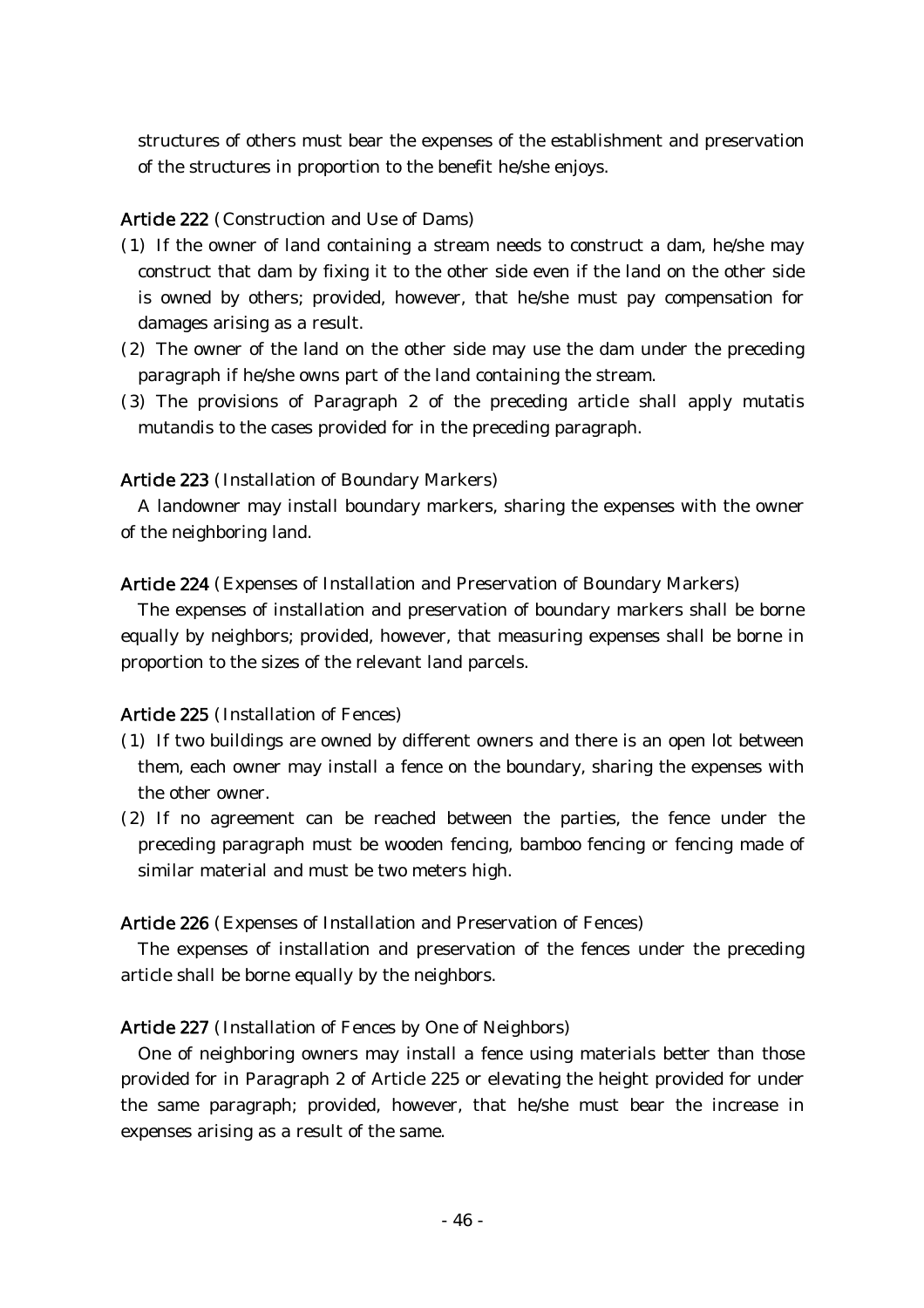structures of others must bear the expenses of the establishment and preservation of the structures in proportion to the benefit he/she enjoys.

**Article 222** (Construction and Use of Dams)

(1) If the owner of land containing a stream needs to construct a dam, he/she may construct that dam by fixing it to the other side even if the land on the other side is owned by others; provided, however, that he/she must pay compensation for damages arising as a result.

(2) The owner of the land on the other side may use the dam under the preceding paragraph if he/she owns part of the land containing the stream.

(3) The provisions of Paragraph 2 of the preceding article shall apply mutatis mutandis to the cases provided for in the preceding paragraph.

**Article 223** (Installation of Boundary Markers)

A landowner may install boundary markers, sharing the expenses with the owner of the neighboring land.

**Article 224** (Expenses of Installation and Preservation of Boundary Markers)

The expenses of installation and preservation of boundary markers shall be borne equally by neighbors; provided, however, that measuring expenses shall be borne in proportion to the sizes of the relevant land parcels.

**Article 225** (Installation of Fences)

(1) If two buildings are owned by different owners and there is an open lot between them, each owner may install a fence on the boundary, sharing the expenses with the other owner.

(2) If no agreement can be reached between the parties, the fence under the preceding paragraph must be wooden fencing, bamboo fencing or fencing made of similar material and must be two meters high.

**Article 226** (Expenses of Installation and Preservation of Fences)

The expenses of installation and preservation of the fences under the preceding article shall be borne equally by the neighbors.

**Article 227** (Installation of Fences by One of Neighbors)

One of neighboring owners may install a fence using materials better than those provided for in Paragraph 2 of Article 225 or elevating the height provided for under the same paragraph; provided, however, that he/she must bear the increase in expenses arising as a result of the same.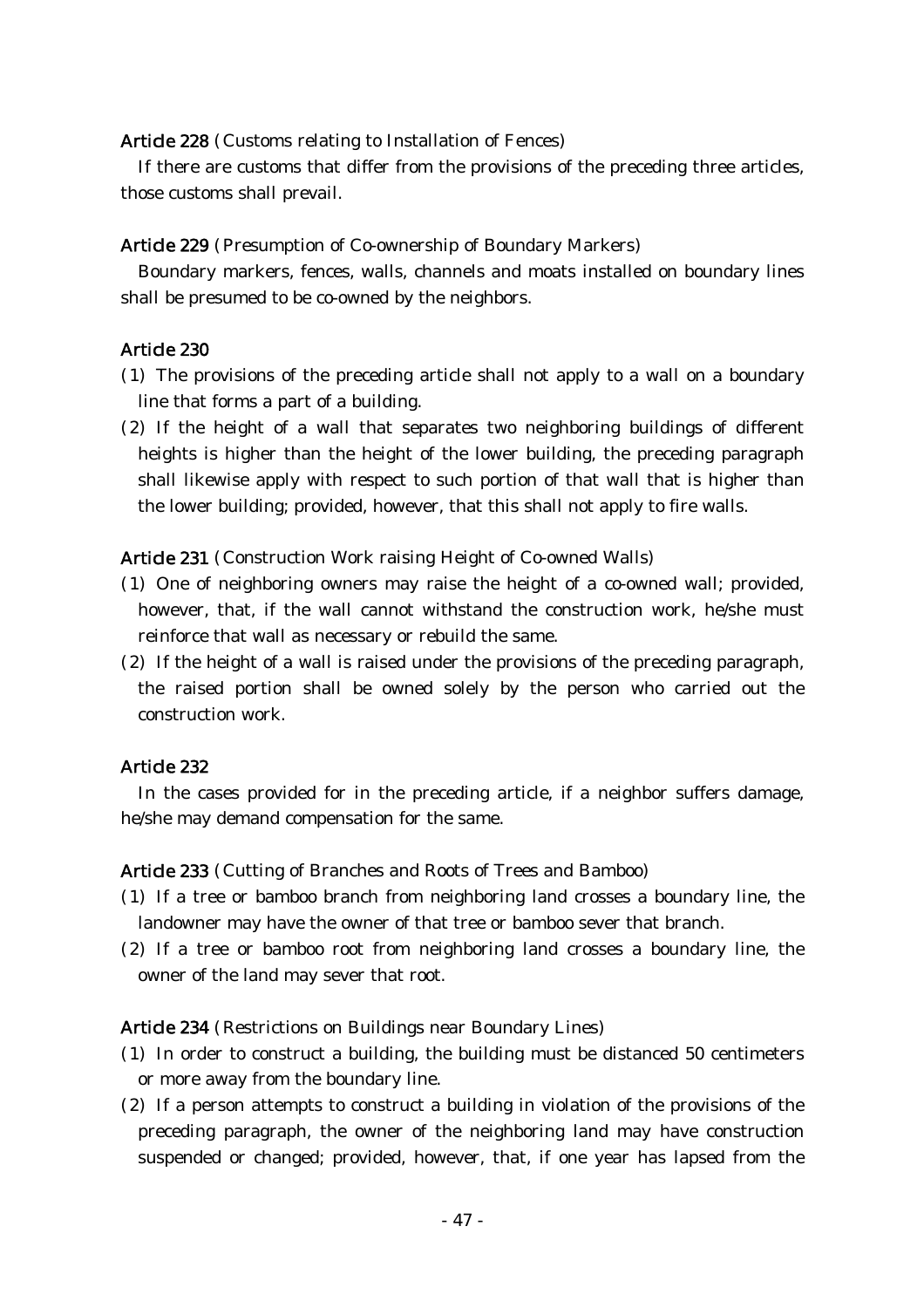**Article 228** (Customs relating to Installation of Fences)

If there are customs that differ from the provisions of the preceding three articles, those customs shall prevail.

**Article 229** (Presumption of Co-ownership of Boundary Markers)

Boundary markers, fences, walls, channels and moats installed on boundary lines shall be presumed to be co-owned by the neighbors.

**Article 230**

(1) The provisions of the preceding article shall not apply to a wall on a boundary line that forms a part of a building.

(2) If the height of a wall that separates two neighboring buildings of different heights is higher than the height of the lower building, the preceding paragraph shall likewise apply with respect to such portion of that wall that is higher than the lower building; provided, however, that this shall not apply to fire walls.

**Article 231** (Construction Work raising Height of Co-owned Walls)

(1) One of neighboring owners may raise the height of a co-owned wall; provided, however, that, if the wall cannot withstand the construction work, he/she must reinforce that wall as necessary or rebuild the same.

(2) If the height of a wall is raised under the provisions of the preceding paragraph, the raised portion shall be owned solely by the person who carried out the construction work.

**Article 232**

In the cases provided for in the preceding article, if a neighbor suffers damage, he/she may demand compensation for the same.

**Article 233** (Cutting of Branches and Roots of Trees and Bamboo)

(1) If a tree or bamboo branch from neighboring land crosses a boundary line, the landowner may have the owner of that tree or bamboo sever that branch.

(2) If a tree or bamboo root from neighboring land crosses a boundary line, the owner of the land may sever that root.

**Article 234** (Restrictions on Buildings near Boundary Lines)

(1) In order to construct a building, the building must be distanced 50 centimeters or more away from the boundary line.

(2) If a person attempts to construct a building in violation of the provisions of the preceding paragraph, the owner of the neighboring land may have construction suspended or changed; provided, however, that, if one year has lapsed from the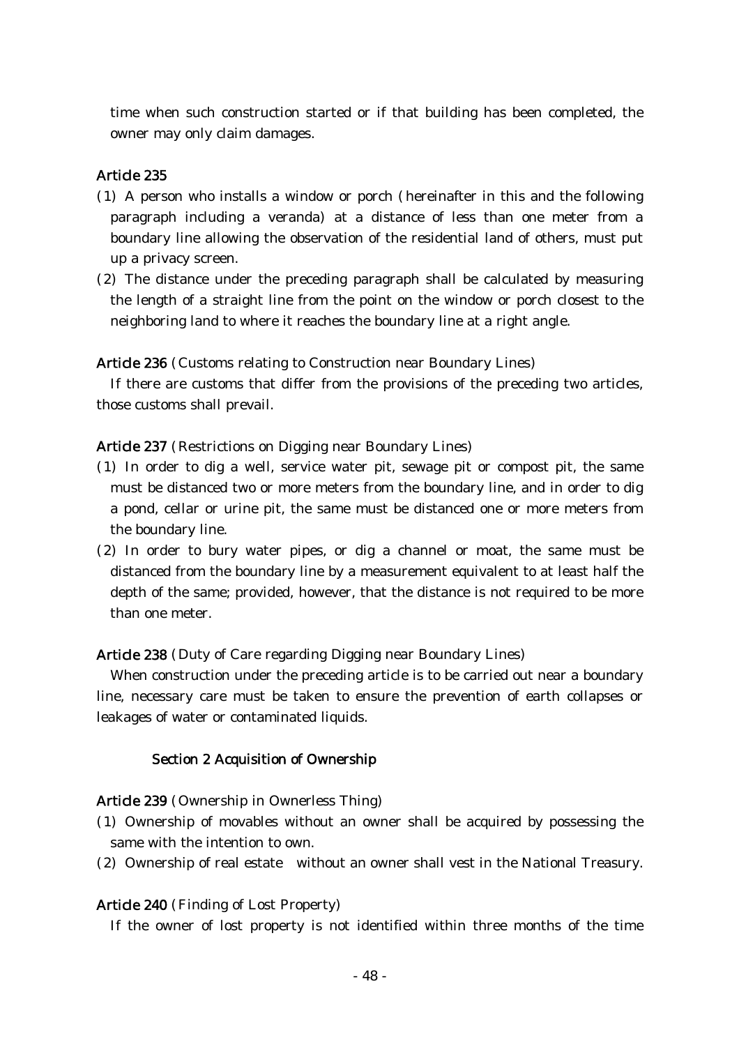time when such construction started or if that building has been completed, the owner may only claim damages.

**Article 235**

(1) A person who installs a window or porch (hereinafter in this and the following paragraph including a veranda) at a distance of less than one meter from a boundary line allowing the observation of the residential land of others, must put up a privacy screen.

(2) The distance under the preceding paragraph shall be calculated by measuring the length of a straight line from the point on the window or porch closest to the neighboring land to where it reaches the boundary line at a right angle.

**Article 236** (Customs relating to Construction near Boundary Lines)

If there are customs that differ from the provisions of the preceding two articles, those customs shall prevail.

**Article 237** (Restrictions on Digging near Boundary Lines)

(1) In order to dig a well, service water pit, sewage pit or compost pit, the same must be distanced two or more meters from the boundary line, and in order to dig a pond, cellar or urine pit, the same must be distanced one or more meters from the boundary line.

(2) In order to bury water pipes, or dig a channel or moat, the same must be distanced from the boundary line by a measurement equivalent to at least half the depth of the same; provided, however, that the distance is not required to be more than one meter.

**Article 238** (Duty of Care regarding Digging near Boundary Lines)

When construction under the preceding article is to be carried out near a boundary line, necessary care must be taken to ensure the prevention of earth collapses or leakages of water or contaminated liquids.

## Section 2 Acquisition of Ownership

**Article 239** (Ownership in Ownerless Thing)

(1) Ownership of movables without an owner shall be acquired by possessing the same with the intention to own.

(2) Ownership of real estate without an owner shall vest in the National Treasury.

**Article 240** (Finding of Lost Property)

If the owner of lost property is not identified within three months of the time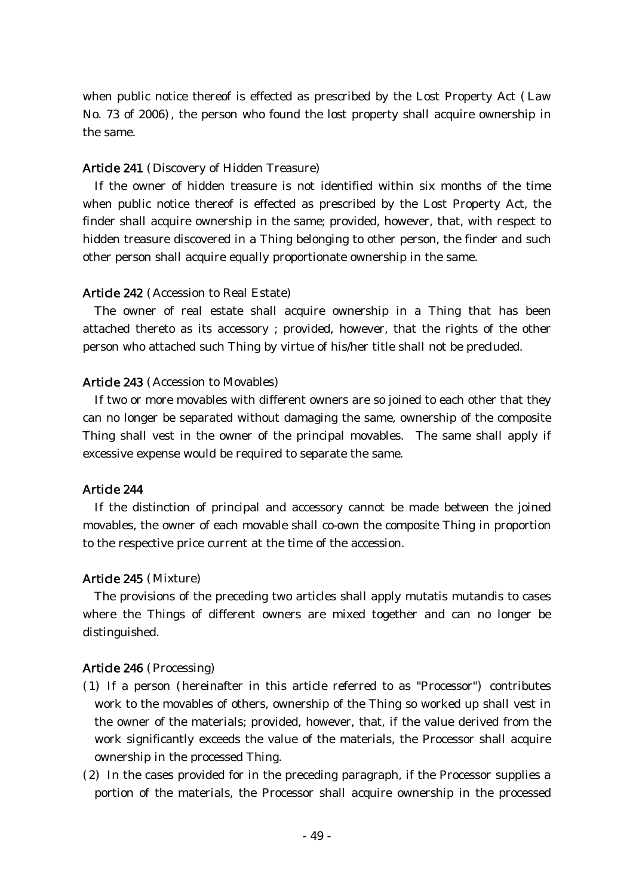when public notice thereof is effected as prescribed by the Lost Property Act (Law No. 73 of 2006), the person who found the lost property shall acquire ownership in the same.

**Article 241** (Discovery of Hidden Treasure)

If the owner of hidden treasure is not identified within six months of the time when public notice thereof is effected as prescribed by the Lost Property Act, the finder shall acquire ownership in the same; provided, however, that, with respect to hidden treasure discovered in a Thing belonging to other person, the finder and such other person shall acquire equally proportionate ownership in the same.

**Article 242** (Accession to Real Estate)

The owner of real estate shall acquire ownership in a Thing that has been attached thereto as its accessory ; provided, however, that the rights of the other person who attached such Thing by virtue of his/her title shall not be precluded.

**Article 243** (Accession to Movables)

If two or more movables with different owners are so joined to each other that they can no longer be separated without damaging the same, ownership of the composite Thing shall vest in the owner of the principal movables. The same shall apply if excessive expense would be required to separate the same.

**Article 244**

If the distinction of principal and accessory cannot be made between the joined movables, the owner of each movable shall co-own the composite Thing in proportion to the respective price current at the time of the accession.

**Article 245** (Mixture)

The provisions of the preceding two articles shall apply mutatis mutandis to cases where the Things of different owners are mixed together and can no longer be distinguished.

**Article 246** (Processing)

(1) If a person (hereinafter in this article referred to as "Processor") contributes work to the movables of others, ownership of the Thing so worked up shall vest in the owner of the materials; provided, however, that, if the value derived from the work significantly exceeds the value of the materials, the Processor shall acquire ownership in the processed Thing.

(2) In the cases provided for in the preceding paragraph, if the Processor supplies a portion of the materials, the Processor shall acquire ownership in the processed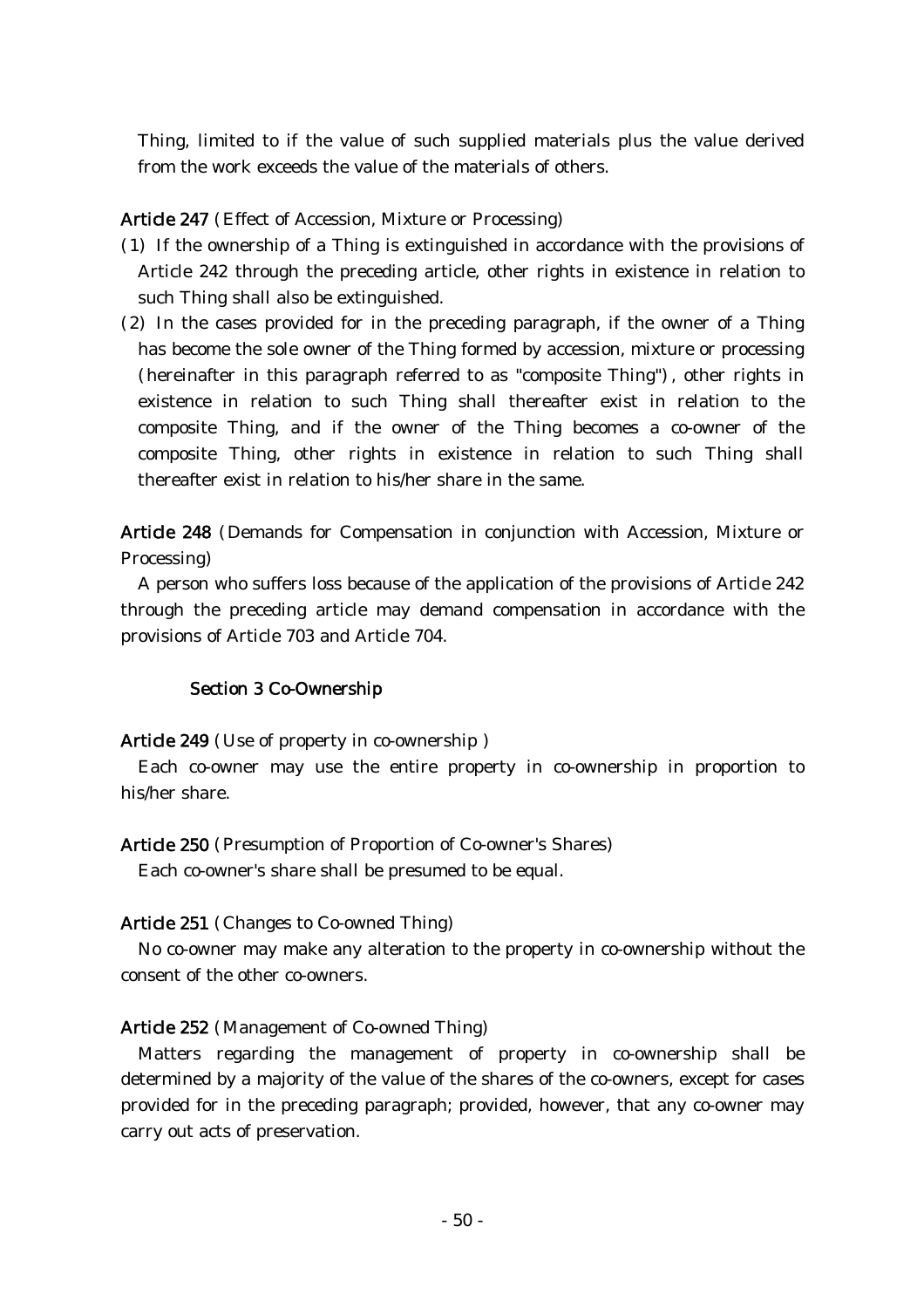Thing, limited to if the value of such supplied materials plus the value derived from the work exceeds the value of the materials of others.

**Article 247** (Effect of Accession, Mixture or Processing)

(1) If the ownership of a Thing is extinguished in accordance with the provisions of Article 242 through the preceding article, other rights in existence in relation to such Thing shall also be extinguished.

(2) In the cases provided for in the preceding paragraph, if the owner of a Thing has become the sole owner of the Thing formed by accession, mixture or processing (hereinafter in this paragraph referred to as "composite Thing"), other rights in existence in relation to such Thing shall thereafter exist in relation to the composite Thing, and if the owner of the Thing becomes a co-owner of the composite Thing, other rights in existence in relation to such Thing shall thereafter exist in relation to his/her share in the same.

**Article 248** (Demands for Compensation in conjunction with Accession, Mixture or Processing)

A person who suffers loss because of the application of the provisions of Article 242 through the preceding article may demand compensation in accordance with the provisions of Article 703 and Article 704.

### Section 3 Co-Ownership

**Article 249** (Use of property in co-ownership )

Each co-owner may use the entire property in co-ownership in proportion to his/her share.

**Article 250** (Presumption of Proportion of Co-owner's Shares)

Each co-owner's share shall be presumed to be equal.

**Article 251** (Changes to Co-owned Thing)

No co-owner may make any alteration to the property in co-ownership without the consent of the other co-owners.

**Article 252** (Management of Co-owned Thing)

Matters regarding the management of property in co-ownership shall be determined by a majority of the value of the shares of the co-owners, except for cases provided for in the preceding paragraph; provided, however, that any co-owner may carry out acts of preservation.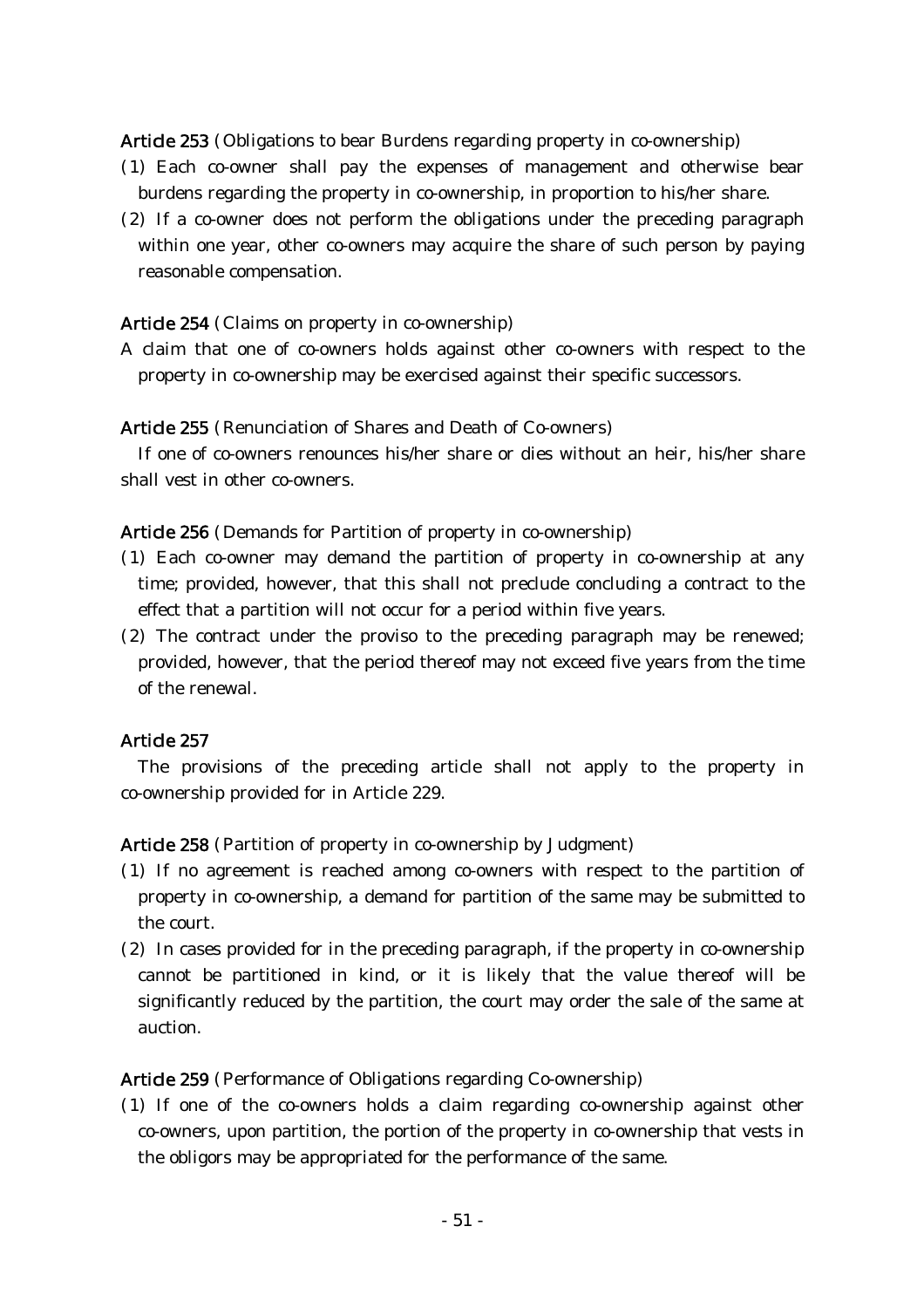**Article 253** (Obligations to bear Burdens regarding property in co-ownership)

(1) Each co-owner shall pay the expenses of management and otherwise bear burdens regarding the property in co-ownership, in proportion to his/her share.

(2) If a co-owner does not perform the obligations under the preceding paragraph within one year, other co-owners may acquire the share of such person by paying reasonable compensation.

**Article 254** (Claims on property in co-ownership)

A claim that one of co-owners holds against other co-owners with respect to the property in co-ownership may be exercised against their specific successors.

**Article 255** (Renunciation of Shares and Death of Co-owners)

If one of co-owners renounces his/her share or dies without an heir, his/her share shall vest in other co-owners.

**Article 256** (Demands for Partition of property in co-ownership)

(1) Each co-owner may demand the partition of property in co-ownership at any time; provided, however, that this shall not preclude concluding a contract to the effect that a partition will not occur for a period within five years.

(2) The contract under the proviso to the preceding paragraph may be renewed; provided, however, that the period thereof may not exceed five years from the time of the renewal.

**Article 257**

The provisions of the preceding article shall not apply to the property in co-ownership provided for in Article 229.

**Article 258** (Partition of property in co-ownership by Judgment)

(1) If no agreement is reached among co-owners with respect to the partition of property in co-ownership, a demand for partition of the same may be submitted to the court.

(2) In cases provided for in the preceding paragraph, if the property in co-ownership cannot be partitioned in kind, or it is likely that the value thereof will be significantly reduced by the partition, the court may order the sale of the same at auction.

**Article 259** (Performance of Obligations regarding Co-ownership)

(1) If one of the co-owners holds a claim regarding co-ownership against other co-owners, upon partition, the portion of the property in co-ownership that vests in the obligors may be appropriated for the performance of the same.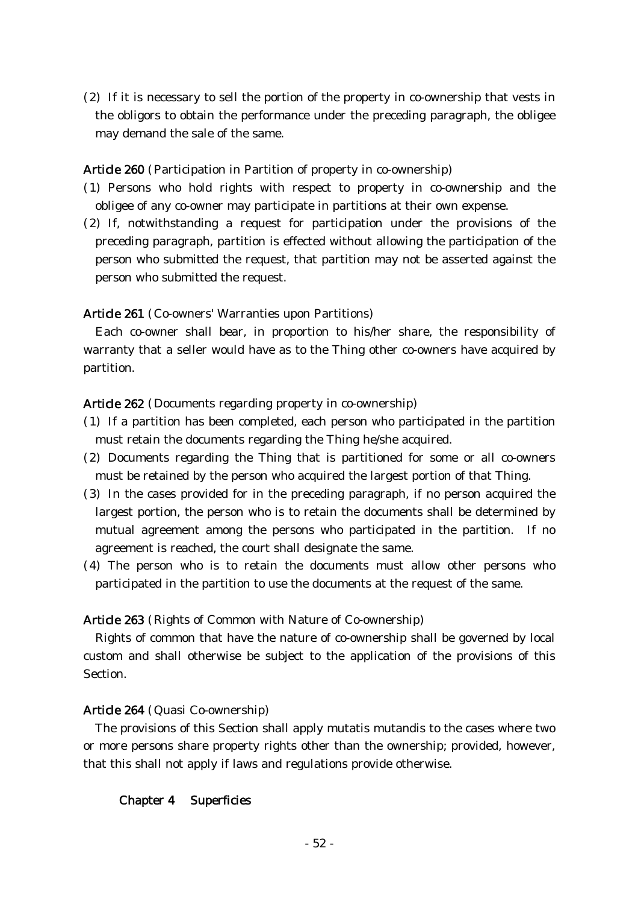(2) If it is necessary to sell the portion of the property in co-ownership that vests in the obligors to obtain the performance under the preceding paragraph, the obligee may demand the sale of the same.

**Article 260** (Participation in Partition of property in co-ownership)

(1) Persons who hold rights with respect to property in co-ownership and the obligee of any co-owner may participate in partitions at their own expense.

(2) If, notwithstanding a request for participation under the provisions of the preceding paragraph, partition is effected without allowing the participation of the person who submitted the request, that partition may not be asserted against the person who submitted the request.

**Article 261** (Co-owners' Warranties upon Partitions)

Each co-owner shall bear, in proportion to his/her share, the responsibility of warranty that a seller would have as to the Thing other co-owners have acquired by partition.

**Article 262** (Documents regarding property in co-ownership)

(1) If a partition has been completed, each person who participated in the partition must retain the documents regarding the Thing he/she acquired.

(2) Documents regarding the Thing that is partitioned for some or all co-owners must be retained by the person who acquired the largest portion of that Thing.

(3) In the cases provided for in the preceding paragraph, if no person acquired the largest portion, the person who is to retain the documents shall be determined by mutual agreement among the persons who participated in the partition. If no agreement is reached, the court shall designate the same.

(4) The person who is to retain the documents must allow other persons who participated in the partition to use the documents at the request of the same.

**Article 263** (Rights of Common with Nature of Co-ownership)

Rights of common that have the nature of co-ownership shall be governed by local custom and shall otherwise be subject to the application of the provisions of this Section.

**Article 264** (Quasi Co-ownership)

The provisions of this Section shall apply mutatis mutandis to the cases where two or more persons share property rights other than the ownership; provided, however, that this shall not apply if laws and regulations provide otherwise.

## Chapter 4 Superficies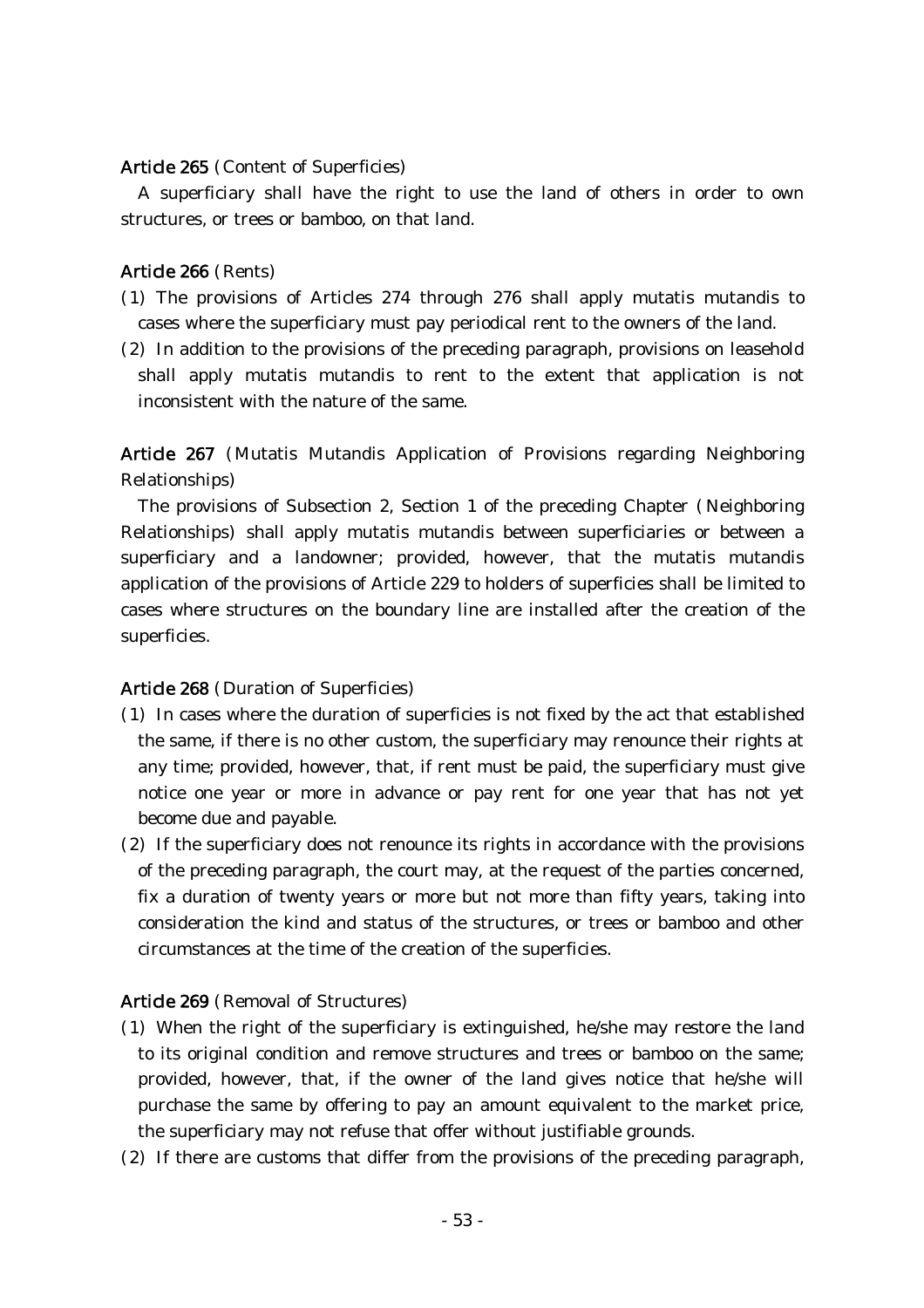**Article 265** (Content of Superficies)

A superficiary shall have the right to use the land of others in order to own structures, or trees or bamboo, on that land.

**Article 266** (Rents)

(1) The provisions of Articles 274 through 276 shall apply mutatis mutandis to cases where the superficiary must pay periodical rent to the owners of the land.

(2) In addition to the provisions of the preceding paragraph, provisions on leasehold shall apply mutatis mutandis to rent to the extent that application is not inconsistent with the nature of the same.

**Article 267** (Mutatis Mutandis Application of Provisions regarding Neighboring Relationships)

The provisions of Subsection 2, Section 1 of the preceding Chapter (Neighboring Relationships) shall apply mutatis mutandis between superficiaries or between a superficiary and a landowner; provided, however, that the mutatis mutandis application of the provisions of Article 229 to holders of superficies shall be limited to cases where structures on the boundary line are installed after the creation of the superficies.

**Article 268** (Duration of Superficies)

(1) In cases where the duration of superficies is not fixed by the act that established the same, if there is no other custom, the superficiary may renounce their rights at any time; provided, however, that, if rent must be paid, the superficiary must give notice one year or more in advance or pay rent for one year that has not yet become due and payable.

(2) If the superficiary does not renounce its rights in accordance with the provisions of the preceding paragraph, the court may, at the request of the parties concerned, fix a duration of twenty years or more but not more than fifty years, taking into consideration the kind and status of the structures, or trees or bamboo and other circumstances at the time of the creation of the superficies.

**Article 269** (Removal of Structures)

(1) When the right of the superficiary is extinguished, he/she may restore the land to its original condition and remove structures and trees or bamboo on the same; provided, however, that, if the owner of the land gives notice that he/she will purchase the same by offering to pay an amount equivalent to the market price, the superficiary may not refuse that offer without justifiable grounds.

(2) If there are customs that differ from the provisions of the preceding paragraph,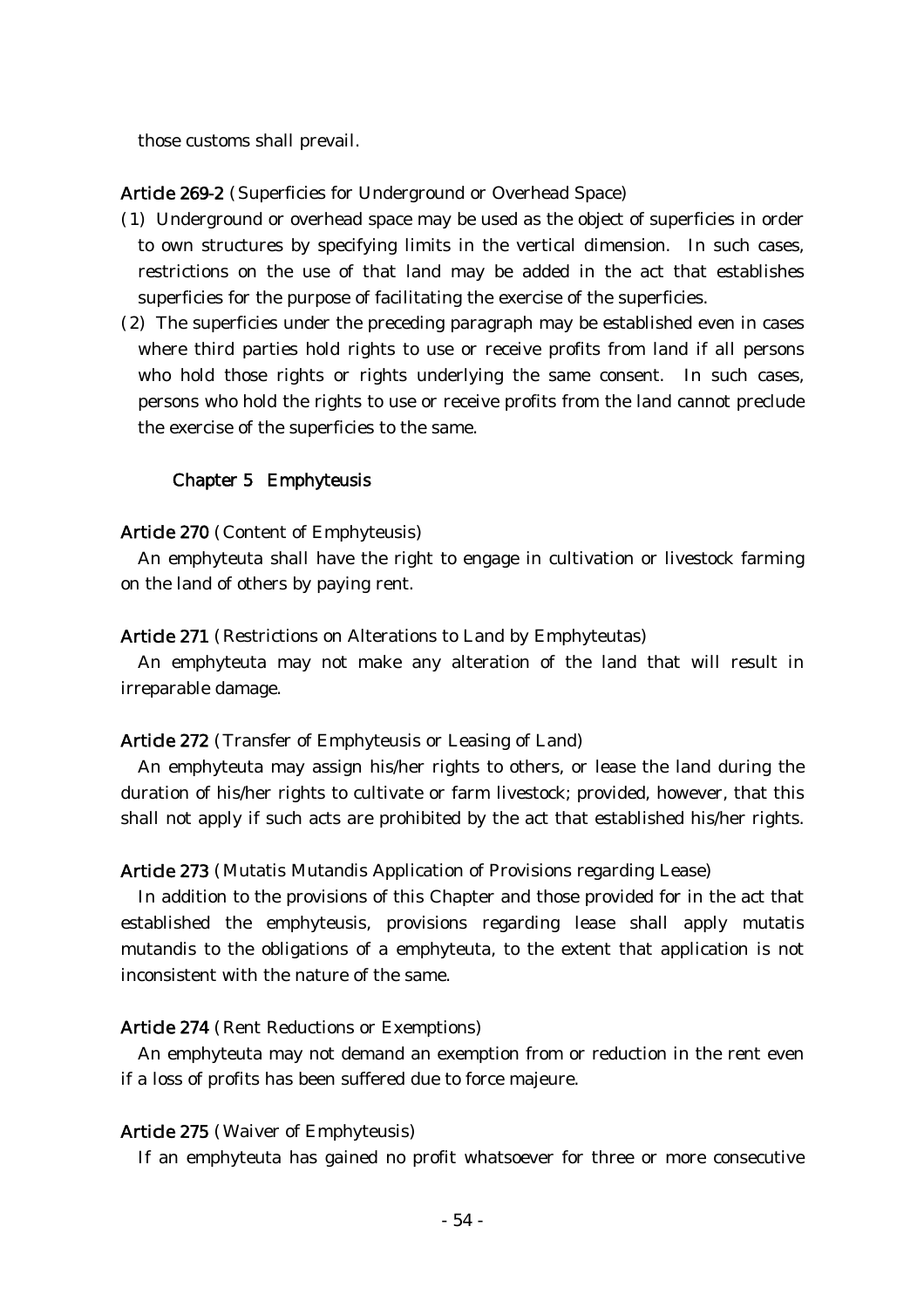those customs shall prevail.

**Article 269-2** (Superficies for Underground or Overhead Space)

(1) Underground or overhead space may be used as the object of superficies in order to own structures by specifying limits in the vertical dimension. In such cases, restrictions on the use of that land may be added in the act that establishes superficies for the purpose of facilitating the exercise of the superficies.

(2) The superficies under the preceding paragraph may be established even in cases where third parties hold rights to use or receive profits from land if all persons who hold those rights or rights underlying the same consent. In such cases, persons who hold the rights to use or receive profits from the land cannot preclude the exercise of the superficies to the same.

## Chapter 5 Emphyteusis

**Article 270** (Content of Emphyteusis)

An emphyteuta shall have the right to engage in cultivation or livestock farming on the land of others by paying rent.

**Article 271** (Restrictions on Alterations to Land by Emphyteutas)

An emphyteuta may not make any alteration of the land that will result in irreparable damage.

**Article 272** (Transfer of Emphyteusis or Leasing of Land)

An emphyteuta may assign his/her rights to others, or lease the land during the duration of his/her rights to cultivate or farm livestock; provided, however, that this shall not apply if such acts are prohibited by the act that established his/her rights.

**Article 273** (Mutatis Mutandis Application of Provisions regarding Lease)

In addition to the provisions of this Chapter and those provided for in the act that established the emphyteusis, provisions regarding lease shall apply mutatis mutandis to the obligations of a emphyteuta, to the extent that application is not inconsistent with the nature of the same.

**Article 274** (Rent Reductions or Exemptions)

An emphyteuta may not demand an exemption from or reduction in the rent even if a loss of profits has been suffered due to force majeure.

**Article 275** (Waiver of Emphyteusis)

If an emphyteuta has gained no profit whatsoever for three or more consecutive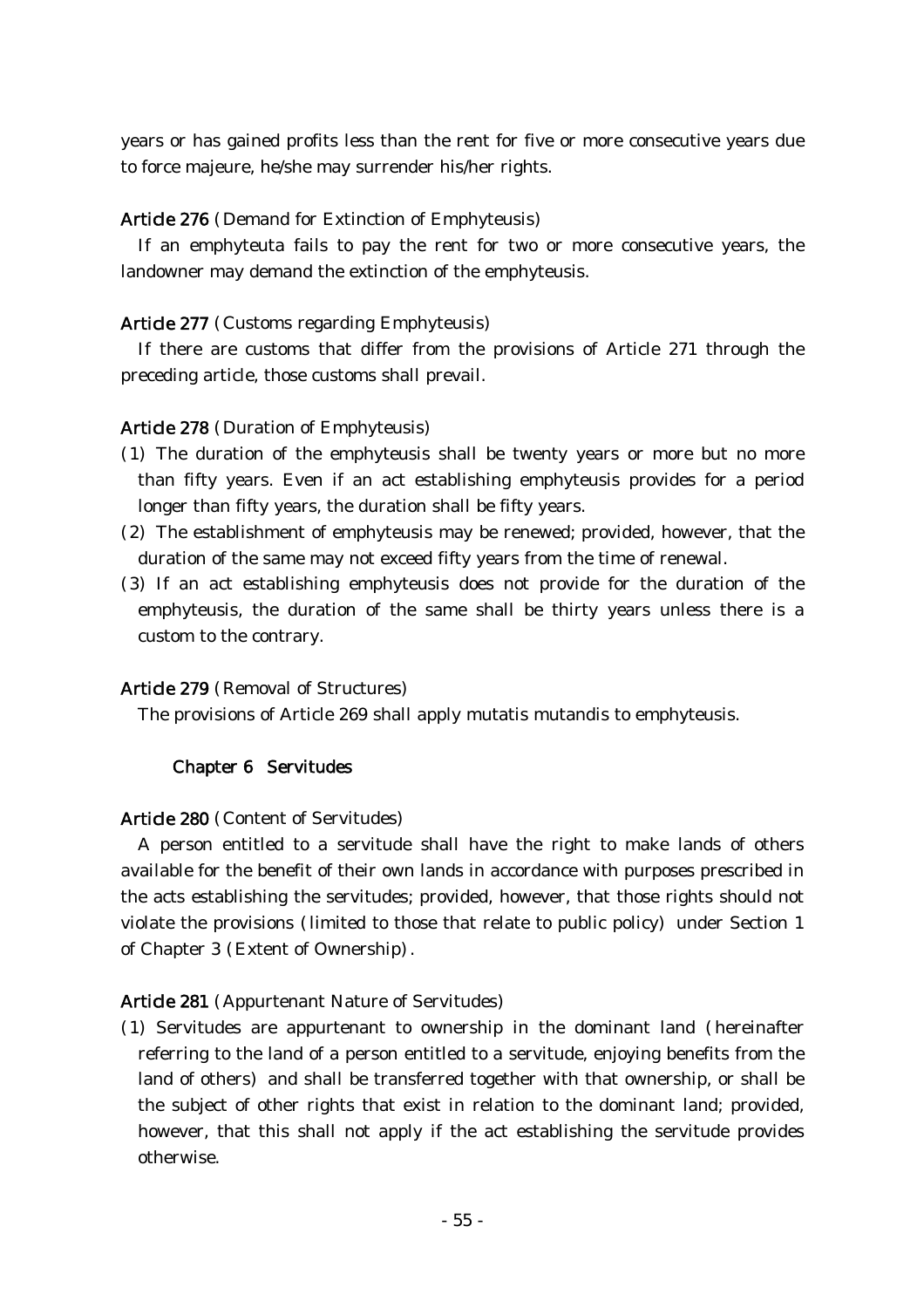years or has gained profits less than the rent for five or more consecutive years due to force majeure, he/she may surrender his/her rights.

**Article 276** (Demand for Extinction of Emphyteusis)

If an emphyteuta fails to pay the rent for two or more consecutive years, the landowner may demand the extinction of the emphyteusis.

**Article 277** (Customs regarding Emphyteusis)

If there are customs that differ from the provisions of Article 271 through the preceding article, those customs shall prevail.

**Article 278** (Duration of Emphyteusis)

(1) The duration of the emphyteusis shall be twenty years or more but no more than fifty years. Even if an act establishing emphyteusis provides for a period longer than fifty years, the duration shall be fifty years.

(2) The establishment of emphyteusis may be renewed; provided, however, that the duration of the same may not exceed fifty years from the time of renewal.

(3) If an act establishing emphyteusis does not provide for the duration of the emphyteusis, the duration of the same shall be thirty years unless there is a custom to the contrary.

**Article 279** (Removal of Structures)

The provisions of Article 269 shall apply mutatis mutandis to emphyteusis.

## Chapter 6 Servitudes

**Article 280** (Content of Servitudes)

A person entitled to a servitude shall have the right to make lands of others available for the benefit of their own lands in accordance with purposes prescribed in the acts establishing the servitudes; provided, however, that those rights should not violate the provisions (limited to those that relate to public policy) under Section 1 of Chapter 3 (Extent of Ownership).

**Article 281** (Appurtenant Nature of Servitudes)

(1) Servitudes are appurtenant to ownership in the dominant land (hereinafter referring to the land of a person entitled to a servitude, enjoying benefits from the land of others) and shall be transferred together with that ownership, or shall be the subject of other rights that exist in relation to the dominant land; provided, however, that this shall not apply if the act establishing the servitude provides otherwise.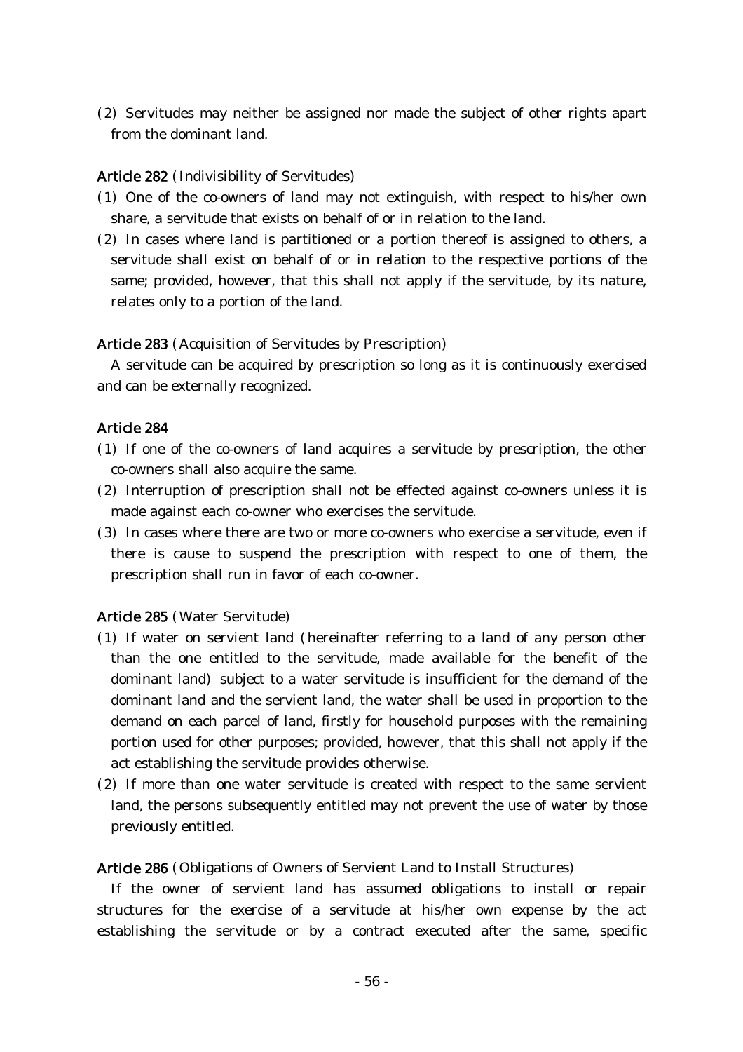(2) Servitudes may neither be assigned nor made the subject of other rights apart from the dominant land.

**Article 282** (Indivisibility of Servitudes)

(1) One of the co-owners of land may not extinguish, with respect to his/her own share, a servitude that exists on behalf of or in relation to the land.

(2) In cases where land is partitioned or a portion thereof is assigned to others, a servitude shall exist on behalf of or in relation to the respective portions of the same; provided, however, that this shall not apply if the servitude, by its nature, relates only to a portion of the land.

**Article 283** (Acquisition of Servitudes by Prescription)

A servitude can be acquired by prescription so long as it is continuously exercised and can be externally recognized.

**Article 284**

(1) If one of the co-owners of land acquires a servitude by prescription, the other co-owners shall also acquire the same.

(2) Interruption of prescription shall not be effected against co-owners unless it is made against each co-owner who exercises the servitude.

(3) In cases where there are two or more co-owners who exercise a servitude, even if there is cause to suspend the prescription with respect to one of them, the prescription shall run in favor of each co-owner.

**Article 285** (Water Servitude)

(1) If water on servient land (hereinafter referring to a land of any person other than the one entitled to the servitude, made available for the benefit of the dominant land) subject to a water servitude is insufficient for the demand of the dominant land and the servient land, the water shall be used in proportion to the demand on each parcel of land, firstly for household purposes with the remaining portion used for other purposes; provided, however, that this shall not apply if the act establishing the servitude provides otherwise.

(2) If more than one water servitude is created with respect to the same servient land, the persons subsequently entitled may not prevent the use of water by those previously entitled.

**Article 286** (Obligations of Owners of Servient Land to Install Structures)

If the owner of servient land has assumed obligations to install or repair structures for the exercise of a servitude at his/her own expense by the act establishing the servitude or by a contract executed after the same, specific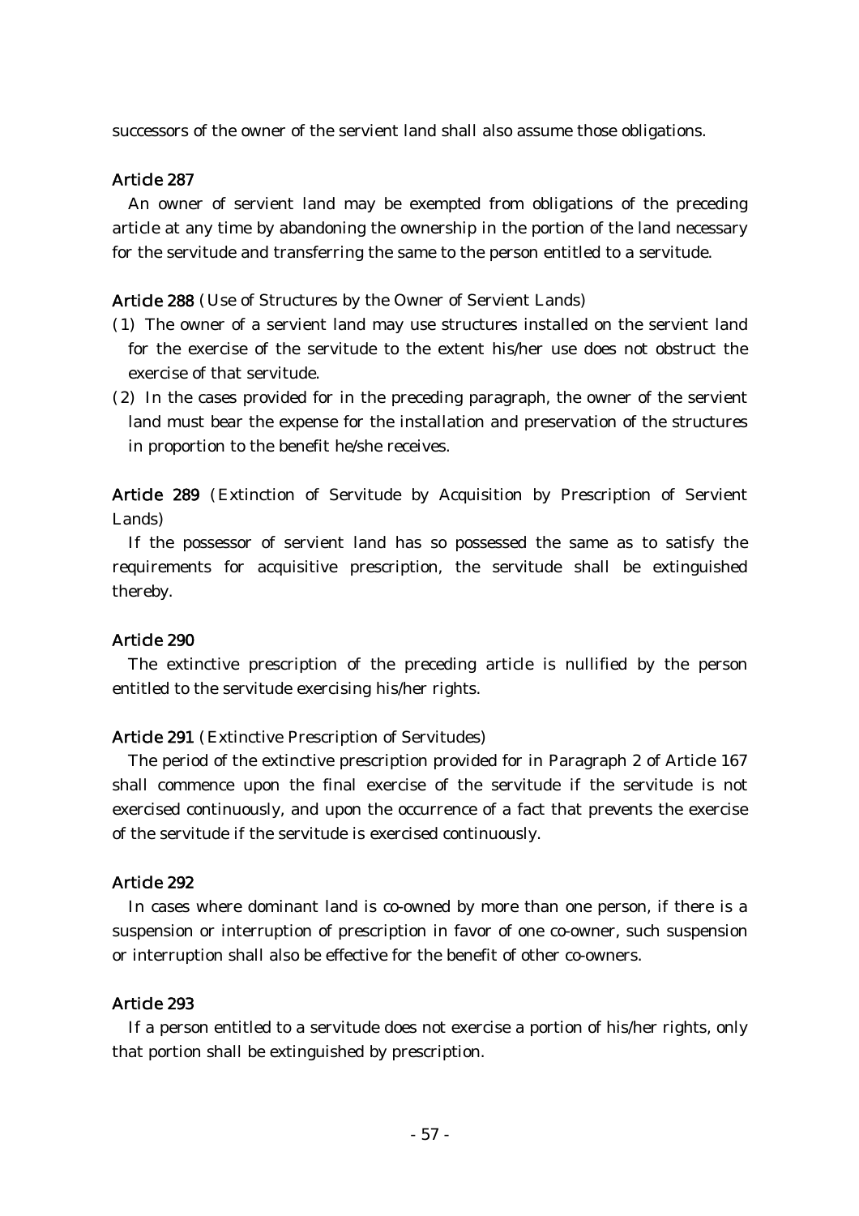successors of the owner of the servient land shall also assume those obligations.

**Article 287**

An owner of servient land may be exempted from obligations of the preceding article at any time by abandoning the ownership in the portion of the land necessary for the servitude and transferring the same to the person entitled to a servitude.

**Article 288** (Use of Structures by the Owner of Servient Lands)

(1) The owner of a servient land may use structures installed on the servient land for the exercise of the servitude to the extent his/her use does not obstruct the exercise of that servitude.

(2) In the cases provided for in the preceding paragraph, the owner of the servient land must bear the expense for the installation and preservation of the structures in proportion to the benefit he/she receives.

**Article 289** (Extinction of Servitude by Acquisition by Prescription of Servient Lands)

If the possessor of servient land has so possessed the same as to satisfy the requirements for acquisitive prescription, the servitude shall be extinguished thereby.

**Article 290**

The extinctive prescription of the preceding article is nullified by the person entitled to the servitude exercising his/her rights.

**Article 291** (Extinctive Prescription of Servitudes)

The period of the extinctive prescription provided for in Paragraph 2 of Article 167 shall commence upon the final exercise of the servitude if the servitude is not exercised continuously, and upon the occurrence of a fact that prevents the exercise of the servitude if the servitude is exercised continuously.

**Article 292**

In cases where dominant land is co-owned by more than one person, if there is a suspension or interruption of prescription in favor of one co-owner, such suspension or interruption shall also be effective for the benefit of other co-owners.

**Article 293**

If a person entitled to a servitude does not exercise a portion of his/her rights, only that portion shall be extinguished by prescription.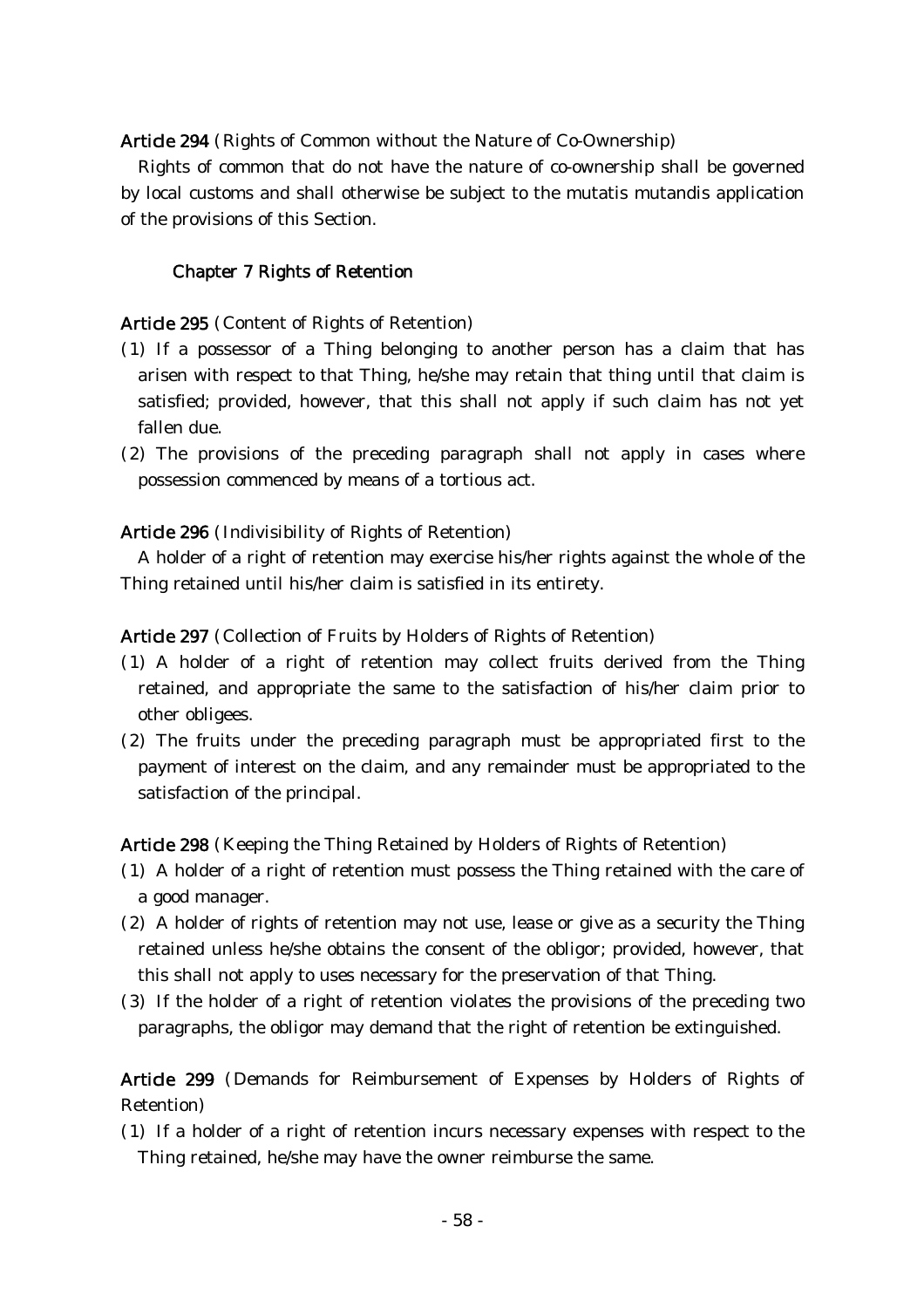**Article 294** (Rights of Common without the Nature of Co-Ownership)

Rights of common that do not have the nature of co-ownership shall be governed by local customs and shall otherwise be subject to the mutatis mutandis application of the provisions of this Section.

## Chapter 7 Rights of Retention

**Article 295** (Content of Rights of Retention)

(1) If a possessor of a Thing belonging to another person has a claim that has arisen with respect to that Thing, he/she may retain that thing until that claim is satisfied; provided, however, that this shall not apply if such claim has not yet fallen due.

(2) The provisions of the preceding paragraph shall not apply in cases where possession commenced by means of a tortious act.

**Article 296** (Indivisibility of Rights of Retention)

A holder of a right of retention may exercise his/her rights against the whole of the Thing retained until his/her claim is satisfied in its entirety.

**Article 297** (Collection of Fruits by Holders of Rights of Retention)

(1) A holder of a right of retention may collect fruits derived from the Thing retained, and appropriate the same to the satisfaction of his/her claim prior to other obligees.

(2) The fruits under the preceding paragraph must be appropriated first to the payment of interest on the claim, and any remainder must be appropriated to the satisfaction of the principal.

**Article 298** (Keeping the Thing Retained by Holders of Rights of Retention)

(1) A holder of a right of retention must possess the Thing retained with the care of a good manager.

(2) A holder of rights of retention may not use, lease or give as a security the Thing retained unless he/she obtains the consent of the obligor; provided, however, that this shall not apply to uses necessary for the preservation of that Thing.

(3) If the holder of a right of retention violates the provisions of the preceding two paragraphs, the obligor may demand that the right of retention be extinguished.

**Article 299** (Demands for Reimbursement of Expenses by Holders of Rights of Retention)

(1) If a holder of a right of retention incurs necessary expenses with respect to the Thing retained, he/she may have the owner reimburse the same.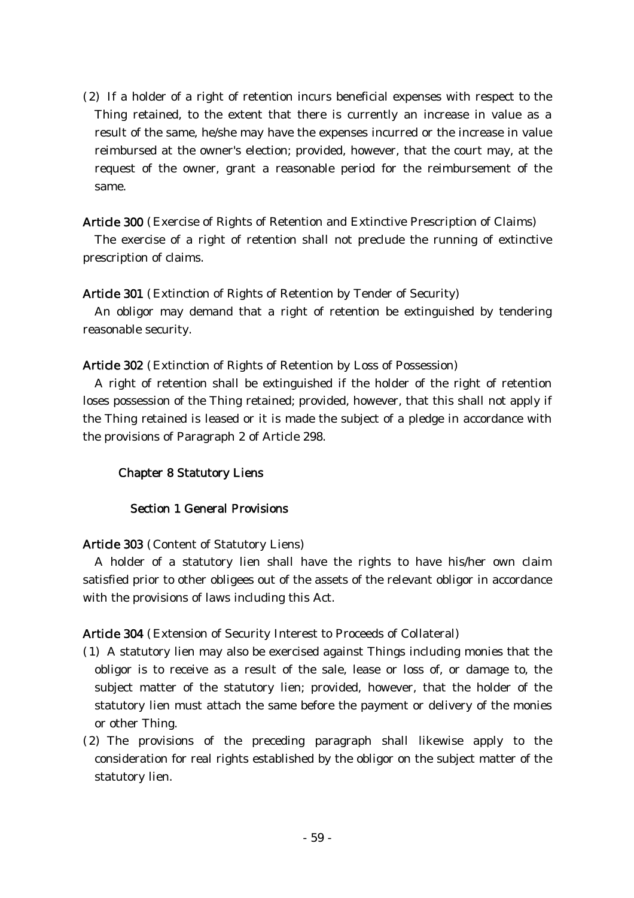(2) If a holder of a right of retention incurs beneficial expenses with respect to the Thing retained, to the extent that there is currently an increase in value as a result of the same, he/she may have the expenses incurred or the increase in value reimbursed at the owner's election; provided, however, that the court may, at the request of the owner, grant a reasonable period for the reimbursement of the same.

**Article 300** (Exercise of Rights of Retention and Extinctive Prescription of Claims)

The exercise of a right of retention shall not preclude the running of extinctive prescription of claims.

**Article 301** (Extinction of Rights of Retention by Tender of Security)

An obligor may demand that a right of retention be extinguished by tendering reasonable security.

**Article 302** (Extinction of Rights of Retention by Loss of Possession)

A right of retention shall be extinguished if the holder of the right of retention loses possession of the Thing retained; provided, however, that this shall not apply if the Thing retained is leased or it is made the subject of a pledge in accordance with the provisions of Paragraph 2 of Article 298.

## Chapter 8 Statutory Liens

### Section 1 General Provisions

**Article 303** (Content of Statutory Liens)

A holder of a statutory lien shall have the rights to have his/her own claim satisfied prior to other obligees out of the assets of the relevant obligor in accordance with the provisions of laws including this Act.

**Article 304** (Extension of Security Interest to Proceeds of Collateral)

(1) A statutory lien may also be exercised against Things including monies that the obligor is to receive as a result of the sale, lease or loss of, or damage to, the subject matter of the statutory lien; provided, however, that the holder of the statutory lien must attach the same before the payment or delivery of the monies or other Thing.

(2) The provisions of the preceding paragraph shall likewise apply to the consideration for real rights established by the obligor on the subject matter of the statutory lien.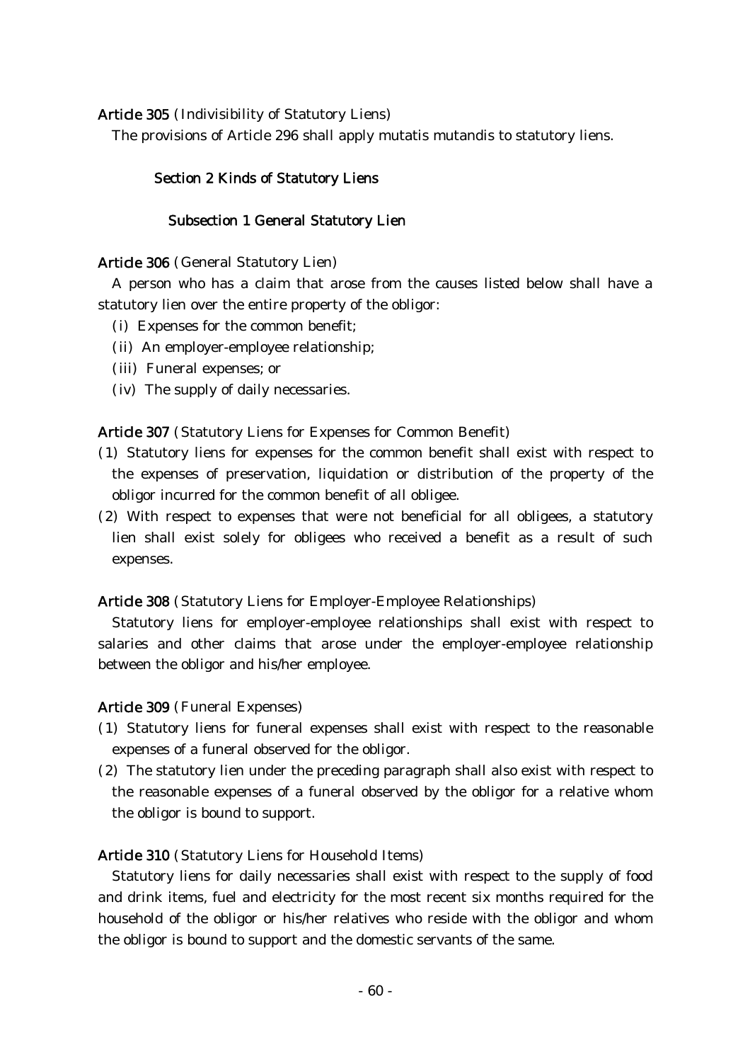**Article 305** (Indivisibility of Statutory Liens)

The provisions of Article 296 shall apply mutatis mutandis to statutory liens.

## Section 2 Kinds of Statutory Liens

### Subsection 1 General Statutory Lien

**Article 306** (General Statutory Lien)

A person who has a claim that arose from the causes listed below shall have a statutory lien over the entire property of the obligor:

(i) Expenses for the common benefit;

(ii) An employer-employee relationship;

(iii) Funeral expenses; or

(iv) The supply of daily necessaries.

**Article 307** (Statutory Liens for Expenses for Common Benefit)

(1) Statutory liens for expenses for the common benefit shall exist with respect to the expenses of preservation, liquidation or distribution of the property of the obligor incurred for the common benefit of all obligee.

(2) With respect to expenses that were not beneficial for all obligees, a statutory lien shall exist solely for obligees who received a benefit as a result of such expenses.

**Article 308** (Statutory Liens for Employer-Employee Relationships)

Statutory liens for employer-employee relationships shall exist with respect to salaries and other claims that arose under the employer-employee relationship between the obligor and his/her employee.

**Article 309** (Funeral Expenses)

(1) Statutory liens for funeral expenses shall exist with respect to the reasonable expenses of a funeral observed for the obligor.

(2) The statutory lien under the preceding paragraph shall also exist with respect to the reasonable expenses of a funeral observed by the obligor for a relative whom the obligor is bound to support.

**Article 310** (Statutory Liens for Household Items)

Statutory liens for daily necessaries shall exist with respect to the supply of food and drink items, fuel and electricity for the most recent six months required for the household of the obligor or his/her relatives who reside with the obligor and whom the obligor is bound to support and the domestic servants of the same.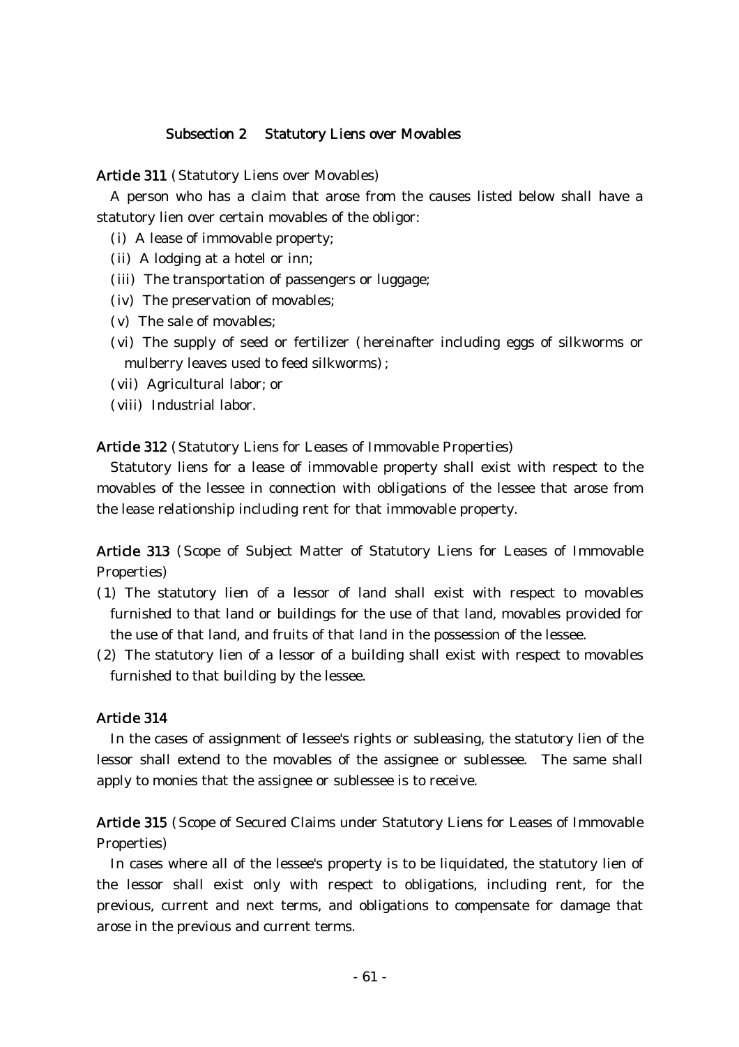### Subsection 2 Statutory Liens over Movables

**Article 311** (Statutory Liens over Movables)

A person who has a claim that arose from the causes listed below shall have a statutory lien over certain movables of the obligor:

(i) A lease of immovable property;

(ii) A lodging at a hotel or inn;

(iii) The transportation of passengers or luggage;

(iv) The preservation of movables;

(v) The sale of movables;

(vi) The supply of seed or fertilizer (hereinafter including eggs of silkworms or mulberry leaves used to feed silkworms);

(vii) Agricultural labor; or

(viii) Industrial labor.

**Article 312** (Statutory Liens for Leases of Immovable Properties)

Statutory liens for a lease of immovable property shall exist with respect to the movables of the lessee in connection with obligations of the lessee that arose from the lease relationship including rent for that immovable property.

**Article 313** (Scope of Subject Matter of Statutory Liens for Leases of Immovable Properties)

(1) The statutory lien of a lessor of land shall exist with respect to movables furnished to that land or buildings for the use of that land, movables provided for the use of that land, and fruits of that land in the possession of the lessee.

(2) The statutory lien of a lessor of a building shall exist with respect to movables furnished to that building by the lessee.

**Article 314**

In the cases of assignment of lessee's rights or subleasing, the statutory lien of the lessor shall extend to the movables of the assignee or sublessee. The same shall apply to monies that the assignee or sublessee is to receive.

**Article 315** (Scope of Secured Claims under Statutory Liens for Leases of Immovable Properties)

In cases where all of the lessee's property is to be liquidated, the statutory lien of the lessor shall exist only with respect to obligations, including rent, for the previous, current and next terms, and obligations to compensate for damage that arose in the previous and current terms.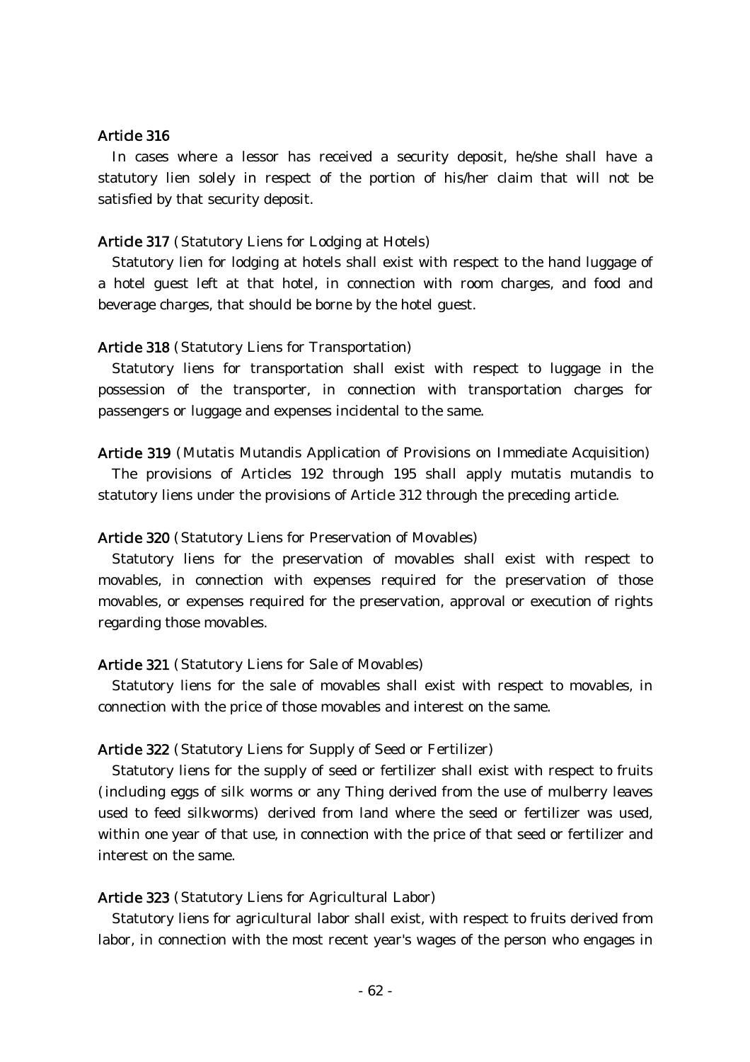**Article 316**

In cases where a lessor has received a security deposit, he/she shall have a statutory lien solely in respect of the portion of his/her claim that will not be satisfied by that security deposit.

**Article 317** (Statutory Liens for Lodging at Hotels)

Statutory lien for lodging at hotels shall exist with respect to the hand luggage of a hotel guest left at that hotel, in connection with room charges, and food and beverage charges, that should be borne by the hotel guest.

**Article 318** (Statutory Liens for Transportation)

Statutory liens for transportation shall exist with respect to luggage in the possession of the transporter, in connection with transportation charges for passengers or luggage and expenses incidental to the same.

**Article 319** (Mutatis Mutandis Application of Provisions on Immediate Acquisition)

The provisions of Articles 192 through 195 shall apply mutatis mutandis to statutory liens under the provisions of Article 312 through the preceding article.

**Article 320** (Statutory Liens for Preservation of Movables)

Statutory liens for the preservation of movables shall exist with respect to movables, in connection with expenses required for the preservation of those movables, or expenses required for the preservation, approval or execution of rights regarding those movables.

**Article 321** (Statutory Liens for Sale of Movables)

Statutory liens for the sale of movables shall exist with respect to movables, in connection with the price of those movables and interest on the same.

**Article 322** (Statutory Liens for Supply of Seed or Fertilizer)

Statutory liens for the supply of seed or fertilizer shall exist with respect to fruits (including eggs of silk worms or any Thing derived from the use of mulberry leaves used to feed silkworms) derived from land where the seed or fertilizer was used, within one year of that use, in connection with the price of that seed or fertilizer and interest on the same.

**Article 323** (Statutory Liens for Agricultural Labor)

Statutory liens for agricultural labor shall exist, with respect to fruits derived from labor, in connection with the most recent year's wages of the person who engages in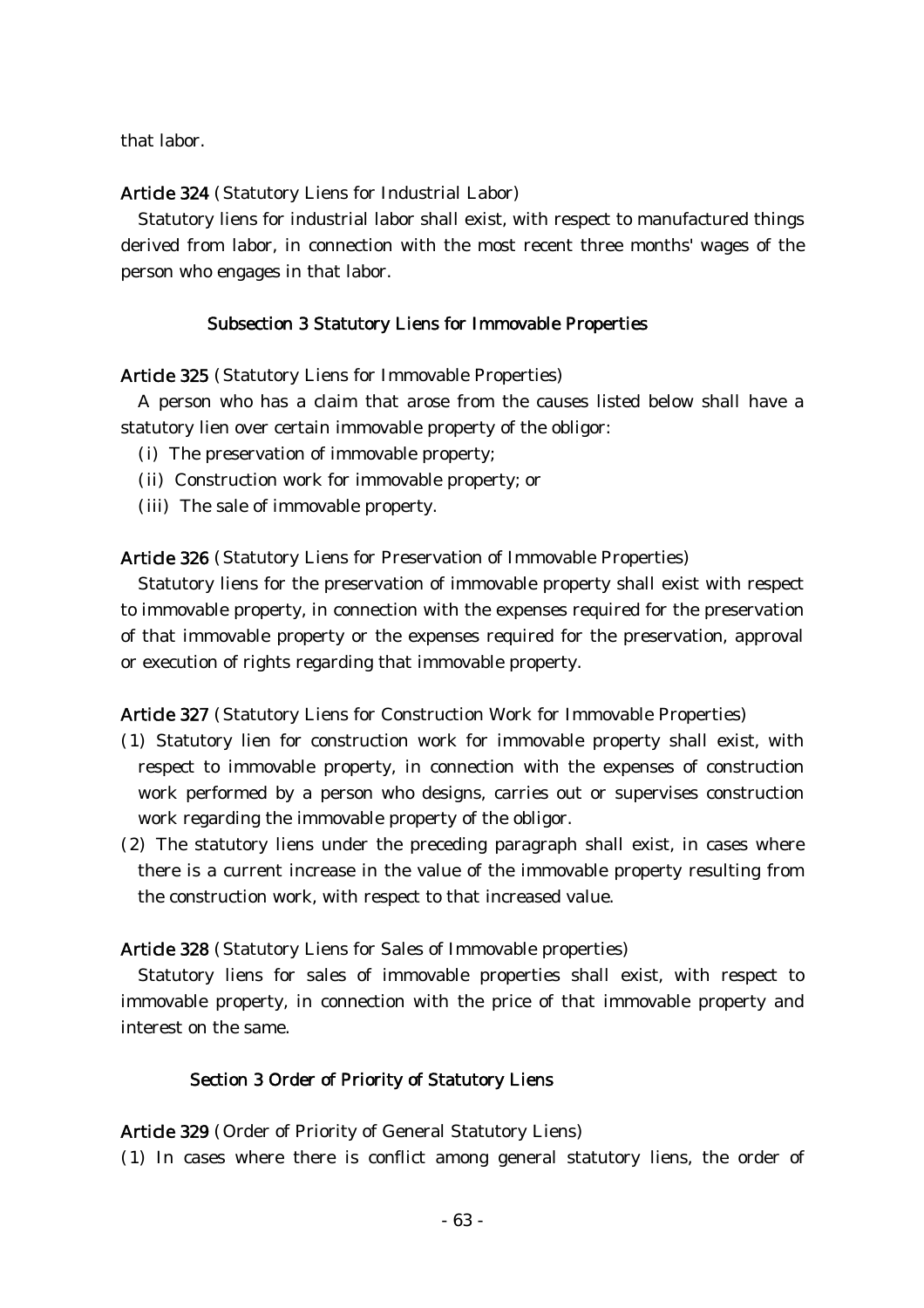that labor.

**Article 324** (Statutory Liens for Industrial Labor)

Statutory liens for industrial labor shall exist, with respect to manufactured things derived from labor, in connection with the most recent three months' wages of the person who engages in that labor.

### Subsection 3 Statutory Liens for Immovable Properties

**Article 325** (Statutory Liens for Immovable Properties)

A person who has a claim that arose from the causes listed below shall have a statutory lien over certain immovable property of the obligor:

(i) The preservation of immovable property;

(ii) Construction work for immovable property; or

(iii) The sale of immovable property.

**Article 326** (Statutory Liens for Preservation of Immovable Properties)

Statutory liens for the preservation of immovable property shall exist with respect to immovable property, in connection with the expenses required for the preservation of that immovable property or the expenses required for the preservation, approval or execution of rights regarding that immovable property.

**Article 327** (Statutory Liens for Construction Work for Immovable Properties)

(1) Statutory lien for construction work for immovable property shall exist, with respect to immovable property, in connection with the expenses of construction work performed by a person who designs, carries out or supervises construction work regarding the immovable property of the obligor.

(2) The statutory liens under the preceding paragraph shall exist, in cases where there is a current increase in the value of the immovable property resulting from the construction work, with respect to that increased value.

**Article 328** (Statutory Liens for Sales of Immovable properties)

Statutory liens for sales of immovable properties shall exist, with respect to immovable property, in connection with the price of that immovable property and interest on the same.

## Section 3 Order of Priority of Statutory Liens

**Article 329** (Order of Priority of General Statutory Liens)

(1) In cases where there is conflict among general statutory liens, the order of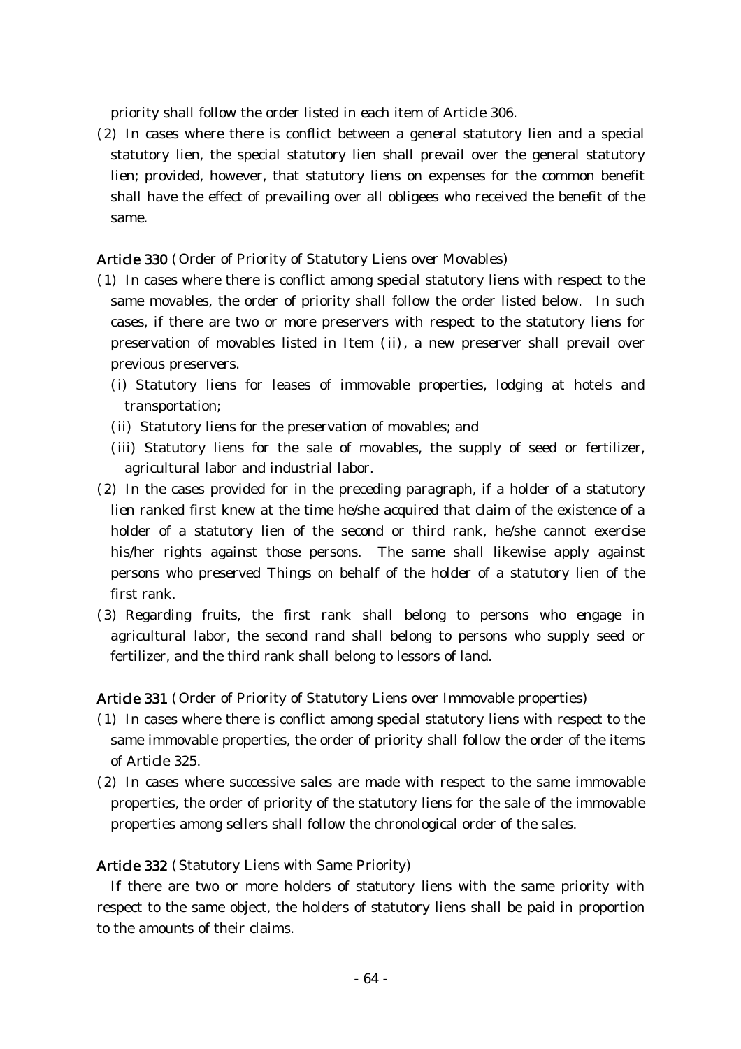priority shall follow the order listed in each item of Article 306.

(2) In cases where there is conflict between a general statutory lien and a special statutory lien, the special statutory lien shall prevail over the general statutory lien; provided, however, that statutory liens on expenses for the common benefit shall have the effect of prevailing over all obligees who received the benefit of the same.

**Article 330** (Order of Priority of Statutory Liens over Movables)

(1) In cases where there is conflict among special statutory liens with respect to the same movables, the order of priority shall follow the order listed below. In such cases, if there are two or more preservers with respect to the statutory liens for preservation of movables listed in Item (ii), a new preserver shall prevail over previous preservers.

(i) Statutory liens for leases of immovable properties, lodging at hotels and transportation;

(ii) Statutory liens for the preservation of movables; and

(iii) Statutory liens for the sale of movables, the supply of seed or fertilizer, agricultural labor and industrial labor.

(2) In the cases provided for in the preceding paragraph, if a holder of a statutory lien ranked first knew at the time he/she acquired that claim of the existence of a holder of a statutory lien of the second or third rank, he/she cannot exercise his/her rights against those persons. The same shall likewise apply against persons who preserved Things on behalf of the holder of a statutory lien of the first rank.

(3) Regarding fruits, the first rank shall belong to persons who engage in agricultural labor, the second rand shall belong to persons who supply seed or fertilizer, and the third rank shall belong to lessors of land.

**Article 331** (Order of Priority of Statutory Liens over Immovable properties)

(1) In cases where there is conflict among special statutory liens with respect to the same immovable properties, the order of priority shall follow the order of the items of Article 325.

(2) In cases where successive sales are made with respect to the same immovable properties, the order of priority of the statutory liens for the sale of the immovable properties among sellers shall follow the chronological order of the sales.

**Article 332** (Statutory Liens with Same Priority)

If there are two or more holders of statutory liens with the same priority with respect to the same object, the holders of statutory liens shall be paid in proportion to the amounts of their claims.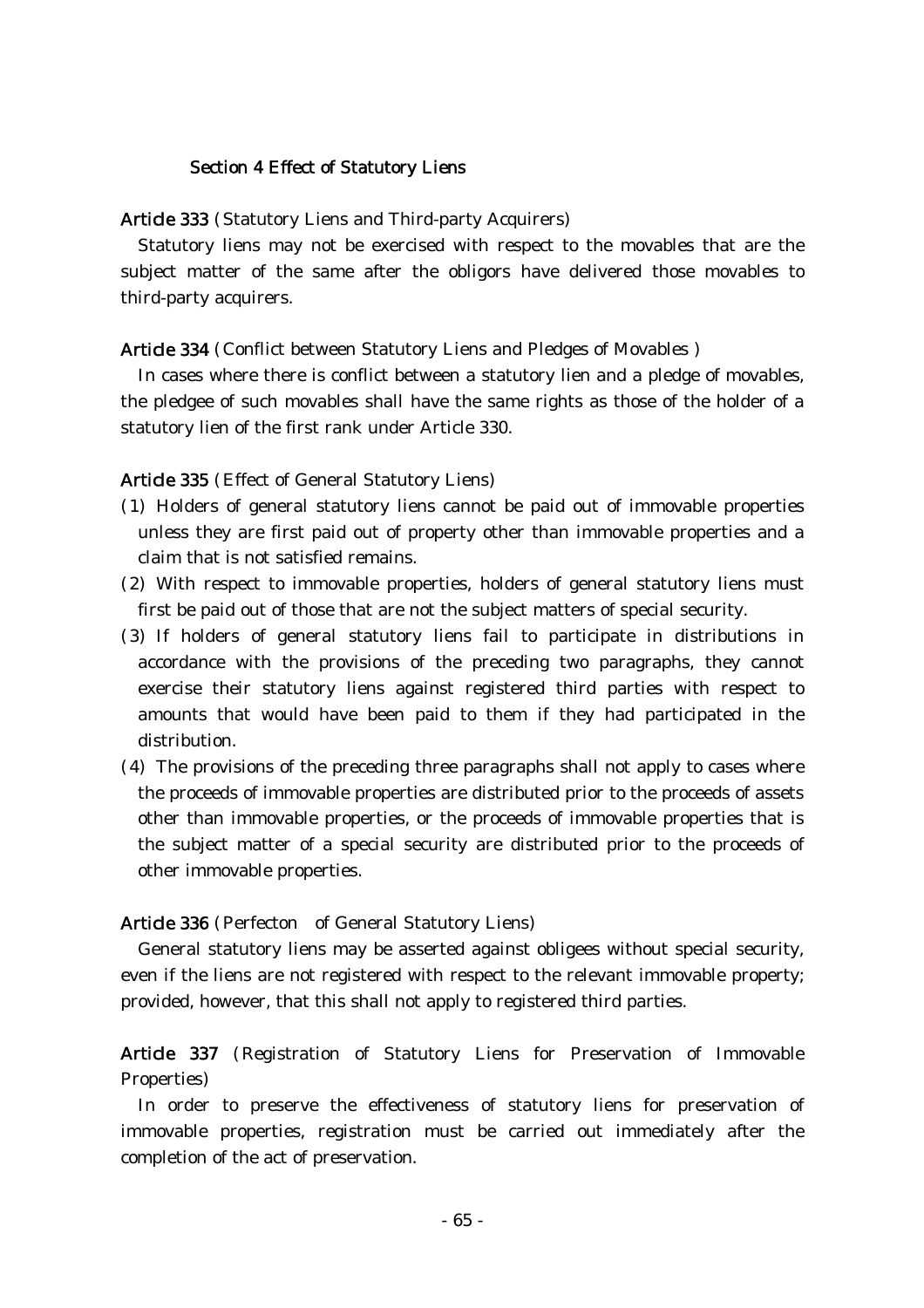## Section 4 Effect of Statutory Liens

**Article 333** (Statutory Liens and Third-party Acquirers)

Statutory liens may not be exercised with respect to the movables that are the subject matter of the same after the obligors have delivered those movables to third-party acquirers.

**Article 334** (Conflict between Statutory Liens and Pledges of Movables )

In cases where there is conflict between a statutory lien and a pledge of movables, the pledgee of such movables shall have the same rights as those of the holder of a statutory lien of the first rank under Article 330.

**Article 335** (Effect of General Statutory Liens)

(1) Holders of general statutory liens cannot be paid out of immovable properties unless they are first paid out of property other than immovable properties and a claim that is not satisfied remains.

(2) With respect to immovable properties, holders of general statutory liens must first be paid out of those that are not the subject matters of special security.

(3) If holders of general statutory liens fail to participate in distributions in accordance with the provisions of the preceding two paragraphs, they cannot exercise their statutory liens against registered third parties with respect to amounts that would have been paid to them if they had participated in the distribution.

(4) The provisions of the preceding three paragraphs shall not apply to cases where the proceeds of immovable properties are distributed prior to the proceeds of assets other than immovable properties, or the proceeds of immovable properties that is the subject matter of a special security are distributed prior to the proceeds of other immovable properties.

**Article 336** (Perfecton of General Statutory Liens)

General statutory liens may be asserted against obligees without special security, even if the liens are not registered with respect to the relevant immovable property; provided, however, that this shall not apply to registered third parties.

**Article 337** (Registration of Statutory Liens for Preservation of Immovable Properties)

In order to preserve the effectiveness of statutory liens for preservation of immovable properties, registration must be carried out immediately after the completion of the act of preservation.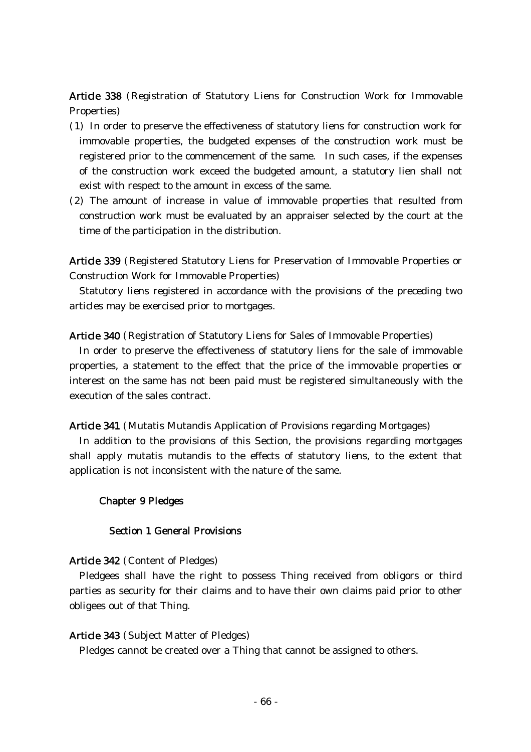**Article 338** (Registration of Statutory Liens for Construction Work for Immovable Properties)

(1) In order to preserve the effectiveness of statutory liens for construction work for immovable properties, the budgeted expenses of the construction work must be registered prior to the commencement of the same. In such cases, if the expenses of the construction work exceed the budgeted amount, a statutory lien shall not exist with respect to the amount in excess of the same.

(2) The amount of increase in value of immovable properties that resulted from construction work must be evaluated by an appraiser selected by the court at the time of the participation in the distribution.

**Article 339** (Registered Statutory Liens for Preservation of Immovable Properties or Construction Work for Immovable Properties)

Statutory liens registered in accordance with the provisions of the preceding two articles may be exercised prior to mortgages.

**Article 340** (Registration of Statutory Liens for Sales of Immovable Properties)

In order to preserve the effectiveness of statutory liens for the sale of immovable properties, a statement to the effect that the price of the immovable properties or interest on the same has not been paid must be registered simultaneously with the execution of the sales contract.

**Article 341** (Mutatis Mutandis Application of Provisions regarding Mortgages)

In addition to the provisions of this Section, the provisions regarding mortgages shall apply mutatis mutandis to the effects of statutory liens, to the extent that application is not inconsistent with the nature of the same.

## Chapter 9 Pledges

### Section 1 General Provisions

**Article 342** (Content of Pledges)

Pledgees shall have the right to possess Thing received from obligors or third parties as security for their claims and to have their own claims paid prior to other obligees out of that Thing.

**Article 343** (Subject Matter of Pledges)

Pledges cannot be created over a Thing that cannot be assigned to others.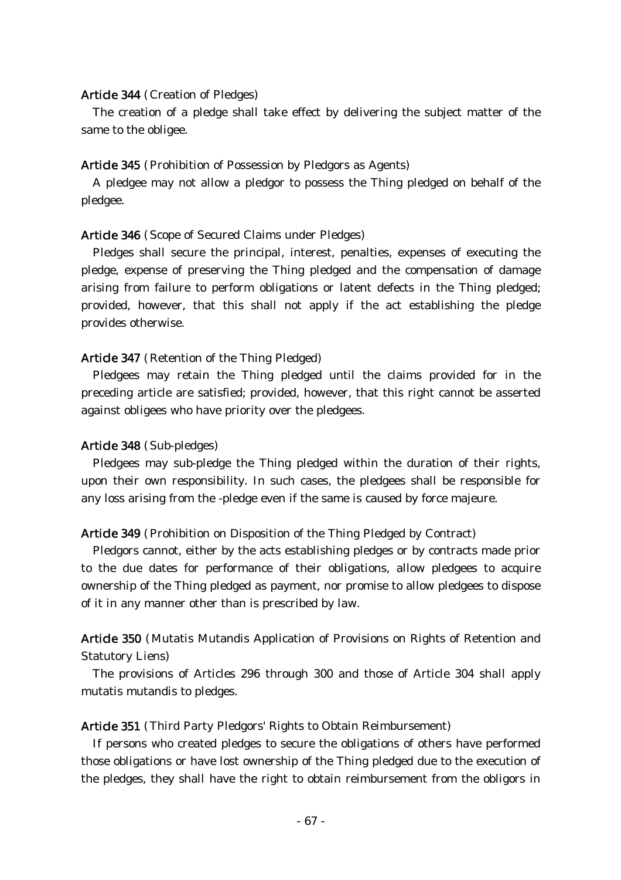**Article 344** (Creation of Pledges)

The creation of a pledge shall take effect by delivering the subject matter of the same to the obligee.

**Article 345** (Prohibition of Possession by Pledgors as Agents)

A pledgee may not allow a pledgor to possess the Thing pledged on behalf of the pledgee.

**Article 346** (Scope of Secured Claims under Pledges)

Pledges shall secure the principal, interest, penalties, expenses of executing the pledge, expense of preserving the Thing pledged and the compensation of damage arising from failure to perform obligations or latent defects in the Thing pledged; provided, however, that this shall not apply if the act establishing the pledge provides otherwise.

**Article 347** (Retention of the Thing Pledged)

Pledgees may retain the Thing pledged until the claims provided for in the preceding article are satisfied; provided, however, that this right cannot be asserted against obligees who have priority over the pledgees.

**Article 348** (Sub-pledges)

Pledgees may sub-pledge the Thing pledged within the duration of their rights, upon their own responsibility. In such cases, the pledgees shall be responsible for any loss arising from the -pledge even if the same is caused by force majeure.

**Article 349** (Prohibition on Disposition of the Thing Pledged by Contract)

Pledgors cannot, either by the acts establishing pledges or by contracts made prior to the due dates for performance of their obligations, allow pledgees to acquire ownership of the Thing pledged as payment, nor promise to allow pledgees to dispose of it in any manner other than is prescribed by law.

**Article 350** (Mutatis Mutandis Application of Provisions on Rights of Retention and Statutory Liens)

The provisions of Articles 296 through 300 and those of Article 304 shall apply mutatis mutandis to pledges.

**Article 351** (Third Party Pledgors' Rights to Obtain Reimbursement)

If persons who created pledges to secure the obligations of others have performed those obligations or have lost ownership of the Thing pledged due to the execution of the pledges, they shall have the right to obtain reimbursement from the obligors in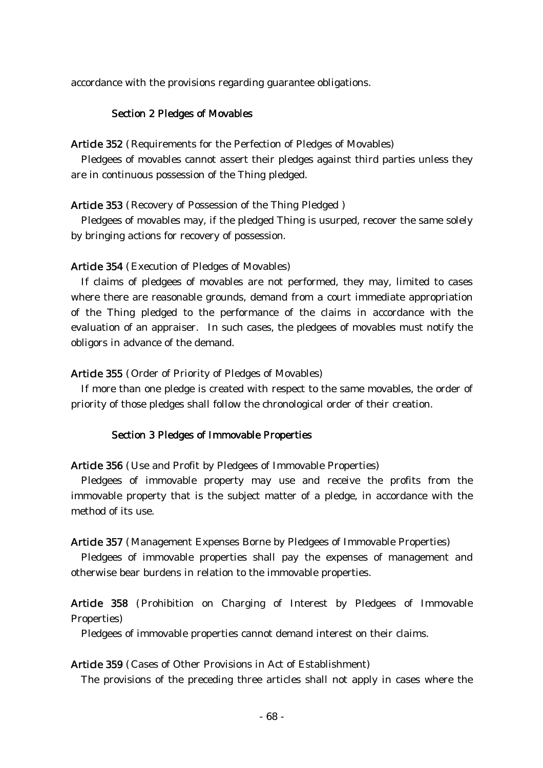accordance with the provisions regarding guarantee obligations.

## Section 2 Pledges of Movables

**Article 352** (Requirements for the Perfection of Pledges of Movables)

Pledgees of movables cannot assert their pledges against third parties unless they are in continuous possession of the Thing pledged.

**Article 353** (Recovery of Possession of the Thing Pledged )

Pledgees of movables may, if the pledged Thing is usurped, recover the same solely by bringing actions for recovery of possession.

**Article 354** (Execution of Pledges of Movables)

If claims of pledgees of movables are not performed, they may, limited to cases where there are reasonable grounds, demand from a court immediate appropriation of the Thing pledged to the performance of the claims in accordance with the evaluation of an appraiser. In such cases, the pledgees of movables must notify the obligors in advance of the demand.

**Article 355** (Order of Priority of Pledges of Movables)

If more than one pledge is created with respect to the same movables, the order of priority of those pledges shall follow the chronological order of their creation.

## Section 3 Pledges of Immovable Properties

**Article 356** (Use and Profit by Pledgees of Immovable Properties)

Pledgees of immovable property may use and receive the profits from the immovable property that is the subject matter of a pledge, in accordance with the method of its use.

**Article 357** (Management Expenses Borne by Pledgees of Immovable Properties)

Pledgees of immovable properties shall pay the expenses of management and otherwise bear burdens in relation to the immovable properties.

**Article 358** (Prohibition on Charging of Interest by Pledgees of Immovable Properties)

Pledgees of immovable properties cannot demand interest on their claims.

**Article 359** (Cases of Other Provisions in Act of Establishment)

The provisions of the preceding three articles shall not apply in cases where the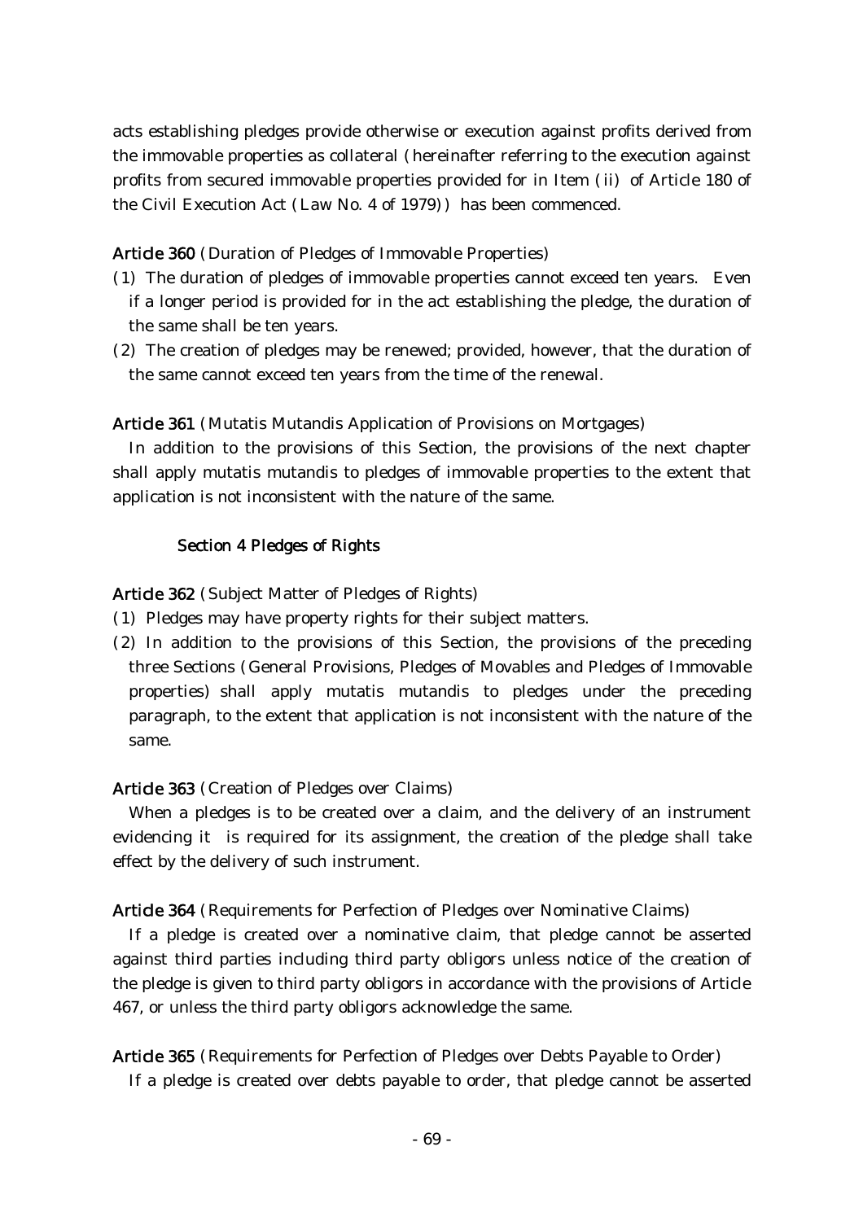acts establishing pledges provide otherwise or execution against profits derived from the immovable properties as collateral (hereinafter referring to the execution against profits from secured immovable properties provided for in Item (ii) of Article 180 of the Civil Execution Act (Law No. 4 of 1979)) has been commenced.

**Article 360** (Duration of Pledges of Immovable Properties)

(1) The duration of pledges of immovable properties cannot exceed ten years. Even if a longer period is provided for in the act establishing the pledge, the duration of the same shall be ten years.

(2) The creation of pledges may be renewed; provided, however, that the duration of the same cannot exceed ten years from the time of the renewal.

**Article 361** (Mutatis Mutandis Application of Provisions on Mortgages)

In addition to the provisions of this Section, the provisions of the next chapter shall apply mutatis mutandis to pledges of immovable properties to the extent that application is not inconsistent with the nature of the same.

### Section 4 Pledges of Rights

**Article 362** (Subject Matter of Pledges of Rights)

(1) Pledges may have property rights for their subject matters.

(2) In addition to the provisions of this Section, the provisions of the preceding three Sections (General Provisions, Pledges of Movables and Pledges of Immovable properties) shall apply mutatis mutandis to pledges under the preceding paragraph, to the extent that application is not inconsistent with the nature of the same.

**Article 363** (Creation of Pledges over Claims)

When a pledges is to be created over a claim, and the delivery of an instrument evidencing it is required for its assignment, the creation of the pledge shall take effect by the delivery of such instrument.

**Article 364** (Requirements for Perfection of Pledges over Nominative Claims)

If a pledge is created over a nominative claim, that pledge cannot be asserted against third parties including third party obligors unless notice of the creation of the pledge is given to third party obligors in accordance with the provisions of Article 467, or unless the third party obligors acknowledge the same.

**Article 365** (Requirements for Perfection of Pledges over Debts Payable to Order)

If a pledge is created over debts payable to order, that pledge cannot be asserted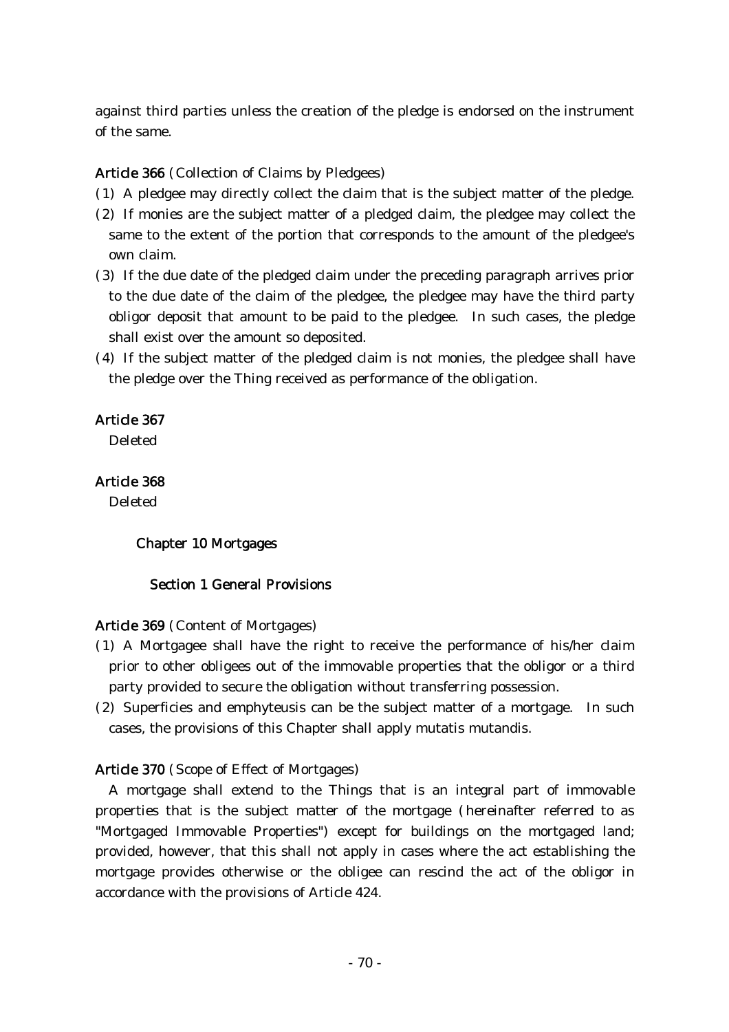against third parties unless the creation of the pledge is endorsed on the instrument of the same.

**Article 366** (Collection of Claims by Pledgees)

(1) A pledgee may directly collect the claim that is the subject matter of the pledge.

(2) If monies are the subject matter of a pledged claim, the pledgee may collect the same to the extent of the portion that corresponds to the amount of the pledgee's own claim.

(3) If the due date of the pledged claim under the preceding paragraph arrives prior to the due date of the claim of the pledgee, the pledgee may have the third party obligor deposit that amount to be paid to the pledgee. In such cases, the pledge shall exist over the amount so deposited.

(4) If the subject matter of the pledged claim is not monies, the pledgee shall have the pledge over the Thing received as performance of the obligation.

**Article 367**

Deleted

**Article 368**

Deleted

## Chapter 10 Mortgages

### Section 1 General Provisions

**Article 369** (Content of Mortgages)

(1) A Mortgagee shall have the right to receive the performance of his/her claim prior to other obligees out of the immovable properties that the obligor or a third party provided to secure the obligation without transferring possession.

(2) Superficies and emphyteusis can be the subject matter of a mortgage. In such cases, the provisions of this Chapter shall apply mutatis mutandis.

**Article 370** (Scope of Effect of Mortgages)

A mortgage shall extend to the Things that is an integral part of immovable properties that is the subject matter of the mortgage (hereinafter referred to as "Mortgaged Immovable Properties") except for buildings on the mortgaged land; provided, however, that this shall not apply in cases where the act establishing the mortgage provides otherwise or the obligee can rescind the act of the obligor in accordance with the provisions of Article 424.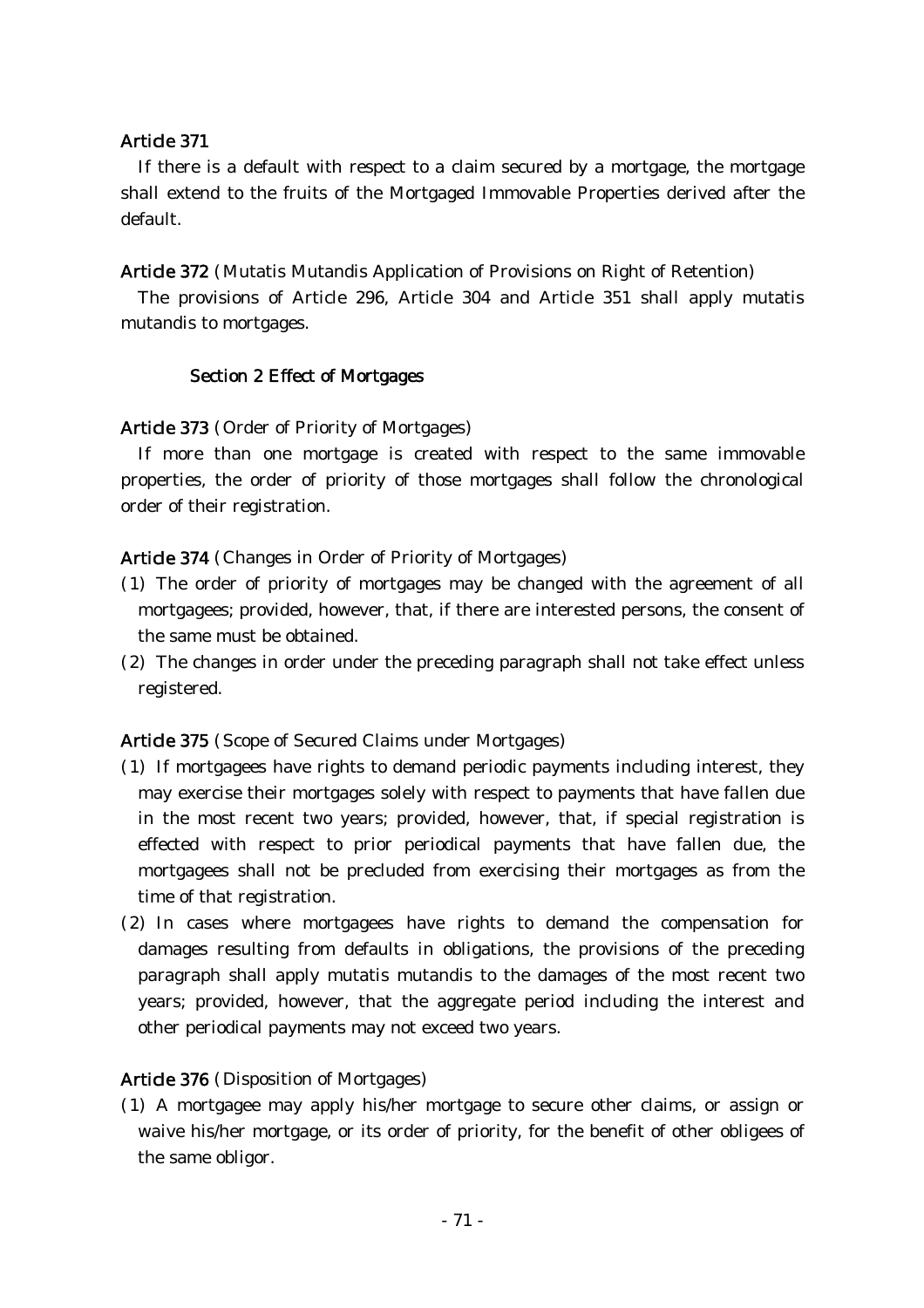**Article 371**

If there is a default with respect to a claim secured by a mortgage, the mortgage shall extend to the fruits of the Mortgaged Immovable Properties derived after the default.

**Article 372** (Mutatis Mutandis Application of Provisions on Right of Retention)

The provisions of Article 296, Article 304 and Article 351 shall apply mutatis mutandis to mortgages.

### Section 2 Effect of Mortgages

**Article 373** (Order of Priority of Mortgages)

If more than one mortgage is created with respect to the same immovable properties, the order of priority of those mortgages shall follow the chronological order of their registration.

**Article 374** (Changes in Order of Priority of Mortgages)

(1) The order of priority of mortgages may be changed with the agreement of all mortgagees; provided, however, that, if there are interested persons, the consent of the same must be obtained.

(2) The changes in order under the preceding paragraph shall not take effect unless registered.

**Article 375** (Scope of Secured Claims under Mortgages)

(1) If mortgagees have rights to demand periodic payments including interest, they may exercise their mortgages solely with respect to payments that have fallen due in the most recent two years; provided, however, that, if special registration is effected with respect to prior periodical payments that have fallen due, the mortgagees shall not be precluded from exercising their mortgages as from the time of that registration.

(2) In cases where mortgagees have rights to demand the compensation for damages resulting from defaults in obligations, the provisions of the preceding paragraph shall apply mutatis mutandis to the damages of the most recent two years; provided, however, that the aggregate period including the interest and other periodical payments may not exceed two years.

**Article 376** (Disposition of Mortgages)

(1) A mortgagee may apply his/her mortgage to secure other claims, or assign or waive his/her mortgage, or its order of priority, for the benefit of other obligees of the same obligor.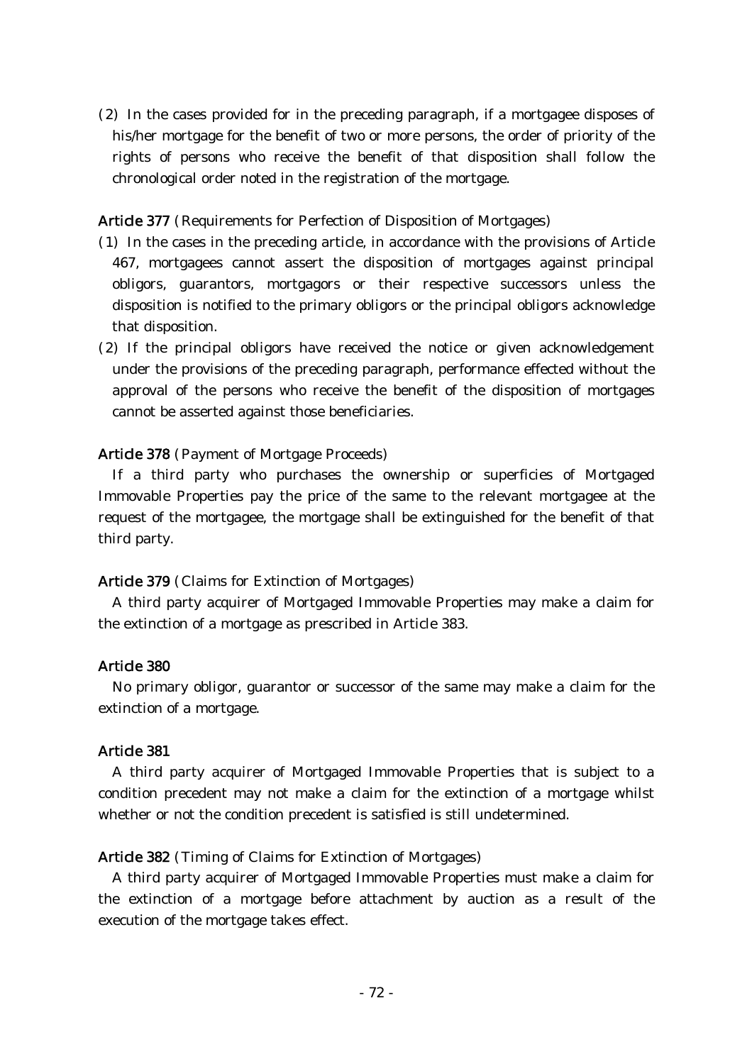(2) In the cases provided for in the preceding paragraph, if a mortgagee disposes of his/her mortgage for the benefit of two or more persons, the order of priority of the rights of persons who receive the benefit of that disposition shall follow the chronological order noted in the registration of the mortgage.

**Article 377** (Requirements for Perfection of Disposition of Mortgages)

(1) In the cases in the preceding article, in accordance with the provisions of Article 467, mortgagees cannot assert the disposition of mortgages against principal obligors, guarantors, mortgagors or their respective successors unless the disposition is notified to the primary obligors or the principal obligors acknowledge that disposition.

(2) If the principal obligors have received the notice or given acknowledgement under the provisions of the preceding paragraph, performance effected without the approval of the persons who receive the benefit of the disposition of mortgages cannot be asserted against those beneficiaries.

**Article 378** (Payment of Mortgage Proceeds)

If a third party who purchases the ownership or superficies of Mortgaged Immovable Properties pay the price of the same to the relevant mortgagee at the request of the mortgagee, the mortgage shall be extinguished for the benefit of that third party.

**Article 379** (Claims for Extinction of Mortgages)

A third party acquirer of Mortgaged Immovable Properties may make a claim for the extinction of a mortgage as prescribed in Article 383.

**Article 380**

No primary obligor, guarantor or successor of the same may make a claim for the extinction of a mortgage.

**Article 381**

A third party acquirer of Mortgaged Immovable Properties that is subject to a condition precedent may not make a claim for the extinction of a mortgage whilst whether or not the condition precedent is satisfied is still undetermined.

**Article 382** (Timing of Claims for Extinction of Mortgages)

A third party acquirer of Mortgaged Immovable Properties must make a claim for the extinction of a mortgage before attachment by auction as a result of the execution of the mortgage takes effect.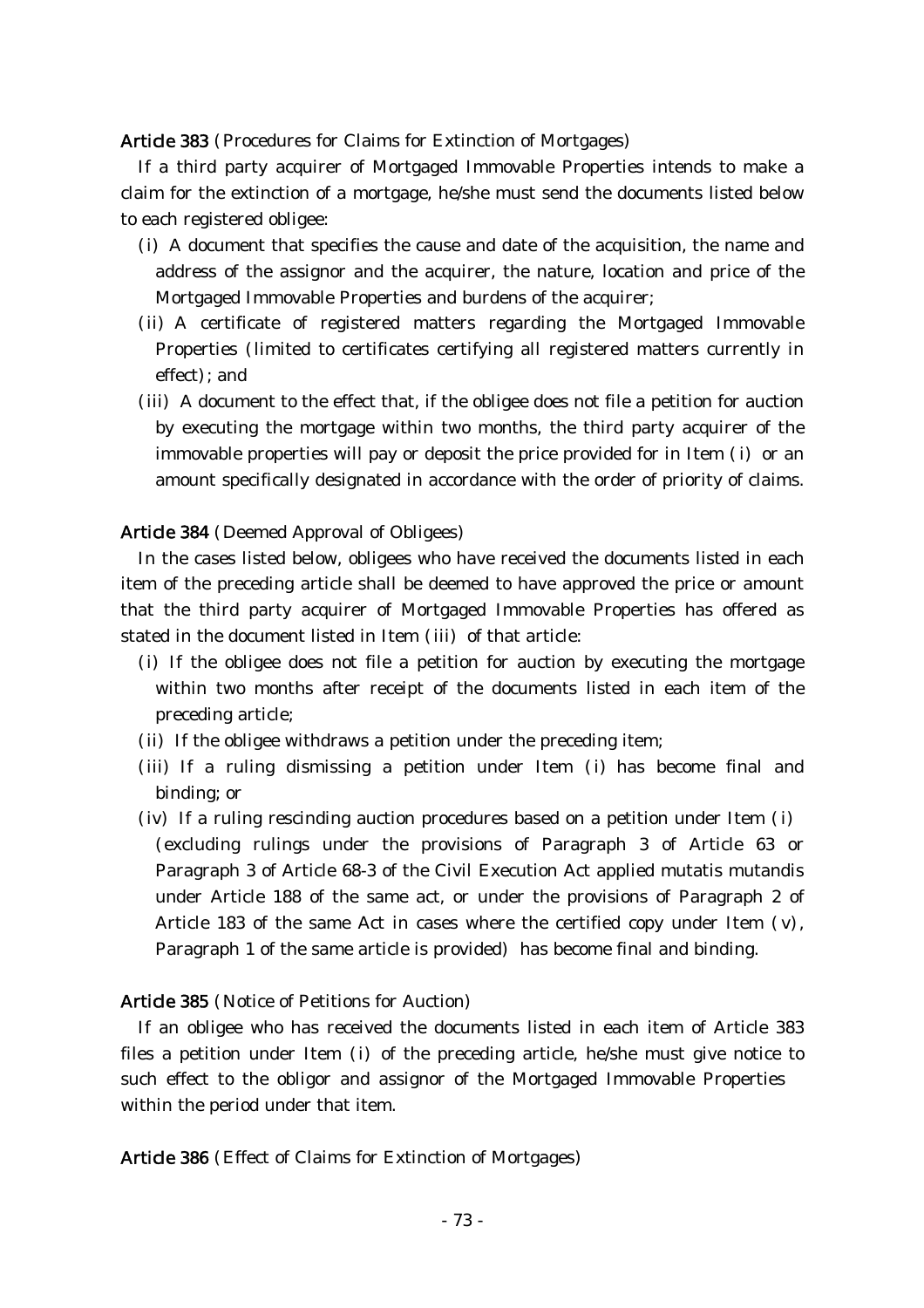**Article 383** (Procedures for Claims for Extinction of Mortgages)

If a third party acquirer of Mortgaged Immovable Properties intends to make a claim for the extinction of a mortgage, he/she must send the documents listed below to each registered obligee:

(i) A document that specifies the cause and date of the acquisition, the name and address of the assignor and the acquirer, the nature, location and price of the Mortgaged Immovable Properties and burdens of the acquirer;

(ii) A certificate of registered matters regarding the Mortgaged Immovable Properties (limited to certificates certifying all registered matters currently in effect); and

(iii) A document to the effect that, if the obligee does not file a petition for auction by executing the mortgage within two months, the third party acquirer of the immovable properties will pay or deposit the price provided for in Item (i) or an amount specifically designated in accordance with the order of priority of claims.

**Article 384** (Deemed Approval of Obligees)

In the cases listed below, obligees who have received the documents listed in each item of the preceding article shall be deemed to have approved the price or amount that the third party acquirer of Mortgaged Immovable Properties has offered as stated in the document listed in Item (iii) of that article:

(i) If the obligee does not file a petition for auction by executing the mortgage within two months after receipt of the documents listed in each item of the preceding article;

(ii) If the obligee withdraws a petition under the preceding item;

(iii) If a ruling dismissing a petition under Item (i) has become final and binding; or

(iv) If a ruling rescinding auction procedures based on a petition under Item (i) (excluding rulings under the provisions of Paragraph 3 of Article 63 or Paragraph 3 of Article 68-3 of the Civil Execution Act applied mutatis mutandis under Article 188 of the same act, or under the provisions of Paragraph 2 of Article 183 of the same Act in cases where the certified copy under Item (v), Paragraph 1 of the same article is provided) has become final and binding.

**Article 385** (Notice of Petitions for Auction)

If an obligee who has received the documents listed in each item of Article 383 files a petition under Item (i) of the preceding article, he/she must give notice to such effect to the obligor and assignor of the Mortgaged Immovable Properties within the period under that item.

**Article 386** (Effect of Claims for Extinction of Mortgages)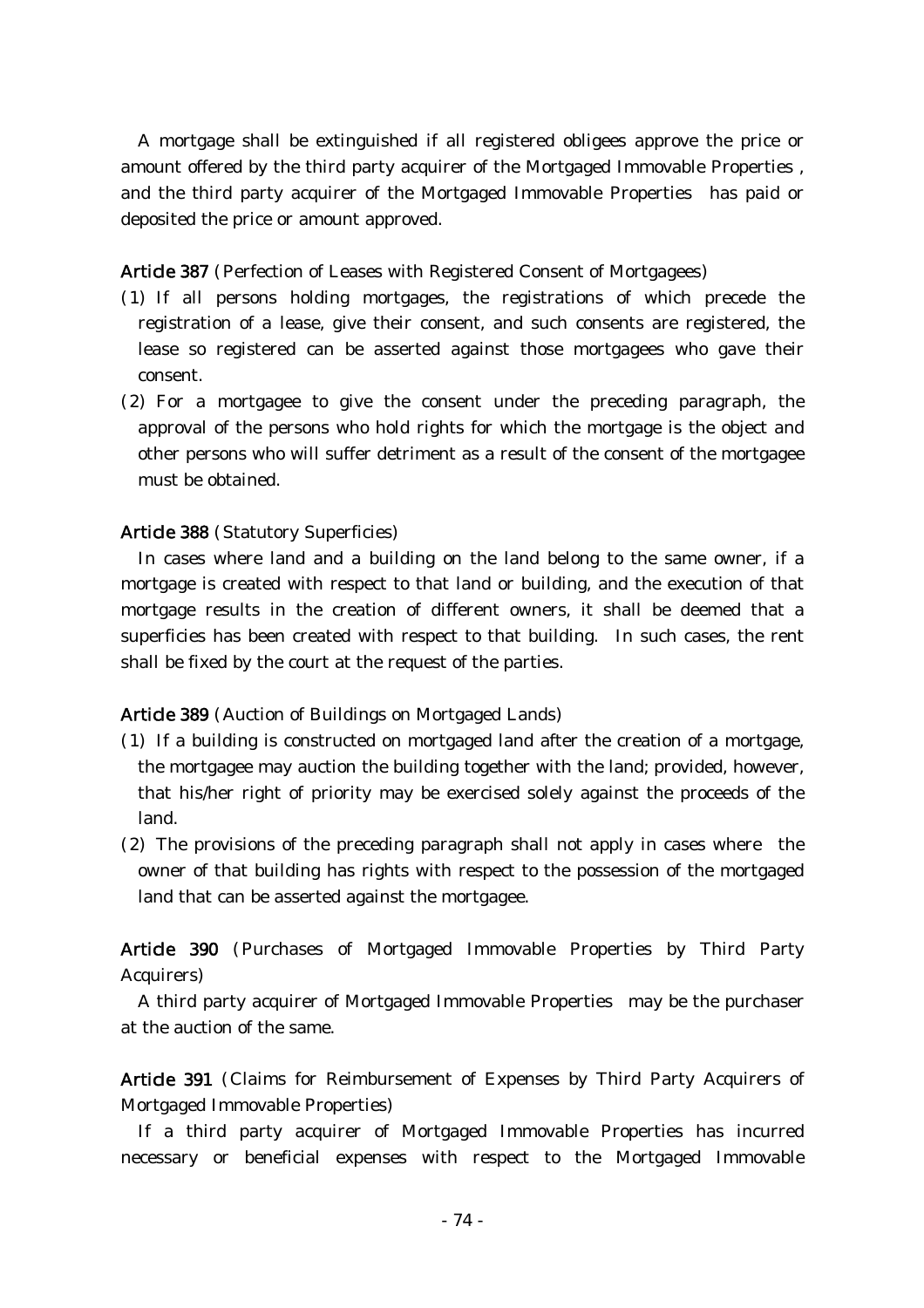A mortgage shall be extinguished if all registered obligees approve the price or amount offered by the third party acquirer of the Mortgaged Immovable Properties , and the third party acquirer of the Mortgaged Immovable Properties has paid or deposited the price or amount approved.

**Article 387** (Perfection of Leases with Registered Consent of Mortgagees)

(1) If all persons holding mortgages, the registrations of which precede the registration of a lease, give their consent, and such consents are registered, the lease so registered can be asserted against those mortgagees who gave their consent.

(2) For a mortgagee to give the consent under the preceding paragraph, the approval of the persons who hold rights for which the mortgage is the object and other persons who will suffer detriment as a result of the consent of the mortgagee must be obtained.

**Article 388** (Statutory Superficies)

In cases where land and a building on the land belong to the same owner, if a mortgage is created with respect to that land or building, and the execution of that mortgage results in the creation of different owners, it shall be deemed that a superficies has been created with respect to that building. In such cases, the rent shall be fixed by the court at the request of the parties.

**Article 389** (Auction of Buildings on Mortgaged Lands)

(1) If a building is constructed on mortgaged land after the creation of a mortgage, the mortgagee may auction the building together with the land; provided, however, that his/her right of priority may be exercised solely against the proceeds of the land.

(2) The provisions of the preceding paragraph shall not apply in cases where the owner of that building has rights with respect to the possession of the mortgaged land that can be asserted against the mortgagee.

**Article 390** (Purchases of Mortgaged Immovable Properties by Third Party Acquirers)

A third party acquirer of Mortgaged Immovable Properties may be the purchaser at the auction of the same.

**Article 391** (Claims for Reimbursement of Expenses by Third Party Acquirers of Mortgaged Immovable Properties)

If a third party acquirer of Mortgaged Immovable Properties has incurred necessary or beneficial expenses with respect to the Mortgaged Immovable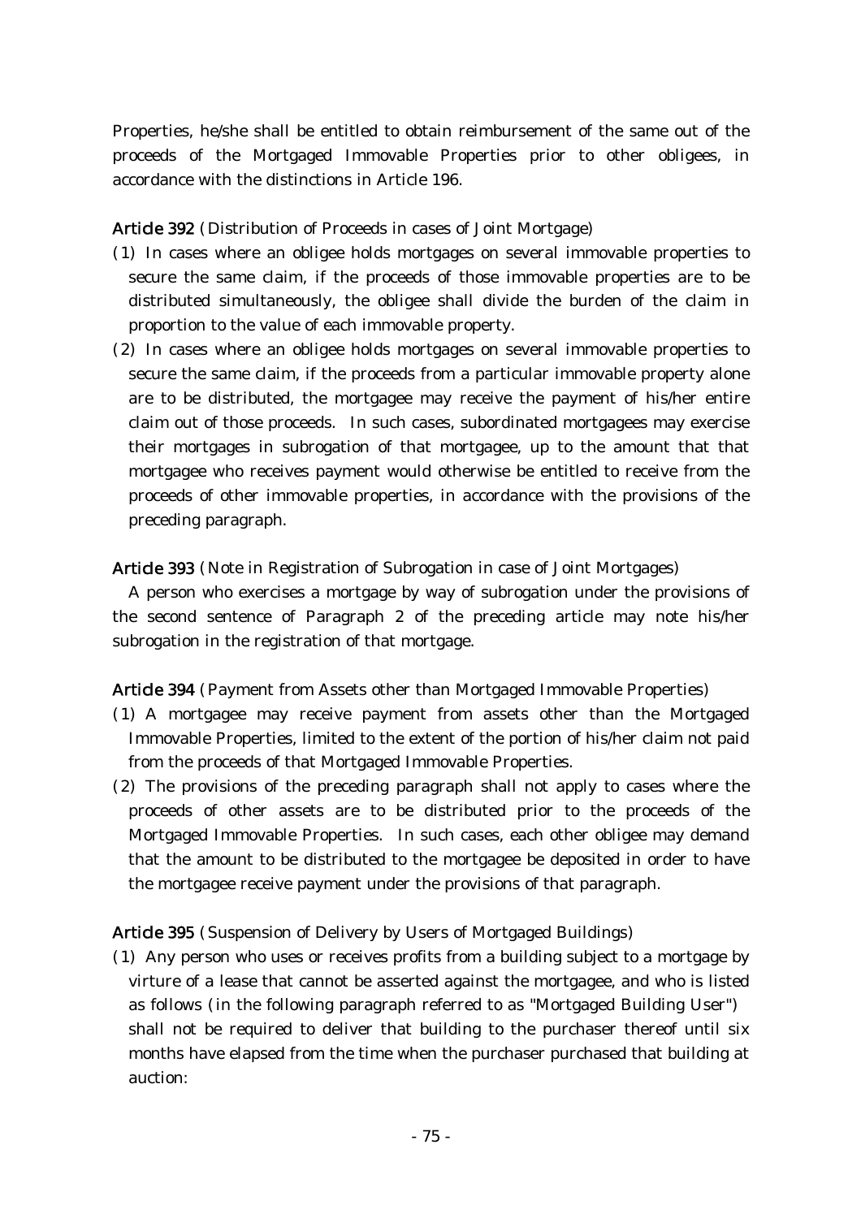Properties, he/she shall be entitled to obtain reimbursement of the same out of the proceeds of the Mortgaged Immovable Properties prior to other obligees, in accordance with the distinctions in Article 196.

**Article 392** (Distribution of Proceeds in cases of Joint Mortgage)

(1) In cases where an obligee holds mortgages on several immovable properties to secure the same claim, if the proceeds of those immovable properties are to be distributed simultaneously, the obligee shall divide the burden of the claim in proportion to the value of each immovable property.

(2) In cases where an obligee holds mortgages on several immovable properties to secure the same claim, if the proceeds from a particular immovable property alone are to be distributed, the mortgagee may receive the payment of his/her entire claim out of those proceeds. In such cases, subordinated mortgagees may exercise their mortgages in subrogation of that mortgagee, up to the amount that that mortgagee who receives payment would otherwise be entitled to receive from the proceeds of other immovable properties, in accordance with the provisions of the preceding paragraph.

**Article 393** (Note in Registration of Subrogation in case of Joint Mortgages)

A person who exercises a mortgage by way of subrogation under the provisions of the second sentence of Paragraph 2 of the preceding article may note his/her subrogation in the registration of that mortgage.

**Article 394** (Payment from Assets other than Mortgaged Immovable Properties)

(1) A mortgagee may receive payment from assets other than the Mortgaged Immovable Properties, limited to the extent of the portion of his/her claim not paid from the proceeds of that Mortgaged Immovable Properties.

(2) The provisions of the preceding paragraph shall not apply to cases where the proceeds of other assets are to be distributed prior to the proceeds of the Mortgaged Immovable Properties. In such cases, each other obligee may demand that the amount to be distributed to the mortgagee be deposited in order to have the mortgagee receive payment under the provisions of that paragraph.

**Article 395** (Suspension of Delivery by Users of Mortgaged Buildings)

(1) Any person who uses or receives profits from a building subject to a mortgage by virture of a lease that cannot be asserted against the mortgagee, and who is listed as follows (in the following paragraph referred to as "Mortgaged Building User") shall not be required to deliver that building to the purchaser thereof until six months have elapsed from the time when the purchaser purchased that building at auction: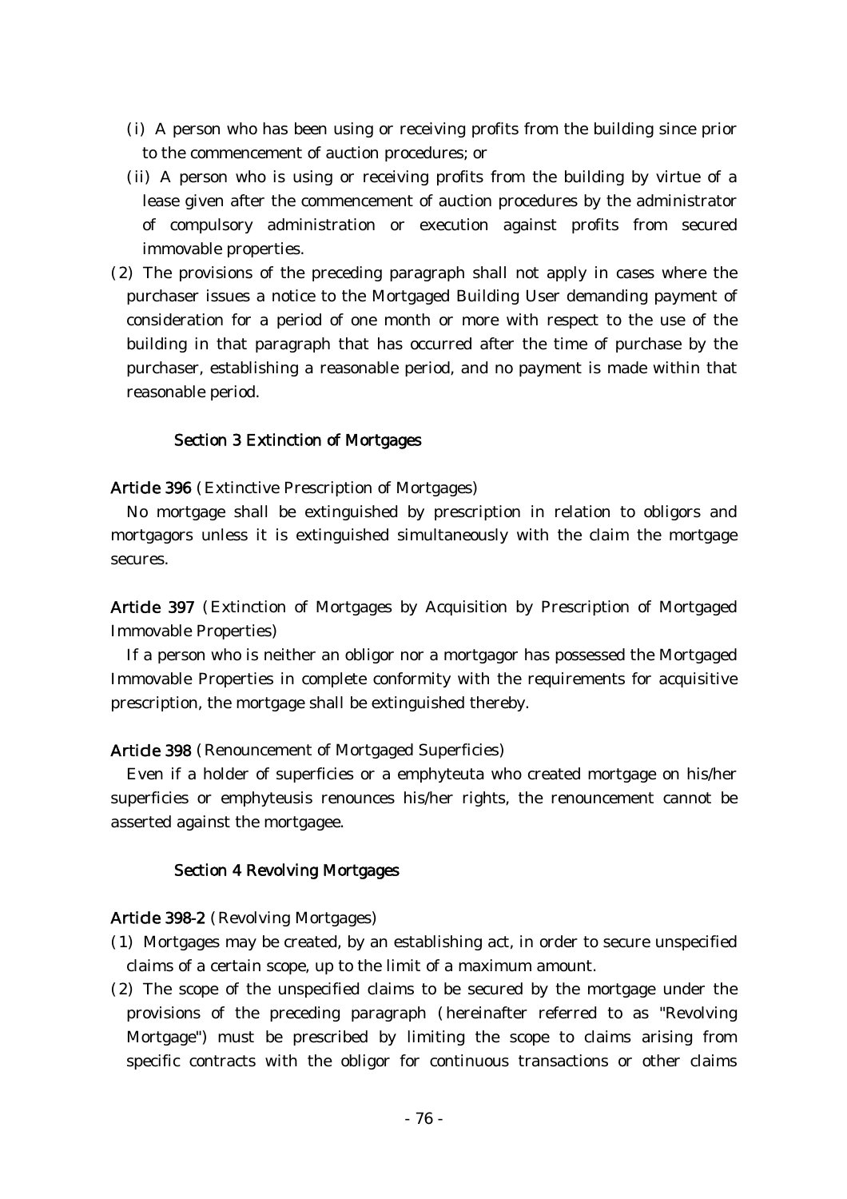(i) A person who has been using or receiving profits from the building since prior to the commencement of auction procedures; or

(ii) A person who is using or receiving profits from the building by virtue of a lease given after the commencement of auction procedures by the administrator of compulsory administration or execution against profits from secured immovable properties.

(2) The provisions of the preceding paragraph shall not apply in cases where the purchaser issues a notice to the Mortgaged Building User demanding payment of consideration for a period of one month or more with respect to the use of the building in that paragraph that has occurred after the time of purchase by the purchaser, establishing a reasonable period, and no payment is made within that reasonable period.

### Section 3 Extinction of Mortgages

**Article 396** (Extinctive Prescription of Mortgages)

No mortgage shall be extinguished by prescription in relation to obligors and mortgagors unless it is extinguished simultaneously with the claim the mortgage secures.

**Article 397** (Extinction of Mortgages by Acquisition by Prescription of Mortgaged Immovable Properties)

If a person who is neither an obligor nor a mortgagor has possessed the Mortgaged Immovable Properties in complete conformity with the requirements for acquisitive prescription, the mortgage shall be extinguished thereby.

**Article 398** (Renouncement of Mortgaged Superficies)

Even if a holder of superficies or a emphyteuta who created mortgage on his/her superficies or emphyteusis renounces his/her rights, the renouncement cannot be asserted against the mortgagee.

### Section 4 Revolving Mortgages

**Article 398-2** (Revolving Mortgages)

(1) Mortgages may be created, by an establishing act, in order to secure unspecified claims of a certain scope, up to the limit of a maximum amount.

(2) The scope of the unspecified claims to be secured by the mortgage under the provisions of the preceding paragraph (hereinafter referred to as "Revolving Mortgage") must be prescribed by limiting the scope to claims arising from specific contracts with the obligor for continuous transactions or other claims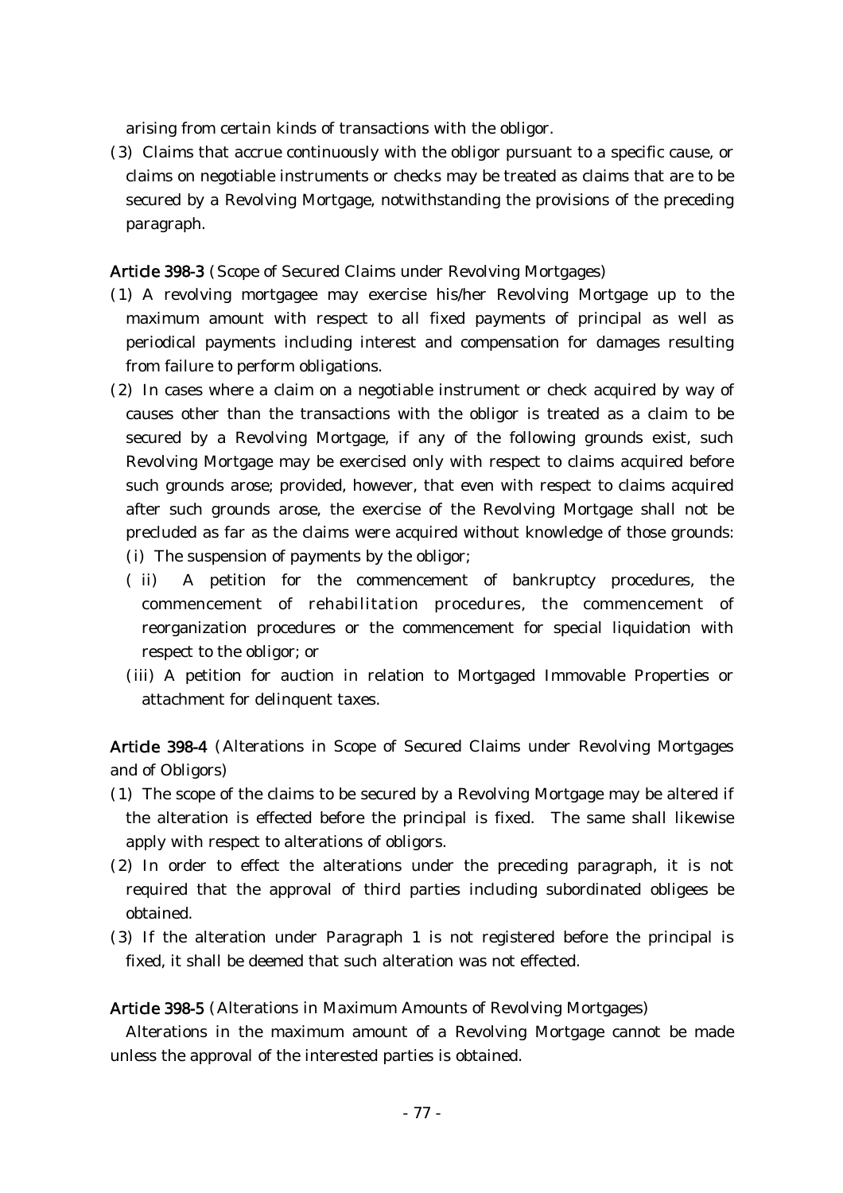arising from certain kinds of transactions with the obligor.

(3) Claims that accrue continuously with the obligor pursuant to a specific cause, or claims on negotiable instruments or checks may be treated as claims that are to be secured by a Revolving Mortgage, notwithstanding the provisions of the preceding paragraph.

**Article 398-3** (Scope of Secured Claims under Revolving Mortgages)

(1) A revolving mortgagee may exercise his/her Revolving Mortgage up to the maximum amount with respect to all fixed payments of principal as well as periodical payments including interest and compensation for damages resulting from failure to perform obligations.

(2) In cases where a claim on a negotiable instrument or check acquired by way of causes other than the transactions with the obligor is treated as a claim to be secured by a Revolving Mortgage, if any of the following grounds exist, such Revolving Mortgage may be exercised only with respect to claims acquired before such grounds arose; provided, however, that even with respect to claims acquired after such grounds arose, the exercise of the Revolving Mortgage shall not be precluded as far as the claims were acquired without knowledge of those grounds:

  (i) The suspension of payments by the obligor;

  (ii) A petition for the commencement of bankruptcy procedures, the commencement of rehabilitation procedures, the commencement of reorganization procedures or the commencement for special liquidation with respect to the obligor; or

  (iii) A petition for auction in relation to Mortgaged Immovable Properties or attachment for delinquent taxes.

**Article 398-4** (Alterations in Scope of Secured Claims under Revolving Mortgages and of Obligors)

(1) The scope of the claims to be secured by a Revolving Mortgage may be altered if the alteration is effected before the principal is fixed. The same shall likewise apply with respect to alterations of obligors.

(2) In order to effect the alterations under the preceding paragraph, it is not required that the approval of third parties including subordinated obligees be obtained.

(3) If the alteration under Paragraph 1 is not registered before the principal is fixed, it shall be deemed that such alteration was not effected.

**Article 398-5** (Alterations in Maximum Amounts of Revolving Mortgages)

Alterations in the maximum amount of a Revolving Mortgage cannot be made unless the approval of the interested parties is obtained.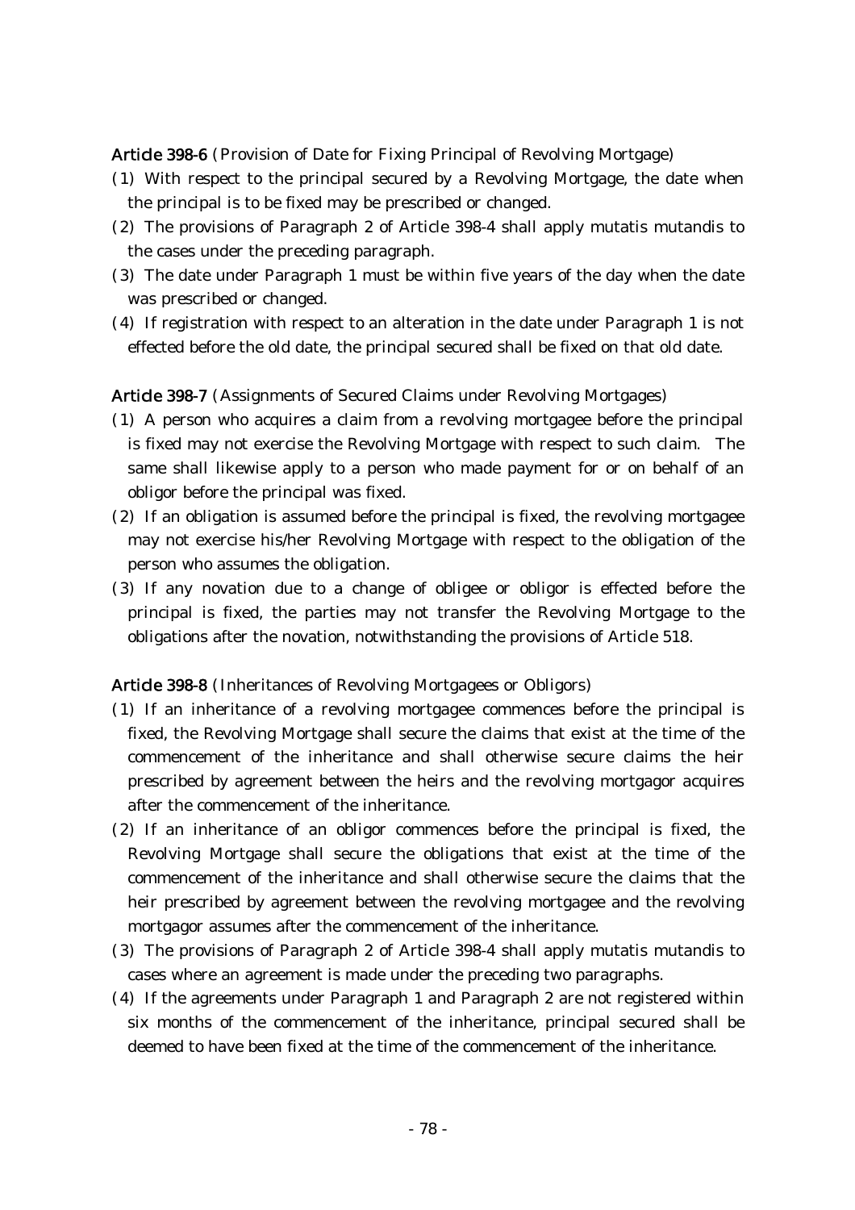**Article 398-6** (Provision of Date for Fixing Principal of Revolving Mortgage)

(1) With respect to the principal secured by a Revolving Mortgage, the date when the principal is to be fixed may be prescribed or changed.

(2) The provisions of Paragraph 2 of Article 398-4 shall apply mutatis mutandis to the cases under the preceding paragraph.

(3) The date under Paragraph 1 must be within five years of the day when the date was prescribed or changed.

(4) If registration with respect to an alteration in the date under Paragraph 1 is not effected before the old date, the principal secured shall be fixed on that old date.

**Article 398-7** (Assignments of Secured Claims under Revolving Mortgages)

(1) A person who acquires a claim from a revolving mortgagee before the principal is fixed may not exercise the Revolving Mortgage with respect to such claim. The same shall likewise apply to a person who made payment for or on behalf of an obligor before the principal was fixed.

(2) If an obligation is assumed before the principal is fixed, the revolving mortgagee may not exercise his/her Revolving Mortgage with respect to the obligation of the person who assumes the obligation.

(3) If any novation due to a change of obligee or obligor is effected before the principal is fixed, the parties may not transfer the Revolving Mortgage to the obligations after the novation, notwithstanding the provisions of Article 518.

**Article 398-8** (Inheritances of Revolving Mortgagees or Obligors)

(1) If an inheritance of a revolving mortgagee commences before the principal is fixed, the Revolving Mortgage shall secure the claims that exist at the time of the commencement of the inheritance and shall otherwise secure claims the heir prescribed by agreement between the heirs and the revolving mortgagor acquires after the commencement of the inheritance.

(2) If an inheritance of an obligor commences before the principal is fixed, the Revolving Mortgage shall secure the obligations that exist at the time of the commencement of the inheritance and shall otherwise secure the claims that the heir prescribed by agreement between the revolving mortgagee and the revolving mortgagor assumes after the commencement of the inheritance.

(3) The provisions of Paragraph 2 of Article 398-4 shall apply mutatis mutandis to cases where an agreement is made under the preceding two paragraphs.

(4) If the agreements under Paragraph 1 and Paragraph 2 are not registered within six months of the commencement of the inheritance, principal secured shall be deemed to have been fixed at the time of the commencement of the inheritance.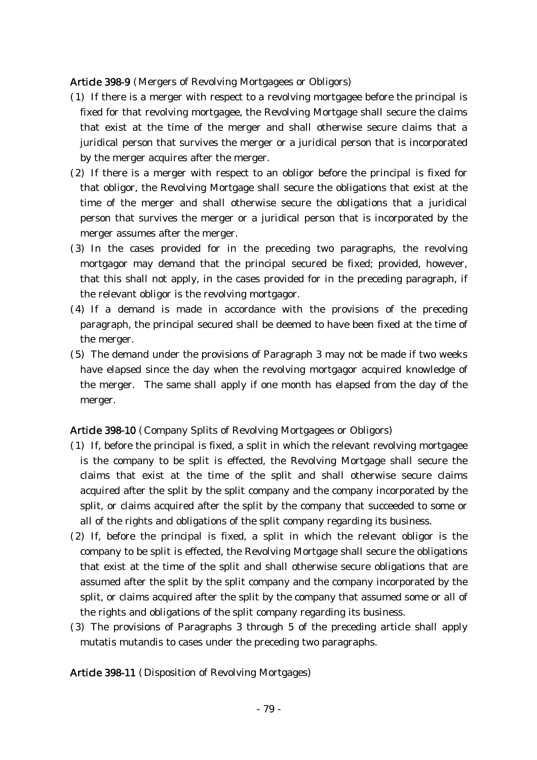**Article 398-9** (Mergers of Revolving Mortgagees or Obligors)

(1) If there is a merger with respect to a revolving mortgagee before the principal is fixed for that revolving mortgagee, the Revolving Mortgage shall secure the claims that exist at the time of the merger and shall otherwise secure claims that a juridical person that survives the merger or a juridical person that is incorporated by the merger acquires after the merger.

(2) If there is a merger with respect to an obligor before the principal is fixed for that obligor, the Revolving Mortgage shall secure the obligations that exist at the time of the merger and shall otherwise secure the obligations that a juridical person that survives the merger or a juridical person that is incorporated by the merger assumes after the merger.

(3) In the cases provided for in the preceding two paragraphs, the revolving mortgagor may demand that the principal secured be fixed; provided, however, that this shall not apply, in the cases provided for in the preceding paragraph, if the relevant obligor is the revolving mortgagor.

(4) If a demand is made in accordance with the provisions of the preceding paragraph, the principal secured shall be deemed to have been fixed at the time of the merger.

(5) The demand under the provisions of Paragraph 3 may not be made if two weeks have elapsed since the day when the revolving mortgagor acquired knowledge of the merger. The same shall apply if one month has elapsed from the day of the merger.

**Article 398-10** (Company Splits of Revolving Mortgagees or Obligors)

(1) If, before the principal is fixed, a split in which the relevant revolving mortgagee is the company to be split is effected, the Revolving Mortgage shall secure the claims that exist at the time of the split and shall otherwise secure claims acquired after the split by the split company and the company incorporated by the split, or claims acquired after the split by the company that succeeded to some or all of the rights and obligations of the split company regarding its business.

(2) If, before the principal is fixed, a split in which the relevant obligor is the company to be split is effected, the Revolving Mortgage shall secure the obligations that exist at the time of the split and shall otherwise secure obligations that are assumed after the split by the split company and the company incorporated by the split, or claims acquired after the split by the company that assumed some or all of the rights and obligations of the split company regarding its business.

(3) The provisions of Paragraphs 3 through 5 of the preceding article shall apply mutatis mutandis to cases under the preceding two paragraphs.

**Article 398-11** (Disposition of Revolving Mortgages)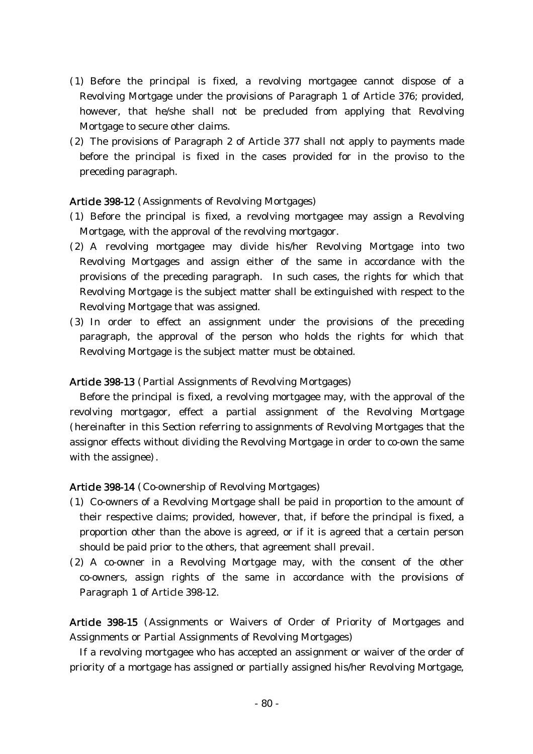(1) Before the principal is fixed, a revolving mortgagee cannot dispose of a Revolving Mortgage under the provisions of Paragraph 1 of Article 376; provided, however, that he/she shall not be precluded from applying that Revolving Mortgage to secure other claims.

(2) The provisions of Paragraph 2 of Article 377 shall not apply to payments made before the principal is fixed in the cases provided for in the proviso to the preceding paragraph.

**Article 398-12** (Assignments of Revolving Mortgages)

(1) Before the principal is fixed, a revolving mortgagee may assign a Revolving Mortgage, with the approval of the revolving mortgagor.

(2) A revolving mortgagee may divide his/her Revolving Mortgage into two Revolving Mortgages and assign either of the same in accordance with the provisions of the preceding paragraph. In such cases, the rights for which that Revolving Mortgage is the subject matter shall be extinguished with respect to the Revolving Mortgage that was assigned.

(3) In order to effect an assignment under the provisions of the preceding paragraph, the approval of the person who holds the rights for which that Revolving Mortgage is the subject matter must be obtained.

**Article 398-13** (Partial Assignments of Revolving Mortgages)

Before the principal is fixed, a revolving mortgagee may, with the approval of the revolving mortgagor, effect a partial assignment of the Revolving Mortgage (hereinafter in this Section referring to assignments of Revolving Mortgages that the assignor effects without dividing the Revolving Mortgage in order to co-own the same with the assignee).

**Article 398-14** (Co-ownership of Revolving Mortgages)

(1) Co-owners of a Revolving Mortgage shall be paid in proportion to the amount of their respective claims; provided, however, that, if before the principal is fixed, a proportion other than the above is agreed, or if it is agreed that a certain person should be paid prior to the others, that agreement shall prevail.

(2) A co-owner in a Revolving Mortgage may, with the consent of the other co-owners, assign rights of the same in accordance with the provisions of Paragraph 1 of Article 398-12.

**Article 398-15** (Assignments or Waivers of Order of Priority of Mortgages and Assignments or Partial Assignments of Revolving Mortgages)

If a revolving mortgagee who has accepted an assignment or waiver of the order of priority of a mortgage has assigned or partially assigned his/her Revolving Mortgage,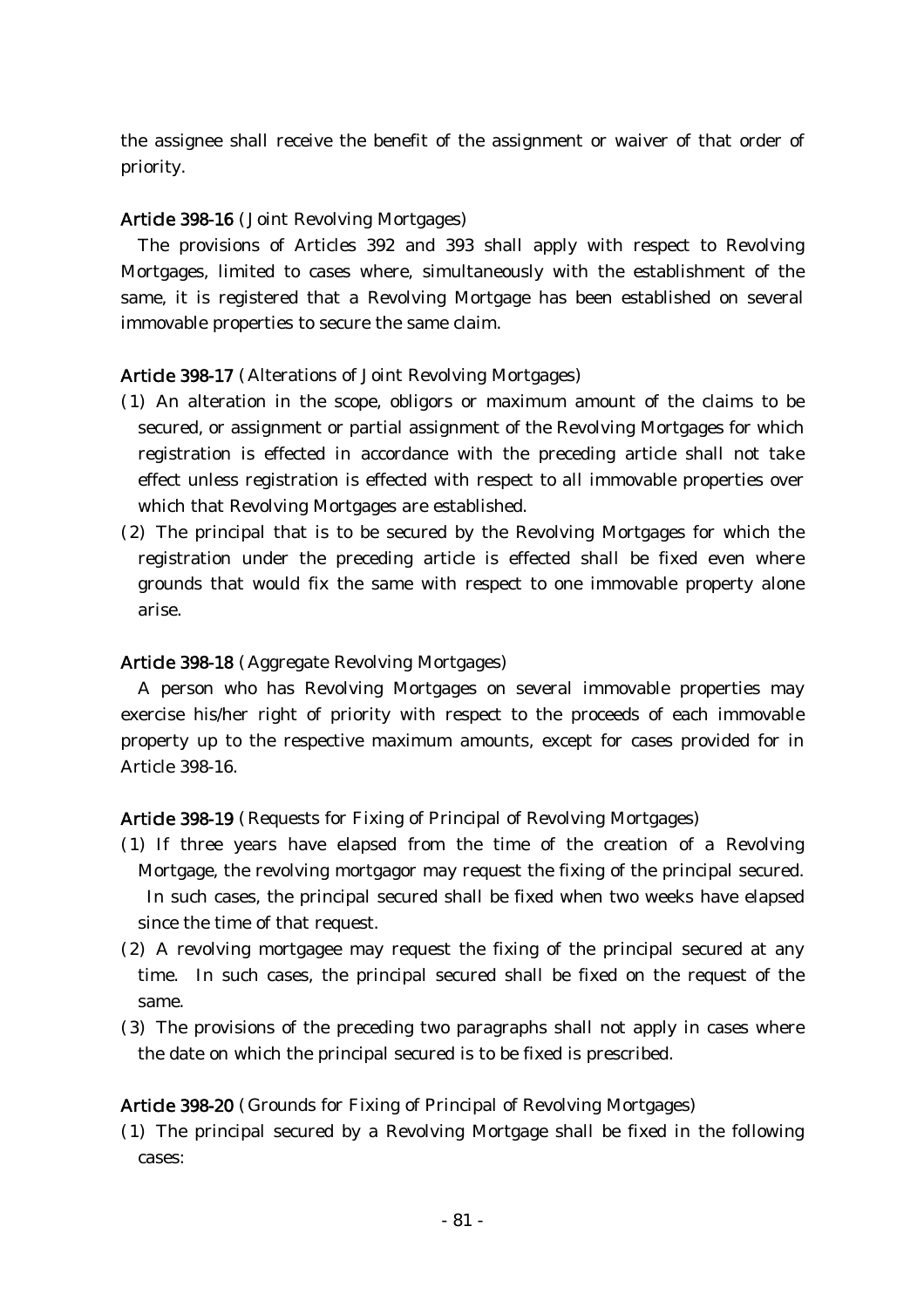the assignee shall receive the benefit of the assignment or waiver of that order of priority.

**Article 398-16** (Joint Revolving Mortgages)

The provisions of Articles 392 and 393 shall apply with respect to Revolving Mortgages, limited to cases where, simultaneously with the establishment of the same, it is registered that a Revolving Mortgage has been established on several immovable properties to secure the same claim.

**Article 398-17** (Alterations of Joint Revolving Mortgages)

(1) An alteration in the scope, obligors or maximum amount of the claims to be secured, or assignment or partial assignment of the Revolving Mortgages for which registration is effected in accordance with the preceding article shall not take effect unless registration is effected with respect to all immovable properties over which that Revolving Mortgages are established.

(2) The principal that is to be secured by the Revolving Mortgages for which the registration under the preceding article is effected shall be fixed even where grounds that would fix the same with respect to one immovable property alone arise.

**Article 398-18** (Aggregate Revolving Mortgages)

A person who has Revolving Mortgages on several immovable properties may exercise his/her right of priority with respect to the proceeds of each immovable property up to the respective maximum amounts, except for cases provided for in Article 398-16.

**Article 398-19** (Requests for Fixing of Principal of Revolving Mortgages)

(1) If three years have elapsed from the time of the creation of a Revolving Mortgage, the revolving mortgagor may request the fixing of the principal secured. In such cases, the principal secured shall be fixed when two weeks have elapsed since the time of that request.

(2) A revolving mortgagee may request the fixing of the principal secured at any time. In such cases, the principal secured shall be fixed on the request of the same.

(3) The provisions of the preceding two paragraphs shall not apply in cases where the date on which the principal secured is to be fixed is prescribed.

**Article 398-20** (Grounds for Fixing of Principal of Revolving Mortgages)

(1) The principal secured by a Revolving Mortgage shall be fixed in the following cases: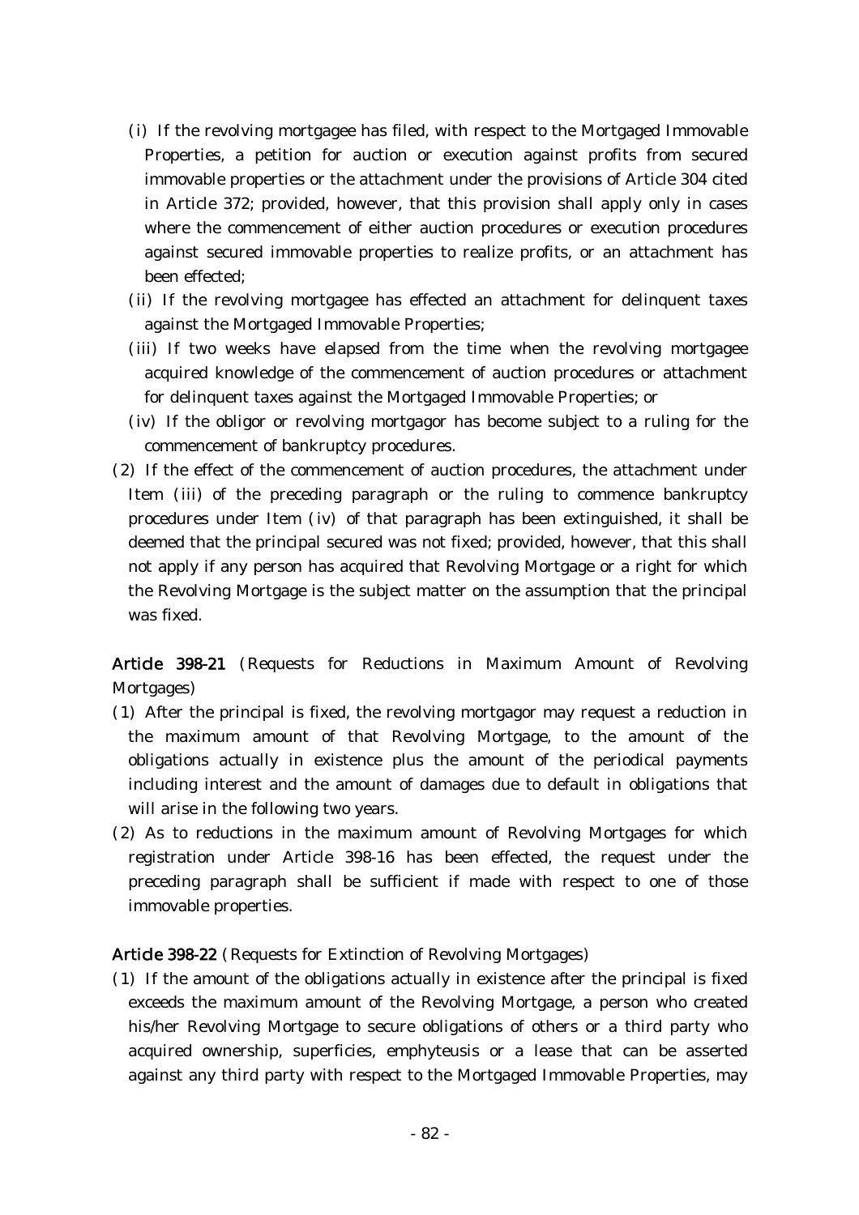(i) If the revolving mortgagee has filed, with respect to the Mortgaged Immovable Properties, a petition for auction or execution against profits from secured immovable properties or the attachment under the provisions of Article 304 cited in Article 372; provided, however, that this provision shall apply only in cases where the commencement of either auction procedures or execution procedures against secured immovable properties to realize profits, or an attachment has been effected;

(ii) If the revolving mortgagee has effected an attachment for delinquent taxes against the Mortgaged Immovable Properties;

(iii) If two weeks have elapsed from the time when the revolving mortgagee acquired knowledge of the commencement of auction procedures or attachment for delinquent taxes against the Mortgaged Immovable Properties; or

(iv) If the obligor or revolving mortgagor has become subject to a ruling for the commencement of bankruptcy procedures.

(2) If the effect of the commencement of auction procedures, the attachment under Item (iii) of the preceding paragraph or the ruling to commence bankruptcy procedures under Item (iv) of that paragraph has been extinguished, it shall be deemed that the principal secured was not fixed; provided, however, that this shall not apply if any person has acquired that Revolving Mortgage or a right for which the Revolving Mortgage is the subject matter on the assumption that the principal was fixed.

**Article 398-21** (Requests for Reductions in Maximum Amount of Revolving Mortgages)

(1) After the principal is fixed, the revolving mortgagor may request a reduction in the maximum amount of that Revolving Mortgage, to the amount of the obligations actually in existence plus the amount of the periodical payments including interest and the amount of damages due to default in obligations that will arise in the following two years.

(2) As to reductions in the maximum amount of Revolving Mortgages for which registration under Article 398-16 has been effected, the request under the preceding paragraph shall be sufficient if made with respect to one of those immovable properties.

**Article 398-22** (Requests for Extinction of Revolving Mortgages)

(1) If the amount of the obligations actually in existence after the principal is fixed exceeds the maximum amount of the Revolving Mortgage, a person who created his/her Revolving Mortgage to secure obligations of others or a third party who acquired ownership, superficies, emphyteusis or a lease that can be asserted against any third party with respect to the Mortgaged Immovable Properties, may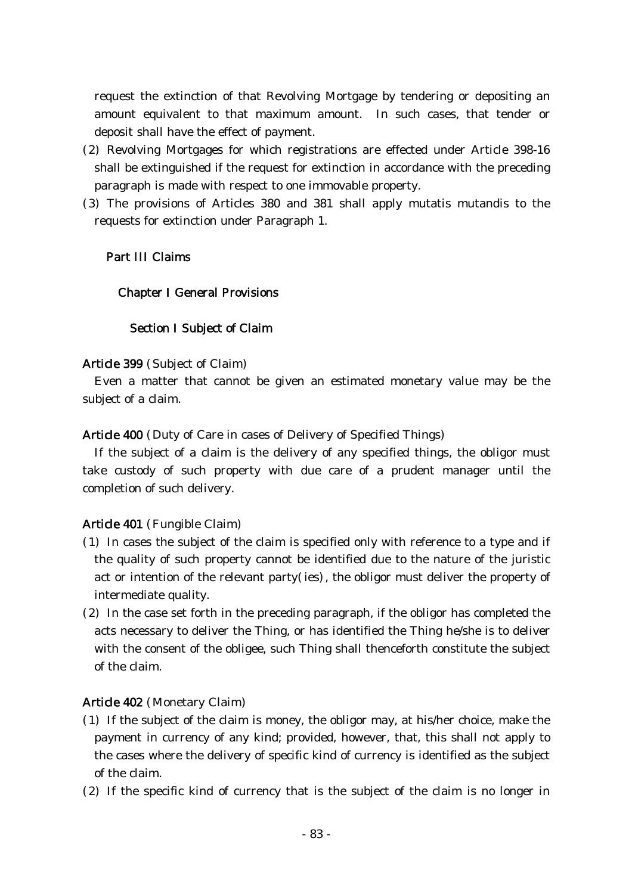request the extinction of that Revolving Mortgage by tendering or depositing an amount equivalent to that maximum amount. In such cases, that tender or deposit shall have the effect of payment.

(2) Revolving Mortgages for which registrations are effected under Article 398-16 shall be extinguished if the request for extinction in accordance with the preceding paragraph is made with respect to one immovable property.

(3) The provisions of Articles 380 and 381 shall apply mutatis mutandis to the requests for extinction under Paragraph 1.

# Part III Claims

## Chapter I General Provisions

### Section I Subject of Claim

**Article 399** (Subject of Claim)

Even a matter that cannot be given an estimated monetary value may be the subject of a claim.

**Article 400** (Duty of Care in cases of Delivery of Specified Things)

If the subject of a claim is the delivery of any specified things, the obligor must take custody of such property with due care of a prudent manager until the completion of such delivery.

**Article 401** (Fungible Claim)

(1) In cases the subject of the claim is specified only with reference to a type and if the quality of such property cannot be identified due to the nature of the juristic act or intention of the relevant party(ies), the obligor must deliver the property of intermediate quality.

(2) In the case set forth in the preceding paragraph, if the obligor has completed the acts necessary to deliver the Thing, or has identified the Thing he/she is to deliver with the consent of the obligee, such Thing shall thenceforth constitute the subject of the claim.

**Article 402** (Monetary Claim)

(1) If the subject of the claim is money, the obligor may, at his/her choice, make the payment in currency of any kind; provided, however, that, this shall not apply to the cases where the delivery of specific kind of currency is identified as the subject of the claim.

(2) If the specific kind of currency that is the subject of the claim is no longer in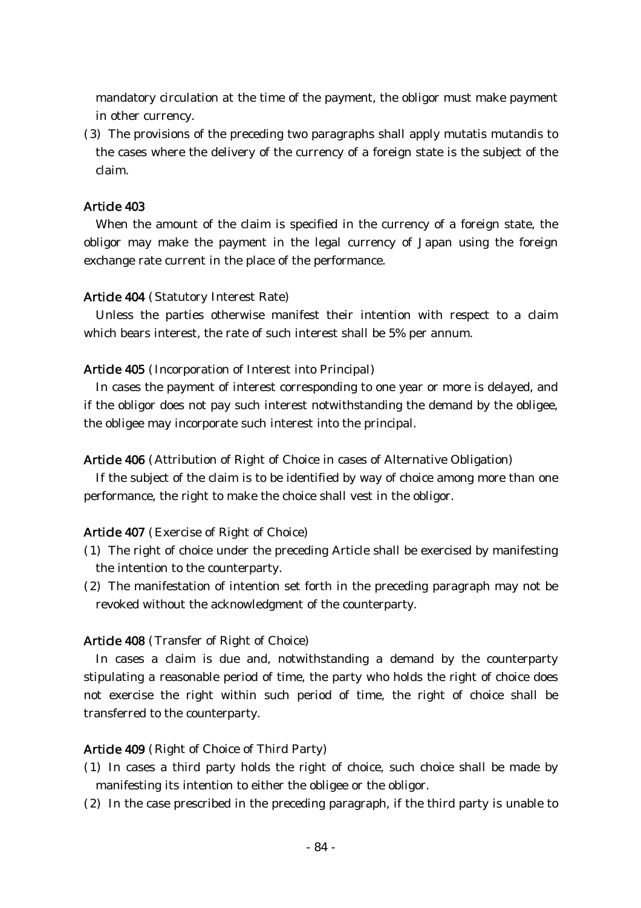mandatory circulation at the time of the payment, the obligor must make payment in other currency.

(3) The provisions of the preceding two paragraphs shall apply mutatis mutandis to the cases where the delivery of the currency of a foreign state is the subject of the claim.

**Article 403**

When the amount of the claim is specified in the currency of a foreign state, the obligor may make the payment in the legal currency of Japan using the foreign exchange rate current in the place of the performance.

**Article 404** (Statutory Interest Rate)

Unless the parties otherwise manifest their intention with respect to a claim which bears interest, the rate of such interest shall be 5% per annum.

**Article 405** (Incorporation of Interest into Principal)

In cases the payment of interest corresponding to one year or more is delayed, and if the obligor does not pay such interest notwithstanding the demand by the obligee, the obligee may incorporate such interest into the principal.

**Article 406** (Attribution of Right of Choice in cases of Alternative Obligation)

If the subject of the claim is to be identified by way of choice among more than one performance, the right to make the choice shall vest in the obligor.

**Article 407** (Exercise of Right of Choice)

(1) The right of choice under the preceding Article shall be exercised by manifesting the intention to the counterparty.

(2) The manifestation of intention set forth in the preceding paragraph may not be revoked without the acknowledgment of the counterparty.

**Article 408** (Transfer of Right of Choice)

In cases a claim is due and, notwithstanding a demand by the counterparty stipulating a reasonable period of time, the party who holds the right of choice does not exercise the right within such period of time, the right of choice shall be transferred to the counterparty.

**Article 409** (Right of Choice of Third Party)

(1) In cases a third party holds the right of choice, such choice shall be made by manifesting its intention to either the obligee or the obligor.

(2) In the case prescribed in the preceding paragraph, if the third party is unable to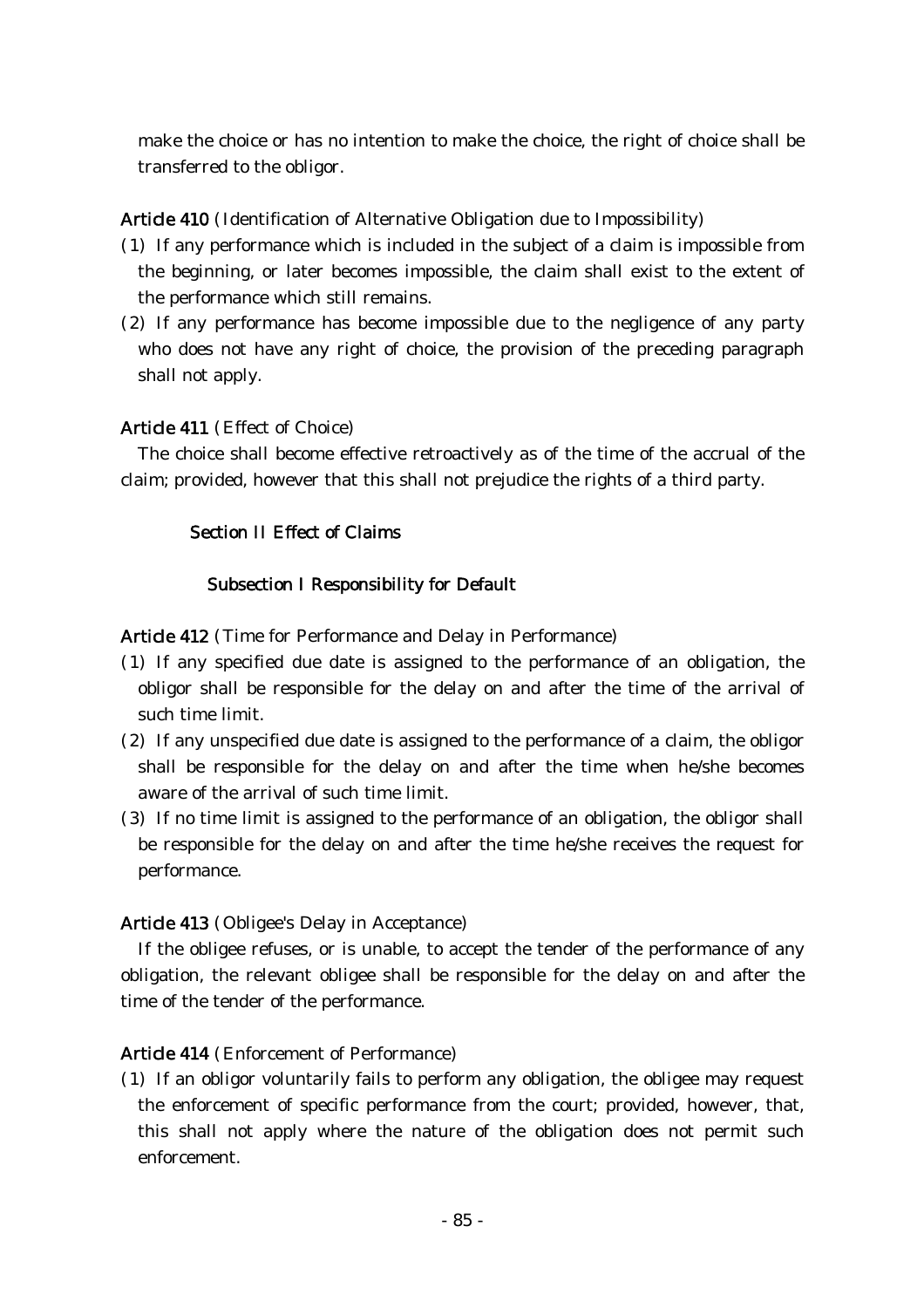make the choice or has no intention to make the choice, the right of choice shall be transferred to the obligor.

**Article 410** (Identification of Alternative Obligation due to Impossibility)

(1) If any performance which is included in the subject of a claim is impossible from the beginning, or later becomes impossible, the claim shall exist to the extent of the performance which still remains.

(2) If any performance has become impossible due to the negligence of any party who does not have any right of choice, the provision of the preceding paragraph shall not apply.

**Article 411** (Effect of Choice)

The choice shall become effective retroactively as of the time of the accrual of the claim; provided, however that this shall not prejudice the rights of a third party.

## Section II Effect of Claims

### Subsection I Responsibility for Default

**Article 412** (Time for Performance and Delay in Performance)

(1) If any specified due date is assigned to the performance of an obligation, the obligor shall be responsible for the delay on and after the time of the arrival of such time limit.

(2) If any unspecified due date is assigned to the performance of a claim, the obligor shall be responsible for the delay on and after the time when he/she becomes aware of the arrival of such time limit.

(3) If no time limit is assigned to the performance of an obligation, the obligor shall be responsible for the delay on and after the time he/she receives the request for performance.

**Article 413** (Obligee's Delay in Acceptance)

If the obligee refuses, or is unable, to accept the tender of the performance of any obligation, the relevant obligee shall be responsible for the delay on and after the time of the tender of the performance.

**Article 414** (Enforcement of Performance)

(1) If an obligor voluntarily fails to perform any obligation, the obligee may request the enforcement of specific performance from the court; provided, however, that, this shall not apply where the nature of the obligation does not permit such enforcement.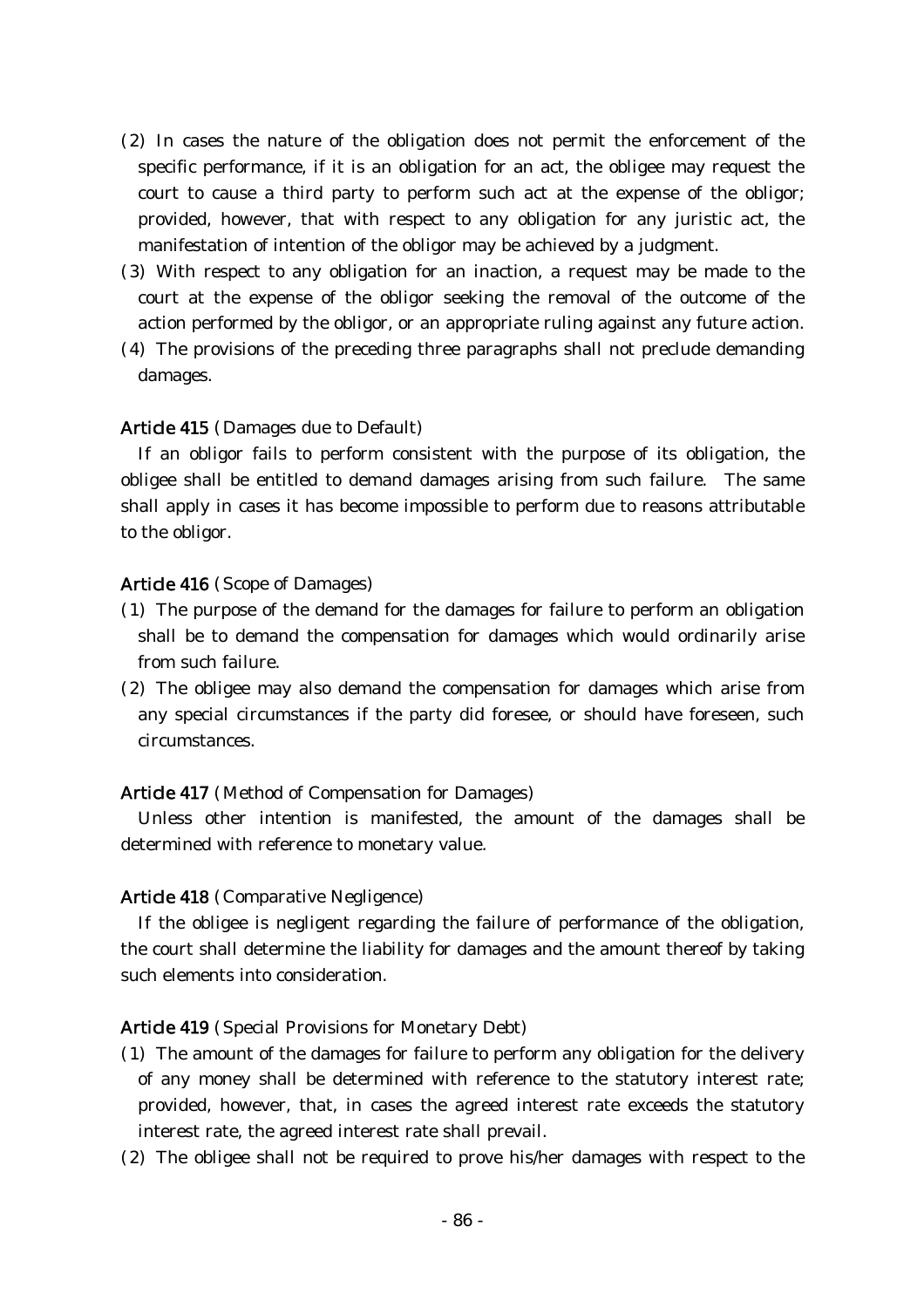(2) In cases the nature of the obligation does not permit the enforcement of the specific performance, if it is an obligation for an act, the obligee may request the court to cause a third party to perform such act at the expense of the obligor; provided, however, that with respect to any obligation for any juristic act, the manifestation of intention of the obligor may be achieved by a judgment.

(3) With respect to any obligation for an inaction, a request may be made to the court at the expense of the obligor seeking the removal of the outcome of the action performed by the obligor, or an appropriate ruling against any future action.

(4) The provisions of the preceding three paragraphs shall not preclude demanding damages.

**Article 415** (Damages due to Default)

If an obligor fails to perform consistent with the purpose of its obligation, the obligee shall be entitled to demand damages arising from such failure. The same shall apply in cases it has become impossible to perform due to reasons attributable to the obligor.

**Article 416** (Scope of Damages)

(1) The purpose of the demand for the damages for failure to perform an obligation shall be to demand the compensation for damages which would ordinarily arise from such failure.

(2) The obligee may also demand the compensation for damages which arise from any special circumstances if the party did foresee, or should have foreseen, such circumstances.

**Article 417** (Method of Compensation for Damages)

Unless other intention is manifested, the amount of the damages shall be determined with reference to monetary value.

**Article 418** (Comparative Negligence)

If the obligee is negligent regarding the failure of performance of the obligation, the court shall determine the liability for damages and the amount thereof by taking such elements into consideration.

**Article 419** (Special Provisions for Monetary Debt)

(1) The amount of the damages for failure to perform any obligation for the delivery of any money shall be determined with reference to the statutory interest rate; provided, however, that, in cases the agreed interest rate exceeds the statutory interest rate, the agreed interest rate shall prevail.

(2) The obligee shall not be required to prove his/her damages with respect to the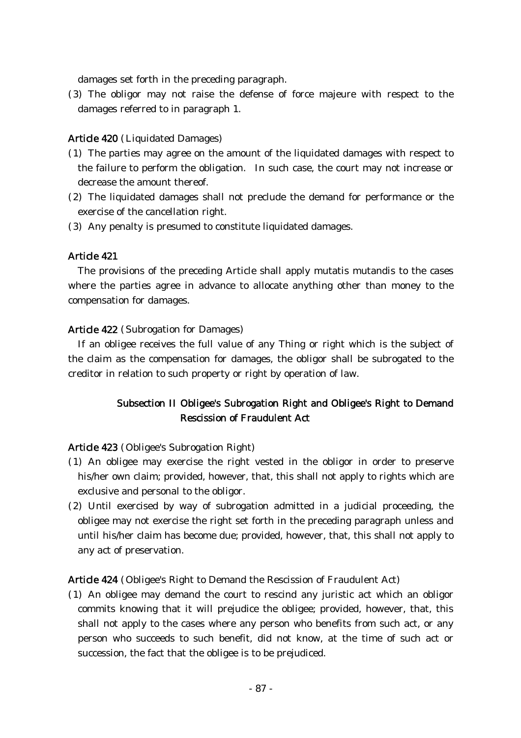damages set forth in the preceding paragraph.

(3) The obligor may not raise the defense of force majeure with respect to the damages referred to in paragraph 1.

**Article 420** (Liquidated Damages)

(1) The parties may agree on the amount of the liquidated damages with respect to the failure to perform the obligation. In such case, the court may not increase or decrease the amount thereof.

(2) The liquidated damages shall not preclude the demand for performance or the exercise of the cancellation right.

(3) Any penalty is presumed to constitute liquidated damages.

**Article 421**

The provisions of the preceding Article shall apply mutatis mutandis to the cases where the parties agree in advance to allocate anything other than money to the compensation for damages.

**Article 422** (Subrogation for Damages)

If an obligee receives the full value of any Thing or right which is the subject of the claim as the compensation for damages, the obligor shall be subrogated to the creditor in relation to such property or right by operation of law.

### Subsection II Obligee's Subrogation Right and Obligee's Right to Demand Rescission of Fraudulent Act

**Article 423** (Obligee's Subrogation Right)

(1) An obligee may exercise the right vested in the obligor in order to preserve his/her own claim; provided, however, that, this shall not apply to rights which are exclusive and personal to the obligor.

(2) Until exercised by way of subrogation admitted in a judicial proceeding, the obligee may not exercise the right set forth in the preceding paragraph unless and until his/her claim has become due; provided, however, that, this shall not apply to any act of preservation.

**Article 424** (Obligee's Right to Demand the Rescission of Fraudulent Act)

(1) An obligee may demand the court to rescind any juristic act which an obligor commits knowing that it will prejudice the obligee; provided, however, that, this shall not apply to the cases where any person who benefits from such act, or any person who succeeds to such benefit, did not know, at the time of such act or succession, the fact that the obligee is to be prejudiced.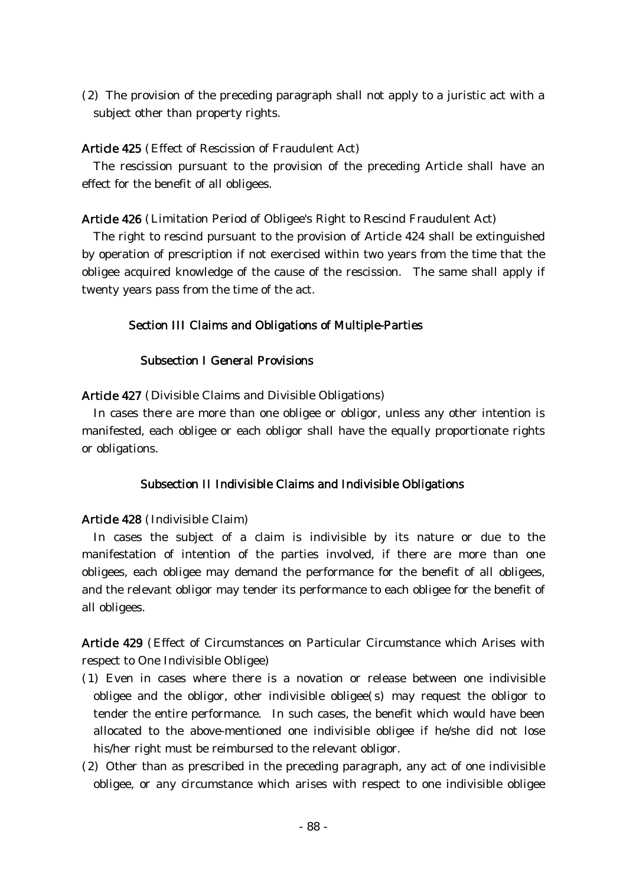(2) The provision of the preceding paragraph shall not apply to a juristic act with a subject other than property rights.

**Article 425** (Effect of Rescission of Fraudulent Act)

The rescission pursuant to the provision of the preceding Article shall have an effect for the benefit of all obligees.

**Article 426** (Limitation Period of Obligee's Right to Rescind Fraudulent Act)

The right to rescind pursuant to the provision of Article 424 shall be extinguished by operation of prescription if not exercised within two years from the time that the obligee acquired knowledge of the cause of the rescission. The same shall apply if twenty years pass from the time of the act.

### Section III Claims and Obligations of Multiple-Parties

#### Subsection I General Provisions

**Article 427** (Divisible Claims and Divisible Obligations)

In cases there are more than one obligee or obligor, unless any other intention is manifested, each obligee or each obligor shall have the equally proportionate rights or obligations.

#### Subsection II Indivisible Claims and Indivisible Obligations

**Article 428** (Indivisible Claim)

In cases the subject of a claim is indivisible by its nature or due to the manifestation of intention of the parties involved, if there are more than one obligees, each obligee may demand the performance for the benefit of all obligees, and the relevant obligor may tender its performance to each obligee for the benefit of all obligees.

**Article 429** (Effect of Circumstances on Particular Circumstance which Arises with respect to One Indivisible Obligee)

(1) Even in cases where there is a novation or release between one indivisible obligee and the obligor, other indivisible obligee(s) may request the obligor to tender the entire performance. In such cases, the benefit which would have been allocated to the above-mentioned one indivisible obligee if he/she did not lose his/her right must be reimbursed to the relevant obligor.

(2) Other than as prescribed in the preceding paragraph, any act of one indivisible obligee, or any circumstance which arises with respect to one indivisible obligee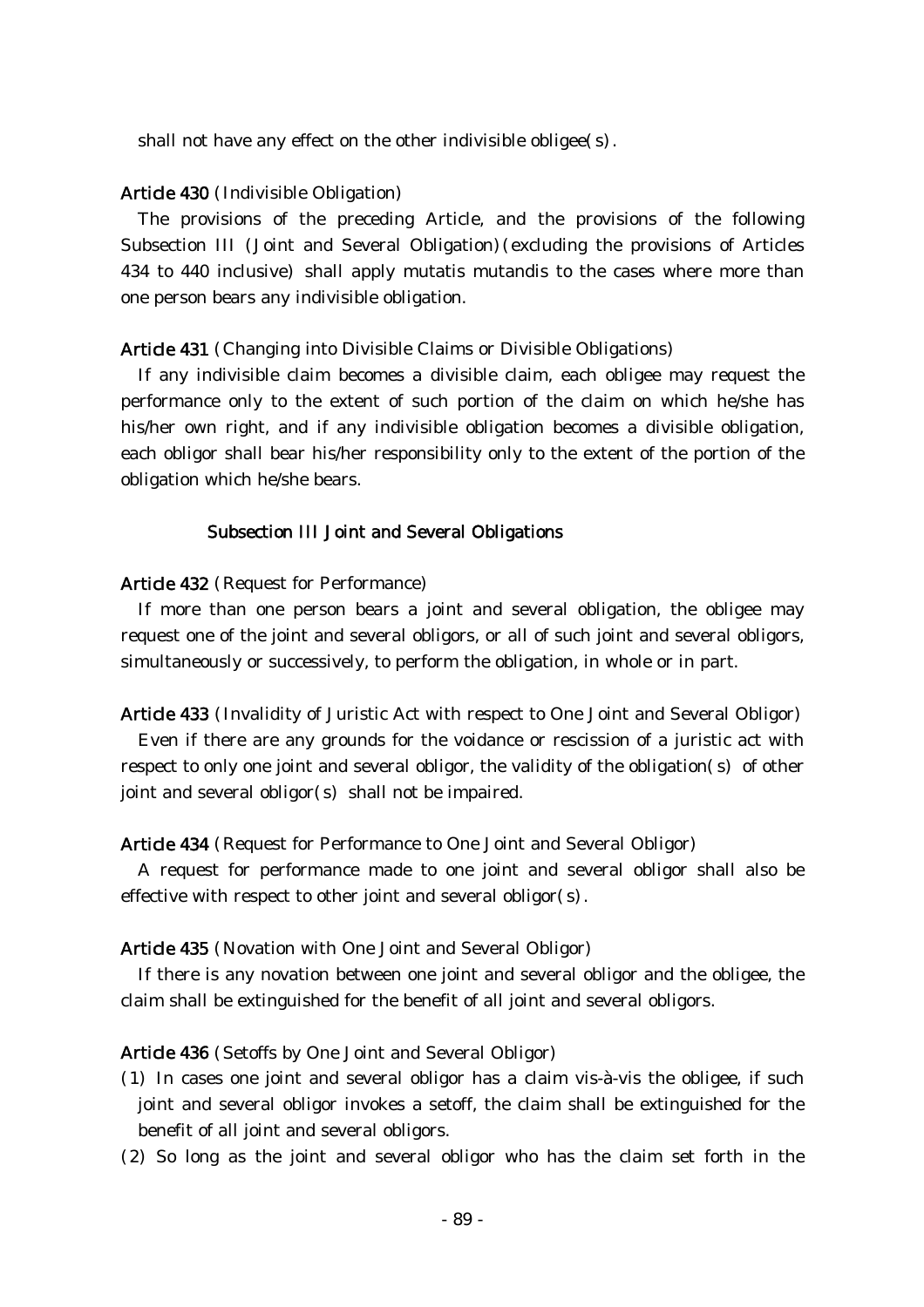shall not have any effect on the other indivisible obligee(s).

**Article 430** (Indivisible Obligation)

The provisions of the preceding Article, and the provisions of the following Subsection III (Joint and Several Obligation)(excluding the provisions of Articles 434 to 440 inclusive) shall apply mutatis mutandis to the cases where more than one person bears any indivisible obligation.

**Article 431** (Changing into Divisible Claims or Divisible Obligations)

If any indivisible claim becomes a divisible claim, each obligee may request the performance only to the extent of such portion of the claim on which he/she has his/her own right, and if any indivisible obligation becomes a divisible obligation, each obligor shall bear his/her responsibility only to the extent of the portion of the obligation which he/she bears.

### Subsection III Joint and Several Obligations

**Article 432** (Request for Performance)

If more than one person bears a joint and several obligation, the obligee may request one of the joint and several obligors, or all of such joint and several obligors, simultaneously or successively, to perform the obligation, in whole or in part.

**Article 433** (Invalidity of Juristic Act with respect to One Joint and Several Obligor)

Even if there are any grounds for the voidance or rescission of a juristic act with respect to only one joint and several obligor, the validity of the obligation(s) of other joint and several obligor(s) shall not be impaired.

**Article 434** (Request for Performance to One Joint and Several Obligor)

A request for performance made to one joint and several obligor shall also be effective with respect to other joint and several obligor(s).

**Article 435** (Novation with One Joint and Several Obligor)

If there is any novation between one joint and several obligor and the obligee, the claim shall be extinguished for the benefit of all joint and several obligors.

**Article 436** (Setoffs by One Joint and Several Obligor)

(1) In cases one joint and several obligor has a claim vis-à-vis the obligee, if such joint and several obligor invokes a setoff, the claim shall be extinguished for the benefit of all joint and several obligors.

(2) So long as the joint and several obligor who has the claim set forth in the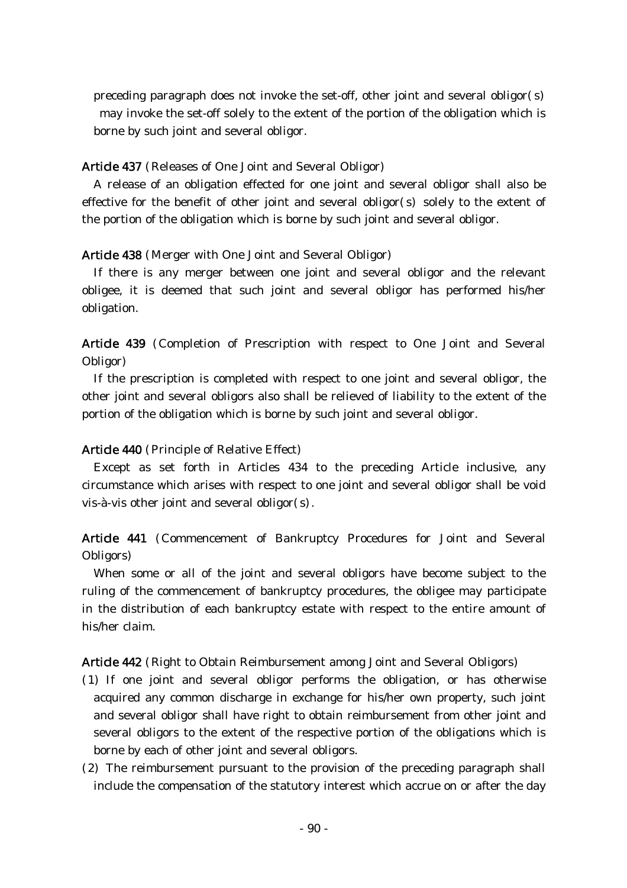preceding paragraph does not invoke the set-off, other joint and several obligor(s) may invoke the set-off solely to the extent of the portion of the obligation which is borne by such joint and several obligor.

**Article 437** (Releases of One Joint and Several Obligor)

A release of an obligation effected for one joint and several obligor shall also be effective for the benefit of other joint and several obligor(s) solely to the extent of the portion of the obligation which is borne by such joint and several obligor.

**Article 438** (Merger with One Joint and Several Obligor)

If there is any merger between one joint and several obligor and the relevant obligee, it is deemed that such joint and several obligor has performed his/her obligation.

**Article 439** (Completion of Prescription with respect to One Joint and Several Obligor)

If the prescription is completed with respect to one joint and several obligor, the other joint and several obligors also shall be relieved of liability to the extent of the portion of the obligation which is borne by such joint and several obligor.

**Article 440** (Principle of Relative Effect)

Except as set forth in Articles 434 to the preceding Article inclusive, any circumstance which arises with respect to one joint and several obligor shall be void vis-à-vis other joint and several obligor(s).

**Article 441** (Commencement of Bankruptcy Procedures for Joint and Several Obligors)

When some or all of the joint and several obligors have become subject to the ruling of the commencement of bankruptcy procedures, the obligee may participate in the distribution of each bankruptcy estate with respect to the entire amount of his/her claim.

**Article 442** (Right to Obtain Reimbursement among Joint and Several Obligors)

(1) If one joint and several obligor performs the obligation, or has otherwise acquired any common discharge in exchange for his/her own property, such joint and several obligor shall have right to obtain reimbursement from other joint and several obligors to the extent of the respective portion of the obligations which is borne by each of other joint and several obligors.

(2) The reimbursement pursuant to the provision of the preceding paragraph shall include the compensation of the statutory interest which accrue on or after the day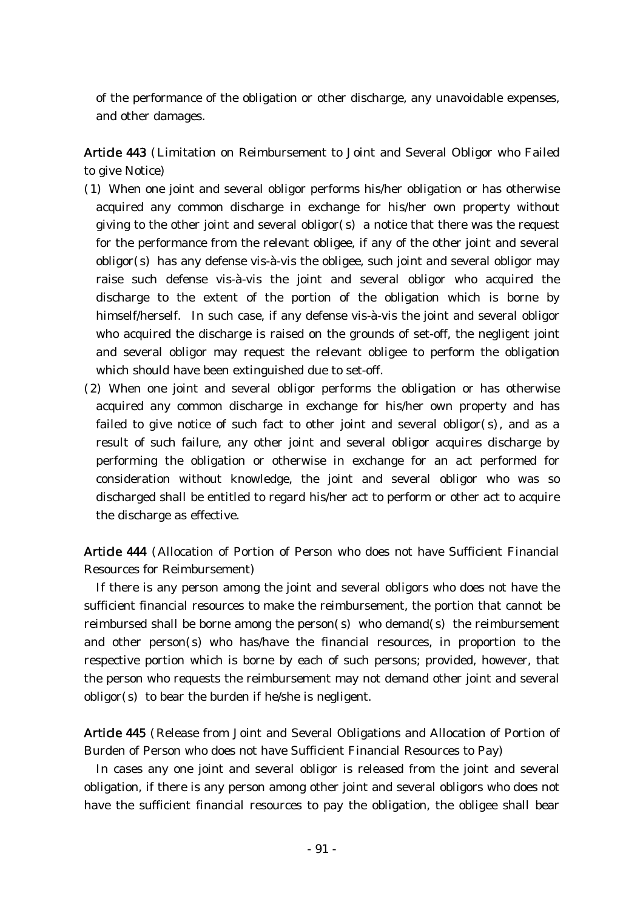of the performance of the obligation or other discharge, any unavoidable expenses, and other damages.

**Article 443** (Limitation on Reimbursement to Joint and Several Obligor who Failed to give Notice)

(1) When one joint and several obligor performs his/her obligation or has otherwise acquired any common discharge in exchange for his/her own property without giving to the other joint and several obligor(s) a notice that there was the request for the performance from the relevant obligee, if any of the other joint and several obligor(s) has any defense vis-à-vis the obligee, such joint and several obligor may raise such defense vis-à-vis the joint and several obligor who acquired the discharge to the extent of the portion of the obligation which is borne by himself/herself. In such case, if any defense vis-à-vis the joint and several obligor who acquired the discharge is raised on the grounds of set-off, the negligent joint and several obligor may request the relevant obligee to perform the obligation which should have been extinguished due to set-off.

(2) When one joint and several obligor performs the obligation or has otherwise acquired any common discharge in exchange for his/her own property and has failed to give notice of such fact to other joint and several obligor(s), and as a result of such failure, any other joint and several obligor acquires discharge by performing the obligation or otherwise in exchange for an act performed for consideration without knowledge, the joint and several obligor who was so discharged shall be entitled to regard his/her act to perform or other act to acquire the discharge as effective.

**Article 444** (Allocation of Portion of Person who does not have Sufficient Financial Resources for Reimbursement)

If there is any person among the joint and several obligors who does not have the sufficient financial resources to make the reimbursement, the portion that cannot be reimbursed shall be borne among the person(s) who demand(s) the reimbursement and other person(s) who has/have the financial resources, in proportion to the respective portion which is borne by each of such persons; provided, however, that the person who requests the reimbursement may not demand other joint and several obligor(s) to bear the burden if he/she is negligent.

**Article 445** (Release from Joint and Several Obligations and Allocation of Portion of Burden of Person who does not have Sufficient Financial Resources to Pay)

In cases any one joint and several obligor is released from the joint and several obligation, if there is any person among other joint and several obligors who does not have the sufficient financial resources to pay the obligation, the obligee shall bear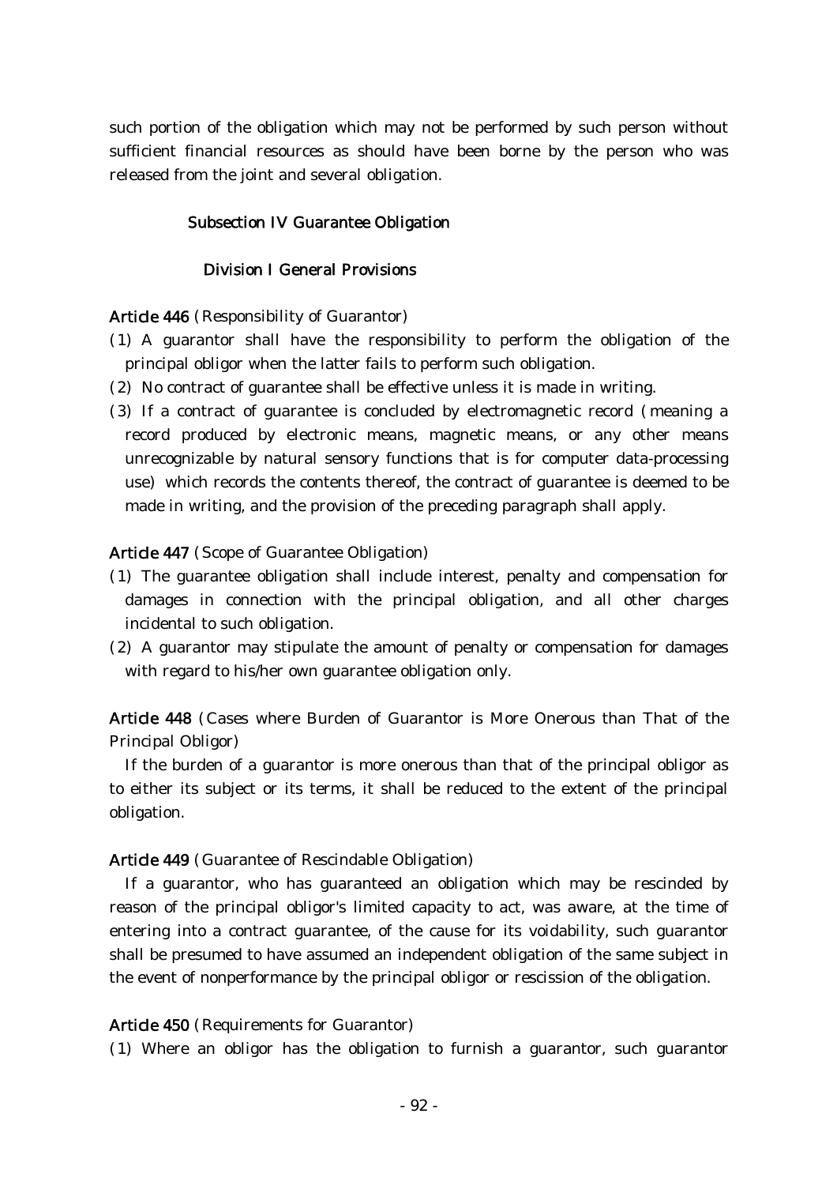such portion of the obligation which may not be performed by such person without sufficient financial resources as should have been borne by the person who was released from the joint and several obligation.

### Subsection IV Guarantee Obligation

#### Division I General Provisions

**Article 446** (Responsibility of Guarantor)

(1) A guarantor shall have the responsibility to perform the obligation of the principal obligor when the latter fails to perform such obligation.

(2) No contract of guarantee shall be effective unless it is made in writing.

(3) If a contract of guarantee is concluded by electromagnetic record (meaning a record produced by electronic means, magnetic means, or any other means unrecognizable by natural sensory functions that is for computer data-processing use) which records the contents thereof, the contract of guarantee is deemed to be made in writing, and the provision of the preceding paragraph shall apply.

**Article 447** (Scope of Guarantee Obligation)

(1) The guarantee obligation shall include interest, penalty and compensation for damages in connection with the principal obligation, and all other charges incidental to such obligation.

(2) A guarantor may stipulate the amount of penalty or compensation for damages with regard to his/her own guarantee obligation only.

**Article 448** (Cases where Burden of Guarantor is More Onerous than That of the Principal Obligor)

If the burden of a guarantor is more onerous than that of the principal obligor as to either its subject or its terms, it shall be reduced to the extent of the principal obligation.

**Article 449** (Guarantee of Rescindable Obligation)

If a guarantor, who has guaranteed an obligation which may be rescinded by reason of the principal obligor's limited capacity to act, was aware, at the time of entering into a contract guarantee, of the cause for its voidability, such guarantor shall be presumed to have assumed an independent obligation of the same subject in the event of nonperformance by the principal obligor or rescission of the obligation.

**Article 450** (Requirements for Guarantor)

(1) Where an obligor has the obligation to furnish a guarantor, such guarantor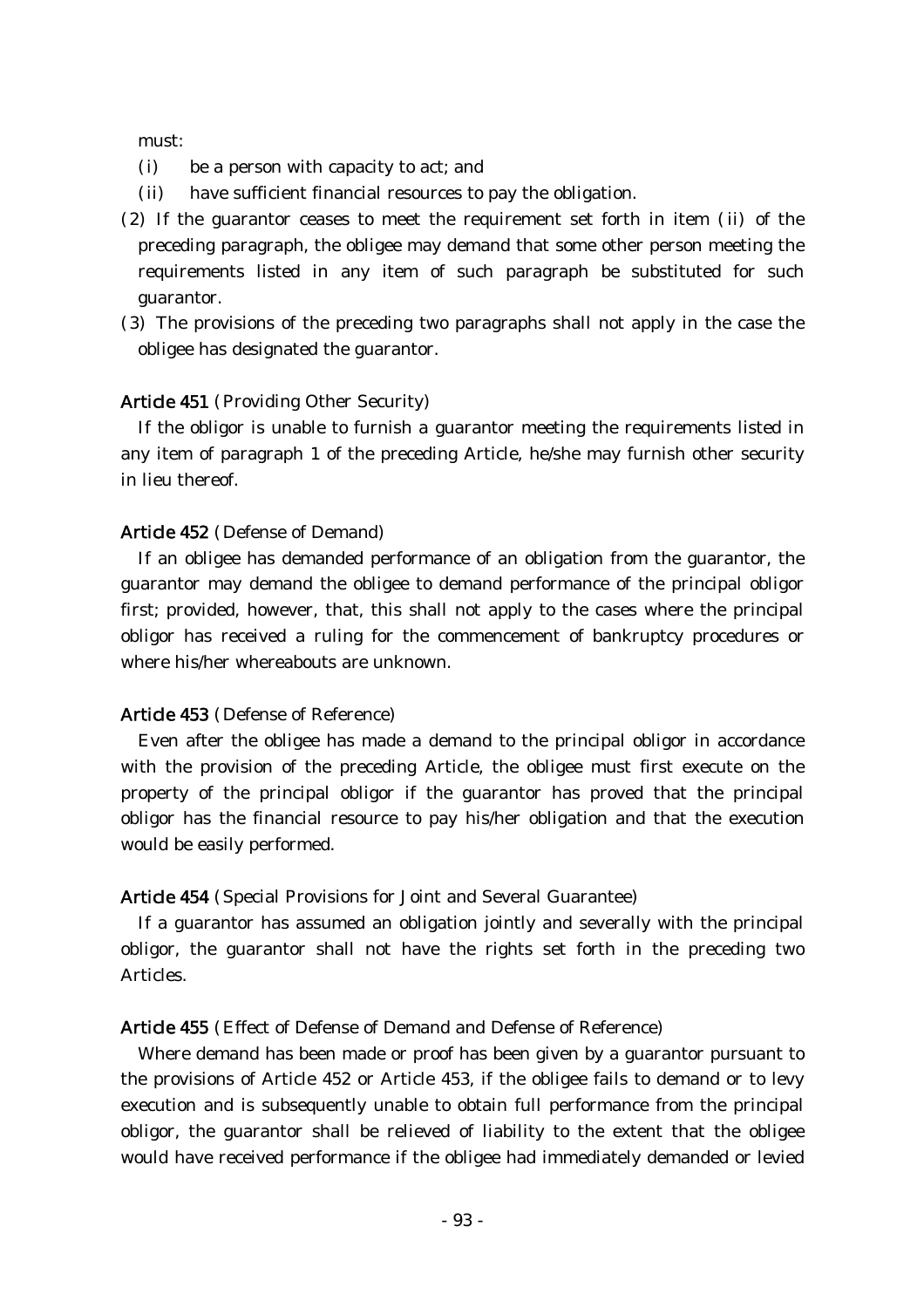must:

(i) be a person with capacity to act; and

(ii) have sufficient financial resources to pay the obligation.

(2) If the guarantor ceases to meet the requirement set forth in item (ii) of the preceding paragraph, the obligee may demand that some other person meeting the requirements listed in any item of such paragraph be substituted for such guarantor.

(3) The provisions of the preceding two paragraphs shall not apply in the case the obligee has designated the guarantor.

**Article 451** (Providing Other Security)

If the obligor is unable to furnish a guarantor meeting the requirements listed in any item of paragraph 1 of the preceding Article, he/she may furnish other security in lieu thereof.

**Article 452** (Defense of Demand)

If an obligee has demanded performance of an obligation from the guarantor, the guarantor may demand the obligee to demand performance of the principal obligor first; provided, however, that, this shall not apply to the cases where the principal obligor has received a ruling for the commencement of bankruptcy procedures or where his/her whereabouts are unknown.

**Article 453** (Defense of Reference)

Even after the obligee has made a demand to the principal obligor in accordance with the provision of the preceding Article, the obligee must first execute on the property of the principal obligor if the guarantor has proved that the principal obligor has the financial resource to pay his/her obligation and that the execution would be easily performed.

**Article 454** (Special Provisions for Joint and Several Guarantee)

If a guarantor has assumed an obligation jointly and severally with the principal obligor, the guarantor shall not have the rights set forth in the preceding two Articles.

**Article 455** (Effect of Defense of Demand and Defense of Reference)

Where demand has been made or proof has been given by a guarantor pursuant to the provisions of Article 452 or Article 453, if the obligee fails to demand or to levy execution and is subsequently unable to obtain full performance from the principal obligor, the guarantor shall be relieved of liability to the extent that the obligee would have received performance if the obligee had immediately demanded or levied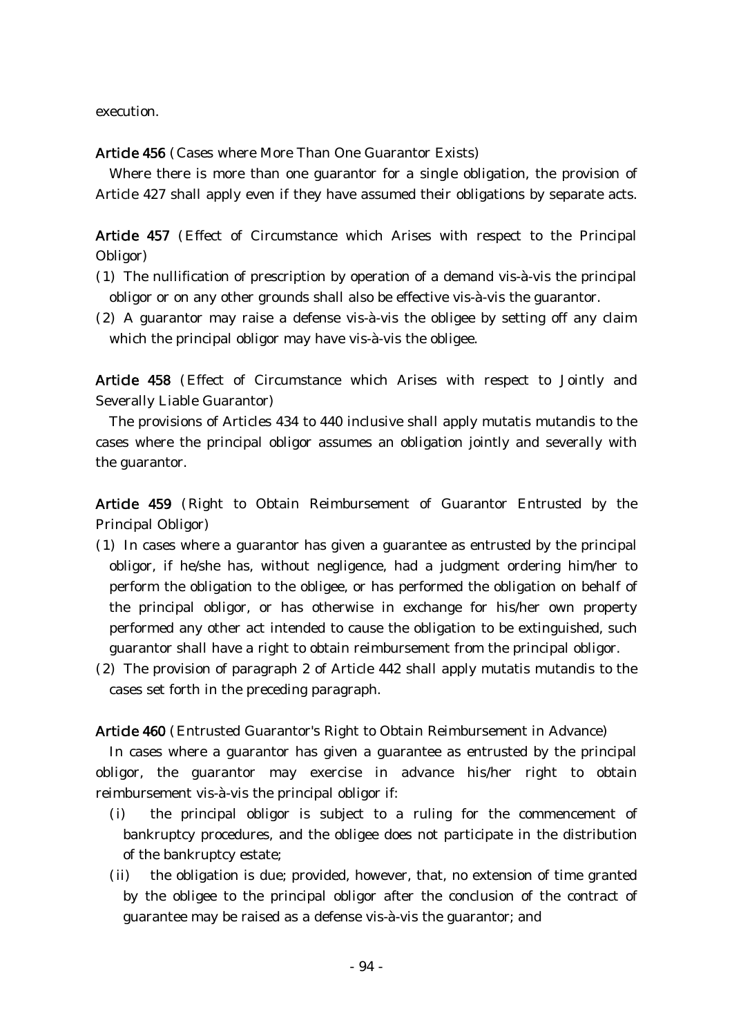execution.

**Article 456** (Cases where More Than One Guarantor Exists)

Where there is more than one guarantor for a single obligation, the provision of Article 427 shall apply even if they have assumed their obligations by separate acts.

**Article 457** (Effect of Circumstance which Arises with respect to the Principal Obligor)

(1) The nullification of prescription by operation of a demand vis-à-vis the principal obligor or on any other grounds shall also be effective vis-à-vis the guarantor.

(2) A guarantor may raise a defense vis-à-vis the obligee by setting off any claim which the principal obligor may have vis-à-vis the obligee.

**Article 458** (Effect of Circumstance which Arises with respect to Jointly and Severally Liable Guarantor)

The provisions of Articles 434 to 440 inclusive shall apply mutatis mutandis to the cases where the principal obligor assumes an obligation jointly and severally with the guarantor.

**Article 459** (Right to Obtain Reimbursement of Guarantor Entrusted by the Principal Obligor)

(1) In cases where a guarantor has given a guarantee as entrusted by the principal obligor, if he/she has, without negligence, had a judgment ordering him/her to perform the obligation to the obligee, or has performed the obligation on behalf of the principal obligor, or has otherwise in exchange for his/her own property performed any other act intended to cause the obligation to be extinguished, such guarantor shall have a right to obtain reimbursement from the principal obligor.

(2) The provision of paragraph 2 of Article 442 shall apply mutatis mutandis to the cases set forth in the preceding paragraph.

**Article 460** (Entrusted Guarantor's Right to Obtain Reimbursement in Advance)

In cases where a guarantor has given a guarantee as entrusted by the principal obligor, the guarantor may exercise in advance his/her right to obtain reimbursement vis-à-vis the principal obligor if:

(i) the principal obligor is subject to a ruling for the commencement of bankruptcy procedures, and the obligee does not participate in the distribution of the bankruptcy estate;

(ii) the obligation is due; provided, however, that, no extension of time granted by the obligee to the principal obligor after the conclusion of the contract of guarantee may be raised as a defense vis-à-vis the guarantor; and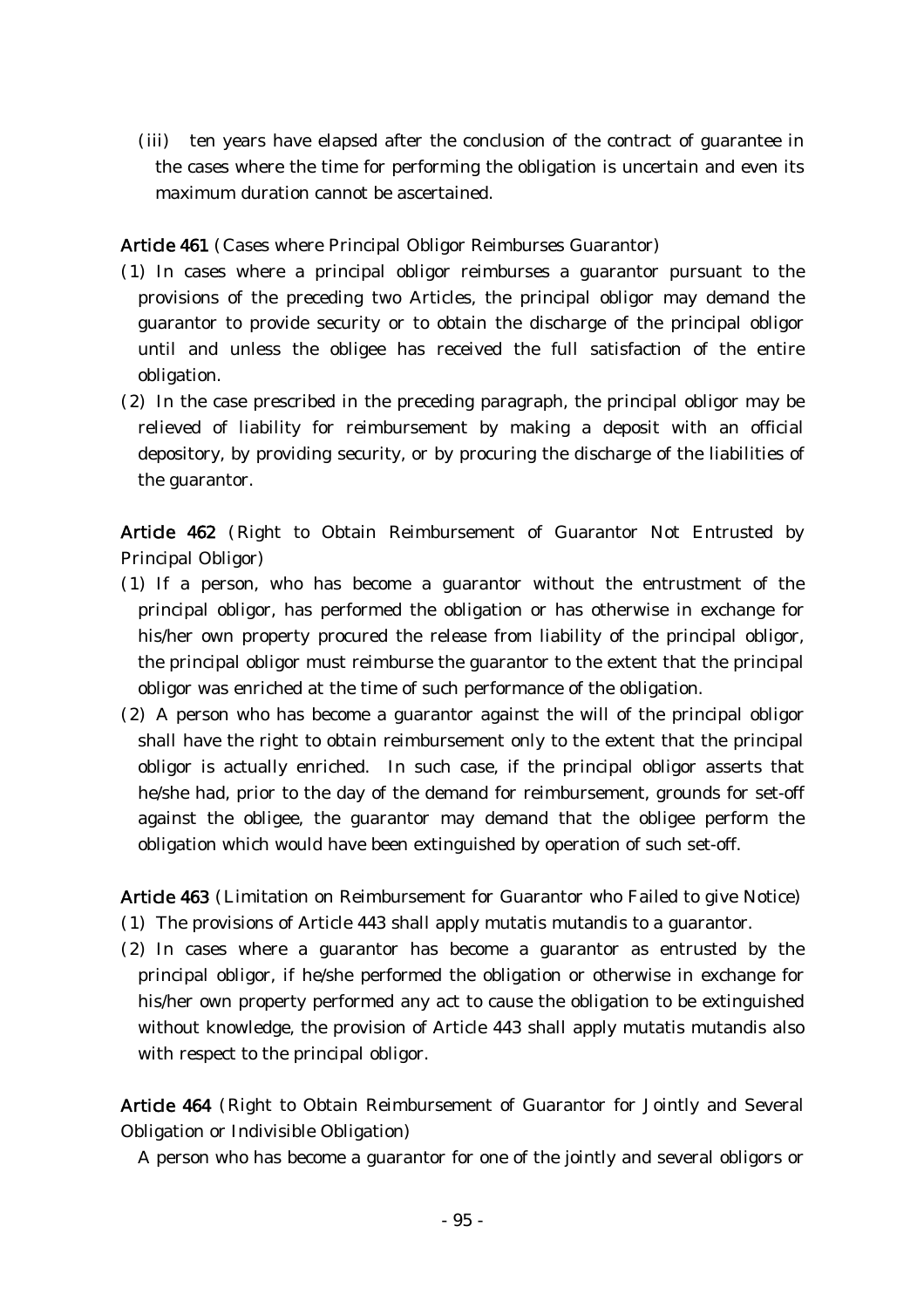(iii) ten years have elapsed after the conclusion of the contract of guarantee in the cases where the time for performing the obligation is uncertain and even its maximum duration cannot be ascertained.

**Article 461** (Cases where Principal Obligor Reimburses Guarantor)

(1) In cases where a principal obligor reimburses a guarantor pursuant to the provisions of the preceding two Articles, the principal obligor may demand the guarantor to provide security or to obtain the discharge of the principal obligor until and unless the obligee has received the full satisfaction of the entire obligation.

(2) In the case prescribed in the preceding paragraph, the principal obligor may be relieved of liability for reimbursement by making a deposit with an official depository, by providing security, or by procuring the discharge of the liabilities of the guarantor.

**Article 462** (Right to Obtain Reimbursement of Guarantor Not Entrusted by Principal Obligor)

(1) If a person, who has become a guarantor without the entrustment of the principal obligor, has performed the obligation or has otherwise in exchange for his/her own property procured the release from liability of the principal obligor, the principal obligor must reimburse the guarantor to the extent that the principal obligor was enriched at the time of such performance of the obligation.

(2) A person who has become a guarantor against the will of the principal obligor shall have the right to obtain reimbursement only to the extent that the principal obligor is actually enriched. In such case, if the principal obligor asserts that he/she had, prior to the day of the demand for reimbursement, grounds for set-off against the obligee, the guarantor may demand that the obligee perform the obligation which would have been extinguished by operation of such set-off.

**Article 463** (Limitation on Reimbursement for Guarantor who Failed to give Notice)

(1) The provisions of Article 443 shall apply mutatis mutandis to a guarantor.

(2) In cases where a guarantor has become a guarantor as entrusted by the principal obligor, if he/she performed the obligation or otherwise in exchange for his/her own property performed any act to cause the obligation to be extinguished without knowledge, the provision of Article 443 shall apply mutatis mutandis also with respect to the principal obligor.

**Article 464** (Right to Obtain Reimbursement of Guarantor for Jointly and Several Obligation or Indivisible Obligation)

A person who has become a guarantor for one of the jointly and several obligors or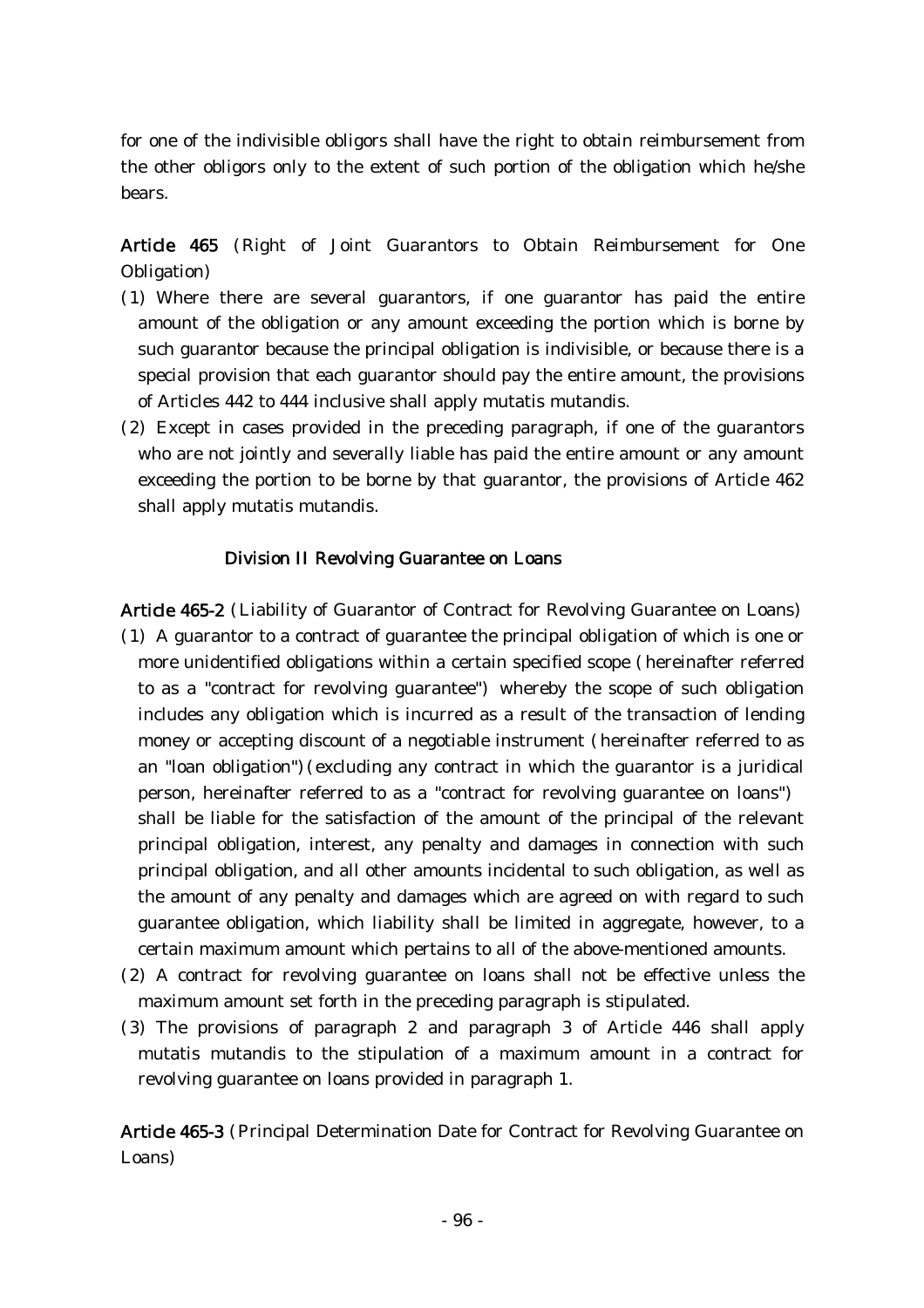for one of the indivisible obligors shall have the right to obtain reimbursement from the other obligors only to the extent of such portion of the obligation which he/she bears.

**Article 465** (Right of Joint Guarantors to Obtain Reimbursement for One Obligation)

(1) Where there are several guarantors, if one guarantor has paid the entire amount of the obligation or any amount exceeding the portion which is borne by such guarantor because the principal obligation is indivisible, or because there is a special provision that each guarantor should pay the entire amount, the provisions of Articles 442 to 444 inclusive shall apply mutatis mutandis.

(2) Except in cases provided in the preceding paragraph, if one of the guarantors who are not jointly and severally liable has paid the entire amount or any amount exceeding the portion to be borne by that guarantor, the provisions of Article 462 shall apply mutatis mutandis.

## Division II Revolving Guarantee on Loans

**Article 465-2** (Liability of Guarantor of Contract for Revolving Guarantee on Loans)

(1) A guarantor to a contract of guarantee the principal obligation of which is one or more unidentified obligations within a certain specified scope (hereinafter referred to as a "contract for revolving guarantee") whereby the scope of such obligation includes any obligation which is incurred as a result of the transaction of lending money or accepting discount of a negotiable instrument (hereinafter referred to as an "loan obligation") (excluding any contract in which the guarantor is a juridical person, hereinafter referred to as a "contract for revolving guarantee on loans") shall be liable for the satisfaction of the amount of the principal of the relevant principal obligation, interest, any penalty and damages in connection with such principal obligation, and all other amounts incidental to such obligation, as well as the amount of any penalty and damages which are agreed on with regard to such guarantee obligation, which liability shall be limited in aggregate, however, to a certain maximum amount which pertains to all of the above-mentioned amounts.

(2) A contract for revolving guarantee on loans shall not be effective unless the maximum amount set forth in the preceding paragraph is stipulated.

(3) The provisions of paragraph 2 and paragraph 3 of Article 446 shall apply mutatis mutandis to the stipulation of a maximum amount in a contract for revolving guarantee on loans provided in paragraph 1.

**Article 465-3** (Principal Determination Date for Contract for Revolving Guarantee on Loans)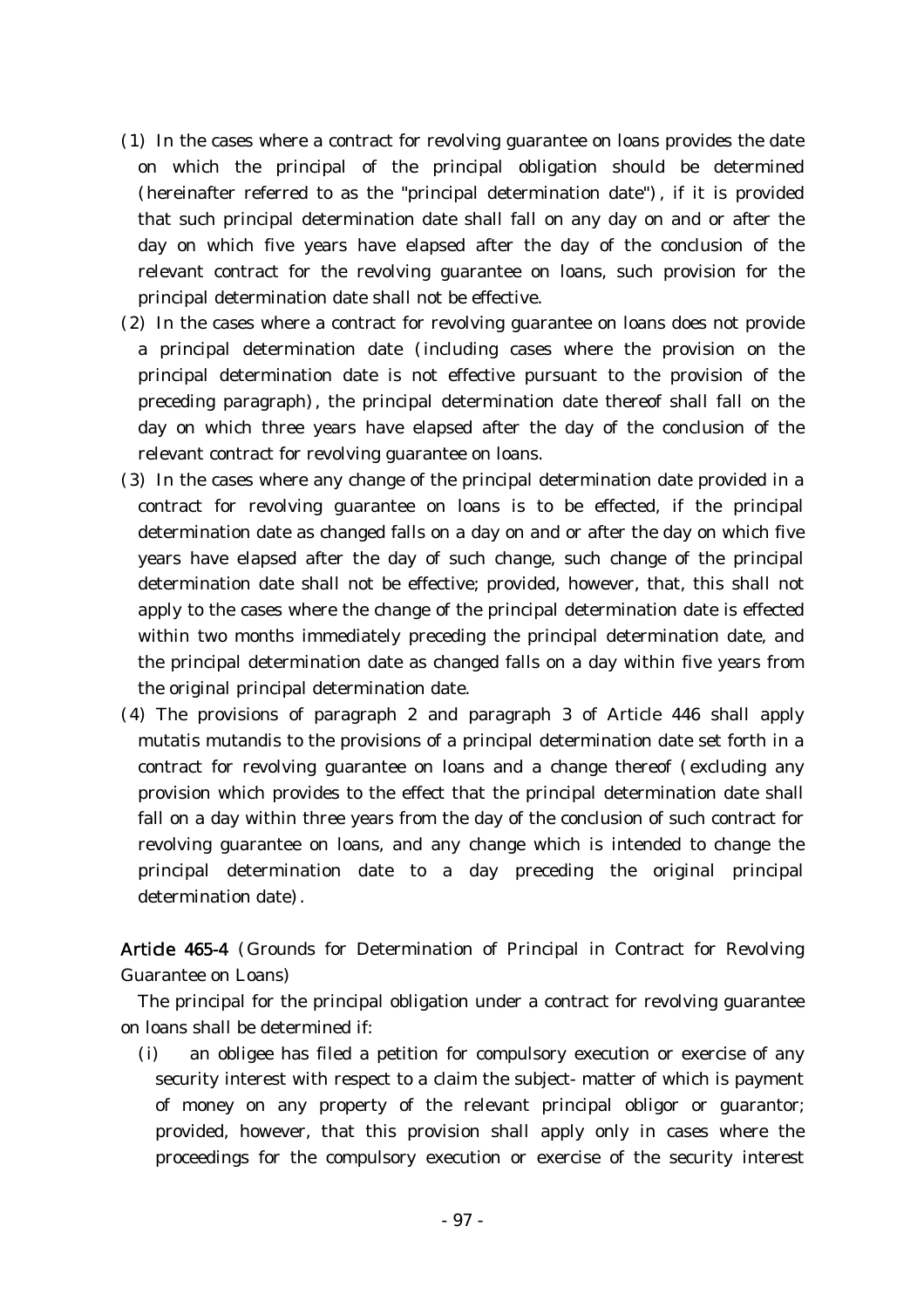(1) In the cases where a contract for revolving guarantee on loans provides the date on which the principal of the principal obligation should be determined (hereinafter referred to as the "principal determination date"), if it is provided that such principal determination date shall fall on any day on and or after the day on which five years have elapsed after the day of the conclusion of the relevant contract for the revolving guarantee on loans, such provision for the principal determination date shall not be effective.

(2) In the cases where a contract for revolving guarantee on loans does not provide a principal determination date (including cases where the provision on the principal determination date is not effective pursuant to the provision of the preceding paragraph), the principal determination date thereof shall fall on the day on which three years have elapsed after the day of the conclusion of the relevant contract for revolving guarantee on loans.

(3) In the cases where any change of the principal determination date provided in a contract for revolving guarantee on loans is to be effected, if the principal determination date as changed falls on a day on and or after the day on which five years have elapsed after the day of such change, such change of the principal determination date shall not be effective; provided, however, that, this shall not apply to the cases where the change of the principal determination date is effected within two months immediately preceding the principal determination date, and the principal determination date as changed falls on a day within five years from the original principal determination date.

(4) The provisions of paragraph 2 and paragraph 3 of Article 446 shall apply mutatis mutandis to the provisions of a principal determination date set forth in a contract for revolving guarantee on loans and a change thereof (excluding any provision which provides to the effect that the principal determination date shall fall on a day within three years from the day of the conclusion of such contract for revolving guarantee on loans, and any change which is intended to change the principal determination date to a day preceding the original principal determination date).

**Article 465-4** (Grounds for Determination of Principal in Contract for Revolving Guarantee on Loans)

The principal for the principal obligation under a contract for revolving guarantee on loans shall be determined if:

(i) an obligee has filed a petition for compulsory execution or exercise of any security interest with respect to a claim the subject- matter of which is payment of money on any property of the relevant principal obligor or guarantor; provided, however, that this provision shall apply only in cases where the proceedings for the compulsory execution or exercise of the security interest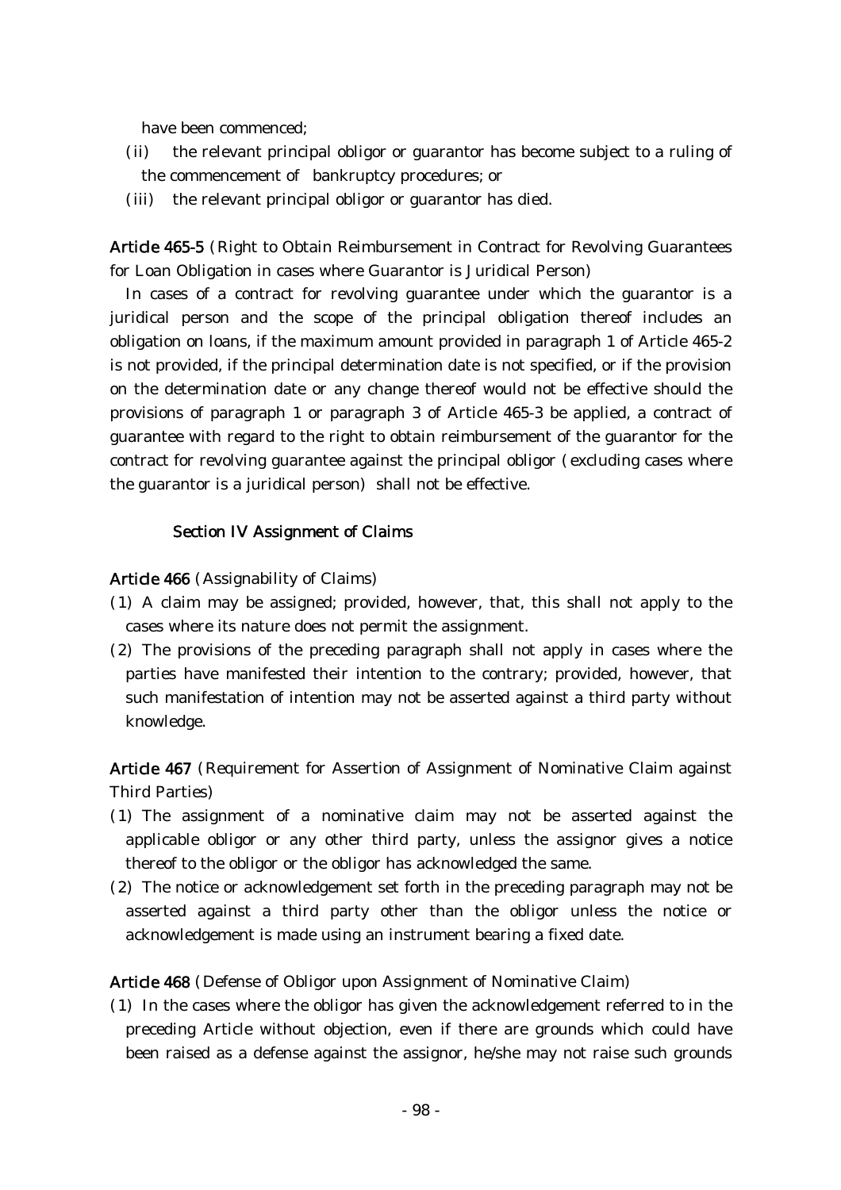have been commenced;

(ii) the relevant principal obligor or guarantor has become subject to a ruling of the commencement of bankruptcy procedures; or

(iii) the relevant principal obligor or guarantor has died.

**Article 465-5** (Right to Obtain Reimbursement in Contract for Revolving Guarantees for Loan Obligation in cases where Guarantor is Juridical Person)

In cases of a contract for revolving guarantee under which the guarantor is a juridical person and the scope of the principal obligation thereof includes an obligation on loans, if the maximum amount provided in paragraph 1 of Article 465-2 is not provided, if the principal determination date is not specified, or if the provision on the determination date or any change thereof would not be effective should the provisions of paragraph 1 or paragraph 3 of Article 465-3 be applied, a contract of guarantee with regard to the right to obtain reimbursement of the guarantor for the contract for revolving guarantee against the principal obligor (excluding cases where the guarantor is a juridical person) shall not be effective.

### Section IV Assignment of Claims

**Article 466** (Assignability of Claims)

(1) A claim may be assigned; provided, however, that, this shall not apply to the cases where its nature does not permit the assignment.

(2) The provisions of the preceding paragraph shall not apply in cases where the parties have manifested their intention to the contrary; provided, however, that such manifestation of intention may not be asserted against a third party without knowledge.

**Article 467** (Requirement for Assertion of Assignment of Nominative Claim against Third Parties)

(1) The assignment of a nominative claim may not be asserted against the applicable obligor or any other third party, unless the assignor gives a notice thereof to the obligor or the obligor has acknowledged the same.

(2) The notice or acknowledgement set forth in the preceding paragraph may not be asserted against a third party other than the obligor unless the notice or acknowledgement is made using an instrument bearing a fixed date.

**Article 468** (Defense of Obligor upon Assignment of Nominative Claim)

(1) In the cases where the obligor has given the acknowledgement referred to in the preceding Article without objection, even if there are grounds which could have been raised as a defense against the assignor, he/she may not raise such grounds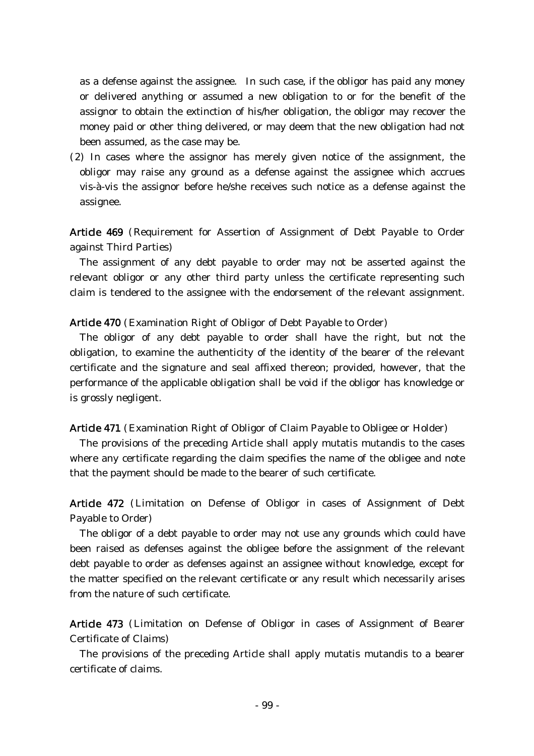as a defense against the assignee. In such case, if the obligor has paid any money or delivered anything or assumed a new obligation to or for the benefit of the assignor to obtain the extinction of his/her obligation, the obligor may recover the money paid or other thing delivered, or may deem that the new obligation had not been assumed, as the case may be.

(2) In cases where the assignor has merely given notice of the assignment, the obligor may raise any ground as a defense against the assignee which accrues vis-à-vis the assignor before he/she receives such notice as a defense against the assignee.

**Article 469** (Requirement for Assertion of Assignment of Debt Payable to Order against Third Parties)

The assignment of any debt payable to order may not be asserted against the relevant obligor or any other third party unless the certificate representing such claim is tendered to the assignee with the endorsement of the relevant assignment.

**Article 470** (Examination Right of Obligor of Debt Payable to Order)

The obligor of any debt payable to order shall have the right, but not the obligation, to examine the authenticity of the identity of the bearer of the relevant certificate and the signature and seal affixed thereon; provided, however, that the performance of the applicable obligation shall be void if the obligor has knowledge or is grossly negligent.

**Article 471** (Examination Right of Obligor of Claim Payable to Obligee or Holder)

The provisions of the preceding Article shall apply mutatis mutandis to the cases where any certificate regarding the claim specifies the name of the obligee and note that the payment should be made to the bearer of such certificate.

**Article 472** (Limitation on Defense of Obligor in cases of Assignment of Debt Payable to Order)

The obligor of a debt payable to order may not use any grounds which could have been raised as defenses against the obligee before the assignment of the relevant debt payable to order as defenses against an assignee without knowledge, except for the matter specified on the relevant certificate or any result which necessarily arises from the nature of such certificate.

**Article 473** (Limitation on Defense of Obligor in cases of Assignment of Bearer Certificate of Claims)

The provisions of the preceding Article shall apply mutatis mutandis to a bearer certificate of claims.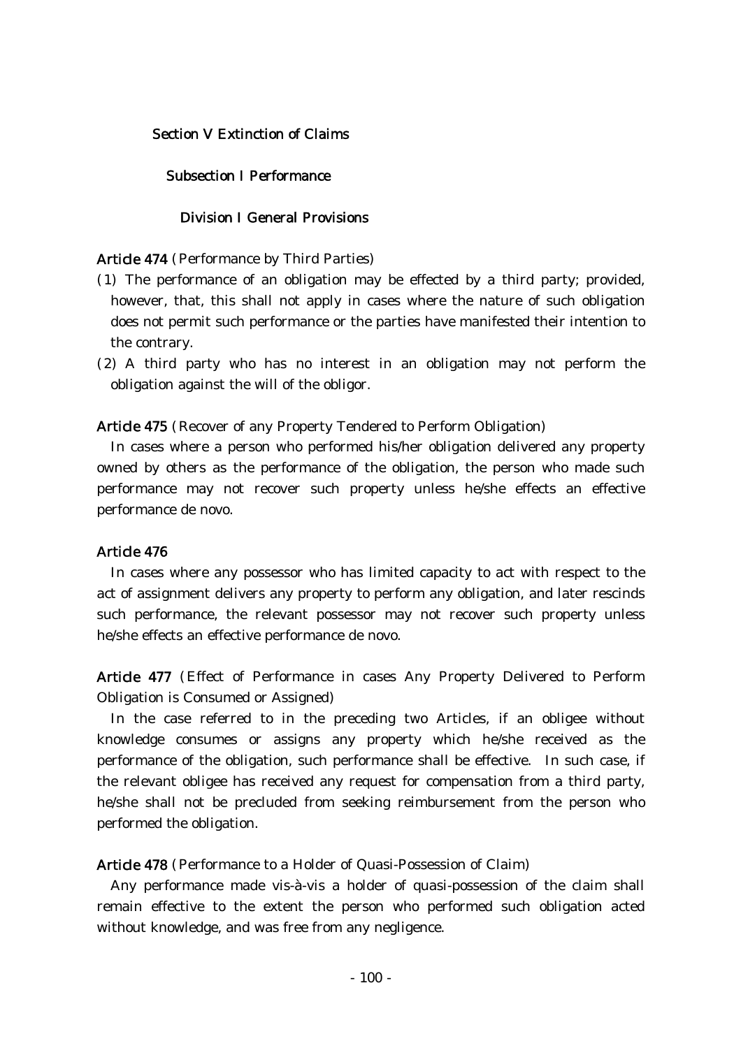## Section V Extinction of Claims

### Subsection I Performance

#### Division I General Provisions

**Article 474** (Performance by Third Parties)

(1) The performance of an obligation may be effected by a third party; provided, however, that, this shall not apply in cases where the nature of such obligation does not permit such performance or the parties have manifested their intention to the contrary.

(2) A third party who has no interest in an obligation may not perform the obligation against the will of the obligor.

**Article 475** (Recover of any Property Tendered to Perform Obligation)

In cases where a person who performed his/her obligation delivered any property owned by others as the performance of the obligation, the person who made such performance may not recover such property unless he/she effects an effective performance de novo.

**Article 476**

In cases where any possessor who has limited capacity to act with respect to the act of assignment delivers any property to perform any obligation, and later rescinds such performance, the relevant possessor may not recover such property unless he/she effects an effective performance de novo.

**Article 477** (Effect of Performance in cases Any Property Delivered to Perform Obligation is Consumed or Assigned)

In the case referred to in the preceding two Articles, if an obligee without knowledge consumes or assigns any property which he/she received as the performance of the obligation, such performance shall be effective. In such case, if the relevant obligee has received any request for compensation from a third party, he/she shall not be precluded from seeking reimbursement from the person who performed the obligation.

**Article 478** (Performance to a Holder of Quasi-Possession of Claim)

Any performance made vis-à-vis a holder of quasi-possession of the claim shall remain effective to the extent the person who performed such obligation acted without knowledge, and was free from any negligence.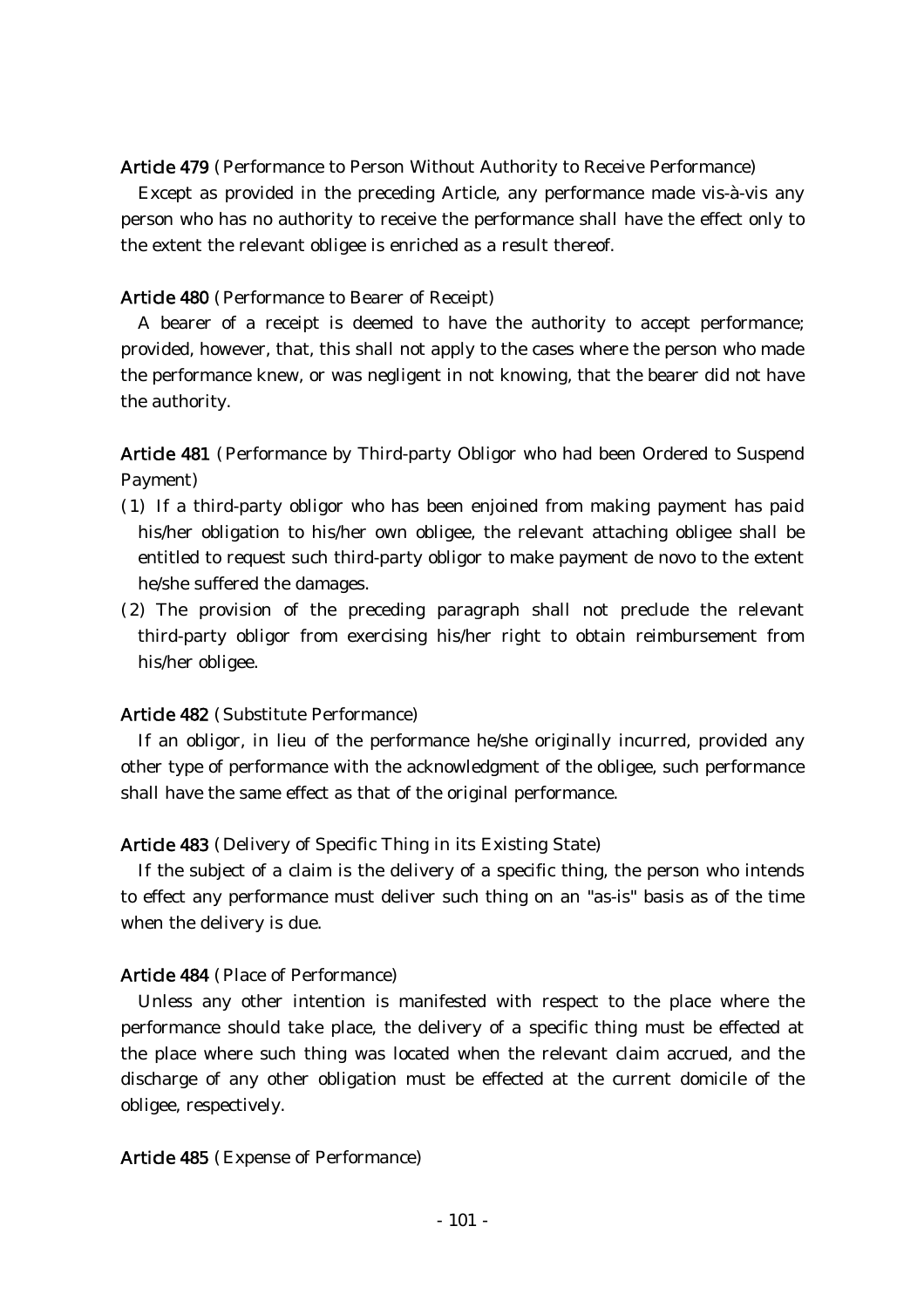**Article 479** (Performance to Person Without Authority to Receive Performance)

Except as provided in the preceding Article, any performance made vis-à-vis any person who has no authority to receive the performance shall have the effect only to the extent the relevant obligee is enriched as a result thereof.

**Article 480** (Performance to Bearer of Receipt)

A bearer of a receipt is deemed to have the authority to accept performance; provided, however, that, this shall not apply to the cases where the person who made the performance knew, or was negligent in not knowing, that the bearer did not have the authority.

**Article 481** (Performance by Third-party Obligor who had been Ordered to Suspend Payment)

(1) If a third-party obligor who has been enjoined from making payment has paid his/her obligation to his/her own obligee, the relevant attaching obligee shall be entitled to request such third-party obligor to make payment de novo to the extent he/she suffered the damages.

(2) The provision of the preceding paragraph shall not preclude the relevant third-party obligor from exercising his/her right to obtain reimbursement from his/her obligee.

**Article 482** (Substitute Performance)

If an obligor, in lieu of the performance he/she originally incurred, provided any other type of performance with the acknowledgment of the obligee, such performance shall have the same effect as that of the original performance.

**Article 483** (Delivery of Specific Thing in its Existing State)

If the subject of a claim is the delivery of a specific thing, the person who intends to effect any performance must deliver such thing on an "as-is" basis as of the time when the delivery is due.

**Article 484** (Place of Performance)

Unless any other intention is manifested with respect to the place where the performance should take place, the delivery of a specific thing must be effected at the place where such thing was located when the relevant claim accrued, and the discharge of any other obligation must be effected at the current domicile of the obligee, respectively.

**Article 485** (Expense of Performance)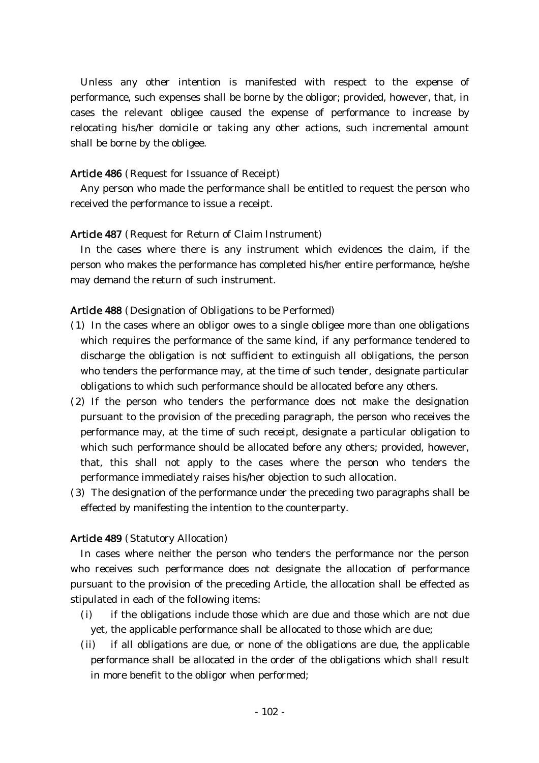Unless any other intention is manifested with respect to the expense of performance, such expenses shall be borne by the obligor; provided, however, that, in cases the relevant obligee caused the expense of performance to increase by relocating his/her domicile or taking any other actions, such incremental amount shall be borne by the obligee.

**Article 486** (Request for Issuance of Receipt)

Any person who made the performance shall be entitled to request the person who received the performance to issue a receipt.

**Article 487** (Request for Return of Claim Instrument)

In the cases where there is any instrument which evidences the claim, if the person who makes the performance has completed his/her entire performance, he/she may demand the return of such instrument.

**Article 488** (Designation of Obligations to be Performed)

(1) In the cases where an obligor owes to a single obligee more than one obligations which requires the performance of the same kind, if any performance tendered to discharge the obligation is not sufficient to extinguish all obligations, the person who tenders the performance may, at the time of such tender, designate particular obligations to which such performance should be allocated before any others.

(2) If the person who tenders the performance does not make the designation pursuant to the provision of the preceding paragraph, the person who receives the performance may, at the time of such receipt, designate a particular obligation to which such performance should be allocated before any others; provided, however, that, this shall not apply to the cases where the person who tenders the performance immediately raises his/her objection to such allocation.

(3) The designation of the performance under the preceding two paragraphs shall be effected by manifesting the intention to the counterparty.

**Article 489** (Statutory Allocation)

In cases where neither the person who tenders the performance nor the person who receives such performance does not designate the allocation of performance pursuant to the provision of the preceding Article, the allocation shall be effected as stipulated in each of the following items:

(i) if the obligations include those which are due and those which are not due yet, the applicable performance shall be allocated to those which are due;

(ii) if all obligations are due, or none of the obligations are due, the applicable performance shall be allocated in the order of the obligations which shall result in more benefit to the obligor when performed;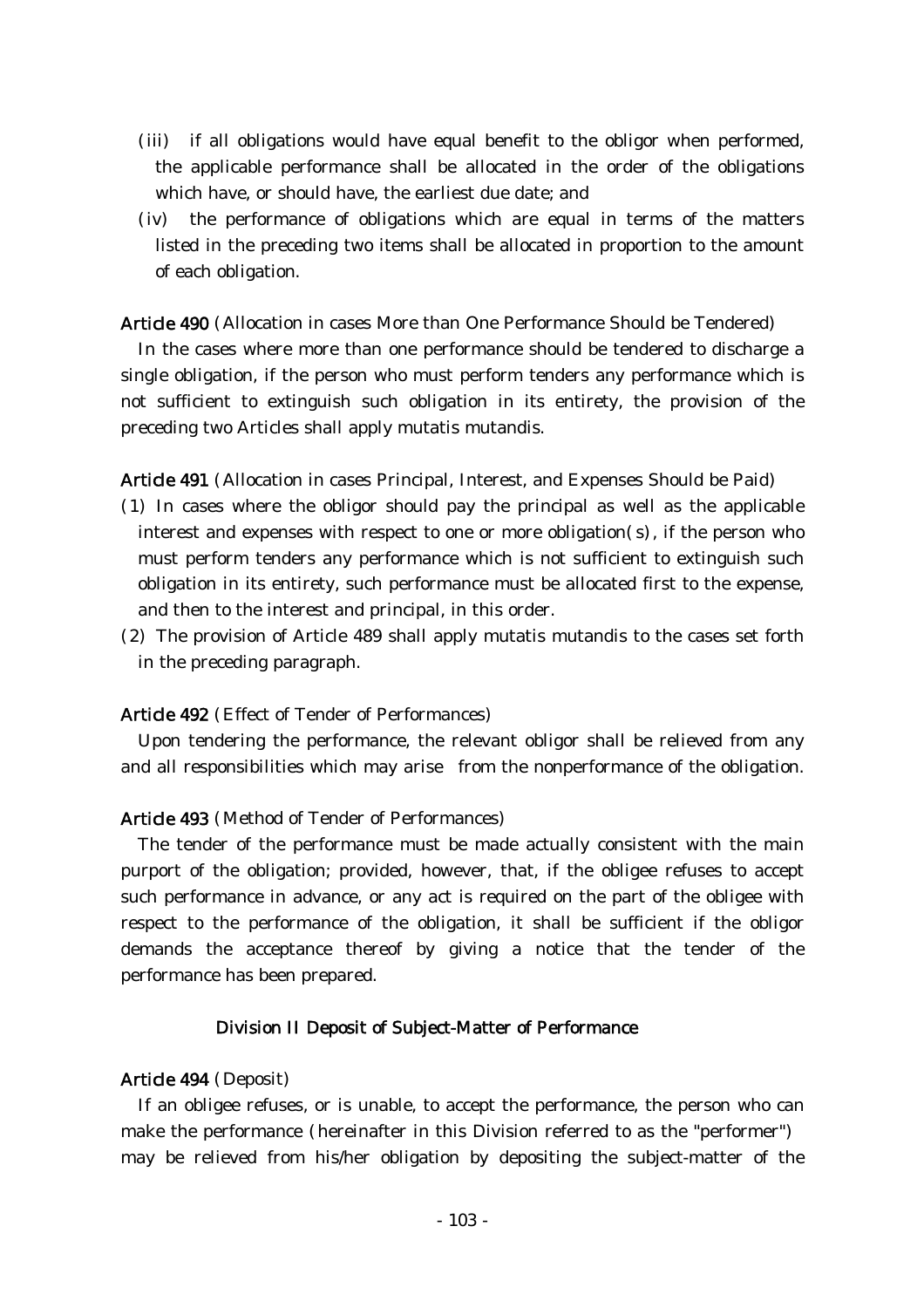(iii) if all obligations would have equal benefit to the obligor when performed, the applicable performance shall be allocated in the order of the obligations which have, or should have, the earliest due date; and

(iv) the performance of obligations which are equal in terms of the matters listed in the preceding two items shall be allocated in proportion to the amount of each obligation.

**Article 490** (Allocation in cases More than One Performance Should be Tendered)

In the cases where more than one performance should be tendered to discharge a single obligation, if the person who must perform tenders any performance which is not sufficient to extinguish such obligation in its entirety, the provision of the preceding two Articles shall apply mutatis mutandis.

**Article 491** (Allocation in cases Principal, Interest, and Expenses Should be Paid)

(1) In cases where the obligor should pay the principal as well as the applicable interest and expenses with respect to one or more obligation(s), if the person who must perform tenders any performance which is not sufficient to extinguish such obligation in its entirety, such performance must be allocated first to the expense, and then to the interest and principal, in this order.

(2) The provision of Article 489 shall apply mutatis mutandis to the cases set forth in the preceding paragraph.

**Article 492** (Effect of Tender of Performances)

Upon tendering the performance, the relevant obligor shall be relieved from any and all responsibilities which may arise from the nonperformance of the obligation.

**Article 493** (Method of Tender of Performances)

The tender of the performance must be made actually consistent with the main purport of the obligation; provided, however, that, if the obligee refuses to accept such performance in advance, or any act is required on the part of the obligee with respect to the performance of the obligation, it shall be sufficient if the obligor demands the acceptance thereof by giving a notice that the tender of the performance has been prepared.

## Division II Deposit of Subject-Matter of Performance

**Article 494** (Deposit)

If an obligee refuses, or is unable, to accept the performance, the person who can make the performance (hereinafter in this Division referred to as the "performer") may be relieved from his/her obligation by depositing the subject-matter of the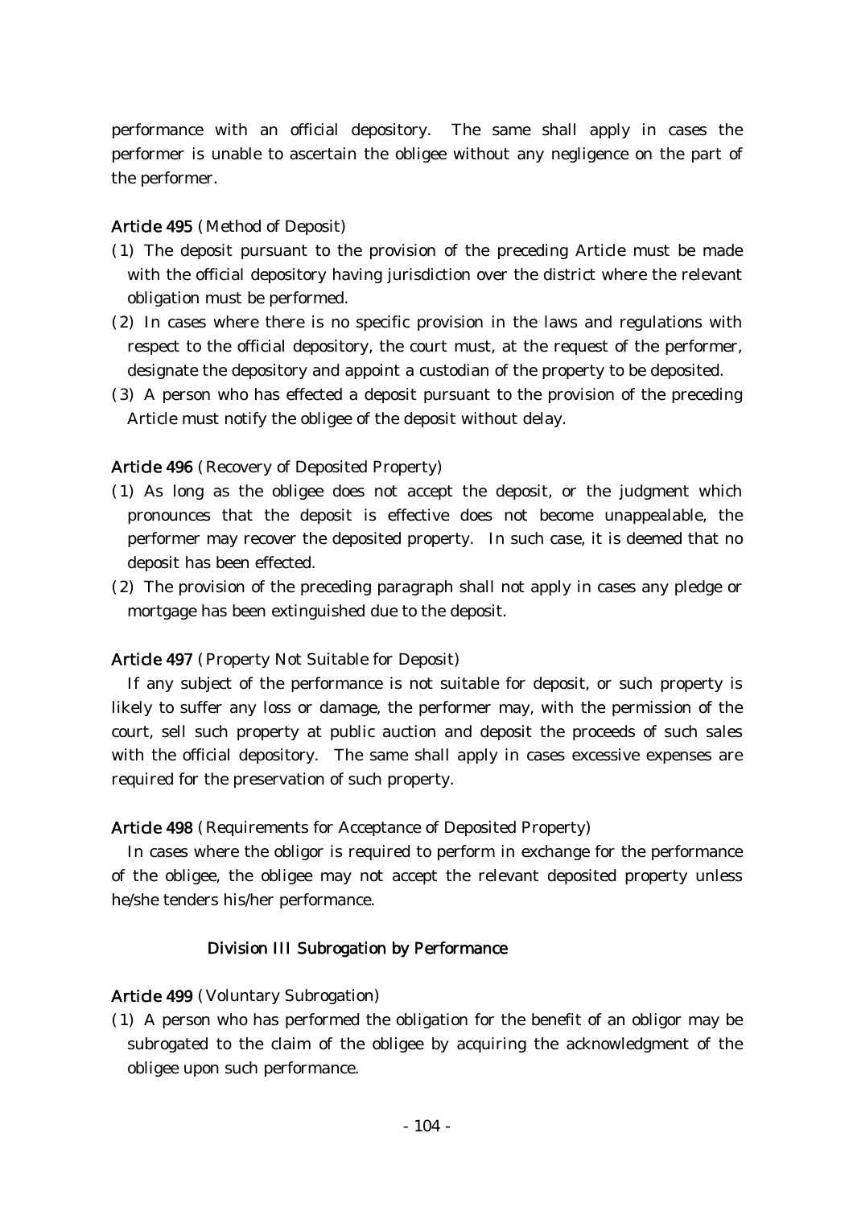performance with an official depository. The same shall apply in cases the performer is unable to ascertain the obligee without any negligence on the part of the performer.

**Article 495** (Method of Deposit)

(1) The deposit pursuant to the provision of the preceding Article must be made with the official depository having jurisdiction over the district where the relevant obligation must be performed.

(2) In cases where there is no specific provision in the laws and regulations with respect to the official depository, the court must, at the request of the performer, designate the depository and appoint a custodian of the property to be deposited.

(3) A person who has effected a deposit pursuant to the provision of the preceding Article must notify the obligee of the deposit without delay.

**Article 496** (Recovery of Deposited Property)

(1) As long as the obligee does not accept the deposit, or the judgment which pronounces that the deposit is effective does not become unappealable, the performer may recover the deposited property. In such case, it is deemed that no deposit has been effected.

(2) The provision of the preceding paragraph shall not apply in cases any pledge or mortgage has been extinguished due to the deposit.

**Article 497** (Property Not Suitable for Deposit)

If any subject of the performance is not suitable for deposit, or such property is likely to suffer any loss or damage, the performer may, with the permission of the court, sell such property at public auction and deposit the proceeds of such sales with the official depository. The same shall apply in cases excessive expenses are required for the preservation of such property.

**Article 498** (Requirements for Acceptance of Deposited Property)

In cases where the obligor is required to perform in exchange for the performance of the obligee, the obligee may not accept the relevant deposited property unless he/she tenders his/her performance.

### Division III Subrogation by Performance

**Article 499** (Voluntary Subrogation)

(1) A person who has performed the obligation for the benefit of an obligor may be subrogated to the claim of the obligee by acquiring the acknowledgment of the obligee upon such performance.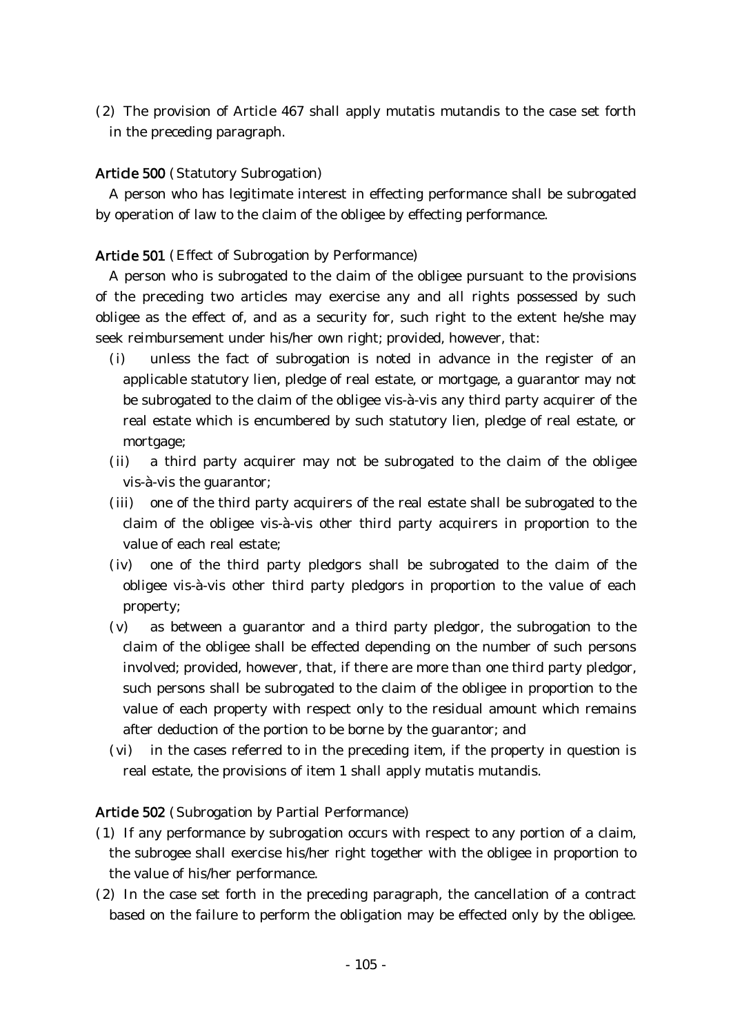(2) The provision of Article 467 shall apply mutatis mutandis to the case set forth in the preceding paragraph.

**Article 500** (Statutory Subrogation)

A person who has legitimate interest in effecting performance shall be subrogated by operation of law to the claim of the obligee by effecting performance.

**Article 501** (Effect of Subrogation by Performance)

A person who is subrogated to the claim of the obligee pursuant to the provisions of the preceding two articles may exercise any and all rights possessed by such obligee as the effect of, and as a security for, such right to the extent he/she may seek reimbursement under his/her own right; provided, however, that:

(i) unless the fact of subrogation is noted in advance in the register of an applicable statutory lien, pledge of real estate, or mortgage, a guarantor may not be subrogated to the claim of the obligee vis-à-vis any third party acquirer of the real estate which is encumbered by such statutory lien, pledge of real estate, or mortgage;

(ii) a third party acquirer may not be subrogated to the claim of the obligee vis-à-vis the guarantor;

(iii) one of the third party acquirers of the real estate shall be subrogated to the claim of the obligee vis-à-vis other third party acquirers in proportion to the value of each real estate;

(iv) one of the third party pledgors shall be subrogated to the claim of the obligee vis-à-vis other third party pledgors in proportion to the value of each property;

(v) as between a guarantor and a third party pledgor, the subrogation to the claim of the obligee shall be effected depending on the number of such persons involved; provided, however, that, if there are more than one third party pledgor, such persons shall be subrogated to the claim of the obligee in proportion to the value of each property with respect only to the residual amount which remains after deduction of the portion to be borne by the guarantor; and

(vi) in the cases referred to in the preceding item, if the property in question is real estate, the provisions of item 1 shall apply mutatis mutandis.

**Article 502** (Subrogation by Partial Performance)

(1) If any performance by subrogation occurs with respect to any portion of a claim, the subrogee shall exercise his/her right together with the obligee in proportion to the value of his/her performance.

(2) In the case set forth in the preceding paragraph, the cancellation of a contract based on the failure to perform the obligation may be effected only by the obligee.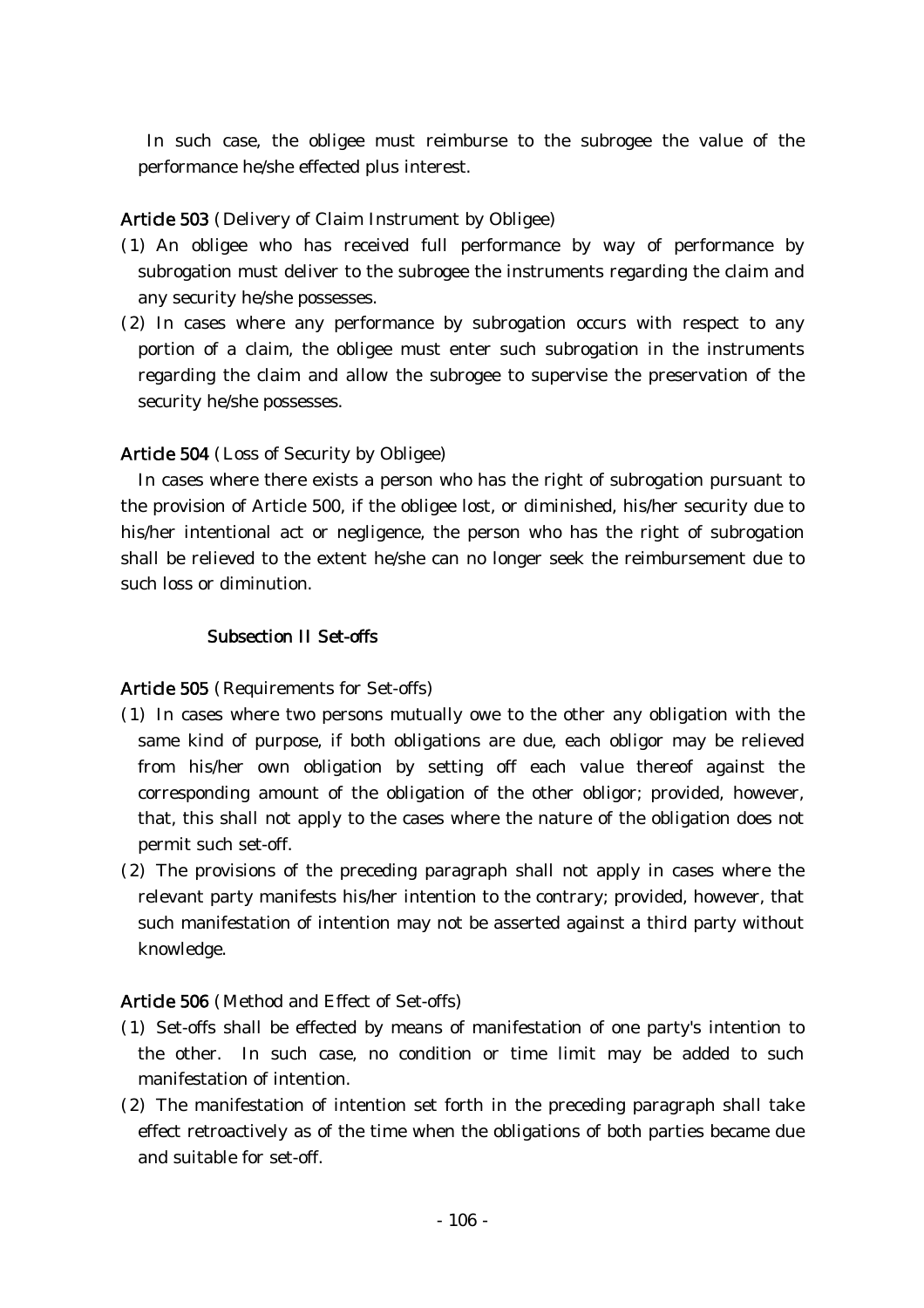In such case, the obligee must reimburse to the subrogee the value of the performance he/she effected plus interest.

**Article 503** (Delivery of Claim Instrument by Obligee)

(1) An obligee who has received full performance by way of performance by subrogation must deliver to the subrogee the instruments regarding the claim and any security he/she possesses.

(2) In cases where any performance by subrogation occurs with respect to any portion of a claim, the obligee must enter such subrogation in the instruments regarding the claim and allow the subrogee to supervise the preservation of the security he/she possesses.

**Article 504** (Loss of Security by Obligee)

In cases where there exists a person who has the right of subrogation pursuant to the provision of Article 500, if the obligee lost, or diminished, his/her security due to his/her intentional act or negligence, the person who has the right of subrogation shall be relieved to the extent he/she can no longer seek the reimbursement due to such loss or diminution.

### Subsection II Set-offs

**Article 505** (Requirements for Set-offs)

(1) In cases where two persons mutually owe to the other any obligation with the same kind of purpose, if both obligations are due, each obligor may be relieved from his/her own obligation by setting off each value thereof against the corresponding amount of the obligation of the other obligor; provided, however, that, this shall not apply to the cases where the nature of the obligation does not permit such set-off.

(2) The provisions of the preceding paragraph shall not apply in cases where the relevant party manifests his/her intention to the contrary; provided, however, that such manifestation of intention may not be asserted against a third party without knowledge.

**Article 506** (Method and Effect of Set-offs)

(1) Set-offs shall be effected by means of manifestation of one party's intention to the other. In such case, no condition or time limit may be added to such manifestation of intention.

(2) The manifestation of intention set forth in the preceding paragraph shall take effect retroactively as of the time when the obligations of both parties became due and suitable for set-off.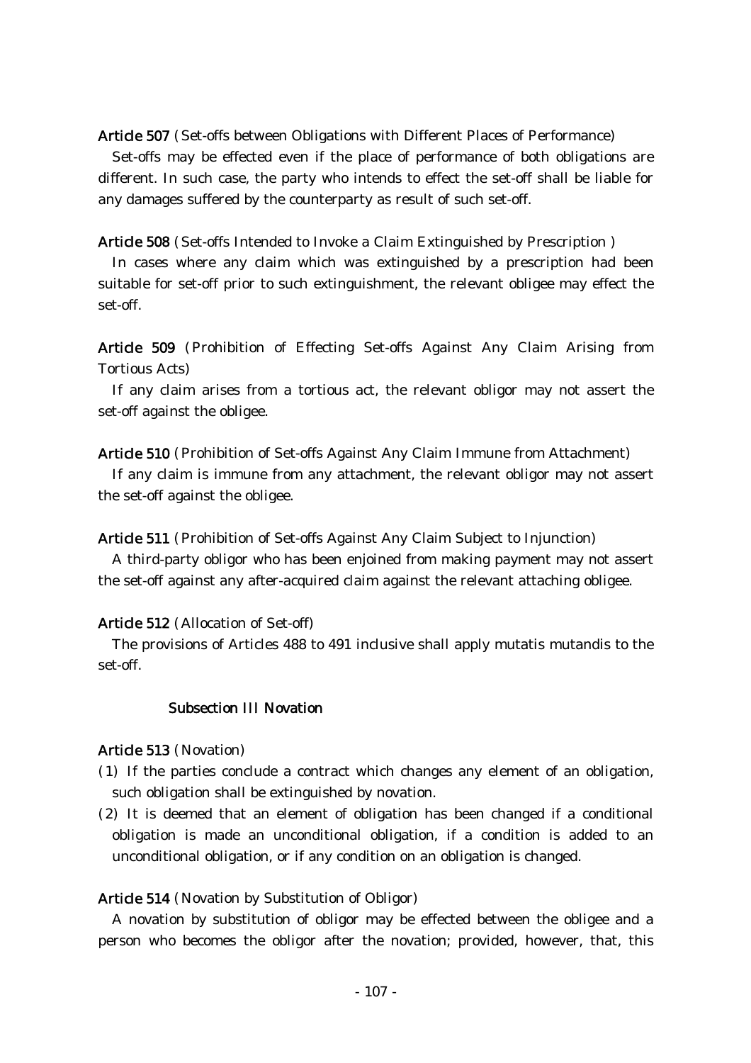**Article 507** (Set-offs between Obligations with Different Places of Performance)

Set-offs may be effected even if the place of performance of both obligations are different. In such case, the party who intends to effect the set-off shall be liable for any damages suffered by the counterparty as result of such set-off.

**Article 508** (Set-offs Intended to Invoke a Claim Extinguished by Prescription )

In cases where any claim which was extinguished by a prescription had been suitable for set-off prior to such extinguishment, the relevant obligee may effect the set-off.

**Article 509** (Prohibition of Effecting Set-offs Against Any Claim Arising from Tortious Acts)

If any claim arises from a tortious act, the relevant obligor may not assert the set-off against the obligee.

**Article 510** (Prohibition of Set-offs Against Any Claim Immune from Attachment)

If any claim is immune from any attachment, the relevant obligor may not assert the set-off against the obligee.

**Article 511** (Prohibition of Set-offs Against Any Claim Subject to Injunction)

A third-party obligor who has been enjoined from making payment may not assert the set-off against any after-acquired claim against the relevant attaching obligee.

**Article 512** (Allocation of Set-off)

The provisions of Articles 488 to 491 inclusive shall apply mutatis mutandis to the set-off.

### Subsection III Novation

**Article 513** (Novation)

(1) If the parties conclude a contract which changes any element of an obligation, such obligation shall be extinguished by novation.

(2) It is deemed that an element of obligation has been changed if a conditional obligation is made an unconditional obligation, if a condition is added to an unconditional obligation, or if any condition on an obligation is changed.

**Article 514** (Novation by Substitution of Obligor)

A novation by substitution of obligor may be effected between the obligee and a person who becomes the obligor after the novation; provided, however, that, this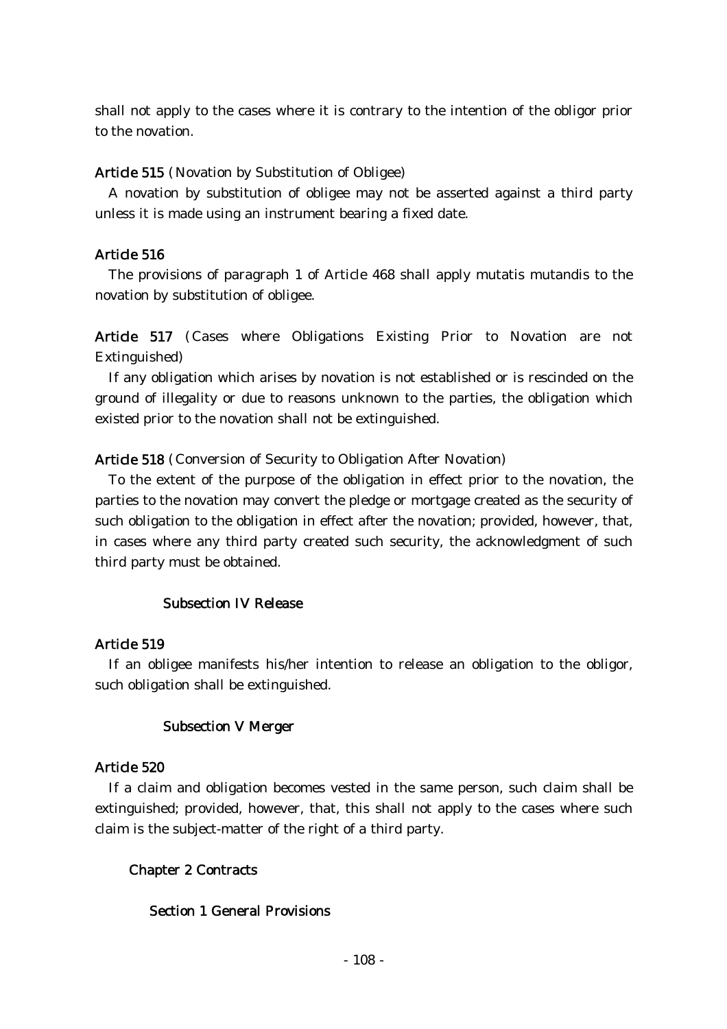shall not apply to the cases where it is contrary to the intention of the obligor prior to the novation.

**Article 515** (Novation by Substitution of Obligee)

A novation by substitution of obligee may not be asserted against a third party unless it is made using an instrument bearing a fixed date.

**Article 516**

The provisions of paragraph 1 of Article 468 shall apply mutatis mutandis to the novation by substitution of obligee.

**Article 517** (Cases where Obligations Existing Prior to Novation are not Extinguished)

If any obligation which arises by novation is not established or is rescinded on the ground of illegality or due to reasons unknown to the parties, the obligation which existed prior to the novation shall not be extinguished.

**Article 518** (Conversion of Security to Obligation After Novation)

To the extent of the purpose of the obligation in effect prior to the novation, the parties to the novation may convert the pledge or mortgage created as the security of such obligation to the obligation in effect after the novation; provided, however, that, in cases where any third party created such security, the acknowledgment of such third party must be obtained.

#### Subsection IV Release

**Article 519**

If an obligee manifests his/her intention to release an obligation to the obligor, such obligation shall be extinguished.

#### Subsection V Merger

**Article 520**

If a claim and obligation becomes vested in the same person, such claim shall be extinguished; provided, however, that, this shall not apply to the cases where such claim is the subject-matter of the right of a third party.

## Chapter 2 Contracts

### Section 1 General Provisions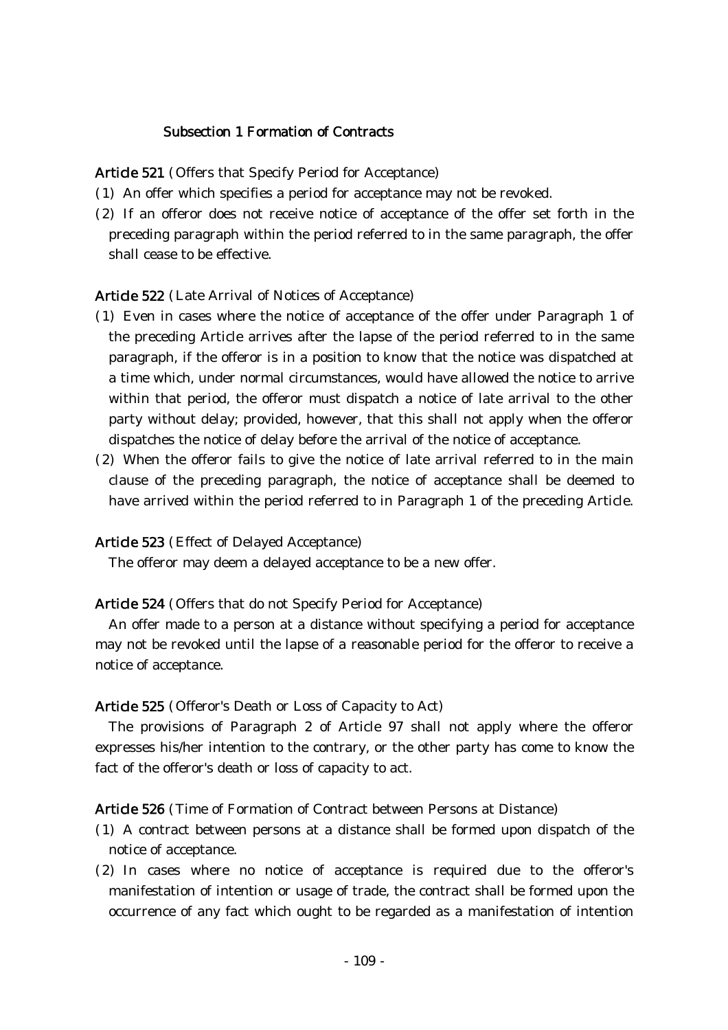### Subsection 1 Formation of Contracts

**Article 521** (Offers that Specify Period for Acceptance)

(1) An offer which specifies a period for acceptance may not be revoked.

(2) If an offeror does not receive notice of acceptance of the offer set forth in the preceding paragraph within the period referred to in the same paragraph, the offer shall cease to be effective.

**Article 522** (Late Arrival of Notices of Acceptance)

(1) Even in cases where the notice of acceptance of the offer under Paragraph 1 of the preceding Article arrives after the lapse of the period referred to in the same paragraph, if the offeror is in a position to know that the notice was dispatched at a time which, under normal circumstances, would have allowed the notice to arrive within that period, the offeror must dispatch a notice of late arrival to the other party without delay; provided, however, that this shall not apply when the offeror dispatches the notice of delay before the arrival of the notice of acceptance.

(2) When the offeror fails to give the notice of late arrival referred to in the main clause of the preceding paragraph, the notice of acceptance shall be deemed to have arrived within the period referred to in Paragraph 1 of the preceding Article.

**Article 523** (Effect of Delayed Acceptance)

The offeror may deem a delayed acceptance to be a new offer.

**Article 524** (Offers that do not Specify Period for Acceptance)

An offer made to a person at a distance without specifying a period for acceptance may not be revoked until the lapse of a reasonable period for the offeror to receive a notice of acceptance.

**Article 525** (Offeror's Death or Loss of Capacity to Act)

The provisions of Paragraph 2 of Article 97 shall not apply where the offeror expresses his/her intention to the contrary, or the other party has come to know the fact of the offeror's death or loss of capacity to act.

**Article 526** (Time of Formation of Contract between Persons at Distance)

(1) A contract between persons at a distance shall be formed upon dispatch of the notice of acceptance.

(2) In cases where no notice of acceptance is required due to the offeror's manifestation of intention or usage of trade, the contract shall be formed upon the occurrence of any fact which ought to be regarded as a manifestation of intention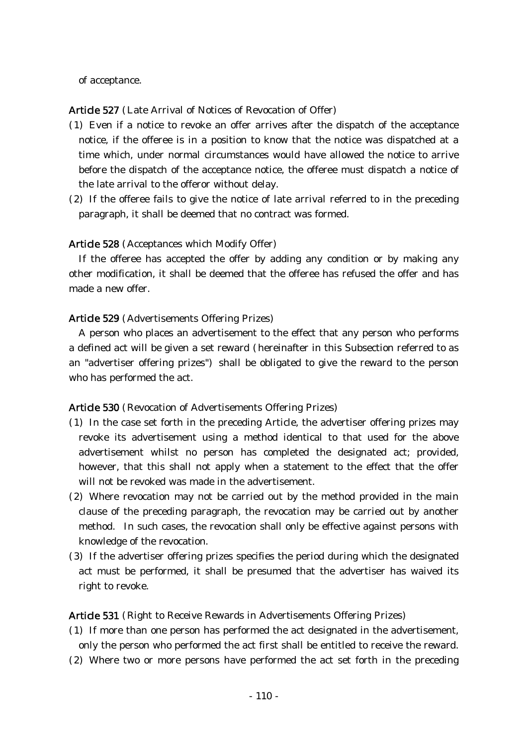of acceptance.

**Article 527** (Late Arrival of Notices of Revocation of Offer)

(1) Even if a notice to revoke an offer arrives after the dispatch of the acceptance notice, if the offeree is in a position to know that the notice was dispatched at a time which, under normal circumstances would have allowed the notice to arrive before the dispatch of the acceptance notice, the offeree must dispatch a notice of the late arrival to the offeror without delay.

(2) If the offeree fails to give the notice of late arrival referred to in the preceding paragraph, it shall be deemed that no contract was formed.

**Article 528** (Acceptances which Modify Offer)

If the offeree has accepted the offer by adding any condition or by making any other modification, it shall be deemed that the offeree has refused the offer and has made a new offer.

**Article 529** (Advertisements Offering Prizes)

A person who places an advertisement to the effect that any person who performs a defined act will be given a set reward (hereinafter in this Subsection referred to as an "advertiser offering prizes") shall be obligated to give the reward to the person who has performed the act.

**Article 530** (Revocation of Advertisements Offering Prizes)

(1) In the case set forth in the preceding Article, the advertiser offering prizes may revoke its advertisement using a method identical to that used for the above advertisement whilst no person has completed the designated act; provided, however, that this shall not apply when a statement to the effect that the offer will not be revoked was made in the advertisement.

(2) Where revocation may not be carried out by the method provided in the main clause of the preceding paragraph, the revocation may be carried out by another method. In such cases, the revocation shall only be effective against persons with knowledge of the revocation.

(3) If the advertiser offering prizes specifies the period during which the designated act must be performed, it shall be presumed that the advertiser has waived its right to revoke.

**Article 531** (Right to Receive Rewards in Advertisements Offering Prizes)

(1) If more than one person has performed the act designated in the advertisement, only the person who performed the act first shall be entitled to receive the reward.

(2) Where two or more persons have performed the act set forth in the preceding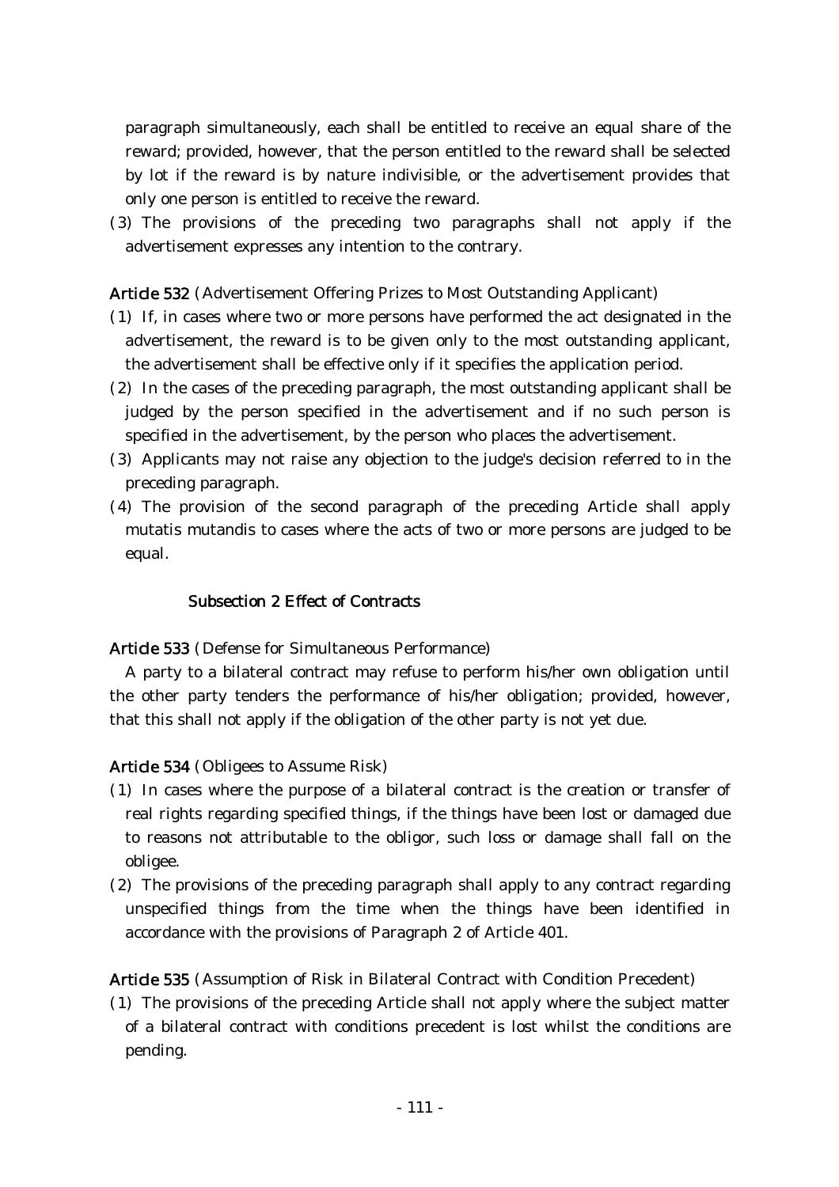paragraph simultaneously, each shall be entitled to receive an equal share of the reward; provided, however, that the person entitled to the reward shall be selected by lot if the reward is by nature indivisible, or the advertisement provides that only one person is entitled to receive the reward.

(3) The provisions of the preceding two paragraphs shall not apply if the advertisement expresses any intention to the contrary.

**Article 532** (Advertisement Offering Prizes to Most Outstanding Applicant)

(1) If, in cases where two or more persons have performed the act designated in the advertisement, the reward is to be given only to the most outstanding applicant, the advertisement shall be effective only if it specifies the application period.

(2) In the cases of the preceding paragraph, the most outstanding applicant shall be judged by the person specified in the advertisement and if no such person is specified in the advertisement, by the person who places the advertisement.

(3) Applicants may not raise any objection to the judge's decision referred to in the preceding paragraph.

(4) The provision of the second paragraph of the preceding Article shall apply mutatis mutandis to cases where the acts of two or more persons are judged to be equal.

### Subsection 2 Effect of Contracts

**Article 533** (Defense for Simultaneous Performance)

A party to a bilateral contract may refuse to perform his/her own obligation until the other party tenders the performance of his/her obligation; provided, however, that this shall not apply if the obligation of the other party is not yet due.

**Article 534** (Obligees to Assume Risk)

(1) In cases where the purpose of a bilateral contract is the creation or transfer of real rights regarding specified things, if the things have been lost or damaged due to reasons not attributable to the obligor, such loss or damage shall fall on the obligee.

(2) The provisions of the preceding paragraph shall apply to any contract regarding unspecified things from the time when the things have been identified in accordance with the provisions of Paragraph 2 of Article 401.

**Article 535** (Assumption of Risk in Bilateral Contract with Condition Precedent)

(1) The provisions of the preceding Article shall not apply where the subject matter of a bilateral contract with conditions precedent is lost whilst the conditions are pending.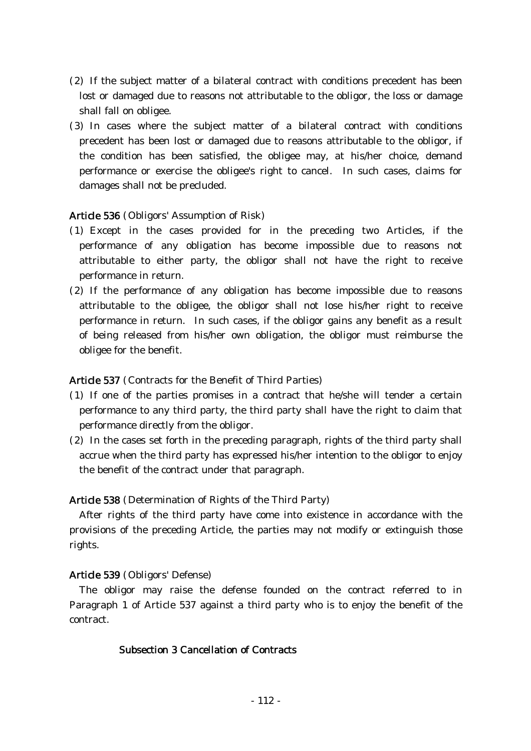(2) If the subject matter of a bilateral contract with conditions precedent has been lost or damaged due to reasons not attributable to the obligor, the loss or damage shall fall on obligee.

(3) In cases where the subject matter of a bilateral contract with conditions precedent has been lost or damaged due to reasons attributable to the obligor, if the condition has been satisfied, the obligee may, at his/her choice, demand performance or exercise the obligee's right to cancel. In such cases, claims for damages shall not be precluded.

**Article 536** (Obligors' Assumption of Risk)

(1) Except in the cases provided for in the preceding two Articles, if the performance of any obligation has become impossible due to reasons not attributable to either party, the obligor shall not have the right to receive performance in return.

(2) If the performance of any obligation has become impossible due to reasons attributable to the obligee, the obligor shall not lose his/her right to receive performance in return. In such cases, if the obligor gains any benefit as a result of being released from his/her own obligation, the obligor must reimburse the obligee for the benefit.

**Article 537** (Contracts for the Benefit of Third Parties)

(1) If one of the parties promises in a contract that he/she will tender a certain performance to any third party, the third party shall have the right to claim that performance directly from the obligor.

(2) In the cases set forth in the preceding paragraph, rights of the third party shall accrue when the third party has expressed his/her intention to the obligor to enjoy the benefit of the contract under that paragraph.

**Article 538** (Determination of Rights of the Third Party)

After rights of the third party have come into existence in accordance with the provisions of the preceding Article, the parties may not modify or extinguish those rights.

**Article 539** (Obligors' Defense)

The obligor may raise the defense founded on the contract referred to in Paragraph 1 of Article 537 against a third party who is to enjoy the benefit of the contract.

### Subsection 3 Cancellation of Contracts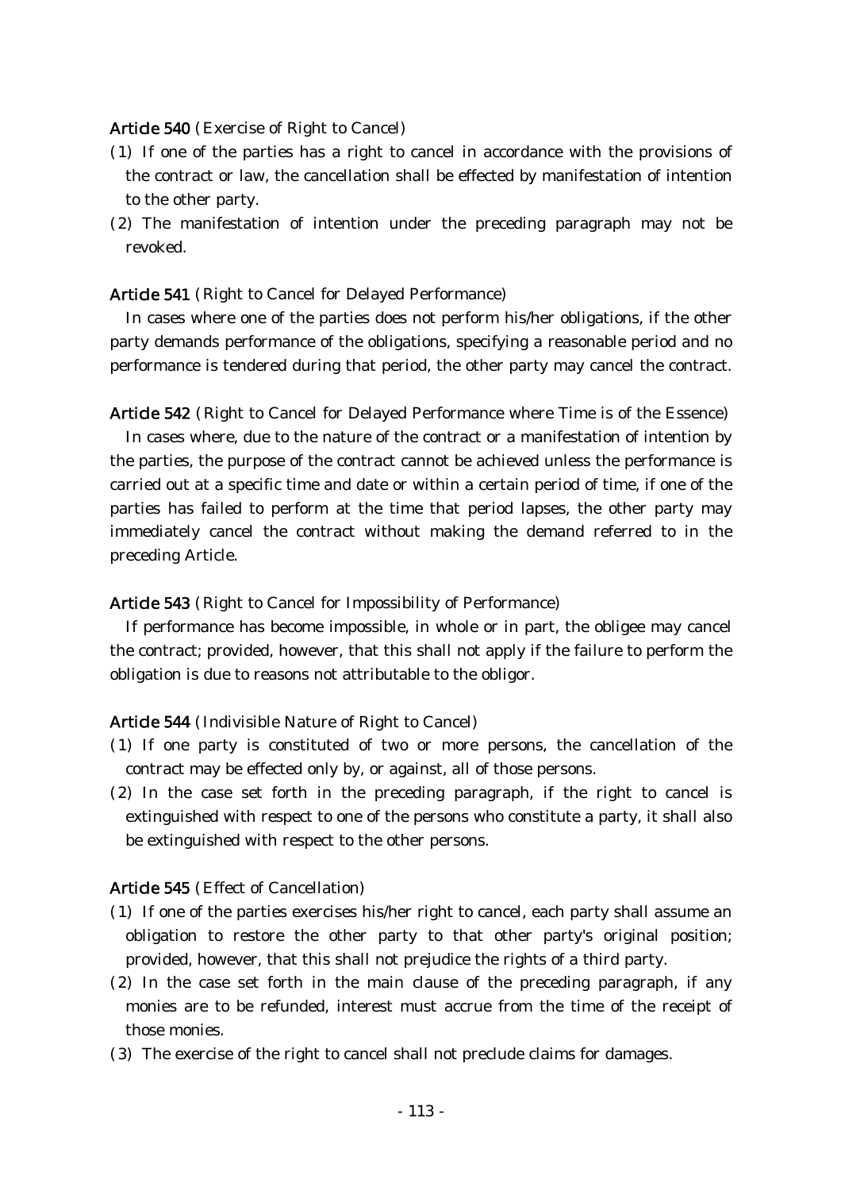**Article 540** (Exercise of Right to Cancel)

(1) If one of the parties has a right to cancel in accordance with the provisions of the contract or law, the cancellation shall be effected by manifestation of intention to the other party.

(2) The manifestation of intention under the preceding paragraph may not be revoked.

**Article 541** (Right to Cancel for Delayed Performance)

In cases where one of the parties does not perform his/her obligations, if the other party demands performance of the obligations, specifying a reasonable period and no performance is tendered during that period, the other party may cancel the contract.

**Article 542** (Right to Cancel for Delayed Performance where Time is of the Essence)

In cases where, due to the nature of the contract or a manifestation of intention by the parties, the purpose of the contract cannot be achieved unless the performance is carried out at a specific time and date or within a certain period of time, if one of the parties has failed to perform at the time that period lapses, the other party may immediately cancel the contract without making the demand referred to in the preceding Article.

**Article 543** (Right to Cancel for Impossibility of Performance)

If performance has become impossible, in whole or in part, the obligee may cancel the contract; provided, however, that this shall not apply if the failure to perform the obligation is due to reasons not attributable to the obligor.

**Article 544** (Indivisible Nature of Right to Cancel)

(1) If one party is constituted of two or more persons, the cancellation of the contract may be effected only by, or against, all of those persons.

(2) In the case set forth in the preceding paragraph, if the right to cancel is extinguished with respect to one of the persons who constitute a party, it shall also be extinguished with respect to the other persons.

**Article 545** (Effect of Cancellation)

(1) If one of the parties exercises his/her right to cancel, each party shall assume an obligation to restore the other party to that other party's original position; provided, however, that this shall not prejudice the rights of a third party.

(2) In the case set forth in the main clause of the preceding paragraph, if any monies are to be refunded, interest must accrue from the time of the receipt of those monies.

(3) The exercise of the right to cancel shall not preclude claims for damages.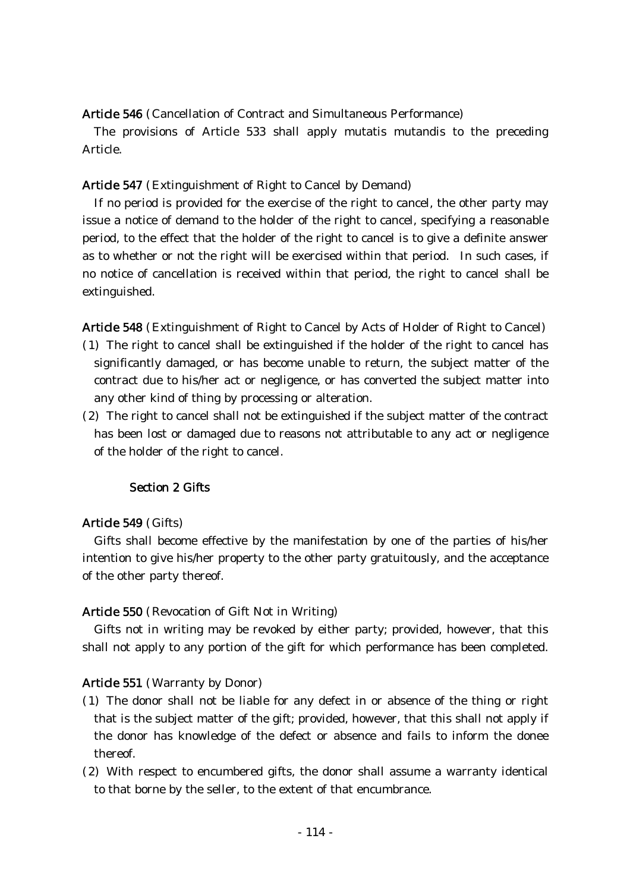**Article 546** (Cancellation of Contract and Simultaneous Performance)

The provisions of Article 533 shall apply mutatis mutandis to the preceding Article.

**Article 547** (Extinguishment of Right to Cancel by Demand)

If no period is provided for the exercise of the right to cancel, the other party may issue a notice of demand to the holder of the right to cancel, specifying a reasonable period, to the effect that the holder of the right to cancel is to give a definite answer as to whether or not the right will be exercised within that period. In such cases, if no notice of cancellation is received within that period, the right to cancel shall be extinguished.

**Article 548** (Extinguishment of Right to Cancel by Acts of Holder of Right to Cancel)

(1) The right to cancel shall be extinguished if the holder of the right to cancel has significantly damaged, or has become unable to return, the subject matter of the contract due to his/her act or negligence, or has converted the subject matter into any other kind of thing by processing or alteration.

(2) The right to cancel shall not be extinguished if the subject matter of the contract has been lost or damaged due to reasons not attributable to any act or negligence of the holder of the right to cancel.

## Section 2 Gifts

**Article 549** (Gifts)

Gifts shall become effective by the manifestation by one of the parties of his/her intention to give his/her property to the other party gratuitously, and the acceptance of the other party thereof.

**Article 550** (Revocation of Gift Not in Writing)

Gifts not in writing may be revoked by either party; provided, however, that this shall not apply to any portion of the gift for which performance has been completed.

**Article 551** (Warranty by Donor)

(1) The donor shall not be liable for any defect in or absence of the thing or right that is the subject matter of the gift; provided, however, that this shall not apply if the donor has knowledge of the defect or absence and fails to inform the donee thereof.

(2) With respect to encumbered gifts, the donor shall assume a warranty identical to that borne by the seller, to the extent of that encumbrance.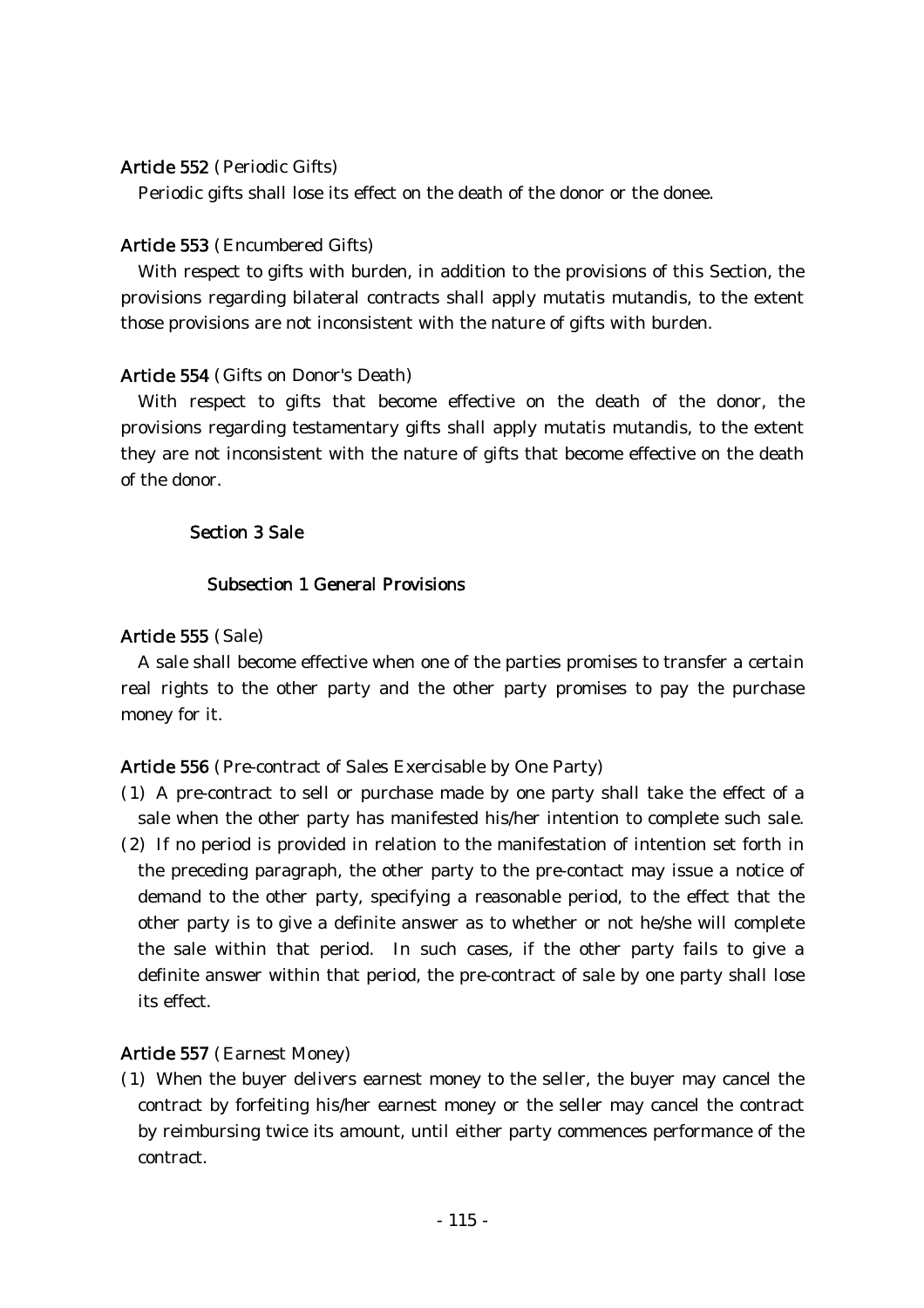**Article 552** (Periodic Gifts)

Periodic gifts shall lose its effect on the death of the donor or the donee.

**Article 553** (Encumbered Gifts)

With respect to gifts with burden, in addition to the provisions of this Section, the provisions regarding bilateral contracts shall apply mutatis mutandis, to the extent those provisions are not inconsistent with the nature of gifts with burden.

**Article 554** (Gifts on Donor's Death)

With respect to gifts that become effective on the death of the donor, the provisions regarding testamentary gifts shall apply mutatis mutandis, to the extent they are not inconsistent with the nature of gifts that become effective on the death of the donor.

## Section 3 Sale

### Subsection 1 General Provisions

**Article 555** (Sale)

A sale shall become effective when one of the parties promises to transfer a certain real rights to the other party and the other party promises to pay the purchase money for it.

**Article 556** (Pre-contract of Sales Exercisable by One Party)

(1) A pre-contract to sell or purchase made by one party shall take the effect of a sale when the other party has manifested his/her intention to complete such sale.

(2) If no period is provided in relation to the manifestation of intention set forth in the preceding paragraph, the other party to the pre-contact may issue a notice of demand to the other party, specifying a reasonable period, to the effect that the other party is to give a definite answer as to whether or not he/she will complete the sale within that period. In such cases, if the other party fails to give a definite answer within that period, the pre-contract of sale by one party shall lose its effect.

**Article 557** (Earnest Money)

(1) When the buyer delivers earnest money to the seller, the buyer may cancel the contract by forfeiting his/her earnest money or the seller may cancel the contract by reimbursing twice its amount, until either party commences performance of the contract.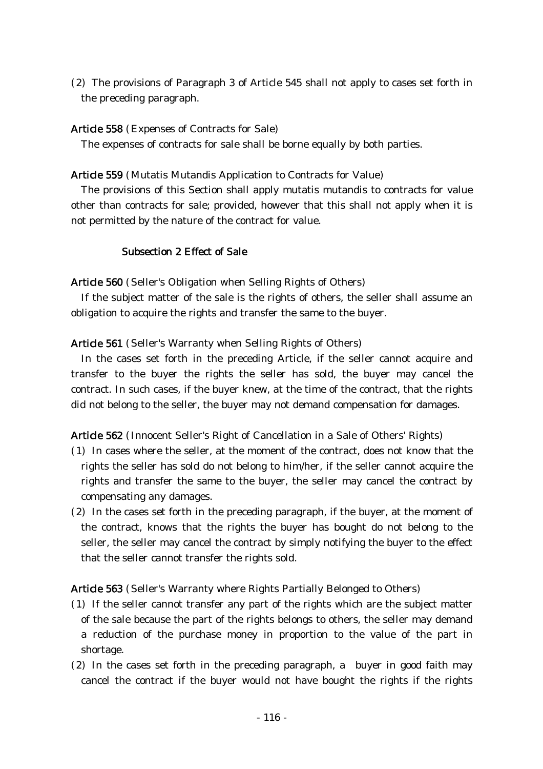(2) The provisions of Paragraph 3 of Article 545 shall not apply to cases set forth in the preceding paragraph.

**Article 558** (Expenses of Contracts for Sale)

The expenses of contracts for sale shall be borne equally by both parties.

**Article 559** (Mutatis Mutandis Application to Contracts for Value)

The provisions of this Section shall apply mutatis mutandis to contracts for value other than contracts for sale; provided, however that this shall not apply when it is not permitted by the nature of the contract for value.

### Subsection 2 Effect of Sale

**Article 560** (Seller's Obligation when Selling Rights of Others)

If the subject matter of the sale is the rights of others, the seller shall assume an obligation to acquire the rights and transfer the same to the buyer.

**Article 561** (Seller's Warranty when Selling Rights of Others)

In the cases set forth in the preceding Article, if the seller cannot acquire and transfer to the buyer the rights the seller has sold, the buyer may cancel the contract. In such cases, if the buyer knew, at the time of the contract, that the rights did not belong to the seller, the buyer may not demand compensation for damages.

**Article 562** (Innocent Seller's Right of Cancellation in a Sale of Others' Rights)

(1) In cases where the seller, at the moment of the contract, does not know that the rights the seller has sold do not belong to him/her, if the seller cannot acquire the rights and transfer the same to the buyer, the seller may cancel the contract by compensating any damages.

(2) In the cases set forth in the preceding paragraph, if the buyer, at the moment of the contract, knows that the rights the buyer has bought do not belong to the seller, the seller may cancel the contract by simply notifying the buyer to the effect that the seller cannot transfer the rights sold.

**Article 563** (Seller's Warranty where Rights Partially Belonged to Others)

(1) If the seller cannot transfer any part of the rights which are the subject matter of the sale because the part of the rights belongs to others, the seller may demand a reduction of the purchase money in proportion to the value of the part in shortage.

(2) In the cases set forth in the preceding paragraph, a buyer in good faith may cancel the contract if the buyer would not have bought the rights if the rights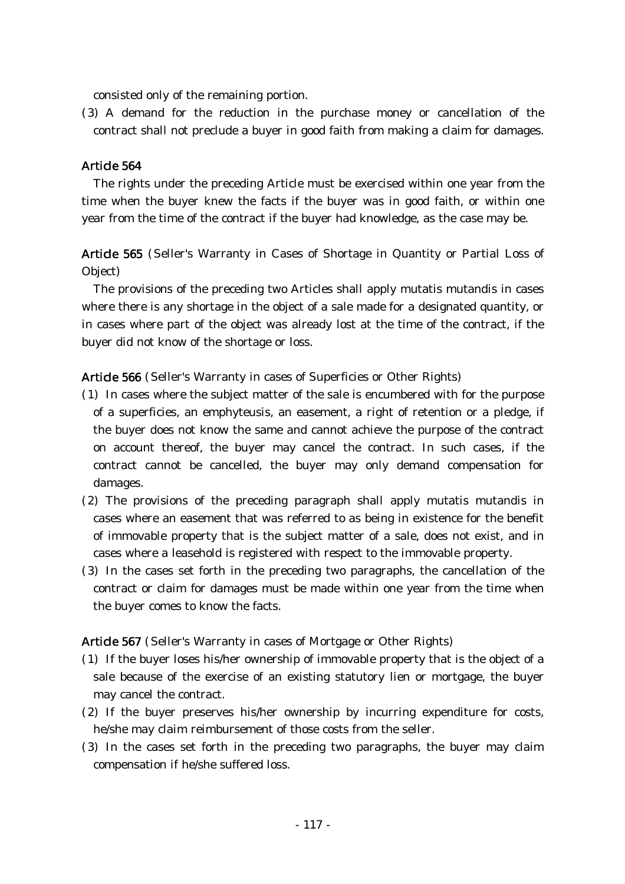consisted only of the remaining portion.

(3) A demand for the reduction in the purchase money or cancellation of the contract shall not preclude a buyer in good faith from making a claim for damages.

**Article 564**

The rights under the preceding Article must be exercised within one year from the time when the buyer knew the facts if the buyer was in good faith, or within one year from the time of the contract if the buyer had knowledge, as the case may be.

**Article 565** (Seller's Warranty in Cases of Shortage in Quantity or Partial Loss of Object)

The provisions of the preceding two Articles shall apply mutatis mutandis in cases where there is any shortage in the object of a sale made for a designated quantity, or in cases where part of the object was already lost at the time of the contract, if the buyer did not know of the shortage or loss.

**Article 566** (Seller's Warranty in cases of Superficies or Other Rights)

(1) In cases where the subject matter of the sale is encumbered with for the purpose of a superficies, an emphyteusis, an easement, a right of retention or a pledge, if the buyer does not know the same and cannot achieve the purpose of the contract on account thereof, the buyer may cancel the contract. In such cases, if the contract cannot be cancelled, the buyer may only demand compensation for damages.

(2) The provisions of the preceding paragraph shall apply mutatis mutandis in cases where an easement that was referred to as being in existence for the benefit of immovable property that is the subject matter of a sale, does not exist, and in cases where a leasehold is registered with respect to the immovable property.

(3) In the cases set forth in the preceding two paragraphs, the cancellation of the contract or claim for damages must be made within one year from the time when the buyer comes to know the facts.

**Article 567** (Seller's Warranty in cases of Mortgage or Other Rights)

(1) If the buyer loses his/her ownership of immovable property that is the object of a sale because of the exercise of an existing statutory lien or mortgage, the buyer may cancel the contract.

(2) If the buyer preserves his/her ownership by incurring expenditure for costs, he/she may claim reimbursement of those costs from the seller.

(3) In the cases set forth in the preceding two paragraphs, the buyer may claim compensation if he/she suffered loss.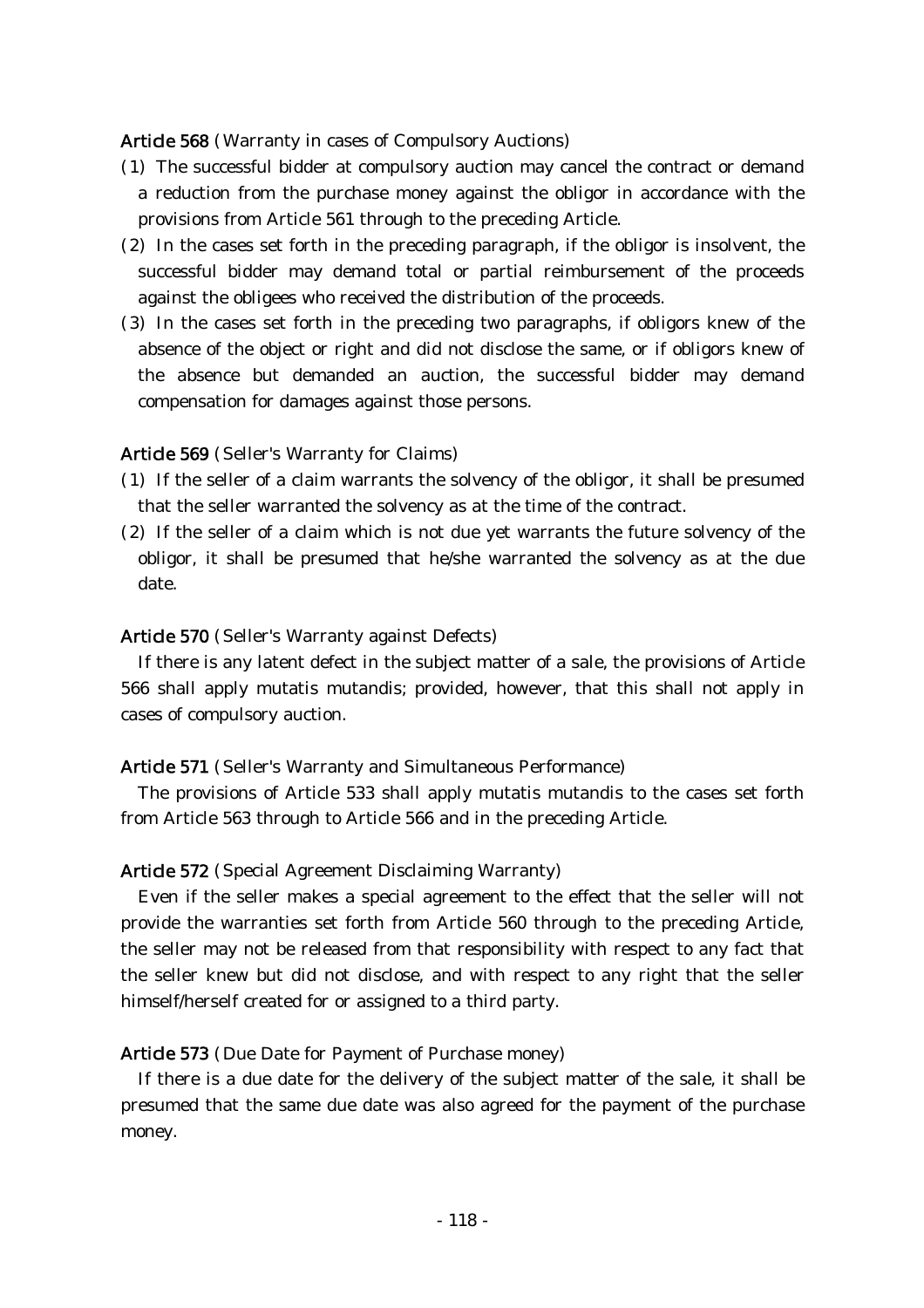**Article 568** (Warranty in cases of Compulsory Auctions)

(1) The successful bidder at compulsory auction may cancel the contract or demand a reduction from the purchase money against the obligor in accordance with the provisions from Article 561 through to the preceding Article.

(2) In the cases set forth in the preceding paragraph, if the obligor is insolvent, the successful bidder may demand total or partial reimbursement of the proceeds against the obligees who received the distribution of the proceeds.

(3) In the cases set forth in the preceding two paragraphs, if obligors knew of the absence of the object or right and did not disclose the same, or if obligors knew of the absence but demanded an auction, the successful bidder may demand compensation for damages against those persons.

**Article 569** (Seller's Warranty for Claims)

(1) If the seller of a claim warrants the solvency of the obligor, it shall be presumed that the seller warranted the solvency as at the time of the contract.

(2) If the seller of a claim which is not due yet warrants the future solvency of the obligor, it shall be presumed that he/she warranted the solvency as at the due date.

**Article 570** (Seller's Warranty against Defects)

If there is any latent defect in the subject matter of a sale, the provisions of Article 566 shall apply mutatis mutandis; provided, however, that this shall not apply in cases of compulsory auction.

**Article 571** (Seller's Warranty and Simultaneous Performance)

The provisions of Article 533 shall apply mutatis mutandis to the cases set forth from Article 563 through to Article 566 and in the preceding Article.

**Article 572** (Special Agreement Disclaiming Warranty)

Even if the seller makes a special agreement to the effect that the seller will not provide the warranties set forth from Article 560 through to the preceding Article, the seller may not be released from that responsibility with respect to any fact that the seller knew but did not disclose, and with respect to any right that the seller himself/herself created for or assigned to a third party.

**Article 573** (Due Date for Payment of Purchase money)

If there is a due date for the delivery of the subject matter of the sale, it shall be presumed that the same due date was also agreed for the payment of the purchase money.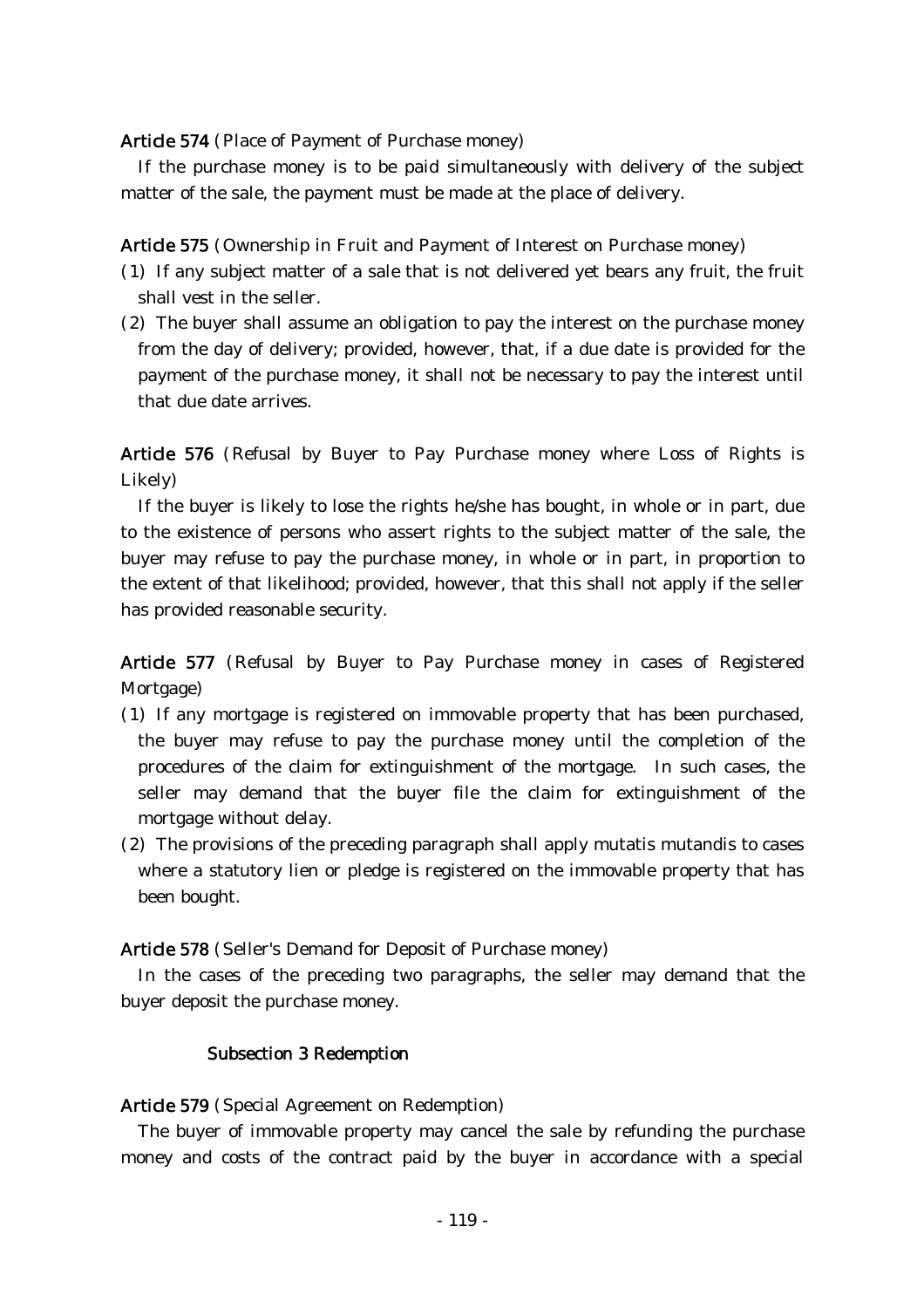**Article 574** (Place of Payment of Purchase money)

If the purchase money is to be paid simultaneously with delivery of the subject matter of the sale, the payment must be made at the place of delivery.

**Article 575** (Ownership in Fruit and Payment of Interest on Purchase money)

(1) If any subject matter of a sale that is not delivered yet bears any fruit, the fruit shall vest in the seller.

(2) The buyer shall assume an obligation to pay the interest on the purchase money from the day of delivery; provided, however, that, if a due date is provided for the payment of the purchase money, it shall not be necessary to pay the interest until that due date arrives.

**Article 576** (Refusal by Buyer to Pay Purchase money where Loss of Rights is Likely)

If the buyer is likely to lose the rights he/she has bought, in whole or in part, due to the existence of persons who assert rights to the subject matter of the sale, the buyer may refuse to pay the purchase money, in whole or in part, in proportion to the extent of that likelihood; provided, however, that this shall not apply if the seller has provided reasonable security.

**Article 577** (Refusal by Buyer to Pay Purchase money in cases of Registered Mortgage)

(1) If any mortgage is registered on immovable property that has been purchased, the buyer may refuse to pay the purchase money until the completion of the procedures of the claim for extinguishment of the mortgage. In such cases, the seller may demand that the buyer file the claim for extinguishment of the mortgage without delay.

(2) The provisions of the preceding paragraph shall apply mutatis mutandis to cases where a statutory lien or pledge is registered on the immovable property that has been bought.

**Article 578** (Seller's Demand for Deposit of Purchase money)

In the cases of the preceding two paragraphs, the seller may demand that the buyer deposit the purchase money.

### Subsection 3 Redemption

**Article 579** (Special Agreement on Redemption)

The buyer of immovable property may cancel the sale by refunding the purchase money and costs of the contract paid by the buyer in accordance with a special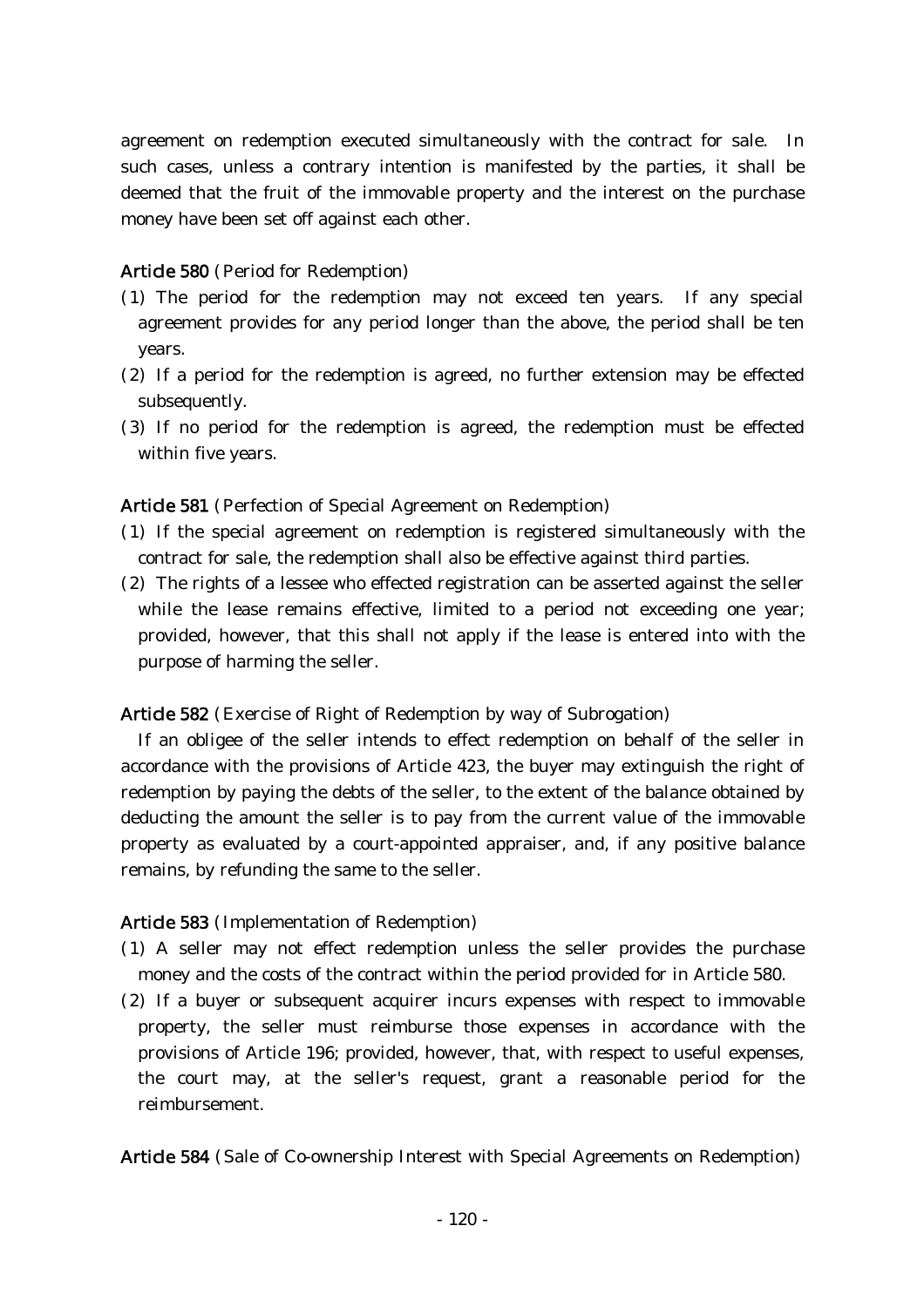agreement on redemption executed simultaneously with the contract for sale. In such cases, unless a contrary intention is manifested by the parties, it shall be deemed that the fruit of the immovable property and the interest on the purchase money have been set off against each other.

**Article 580** (Period for Redemption)

(1) The period for the redemption may not exceed ten years. If any special agreement provides for any period longer than the above, the period shall be ten years.

(2) If a period for the redemption is agreed, no further extension may be effected subsequently.

(3) If no period for the redemption is agreed, the redemption must be effected within five years.

**Article 581** (Perfection of Special Agreement on Redemption)

(1) If the special agreement on redemption is registered simultaneously with the contract for sale, the redemption shall also be effective against third parties.

(2) The rights of a lessee who effected registration can be asserted against the seller while the lease remains effective, limited to a period not exceeding one year; provided, however, that this shall not apply if the lease is entered into with the purpose of harming the seller.

**Article 582** (Exercise of Right of Redemption by way of Subrogation)

If an obligee of the seller intends to effect redemption on behalf of the seller in accordance with the provisions of Article 423, the buyer may extinguish the right of redemption by paying the debts of the seller, to the extent of the balance obtained by deducting the amount the seller is to pay from the current value of the immovable property as evaluated by a court-appointed appraiser, and, if any positive balance remains, by refunding the same to the seller.

**Article 583** (Implementation of Redemption)

(1) A seller may not effect redemption unless the seller provides the purchase money and the costs of the contract within the period provided for in Article 580.

(2) If a buyer or subsequent acquirer incurs expenses with respect to immovable property, the seller must reimburse those expenses in accordance with the provisions of Article 196; provided, however, that, with respect to useful expenses, the court may, at the seller's request, grant a reasonable period for the reimbursement.

**Article 584** (Sale of Co-ownership Interest with Special Agreements on Redemption)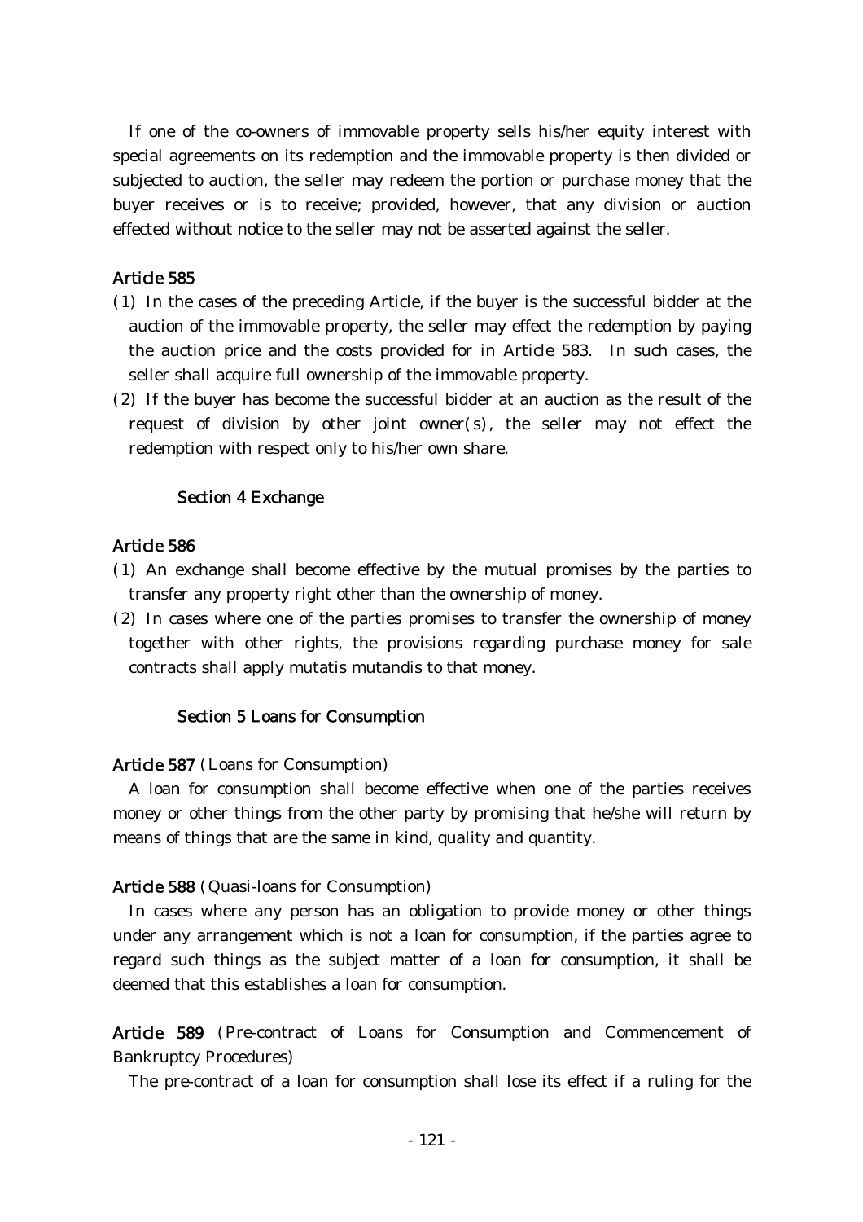If one of the co-owners of immovable property sells his/her equity interest with special agreements on its redemption and the immovable property is then divided or subjected to auction, the seller may redeem the portion or purchase money that the buyer receives or is to receive; provided, however, that any division or auction effected without notice to the seller may not be asserted against the seller.

**Article 585**

(1) In the cases of the preceding Article, if the buyer is the successful bidder at the auction of the immovable property, the seller may effect the redemption by paying the auction price and the costs provided for in Article 583. In such cases, the seller shall acquire full ownership of the immovable property.

(2) If the buyer has become the successful bidder at an auction as the result of the request of division by other joint owner(s), the seller may not effect the redemption with respect only to his/her own share.

### Section 4 Exchange

**Article 586**

(1) An exchange shall become effective by the mutual promises by the parties to transfer any property right other than the ownership of money.

(2) In cases where one of the parties promises to transfer the ownership of money together with other rights, the provisions regarding purchase money for sale contracts shall apply mutatis mutandis to that money.

### Section 5 Loans for Consumption

**Article 587** (Loans for Consumption)

A loan for consumption shall become effective when one of the parties receives money or other things from the other party by promising that he/she will return by means of things that are the same in kind, quality and quantity.

**Article 588** (Quasi-loans for Consumption)

In cases where any person has an obligation to provide money or other things under any arrangement which is not a loan for consumption, if the parties agree to regard such things as the subject matter of a loan for consumption, it shall be deemed that this establishes a loan for consumption.

**Article 589** (Pre-contract of Loans for Consumption and Commencement of Bankruptcy Procedures)

The pre-contract of a loan for consumption shall lose its effect if a ruling for the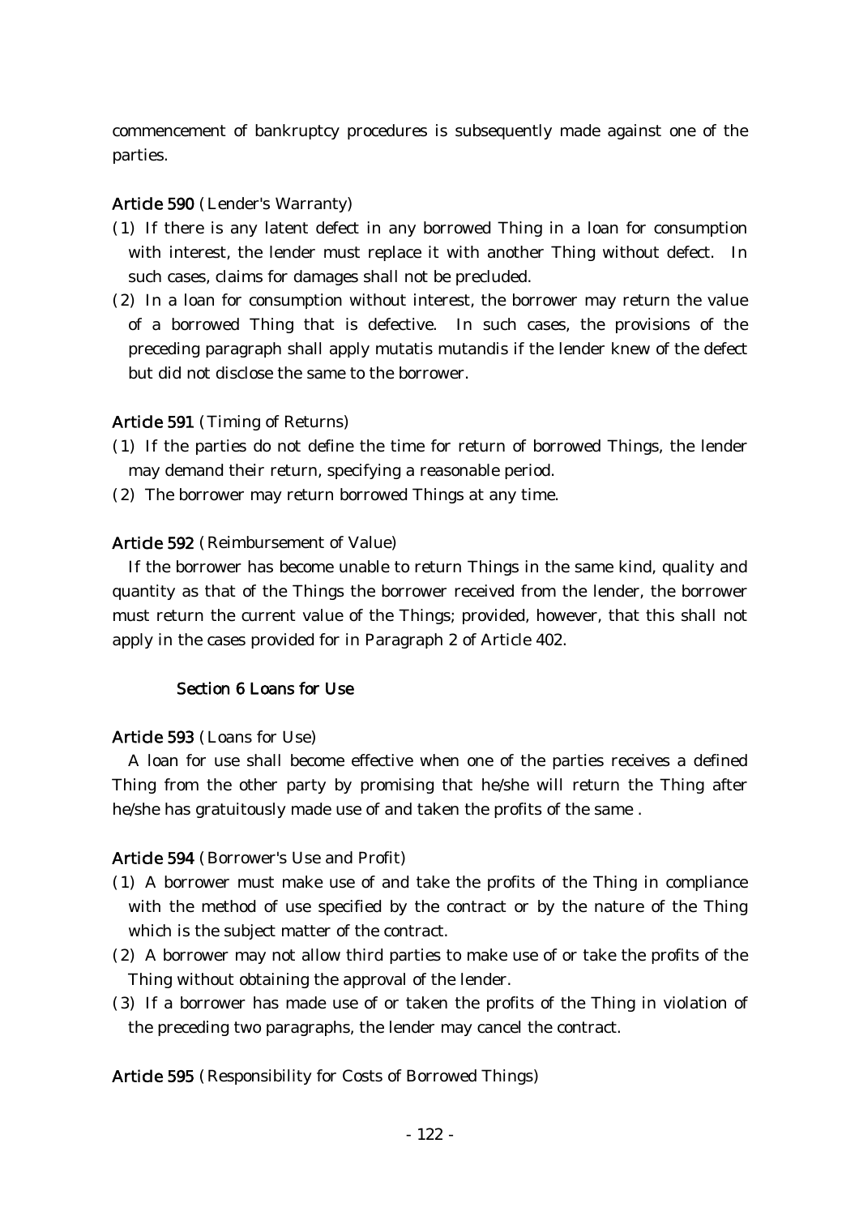commencement of bankruptcy procedures is subsequently made against one of the parties.

**Article 590** (Lender's Warranty)

(1) If there is any latent defect in any borrowed Thing in a loan for consumption with interest, the lender must replace it with another Thing without defect. In such cases, claims for damages shall not be precluded.

(2) In a loan for consumption without interest, the borrower may return the value of a borrowed Thing that is defective. In such cases, the provisions of the preceding paragraph shall apply mutatis mutandis if the lender knew of the defect but did not disclose the same to the borrower.

**Article 591** (Timing of Returns)

(1) If the parties do not define the time for return of borrowed Things, the lender may demand their return, specifying a reasonable period.

(2) The borrower may return borrowed Things at any time.

**Article 592** (Reimbursement of Value)

If the borrower has become unable to return Things in the same kind, quality and quantity as that of the Things the borrower received from the lender, the borrower must return the current value of the Things; provided, however, that this shall not apply in the cases provided for in Paragraph 2 of Article 402.

## Section 6 Loans for Use

**Article 593** (Loans for Use)

A loan for use shall become effective when one of the parties receives a defined Thing from the other party by promising that he/she will return the Thing after he/she has gratuitously made use of and taken the profits of the same .

**Article 594** (Borrower's Use and Profit)

(1) A borrower must make use of and take the profits of the Thing in compliance with the method of use specified by the contract or by the nature of the Thing which is the subject matter of the contract.

(2) A borrower may not allow third parties to make use of or take the profits of the Thing without obtaining the approval of the lender.

(3) If a borrower has made use of or taken the profits of the Thing in violation of the preceding two paragraphs, the lender may cancel the contract.

**Article 595** (Responsibility for Costs of Borrowed Things)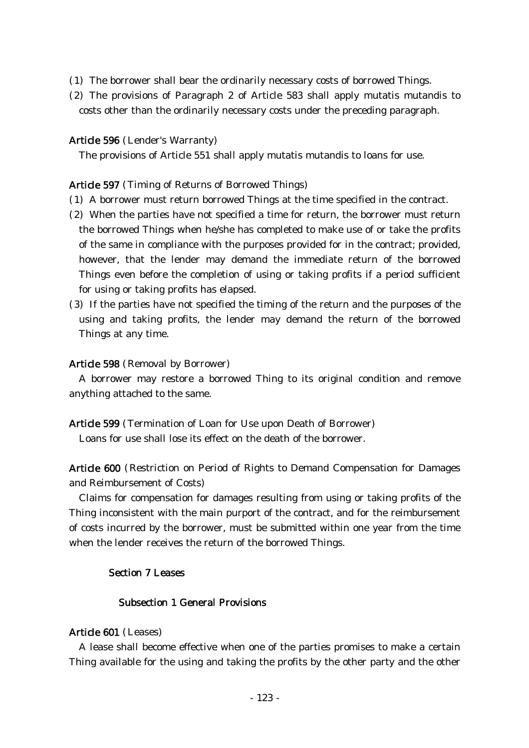(1) The borrower shall bear the ordinarily necessary costs of borrowed Things.
(2) The provisions of Paragraph 2 of Article 583 shall apply mutatis mutandis to costs other than the ordinarily necessary costs under the preceding paragraph.

**Article 596** (Lender's Warranty)

The provisions of Article 551 shall apply mutatis mutandis to loans for use.

**Article 597** (Timing of Returns of Borrowed Things)

(1) A borrower must return borrowed Things at the time specified in the contract.
(2) When the parties have not specified a time for return, the borrower must return the borrowed Things when he/she has completed to make use of or take the profits of the same in compliance with the purposes provided for in the contract; provided, however, that the lender may demand the immediate return of the borrowed Things even before the completion of using or taking profits if a period sufficient for using or taking profits has elapsed.
(3) If the parties have not specified the timing of the return and the purposes of the using and taking profits, the lender may demand the return of the borrowed Things at any time.

**Article 598** (Removal by Borrower)

A borrower may restore a borrowed Thing to its original condition and remove anything attached to the same.

**Article 599** (Termination of Loan for Use upon Death of Borrower)

Loans for use shall lose its effect on the death of the borrower.

**Article 600** (Restriction on Period of Rights to Demand Compensation for Damages and Reimbursement of Costs)

Claims for compensation for damages resulting from using or taking profits of the Thing inconsistent with the main purport of the contract, and for the reimbursement of costs incurred by the borrower, must be submitted within one year from the time when the lender receives the return of the borrowed Things.

## Section 7 Leases

### Subsection 1 General Provisions

**Article 601** (Leases)

A lease shall become effective when one of the parties promises to make a certain Thing available for the using and taking the profits by the other party and the other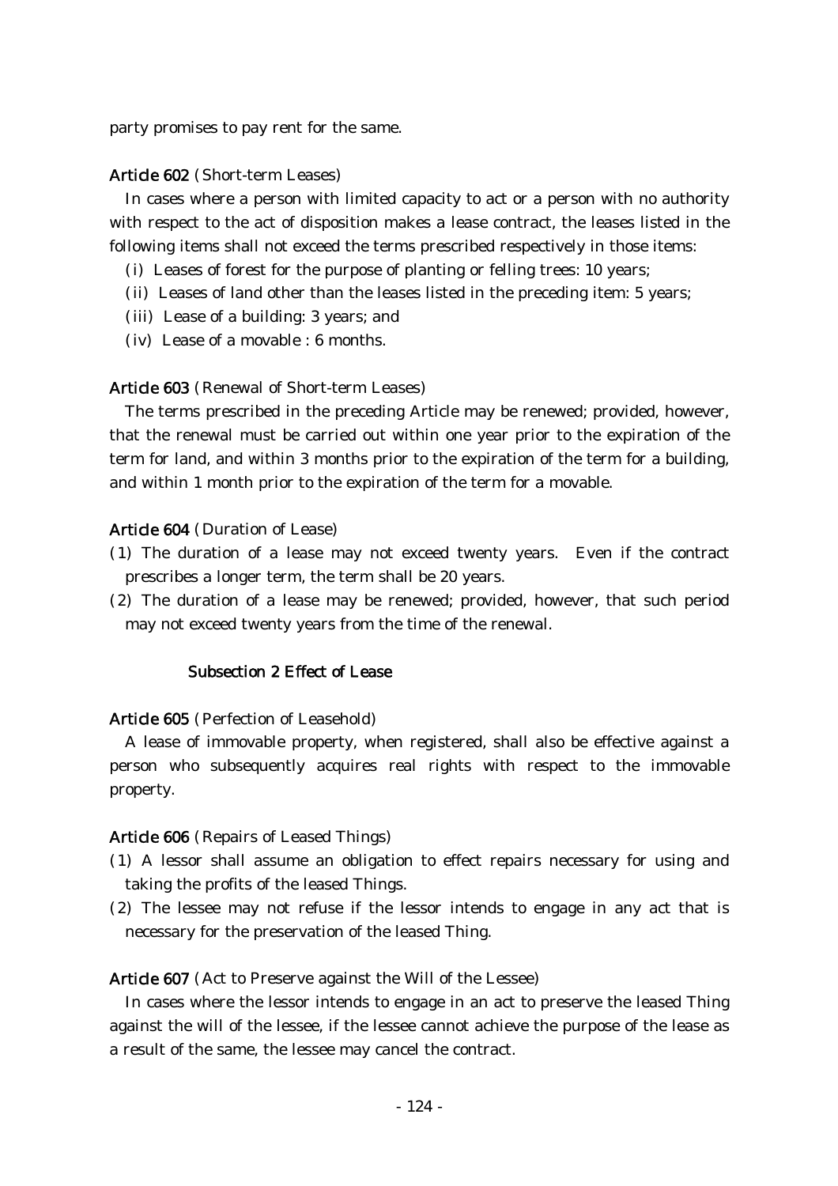party promises to pay rent for the same.

**Article 602** (Short-term Leases)

In cases where a person with limited capacity to act or a person with no authority with respect to the act of disposition makes a lease contract, the leases listed in the following items shall not exceed the terms prescribed respectively in those items:

(i) Leases of forest for the purpose of planting or felling trees: 10 years;

(ii) Leases of land other than the leases listed in the preceding item: 5 years;

(iii) Lease of a building: 3 years; and

(iv) Lease of a movable : 6 months.

**Article 603** (Renewal of Short-term Leases)

The terms prescribed in the preceding Article may be renewed; provided, however, that the renewal must be carried out within one year prior to the expiration of the term for land, and within 3 months prior to the expiration of the term for a building, and within 1 month prior to the expiration of the term for a movable.

**Article 604** (Duration of Lease)

(1) The duration of a lease may not exceed twenty years. Even if the contract prescribes a longer term, the term shall be 20 years.

(2) The duration of a lease may be renewed; provided, however, that such period may not exceed twenty years from the time of the renewal.

### Subsection 2 Effect of Lease

**Article 605** (Perfection of Leasehold)

A lease of immovable property, when registered, shall also be effective against a person who subsequently acquires real rights with respect to the immovable property.

**Article 606** (Repairs of Leased Things)

(1) A lessor shall assume an obligation to effect repairs necessary for using and taking the profits of the leased Things.

(2) The lessee may not refuse if the lessor intends to engage in any act that is necessary for the preservation of the leased Thing.

**Article 607** (Act to Preserve against the Will of the Lessee)

In cases where the lessor intends to engage in an act to preserve the leased Thing against the will of the lessee, if the lessee cannot achieve the purpose of the lease as a result of the same, the lessee may cancel the contract.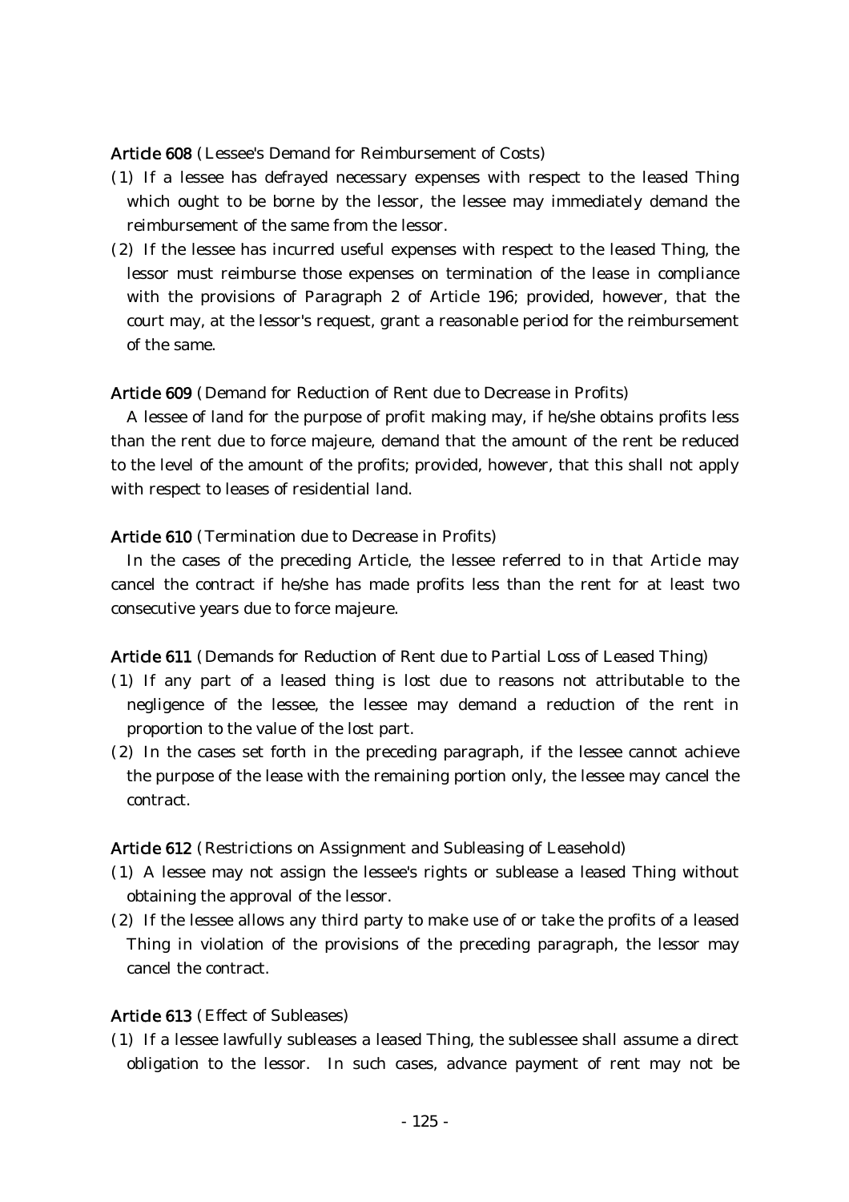**Article 608** (Lessee's Demand for Reimbursement of Costs)

(1) If a lessee has defrayed necessary expenses with respect to the leased Thing which ought to be borne by the lessor, the lessee may immediately demand the reimbursement of the same from the lessor.

(2) If the lessee has incurred useful expenses with respect to the leased Thing, the lessor must reimburse those expenses on termination of the lease in compliance with the provisions of Paragraph 2 of Article 196; provided, however, that the court may, at the lessor's request, grant a reasonable period for the reimbursement of the same.

**Article 609** (Demand for Reduction of Rent due to Decrease in Profits)

A lessee of land for the purpose of profit making may, if he/she obtains profits less than the rent due to force majeure, demand that the amount of the rent be reduced to the level of the amount of the profits; provided, however, that this shall not apply with respect to leases of residential land.

**Article 610** (Termination due to Decrease in Profits)

In the cases of the preceding Article, the lessee referred to in that Article may cancel the contract if he/she has made profits less than the rent for at least two consecutive years due to force majeure.

**Article 611** (Demands for Reduction of Rent due to Partial Loss of Leased Thing)

(1) If any part of a leased thing is lost due to reasons not attributable to the negligence of the lessee, the lessee may demand a reduction of the rent in proportion to the value of the lost part.

(2) In the cases set forth in the preceding paragraph, if the lessee cannot achieve the purpose of the lease with the remaining portion only, the lessee may cancel the contract.

**Article 612** (Restrictions on Assignment and Subleasing of Leasehold)

(1) A lessee may not assign the lessee's rights or sublease a leased Thing without obtaining the approval of the lessor.

(2) If the lessee allows any third party to make use of or take the profits of a leased Thing in violation of the provisions of the preceding paragraph, the lessor may cancel the contract.

**Article 613** (Effect of Subleases)

(1) If a lessee lawfully subleases a leased Thing, the sublessee shall assume a direct obligation to the lessor. In such cases, advance payment of rent may not be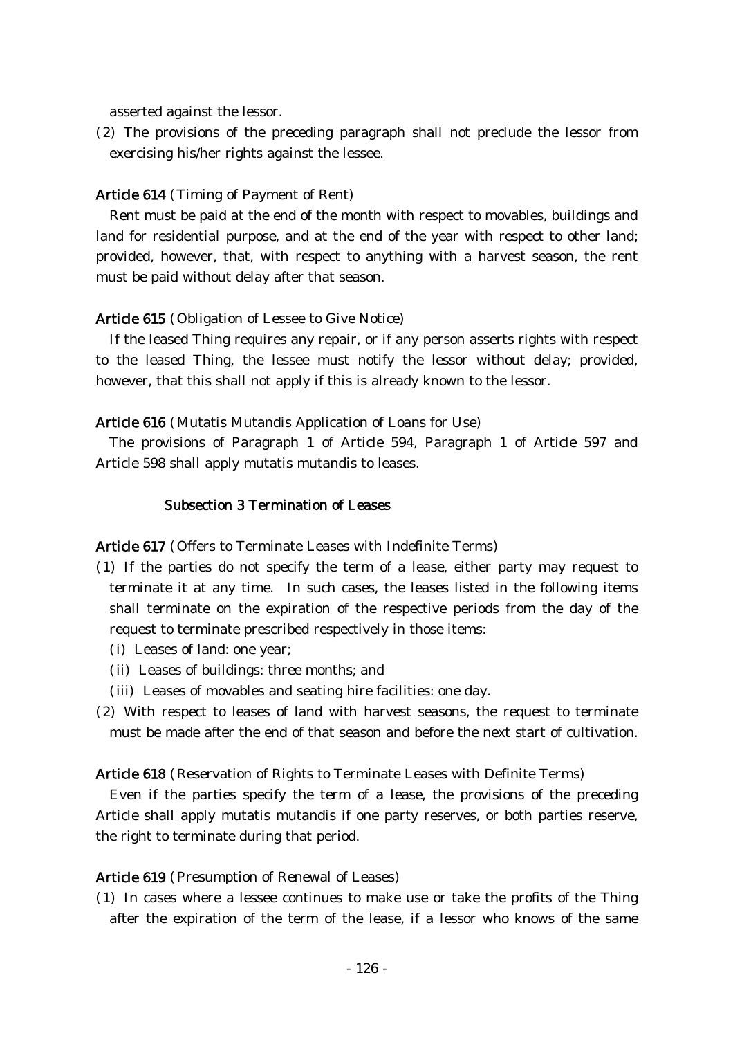asserted against the lessor.

(2) The provisions of the preceding paragraph shall not preclude the lessor from exercising his/her rights against the lessee.

**Article 614** (Timing of Payment of Rent)

Rent must be paid at the end of the month with respect to movables, buildings and land for residential purpose, and at the end of the year with respect to other land; provided, however, that, with respect to anything with a harvest season, the rent must be paid without delay after that season.

**Article 615** (Obligation of Lessee to Give Notice)

If the leased Thing requires any repair, or if any person asserts rights with respect to the leased Thing, the lessee must notify the lessor without delay; provided, however, that this shall not apply if this is already known to the lessor.

**Article 616** (Mutatis Mutandis Application of Loans for Use)

The provisions of Paragraph 1 of Article 594, Paragraph 1 of Article 597 and Article 598 shall apply mutatis mutandis to leases.

### Subsection 3 Termination of Leases

**Article 617** (Offers to Terminate Leases with Indefinite Terms)

(1) If the parties do not specify the term of a lease, either party may request to terminate it at any time. In such cases, the leases listed in the following items shall terminate on the expiration of the respective periods from the day of the request to terminate prescribed respectively in those items:

(i) Leases of land: one year;

(ii) Leases of buildings: three months; and

(iii) Leases of movables and seating hire facilities: one day.

(2) With respect to leases of land with harvest seasons, the request to terminate must be made after the end of that season and before the next start of cultivation.

**Article 618** (Reservation of Rights to Terminate Leases with Definite Terms)

Even if the parties specify the term of a lease, the provisions of the preceding Article shall apply mutatis mutandis if one party reserves, or both parties reserve, the right to terminate during that period.

**Article 619** (Presumption of Renewal of Leases)

(1) In cases where a lessee continues to make use or take the profits of the Thing after the expiration of the term of the lease, if a lessor who knows of the same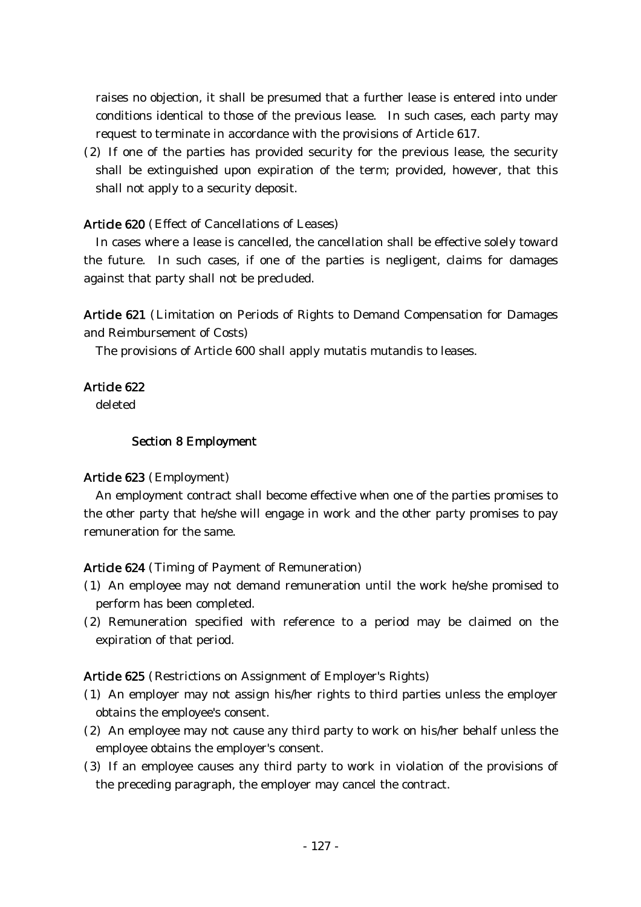raises no objection, it shall be presumed that a further lease is entered into under conditions identical to those of the previous lease. In such cases, each party may request to terminate in accordance with the provisions of Article 617.

(2) If one of the parties has provided security for the previous lease, the security shall be extinguished upon expiration of the term; provided, however, that this shall not apply to a security deposit.

**Article 620** (Effect of Cancellations of Leases)

In cases where a lease is cancelled, the cancellation shall be effective solely toward the future. In such cases, if one of the parties is negligent, claims for damages against that party shall not be precluded.

**Article 621** (Limitation on Periods of Rights to Demand Compensation for Damages and Reimbursement of Costs)

The provisions of Article 600 shall apply mutatis mutandis to leases.

**Article 622**

deleted

### Section 8 Employment

**Article 623** (Employment)

An employment contract shall become effective when one of the parties promises to the other party that he/she will engage in work and the other party promises to pay remuneration for the same.

**Article 624** (Timing of Payment of Remuneration)

(1) An employee may not demand remuneration until the work he/she promised to perform has been completed.

(2) Remuneration specified with reference to a period may be claimed on the expiration of that period.

**Article 625** (Restrictions on Assignment of Employer's Rights)

(1) An employer may not assign his/her rights to third parties unless the employer obtains the employee's consent.

(2) An employee may not cause any third party to work on his/her behalf unless the employee obtains the employer's consent.

(3) If an employee causes any third party to work in violation of the provisions of the preceding paragraph, the employer may cancel the contract.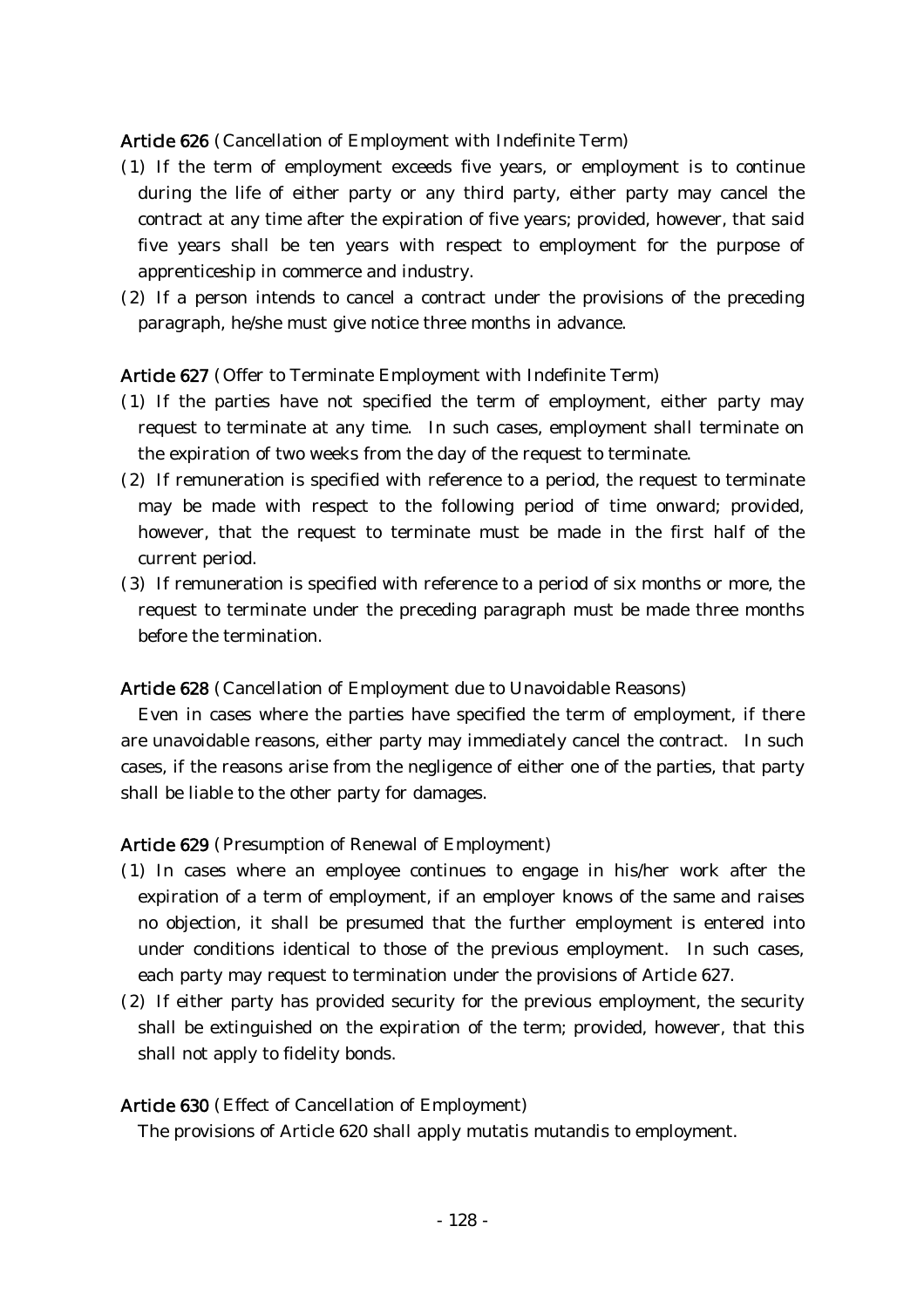**Article 626** (Cancellation of Employment with Indefinite Term)

(1) If the term of employment exceeds five years, or employment is to continue during the life of either party or any third party, either party may cancel the contract at any time after the expiration of five years; provided, however, that said five years shall be ten years with respect to employment for the purpose of apprenticeship in commerce and industry.

(2) If a person intends to cancel a contract under the provisions of the preceding paragraph, he/she must give notice three months in advance.

**Article 627** (Offer to Terminate Employment with Indefinite Term)

(1) If the parties have not specified the term of employment, either party may request to terminate at any time. In such cases, employment shall terminate on the expiration of two weeks from the day of the request to terminate.

(2) If remuneration is specified with reference to a period, the request to terminate may be made with respect to the following period of time onward; provided, however, that the request to terminate must be made in the first half of the current period.

(3) If remuneration is specified with reference to a period of six months or more, the request to terminate under the preceding paragraph must be made three months before the termination.

**Article 628** (Cancellation of Employment due to Unavoidable Reasons)

Even in cases where the parties have specified the term of employment, if there are unavoidable reasons, either party may immediately cancel the contract. In such cases, if the reasons arise from the negligence of either one of the parties, that party shall be liable to the other party for damages.

**Article 629** (Presumption of Renewal of Employment)

(1) In cases where an employee continues to engage in his/her work after the expiration of a term of employment, if an employer knows of the same and raises no objection, it shall be presumed that the further employment is entered into under conditions identical to those of the previous employment. In such cases, each party may request to termination under the provisions of Article 627.

(2) If either party has provided security for the previous employment, the security shall be extinguished on the expiration of the term; provided, however, that this shall not apply to fidelity bonds.

**Article 630** (Effect of Cancellation of Employment)

The provisions of Article 620 shall apply mutatis mutandis to employment.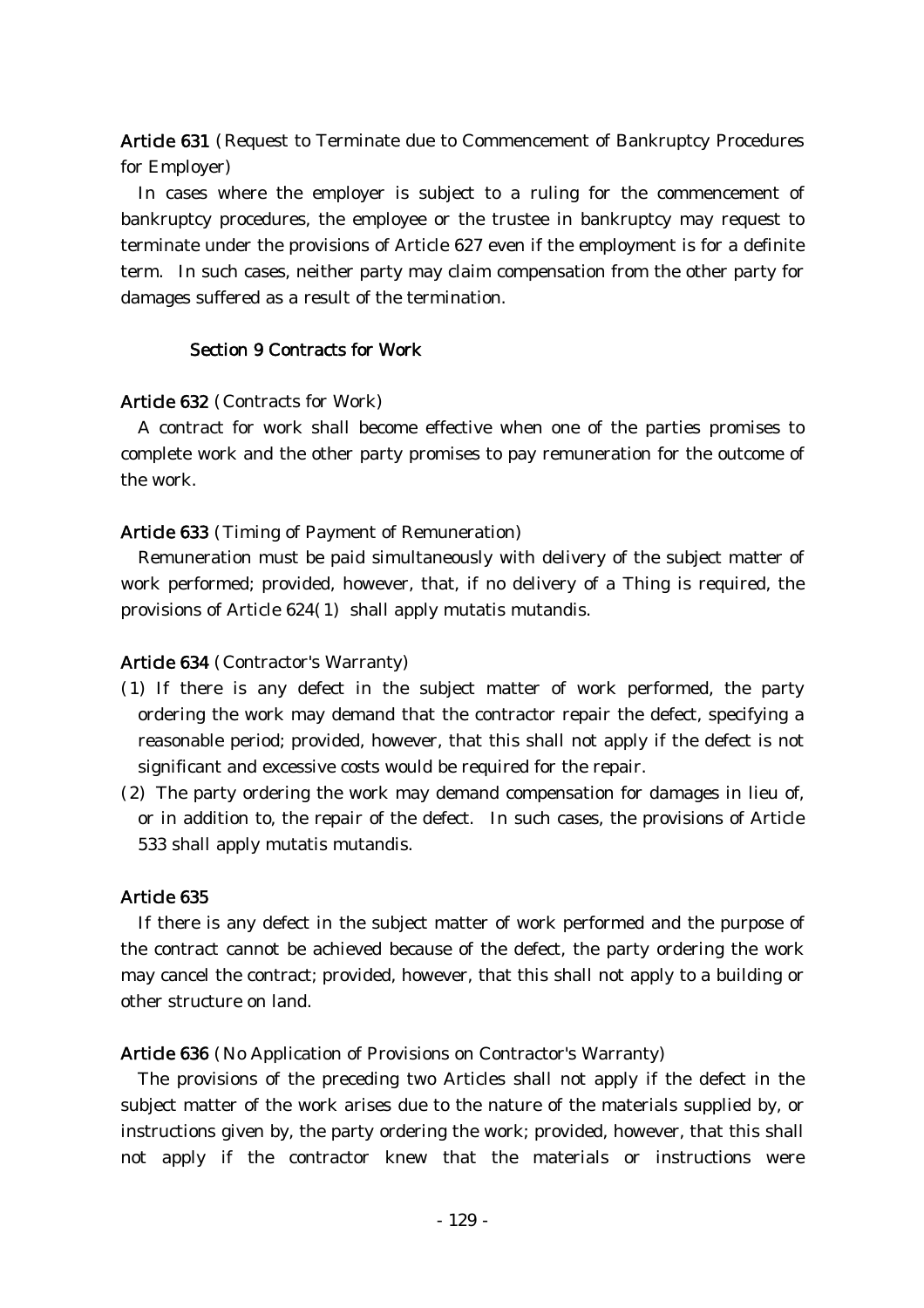**Article 631** (Request to Terminate due to Commencement of Bankruptcy Procedures for Employer)

In cases where the employer is subject to a ruling for the commencement of bankruptcy procedures, the employee or the trustee in bankruptcy may request to terminate under the provisions of Article 627 even if the employment is for a definite term. In such cases, neither party may claim compensation from the other party for damages suffered as a result of the termination.

### Section 9 Contracts for Work

**Article 632** (Contracts for Work)

A contract for work shall become effective when one of the parties promises to complete work and the other party promises to pay remuneration for the outcome of the work.

**Article 633** (Timing of Payment of Remuneration)

Remuneration must be paid simultaneously with delivery of the subject matter of work performed; provided, however, that, if no delivery of a Thing is required, the provisions of Article 624(1) shall apply mutatis mutandis.

**Article 634** (Contractor's Warranty)

(1) If there is any defect in the subject matter of work performed, the party ordering the work may demand that the contractor repair the defect, specifying a reasonable period; provided, however, that this shall not apply if the defect is not significant and excessive costs would be required for the repair.

(2) The party ordering the work may demand compensation for damages in lieu of, or in addition to, the repair of the defect. In such cases, the provisions of Article 533 shall apply mutatis mutandis.

**Article 635**

If there is any defect in the subject matter of work performed and the purpose of the contract cannot be achieved because of the defect, the party ordering the work may cancel the contract; provided, however, that this shall not apply to a building or other structure on land.

**Article 636** (No Application of Provisions on Contractor's Warranty)

The provisions of the preceding two Articles shall not apply if the defect in the subject matter of the work arises due to the nature of the materials supplied by, or instructions given by, the party ordering the work; provided, however, that this shall not apply if the contractor knew that the materials or instructions were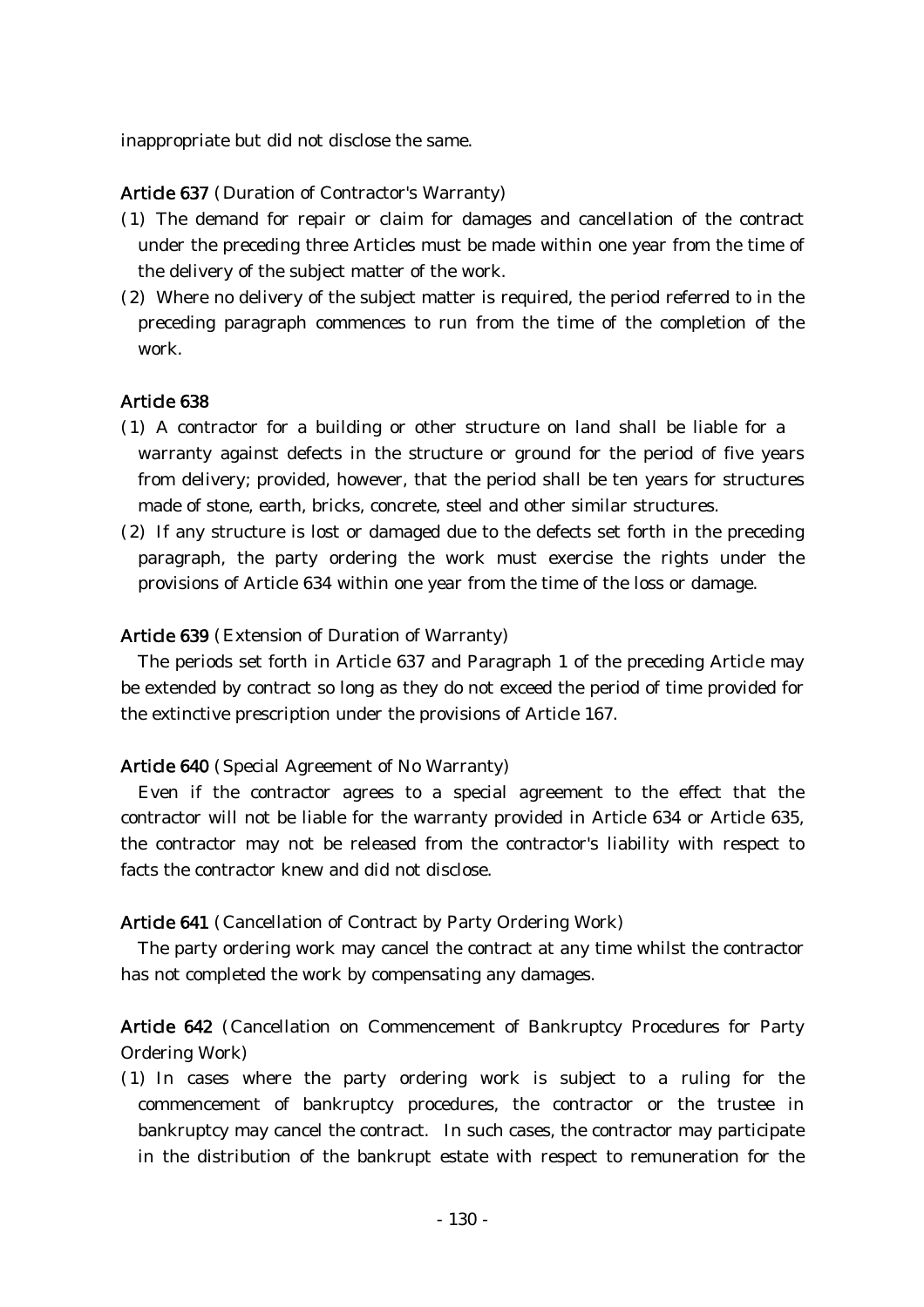inappropriate but did not disclose the same.

**Article 637** (Duration of Contractor's Warranty)

(1) The demand for repair or claim for damages and cancellation of the contract under the preceding three Articles must be made within one year from the time of the delivery of the subject matter of the work.

(2) Where no delivery of the subject matter is required, the period referred to in the preceding paragraph commences to run from the time of the completion of the work.

**Article 638**

(1) A contractor for a building or other structure on land shall be liable for a warranty against defects in the structure or ground for the period of five years from delivery; provided, however, that the period shall be ten years for structures made of stone, earth, bricks, concrete, steel and other similar structures.

(2) If any structure is lost or damaged due to the defects set forth in the preceding paragraph, the party ordering the work must exercise the rights under the provisions of Article 634 within one year from the time of the loss or damage.

**Article 639** (Extension of Duration of Warranty)

The periods set forth in Article 637 and Paragraph 1 of the preceding Article may be extended by contract so long as they do not exceed the period of time provided for the extinctive prescription under the provisions of Article 167.

**Article 640** (Special Agreement of No Warranty)

Even if the contractor agrees to a special agreement to the effect that the contractor will not be liable for the warranty provided in Article 634 or Article 635, the contractor may not be released from the contractor's liability with respect to facts the contractor knew and did not disclose.

**Article 641** (Cancellation of Contract by Party Ordering Work)

The party ordering work may cancel the contract at any time whilst the contractor has not completed the work by compensating any damages.

**Article 642** (Cancellation on Commencement of Bankruptcy Procedures for Party Ordering Work)

(1) In cases where the party ordering work is subject to a ruling for the commencement of bankruptcy procedures, the contractor or the trustee in bankruptcy may cancel the contract. In such cases, the contractor may participate in the distribution of the bankrupt estate with respect to remuneration for the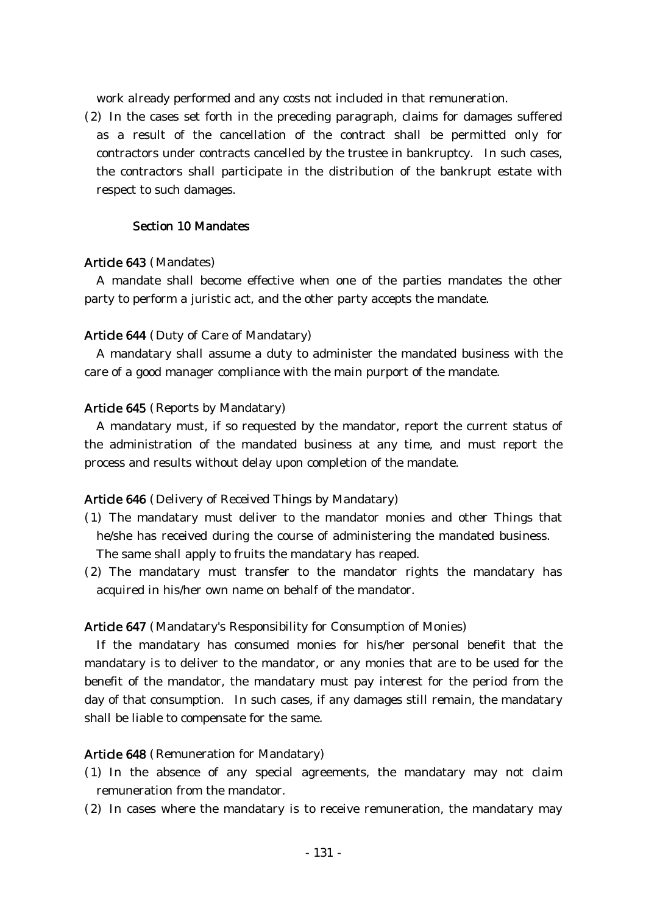work already performed and any costs not included in that remuneration.

(2) In the cases set forth in the preceding paragraph, claims for damages suffered as a result of the cancellation of the contract shall be permitted only for contractors under contracts cancelled by the trustee in bankruptcy. In such cases, the contractors shall participate in the distribution of the bankrupt estate with respect to such damages.

### Section 10 Mandates

**Article 643** (Mandates)

A mandate shall become effective when one of the parties mandates the other party to perform a juristic act, and the other party accepts the mandate.

**Article 644** (Duty of Care of Mandatary)

A mandatary shall assume a duty to administer the mandated business with the care of a good manager compliance with the main purport of the mandate.

**Article 645** (Reports by Mandatary)

A mandatary must, if so requested by the mandator, report the current status of the administration of the mandated business at any time, and must report the process and results without delay upon completion of the mandate.

**Article 646** (Delivery of Received Things by Mandatary)

(1) The mandatary must deliver to the mandator monies and other Things that he/she has received during the course of administering the mandated business. The same shall apply to fruits the mandatary has reaped.

(2) The mandatary must transfer to the mandator rights the mandatary has acquired in his/her own name on behalf of the mandator.

**Article 647** (Mandatary's Responsibility for Consumption of Monies)

If the mandatary has consumed monies for his/her personal benefit that the mandatary is to deliver to the mandator, or any monies that are to be used for the benefit of the mandator, the mandatary must pay interest for the period from the day of that consumption. In such cases, if any damages still remain, the mandatary shall be liable to compensate for the same.

**Article 648** (Remuneration for Mandatary)

(1) In the absence of any special agreements, the mandatary may not claim remuneration from the mandator.

(2) In cases where the mandatary is to receive remuneration, the mandatary may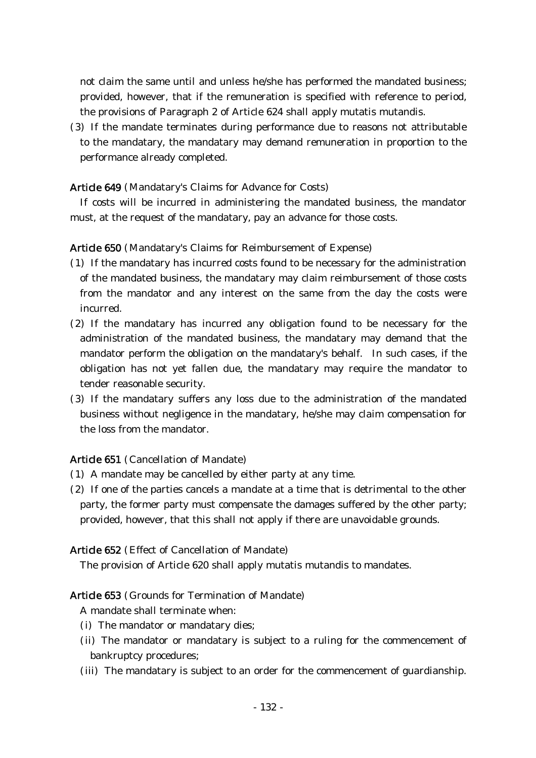not claim the same until and unless he/she has performed the mandated business; provided, however, that if the remuneration is specified with reference to period, the provisions of Paragraph 2 of Article 624 shall apply mutatis mutandis.

(3) If the mandate terminates during performance due to reasons not attributable to the mandatary, the mandatary may demand remuneration in proportion to the performance already completed.

**Article 649** (Mandatary's Claims for Advance for Costs)

If costs will be incurred in administering the mandated business, the mandator must, at the request of the mandatary, pay an advance for those costs.

**Article 650** (Mandatary's Claims for Reimbursement of Expense)

(1) If the mandatary has incurred costs found to be necessary for the administration of the mandated business, the mandatary may claim reimbursement of those costs from the mandator and any interest on the same from the day the costs were incurred.

(2) If the mandatary has incurred any obligation found to be necessary for the administration of the mandated business, the mandatary may demand that the mandator perform the obligation on the mandatary's behalf. In such cases, if the obligation has not yet fallen due, the mandatary may require the mandator to tender reasonable security.

(3) If the mandatary suffers any loss due to the administration of the mandated business without negligence in the mandatary, he/she may claim compensation for the loss from the mandator.

**Article 651** (Cancellation of Mandate)

(1) A mandate may be cancelled by either party at any time.

(2) If one of the parties cancels a mandate at a time that is detrimental to the other party, the former party must compensate the damages suffered by the other party; provided, however, that this shall not apply if there are unavoidable grounds.

**Article 652** (Effect of Cancellation of Mandate)

The provision of Article 620 shall apply mutatis mutandis to mandates.

**Article 653** (Grounds for Termination of Mandate)

A mandate shall terminate when:

(i) The mandator or mandatary dies;

(ii) The mandator or mandatary is subject to a ruling for the commencement of bankruptcy procedures;

(iii) The mandatary is subject to an order for the commencement of guardianship.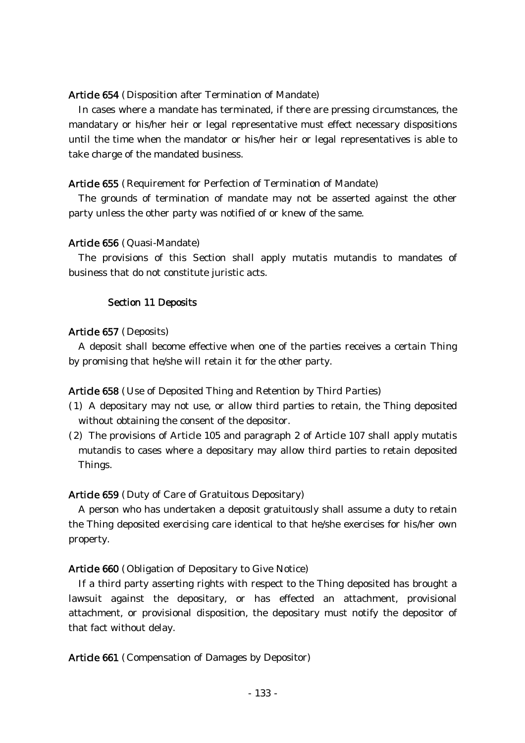**Article 654** (Disposition after Termination of Mandate)

In cases where a mandate has terminated, if there are pressing circumstances, the mandatary or his/her heir or legal representative must effect necessary dispositions until the time when the mandator or his/her heir or legal representatives is able to take charge of the mandated business.

**Article 655** (Requirement for Perfection of Termination of Mandate)

The grounds of termination of mandate may not be asserted against the other party unless the other party was notified of or knew of the same.

**Article 656** (Quasi-Mandate)

The provisions of this Section shall apply mutatis mutandis to mandates of business that do not constitute juristic acts.

### Section 11 Deposits

**Article 657** (Deposits)

A deposit shall become effective when one of the parties receives a certain Thing by promising that he/she will retain it for the other party.

**Article 658** (Use of Deposited Thing and Retention by Third Parties)

(1) A depositary may not use, or allow third parties to retain, the Thing deposited without obtaining the consent of the depositor.

(2) The provisions of Article 105 and paragraph 2 of Article 107 shall apply mutatis mutandis to cases where a depositary may allow third parties to retain deposited Things.

**Article 659** (Duty of Care of Gratuitous Depositary)

A person who has undertaken a deposit gratuitously shall assume a duty to retain the Thing deposited exercising care identical to that he/she exercises for his/her own property.

**Article 660** (Obligation of Depositary to Give Notice)

If a third party asserting rights with respect to the Thing deposited has brought a lawsuit against the depositary, or has effected an attachment, provisional attachment, or provisional disposition, the depositary must notify the depositor of that fact without delay.

**Article 661** (Compensation of Damages by Depositor)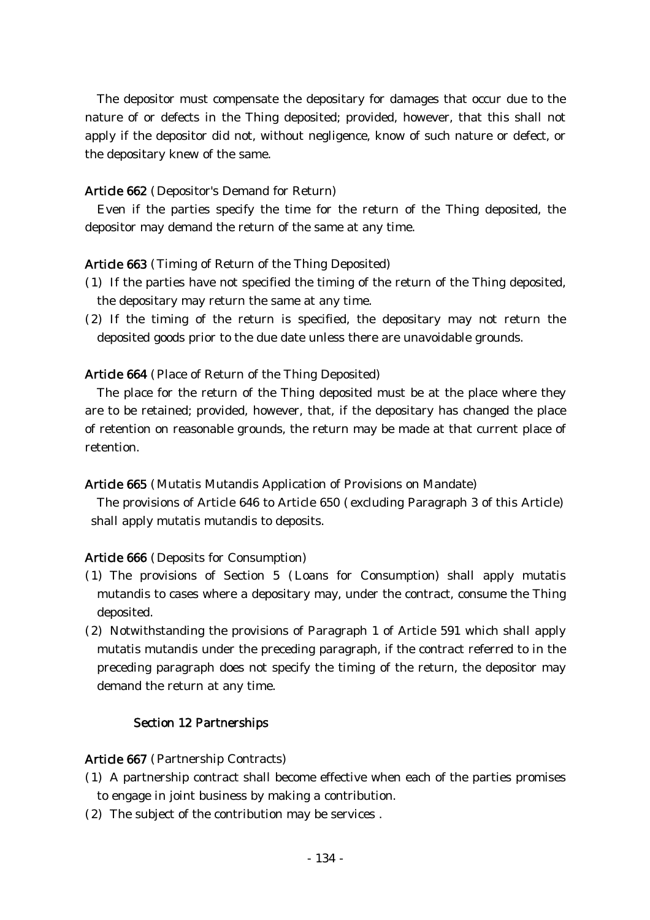The depositor must compensate the depositary for damages that occur due to the nature of or defects in the Thing deposited; provided, however, that this shall not apply if the depositor did not, without negligence, know of such nature or defect, or the depositary knew of the same.

**Article 662** (Depositor's Demand for Return)

Even if the parties specify the time for the return of the Thing deposited, the depositor may demand the return of the same at any time.

**Article 663** (Timing of Return of the Thing Deposited)

(1) If the parties have not specified the timing of the return of the Thing deposited, the depositary may return the same at any time.

(2) If the timing of the return is specified, the depositary may not return the deposited goods prior to the due date unless there are unavoidable grounds.

**Article 664** (Place of Return of the Thing Deposited)

The place for the return of the Thing deposited must be at the place where they are to be retained; provided, however, that, if the depositary has changed the place of retention on reasonable grounds, the return may be made at that current place of retention.

**Article 665** (Mutatis Mutandis Application of Provisions on Mandate)

The provisions of Article 646 to Article 650 (excluding Paragraph 3 of this Article) shall apply mutatis mutandis to deposits.

**Article 666** (Deposits for Consumption)

(1) The provisions of Section 5 (Loans for Consumption) shall apply mutatis mutandis to cases where a depositary may, under the contract, consume the Thing deposited.

(2) Notwithstanding the provisions of Paragraph 1 of Article 591 which shall apply mutatis mutandis under the preceding paragraph, if the contract referred to in the preceding paragraph does not specify the timing of the return, the depositor may demand the return at any time.

## Section 12 Partnerships

**Article 667** (Partnership Contracts)

(1) A partnership contract shall become effective when each of the parties promises to engage in joint business by making a contribution.

(2) The subject of the contribution may be services .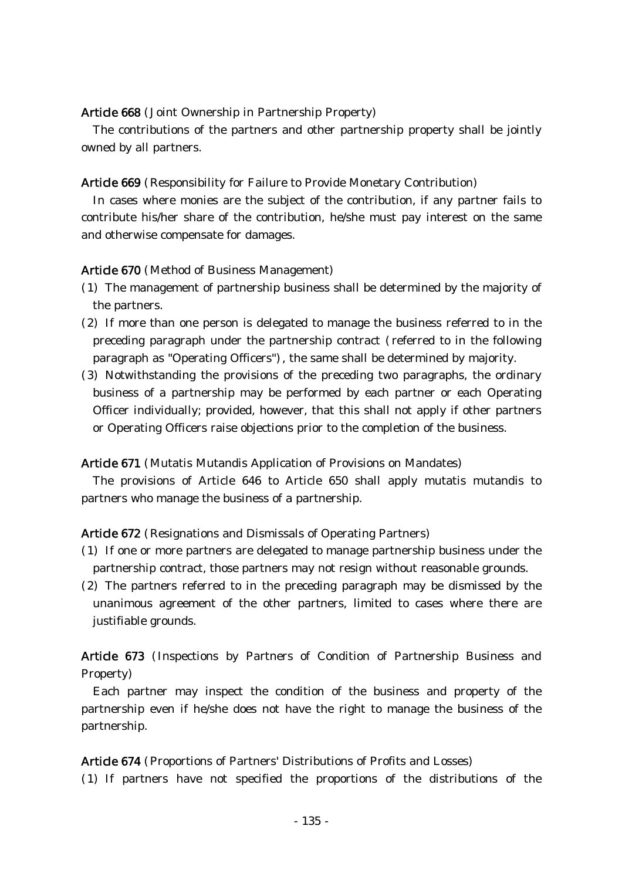**Article 668** (Joint Ownership in Partnership Property)

The contributions of the partners and other partnership property shall be jointly owned by all partners.

**Article 669** (Responsibility for Failure to Provide Monetary Contribution)

In cases where monies are the subject of the contribution, if any partner fails to contribute his/her share of the contribution, he/she must pay interest on the same and otherwise compensate for damages.

**Article 670** (Method of Business Management)

(1) The management of partnership business shall be determined by the majority of the partners.

(2) If more than one person is delegated to manage the business referred to in the preceding paragraph under the partnership contract (referred to in the following paragraph as "Operating Officers"), the same shall be determined by majority.

(3) Notwithstanding the provisions of the preceding two paragraphs, the ordinary business of a partnership may be performed by each partner or each Operating Officer individually; provided, however, that this shall not apply if other partners or Operating Officers raise objections prior to the completion of the business.

**Article 671** (Mutatis Mutandis Application of Provisions on Mandates)

The provisions of Article 646 to Article 650 shall apply mutatis mutandis to partners who manage the business of a partnership.

**Article 672** (Resignations and Dismissals of Operating Partners)

(1) If one or more partners are delegated to manage partnership business under the partnership contract, those partners may not resign without reasonable grounds.

(2) The partners referred to in the preceding paragraph may be dismissed by the unanimous agreement of the other partners, limited to cases where there are justifiable grounds.

**Article 673** (Inspections by Partners of Condition of Partnership Business and Property)

Each partner may inspect the condition of the business and property of the partnership even if he/she does not have the right to manage the business of the partnership.

**Article 674** (Proportions of Partners' Distributions of Profits and Losses)

(1) If partners have not specified the proportions of the distributions of the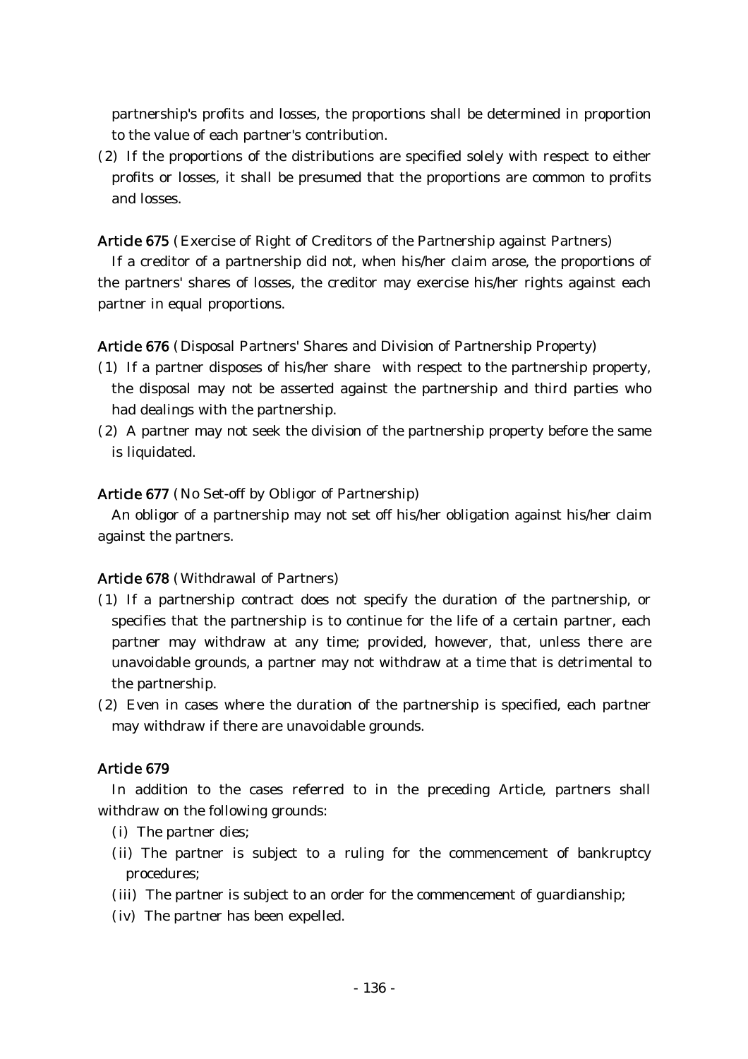partnership's profits and losses, the proportions shall be determined in proportion to the value of each partner's contribution.

(2) If the proportions of the distributions are specified solely with respect to either profits or losses, it shall be presumed that the proportions are common to profits and losses.

**Article 675** (Exercise of Right of Creditors of the Partnership against Partners)

If a creditor of a partnership did not, when his/her claim arose, the proportions of the partners' shares of losses, the creditor may exercise his/her rights against each partner in equal proportions.

**Article 676** (Disposal Partners' Shares and Division of Partnership Property)

(1) If a partner disposes of his/her share with respect to the partnership property, the disposal may not be asserted against the partnership and third parties who had dealings with the partnership.

(2) A partner may not seek the division of the partnership property before the same is liquidated.

**Article 677** (No Set-off by Obligor of Partnership)

An obligor of a partnership may not set off his/her obligation against his/her claim against the partners.

**Article 678** (Withdrawal of Partners)

(1) If a partnership contract does not specify the duration of the partnership, or specifies that the partnership is to continue for the life of a certain partner, each partner may withdraw at any time; provided, however, that, unless there are unavoidable grounds, a partner may not withdraw at a time that is detrimental to the partnership.

(2) Even in cases where the duration of the partnership is specified, each partner may withdraw if there are unavoidable grounds.

**Article 679**

In addition to the cases referred to in the preceding Article, partners shall withdraw on the following grounds:

(i) The partner dies;

(ii) The partner is subject to a ruling for the commencement of bankruptcy procedures;

(iii) The partner is subject to an order for the commencement of guardianship;

(iv) The partner has been expelled.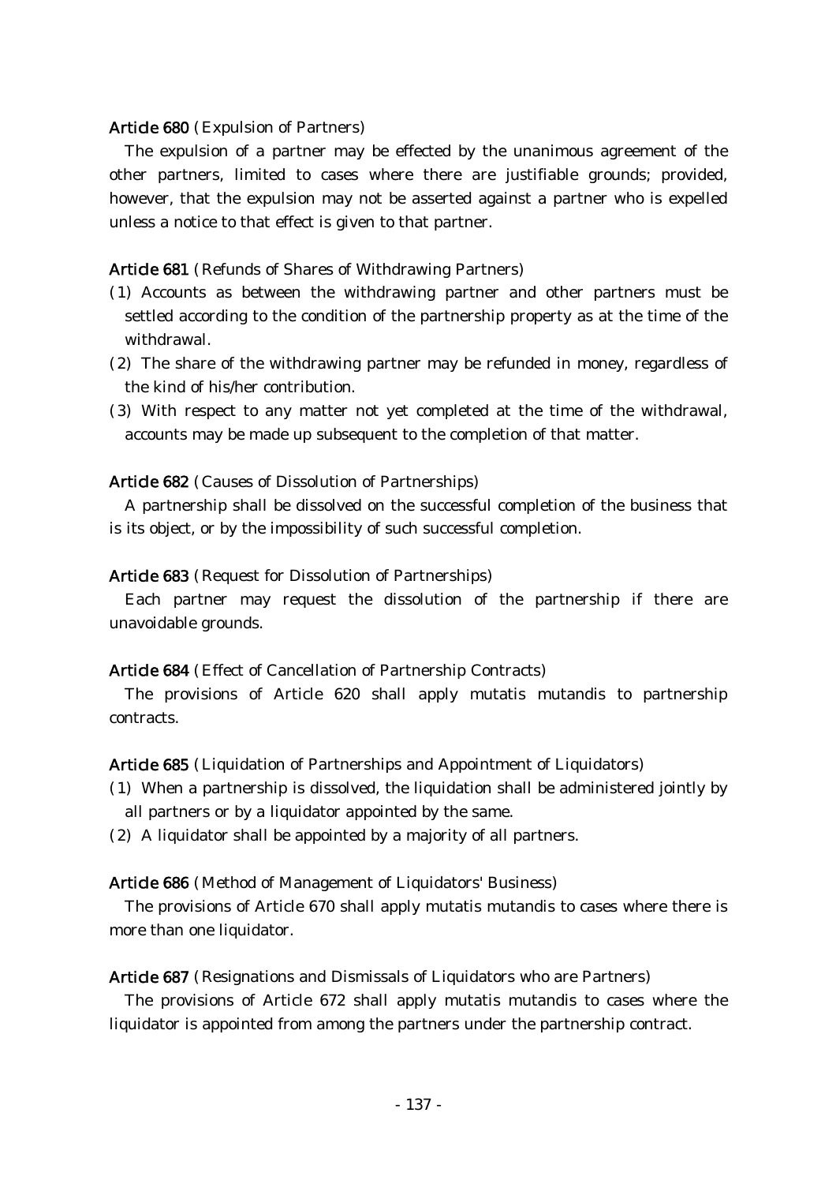**Article 680** (Expulsion of Partners)

The expulsion of a partner may be effected by the unanimous agreement of the other partners, limited to cases where there are justifiable grounds; provided, however, that the expulsion may not be asserted against a partner who is expelled unless a notice to that effect is given to that partner.

**Article 681** (Refunds of Shares of Withdrawing Partners)

(1) Accounts as between the withdrawing partner and other partners must be settled according to the condition of the partnership property as at the time of the withdrawal.

(2) The share of the withdrawing partner may be refunded in money, regardless of the kind of his/her contribution.

(3) With respect to any matter not yet completed at the time of the withdrawal, accounts may be made up subsequent to the completion of that matter.

**Article 682** (Causes of Dissolution of Partnerships)

A partnership shall be dissolved on the successful completion of the business that is its object, or by the impossibility of such successful completion.

**Article 683** (Request for Dissolution of Partnerships)

Each partner may request the dissolution of the partnership if there are unavoidable grounds.

**Article 684** (Effect of Cancellation of Partnership Contracts)

The provisions of Article 620 shall apply mutatis mutandis to partnership contracts.

**Article 685** (Liquidation of Partnerships and Appointment of Liquidators)

(1) When a partnership is dissolved, the liquidation shall be administered jointly by all partners or by a liquidator appointed by the same.

(2) A liquidator shall be appointed by a majority of all partners.

**Article 686** (Method of Management of Liquidators' Business)

The provisions of Article 670 shall apply mutatis mutandis to cases where there is more than one liquidator.

**Article 687** (Resignations and Dismissals of Liquidators who are Partners)

The provisions of Article 672 shall apply mutatis mutandis to cases where the liquidator is appointed from among the partners under the partnership contract.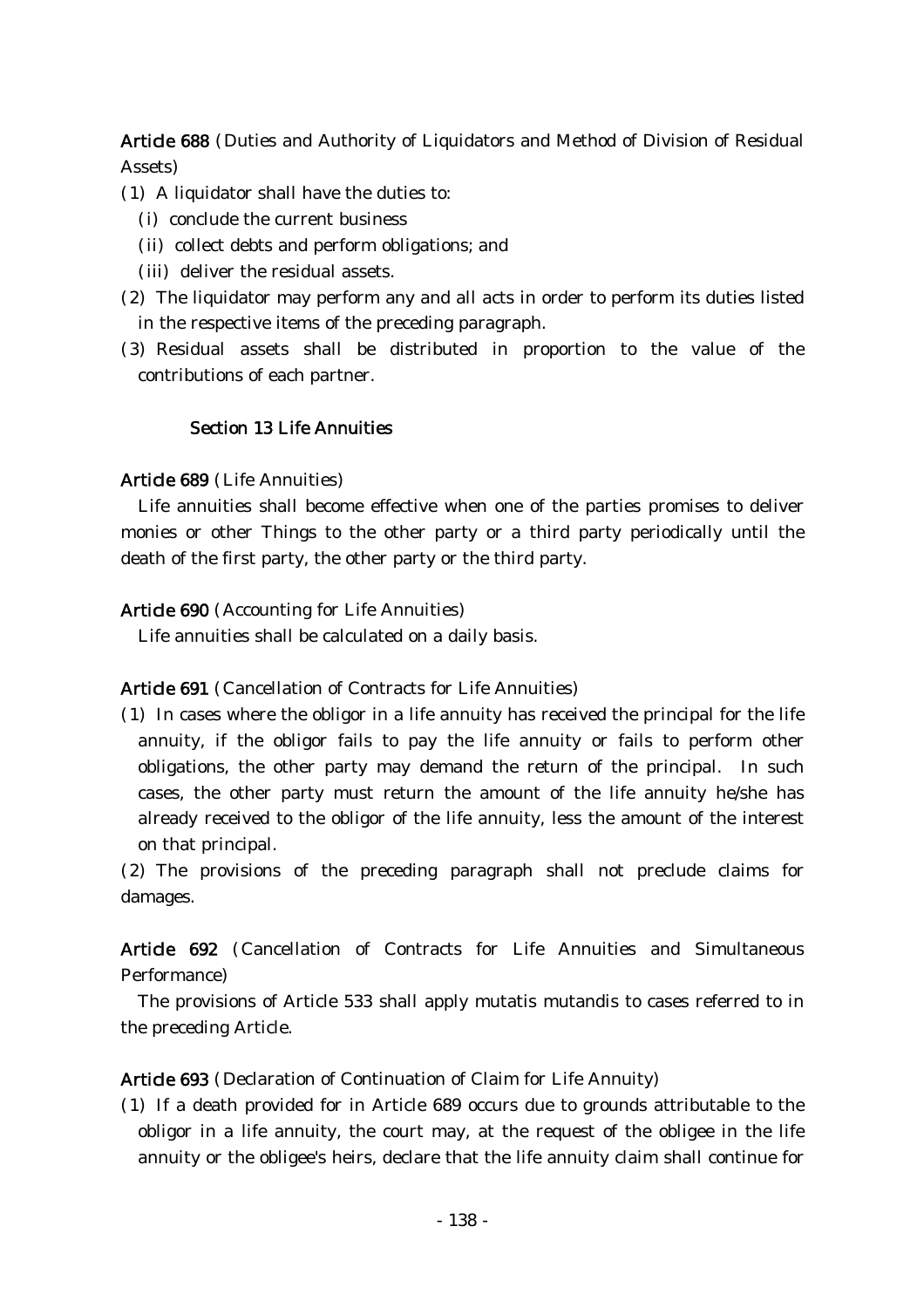**Article 688** (Duties and Authority of Liquidators and Method of Division of Residual Assets)

(1) A liquidator shall have the duties to:

(i) conclude the current business

(ii) collect debts and perform obligations; and

(iii) deliver the residual assets.

(2) The liquidator may perform any and all acts in order to perform its duties listed in the respective items of the preceding paragraph.

(3) Residual assets shall be distributed in proportion to the value of the contributions of each partner.

## Section 13 Life Annuities

**Article 689** (Life Annuities)

Life annuities shall become effective when one of the parties promises to deliver monies or other Things to the other party or a third party periodically until the death of the first party, the other party or the third party.

**Article 690** (Accounting for Life Annuities)

Life annuities shall be calculated on a daily basis.

**Article 691** (Cancellation of Contracts for Life Annuities)

(1) In cases where the obligor in a life annuity has received the principal for the life annuity, if the obligor fails to pay the life annuity or fails to perform other obligations, the other party may demand the return of the principal. In such cases, the other party must return the amount of the life annuity he/she has already received to the obligor of the life annuity, less the amount of the interest on that principal.

(2) The provisions of the preceding paragraph shall not preclude claims for damages.

**Article 692** (Cancellation of Contracts for Life Annuities and Simultaneous Performance)

The provisions of Article 533 shall apply mutatis mutandis to cases referred to in the preceding Article.

**Article 693** (Declaration of Continuation of Claim for Life Annuity)

(1) If a death provided for in Article 689 occurs due to grounds attributable to the obligor in a life annuity, the court may, at the request of the obligee in the life annuity or the obligee's heirs, declare that the life annuity claim shall continue for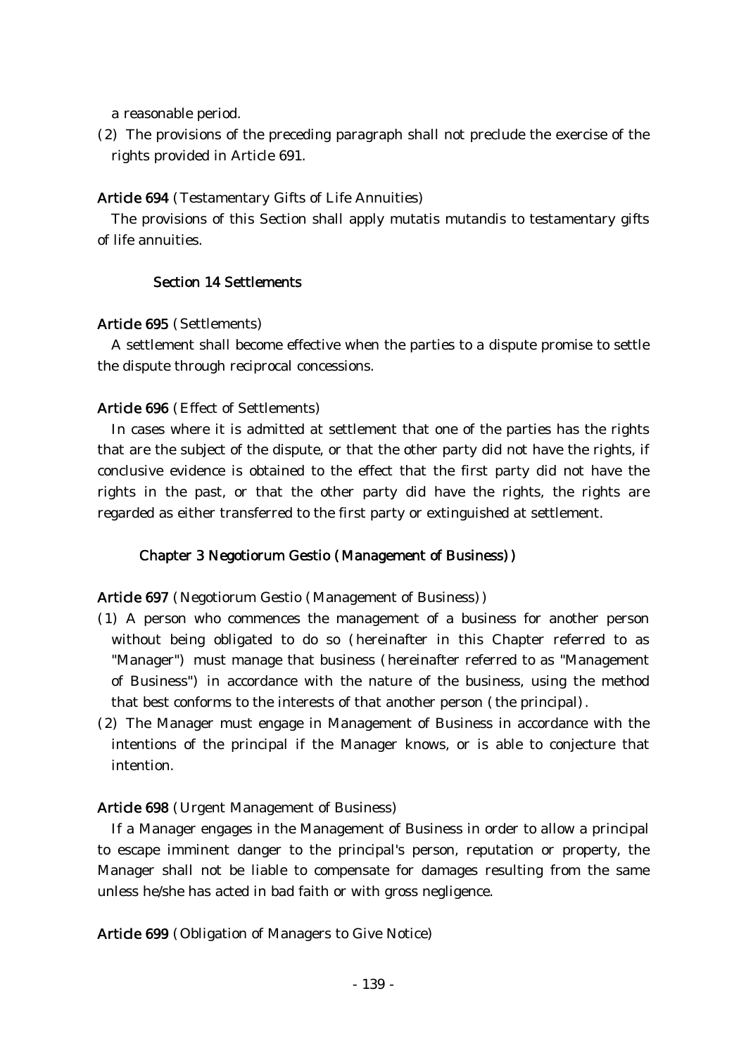a reasonable period.

(2) The provisions of the preceding paragraph shall not preclude the exercise of the rights provided in Article 691.

**Article 694** (Testamentary Gifts of Life Annuities)

The provisions of this Section shall apply mutatis mutandis to testamentary gifts of life annuities.

### Section 14 Settlements

**Article 695** (Settlements)

A settlement shall become effective when the parties to a dispute promise to settle the dispute through reciprocal concessions.

**Article 696** (Effect of Settlements)

In cases where it is admitted at settlement that one of the parties has the rights that are the subject of the dispute, or that the other party did not have the rights, if conclusive evidence is obtained to the effect that the first party did not have the rights in the past, or that the other party did have the rights, the rights are regarded as either transferred to the first party or extinguished at settlement.

## Chapter 3 Negotiorum Gestio (Management of Business))

**Article 697** (Negotiorum Gestio (Management of Business))

(1) A person who commences the management of a business for another person without being obligated to do so (hereinafter in this Chapter referred to as "Manager") must manage that business (hereinafter referred to as "Management of Business") in accordance with the nature of the business, using the method that best conforms to the interests of that another person (the principal).

(2) The Manager must engage in Management of Business in accordance with the intentions of the principal if the Manager knows, or is able to conjecture that intention.

**Article 698** (Urgent Management of Business)

If a Manager engages in the Management of Business in order to allow a principal to escape imminent danger to the principal's person, reputation or property, the Manager shall not be liable to compensate for damages resulting from the same unless he/she has acted in bad faith or with gross negligence.

**Article 699** (Obligation of Managers to Give Notice)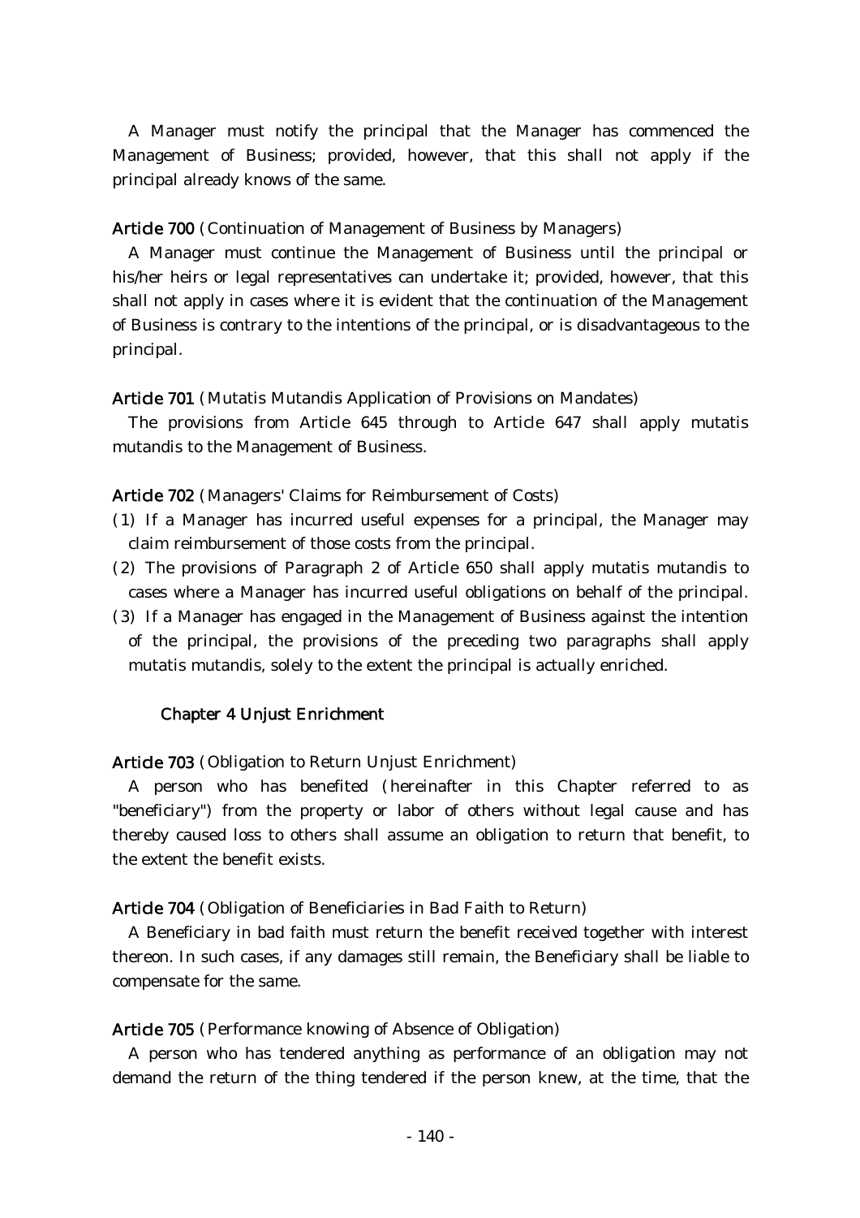A Manager must notify the principal that the Manager has commenced the Management of Business; provided, however, that this shall not apply if the principal already knows of the same.

**Article 700** (Continuation of Management of Business by Managers)

A Manager must continue the Management of Business until the principal or his/her heirs or legal representatives can undertake it; provided, however, that this shall not apply in cases where it is evident that the continuation of the Management of Business is contrary to the intentions of the principal, or is disadvantageous to the principal.

**Article 701** (Mutatis Mutandis Application of Provisions on Mandates)

The provisions from Article 645 through to Article 647 shall apply mutatis mutandis to the Management of Business.

**Article 702** (Managers' Claims for Reimbursement of Costs)

(1) If a Manager has incurred useful expenses for a principal, the Manager may claim reimbursement of those costs from the principal.

(2) The provisions of Paragraph 2 of Article 650 shall apply mutatis mutandis to cases where a Manager has incurred useful obligations on behalf of the principal.

(3) If a Manager has engaged in the Management of Business against the intention of the principal, the provisions of the preceding two paragraphs shall apply mutatis mutandis, solely to the extent the principal is actually enriched.

## Chapter 4 Unjust Enrichment

**Article 703** (Obligation to Return Unjust Enrichment)

A person who has benefited (hereinafter in this Chapter referred to as "beneficiary") from the property or labor of others without legal cause and has thereby caused loss to others shall assume an obligation to return that benefit, to the extent the benefit exists.

**Article 704** (Obligation of Beneficiaries in Bad Faith to Return)

A Beneficiary in bad faith must return the benefit received together with interest thereon. In such cases, if any damages still remain, the Beneficiary shall be liable to compensate for the same.

**Article 705** (Performance knowing of Absence of Obligation)

A person who has tendered anything as performance of an obligation may not demand the return of the thing tendered if the person knew, at the time, that the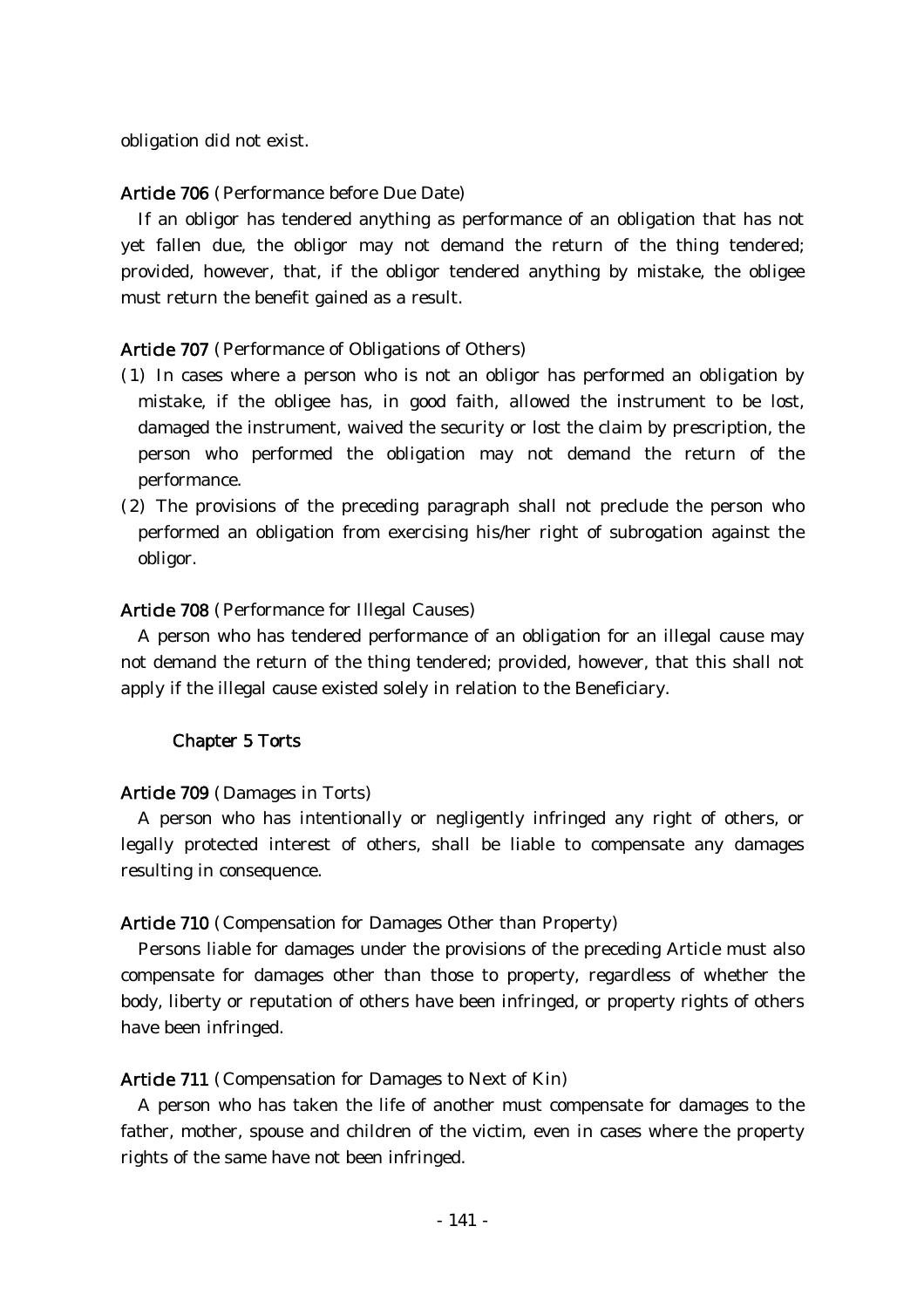obligation did not exist.

**Article 706** (Performance before Due Date)

If an obligor has tendered anything as performance of an obligation that has not yet fallen due, the obligor may not demand the return of the thing tendered; provided, however, that, if the obligor tendered anything by mistake, the obligee must return the benefit gained as a result.

**Article 707** (Performance of Obligations of Others)

(1) In cases where a person who is not an obligor has performed an obligation by mistake, if the obligee has, in good faith, allowed the instrument to be lost, damaged the instrument, waived the security or lost the claim by prescription, the person who performed the obligation may not demand the return of the performance.

(2) The provisions of the preceding paragraph shall not preclude the person who performed an obligation from exercising his/her right of subrogation against the obligor.

**Article 708** (Performance for Illegal Causes)

A person who has tendered performance of an obligation for an illegal cause may not demand the return of the thing tendered; provided, however, that this shall not apply if the illegal cause existed solely in relation to the Beneficiary.

## Chapter 5 Torts

**Article 709** (Damages in Torts)

A person who has intentionally or negligently infringed any right of others, or legally protected interest of others, shall be liable to compensate any damages resulting in consequence.

**Article 710** (Compensation for Damages Other than Property)

Persons liable for damages under the provisions of the preceding Article must also compensate for damages other than those to property, regardless of whether the body, liberty or reputation of others have been infringed, or property rights of others have been infringed.

**Article 711** (Compensation for Damages to Next of Kin)

A person who has taken the life of another must compensate for damages to the father, mother, spouse and children of the victim, even in cases where the property rights of the same have not been infringed.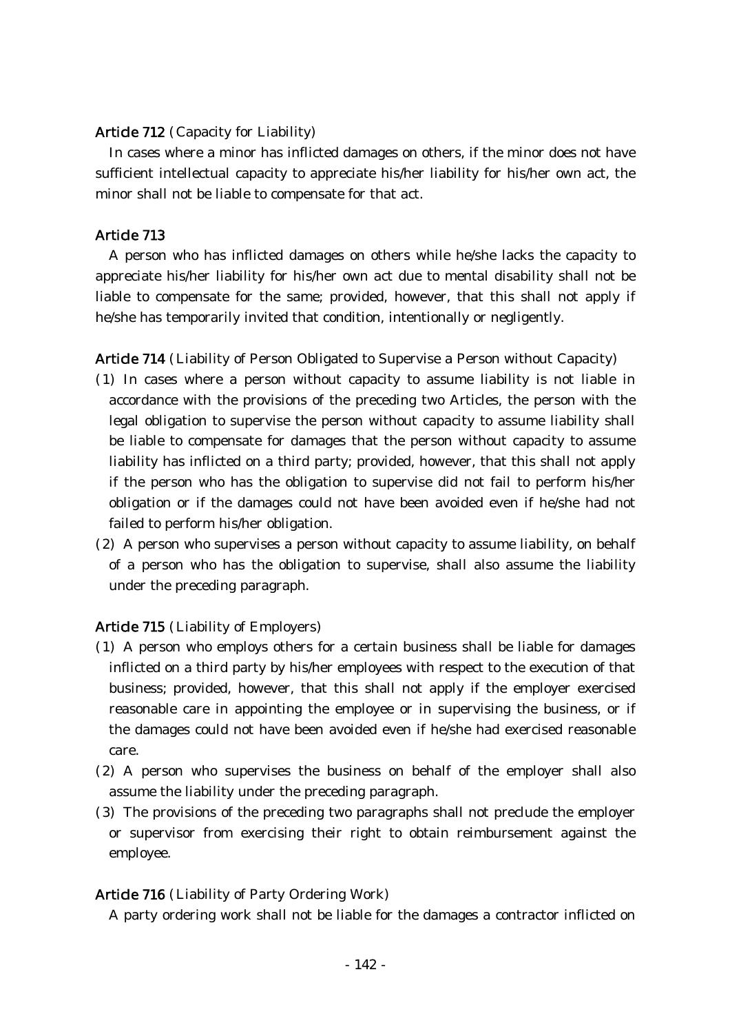**Article 712** (Capacity for Liability)

In cases where a minor has inflicted damages on others, if the minor does not have sufficient intellectual capacity to appreciate his/her liability for his/her own act, the minor shall not be liable to compensate for that act.

**Article 713**

A person who has inflicted damages on others while he/she lacks the capacity to appreciate his/her liability for his/her own act due to mental disability shall not be liable to compensate for the same; provided, however, that this shall not apply if he/she has temporarily invited that condition, intentionally or negligently.

**Article 714** (Liability of Person Obligated to Supervise a Person without Capacity)

(1) In cases where a person without capacity to assume liability is not liable in accordance with the provisions of the preceding two Articles, the person with the legal obligation to supervise the person without capacity to assume liability shall be liable to compensate for damages that the person without capacity to assume liability has inflicted on a third party; provided, however, that this shall not apply if the person who has the obligation to supervise did not fail to perform his/her obligation or if the damages could not have been avoided even if he/she had not failed to perform his/her obligation.

(2) A person who supervises a person without capacity to assume liability, on behalf of a person who has the obligation to supervise, shall also assume the liability under the preceding paragraph.

**Article 715** (Liability of Employers)

(1) A person who employs others for a certain business shall be liable for damages inflicted on a third party by his/her employees with respect to the execution of that business; provided, however, that this shall not apply if the employer exercised reasonable care in appointing the employee or in supervising the business, or if the damages could not have been avoided even if he/she had exercised reasonable care.

(2) A person who supervises the business on behalf of the employer shall also assume the liability under the preceding paragraph.

(3) The provisions of the preceding two paragraphs shall not preclude the employer or supervisor from exercising their right to obtain reimbursement against the employee.

**Article 716** (Liability of Party Ordering Work)

A party ordering work shall not be liable for the damages a contractor inflicted on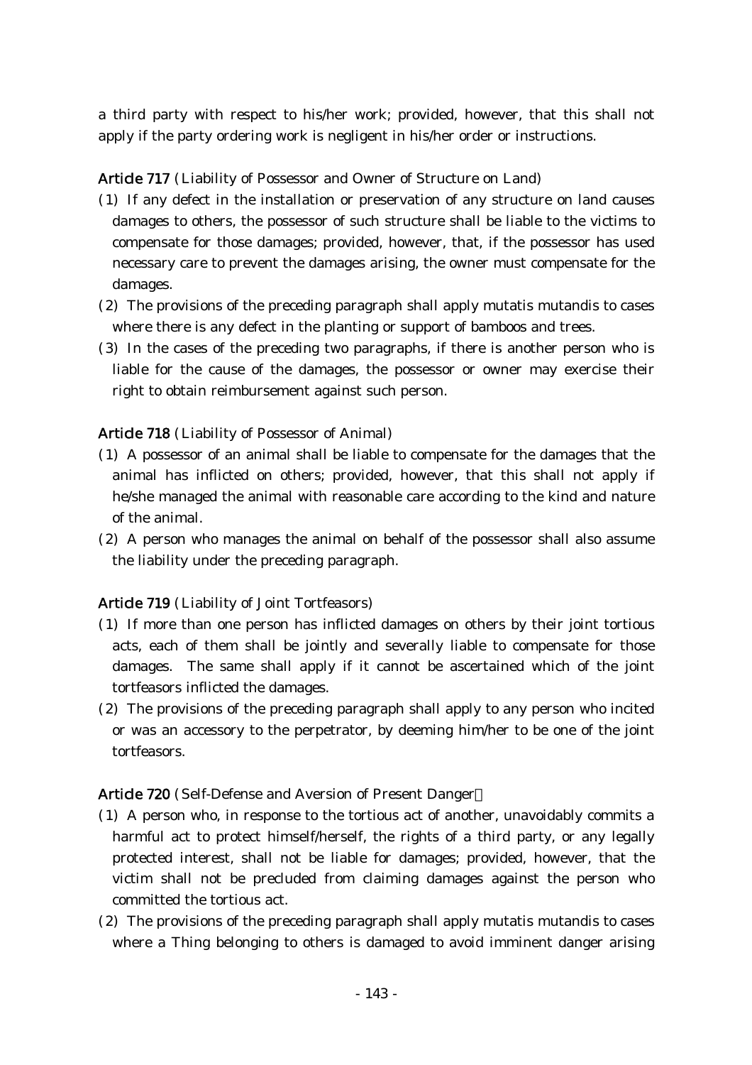a third party with respect to his/her work; provided, however, that this shall not apply if the party ordering work is negligent in his/her order or instructions.

**Article 717** (Liability of Possessor and Owner of Structure on Land)

(1) If any defect in the installation or preservation of any structure on land causes damages to others, the possessor of such structure shall be liable to the victims to compensate for those damages; provided, however, that, if the possessor has used necessary care to prevent the damages arising, the owner must compensate for the damages.

(2) The provisions of the preceding paragraph shall apply mutatis mutandis to cases where there is any defect in the planting or support of bamboos and trees.

(3) In the cases of the preceding two paragraphs, if there is another person who is liable for the cause of the damages, the possessor or owner may exercise their right to obtain reimbursement against such person.

**Article 718** (Liability of Possessor of Animal)

(1) A possessor of an animal shall be liable to compensate for the damages that the animal has inflicted on others; provided, however, that this shall not apply if he/she managed the animal with reasonable care according to the kind and nature of the animal.

(2) A person who manages the animal on behalf of the possessor shall also assume the liability under the preceding paragraph.

**Article 719** (Liability of Joint Tortfeasors)

(1) If more than one person has inflicted damages on others by their joint tortious acts, each of them shall be jointly and severally liable to compensate for those damages. The same shall apply if it cannot be ascertained which of the joint tortfeasors inflicted the damages.

(2) The provisions of the preceding paragraph shall apply to any person who incited or was an accessory to the perpetrator, by deeming him/her to be one of the joint tortfeasors.

**Article 720** (Self-Defense and Aversion of Present Danger)

(1) A person who, in response to the tortious act of another, unavoidably commits a harmful act to protect himself/herself, the rights of a third party, or any legally protected interest, shall not be liable for damages; provided, however, that the victim shall not be precluded from claiming damages against the person who committed the tortious act.

(2) The provisions of the preceding paragraph shall apply mutatis mutandis to cases where a Thing belonging to others is damaged to avoid imminent danger arising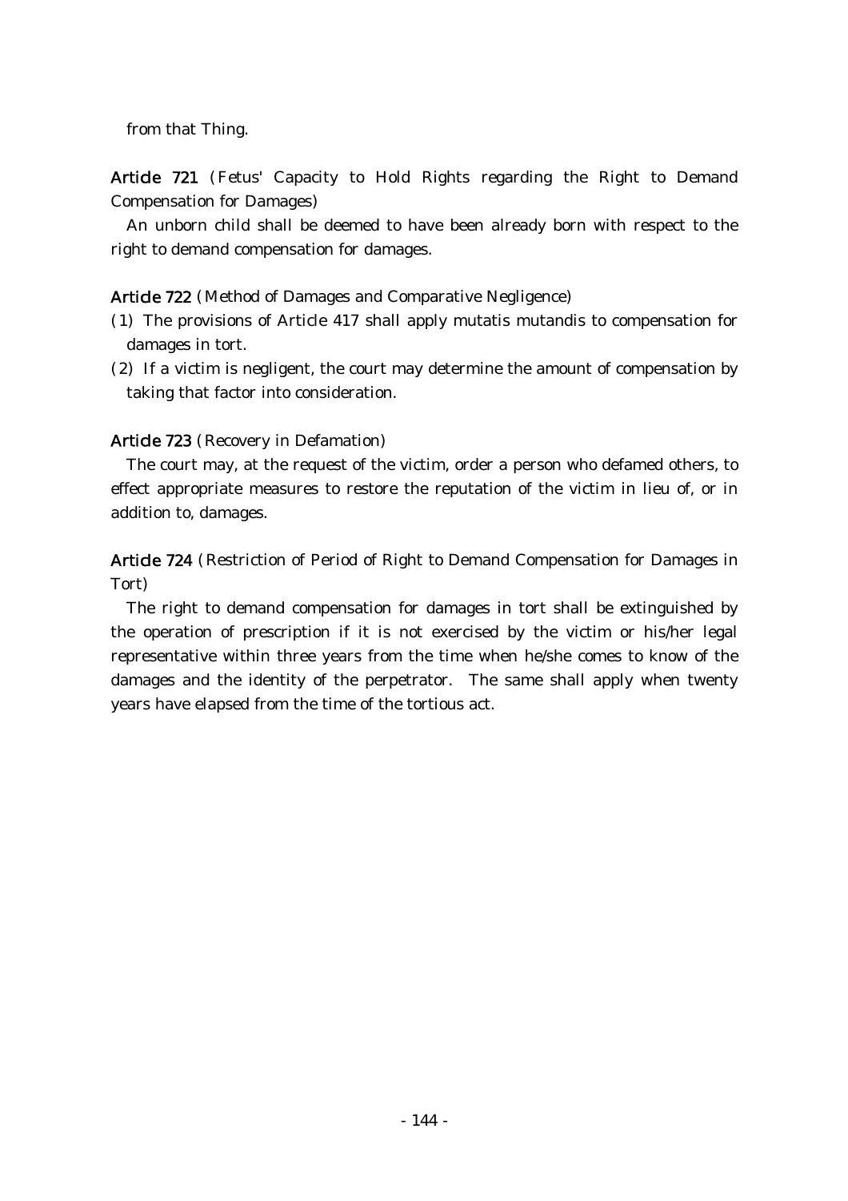from that Thing.

**Article 721** (Fetus' Capacity to Hold Rights regarding the Right to Demand Compensation for Damages)

An unborn child shall be deemed to have been already born with respect to the right to demand compensation for damages.

**Article 722** (Method of Damages and Comparative Negligence)

(1) The provisions of Article 417 shall apply mutatis mutandis to compensation for damages in tort.

(2) If a victim is negligent, the court may determine the amount of compensation by taking that factor into consideration.

**Article 723** (Recovery in Defamation)

The court may, at the request of the victim, order a person who defamed others, to effect appropriate measures to restore the reputation of the victim in lieu of, or in addition to, damages.

**Article 724** (Restriction of Period of Right to Demand Compensation for Damages in Tort)

The right to demand compensation for damages in tort shall be extinguished by the operation of prescription if it is not exercised by the victim or his/her legal representative within three years from the time when he/she comes to know of the damages and the identity of the perpetrator. The same shall apply when twenty years have elapsed from the time of the tortious act.